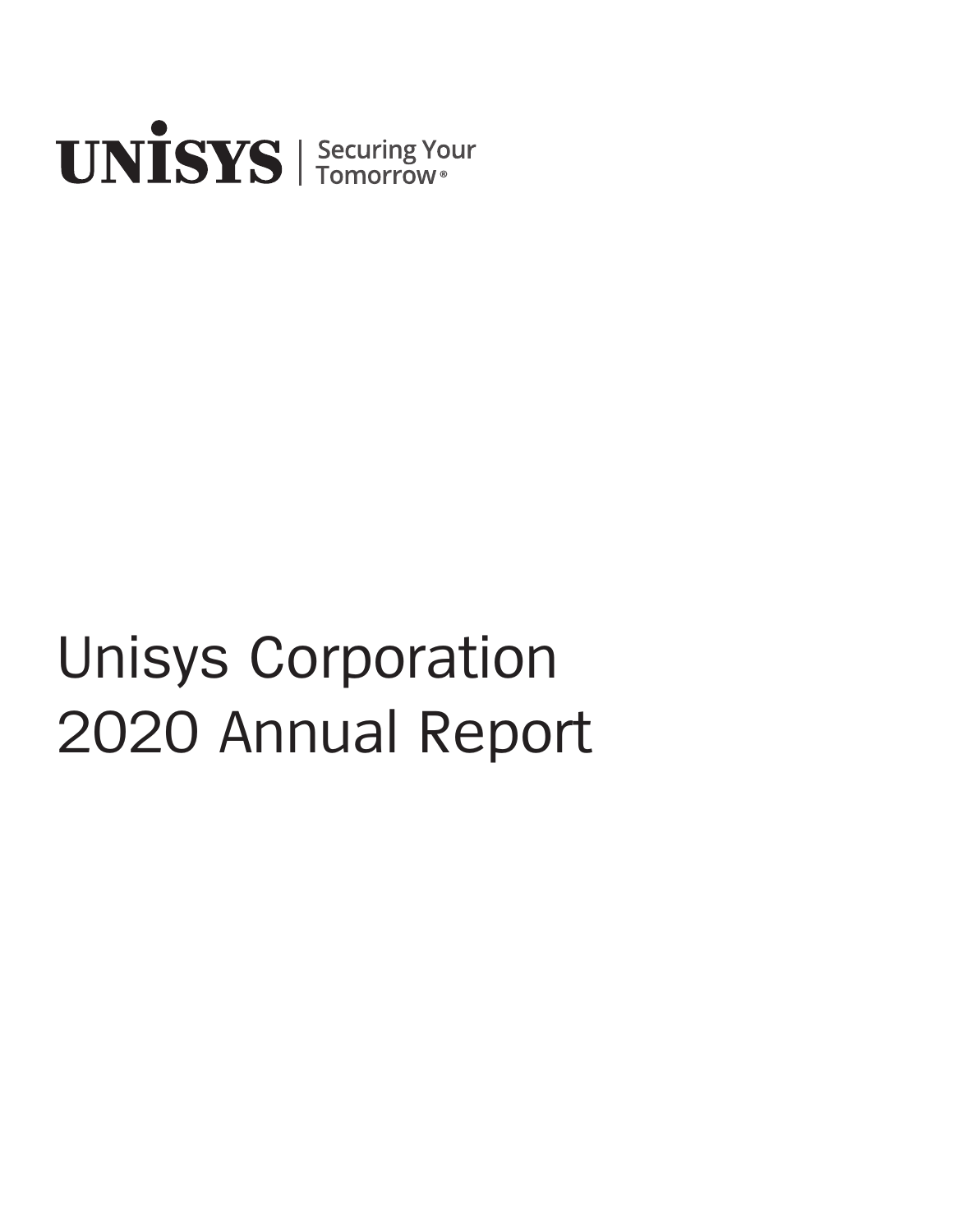UNISYS | Securing Your Tomorrow®

# Unisys Corporation 2020 Annual Report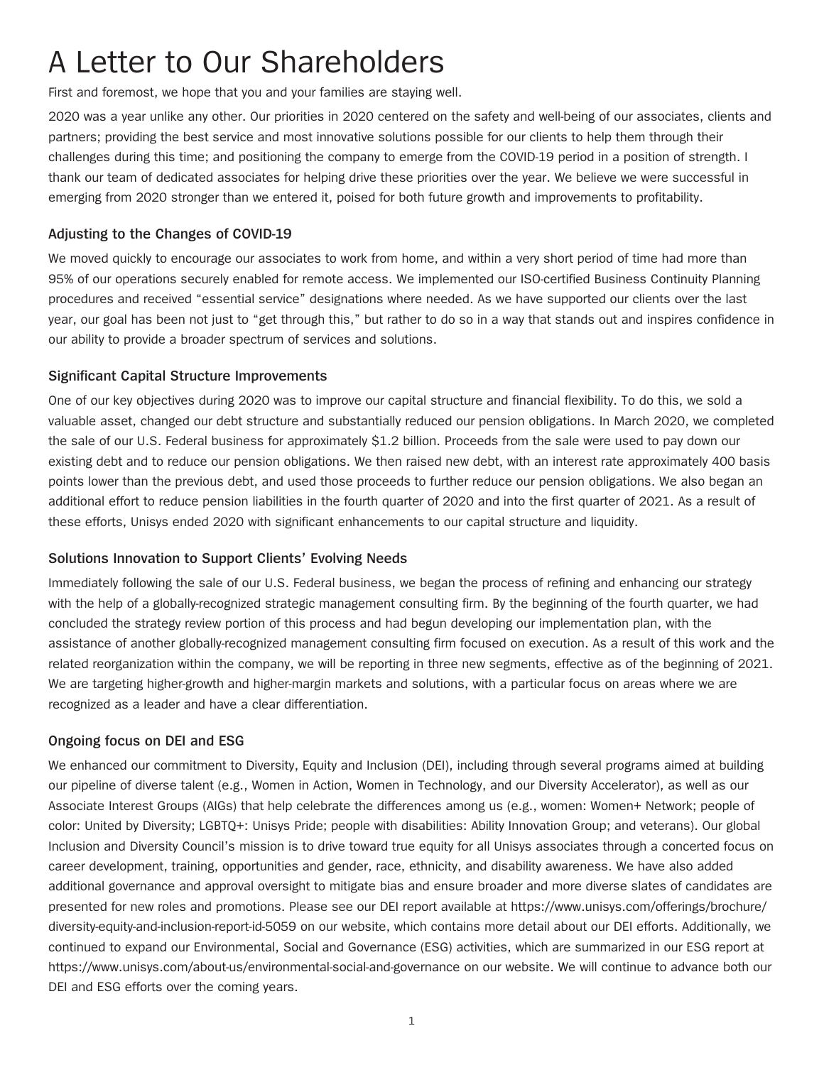# A Letter to Our Shareholders

First and foremost, we hope that you and your families are staying well.

2020 was a year unlike any other. Our priorities in 2020 centered on the safety and well-being of our associates, clients and partners; providing the best service and most innovative solutions possible for our clients to help them through their challenges during this time; and positioning the company to emerge from the COVID-19 period in a position of strength. I thank our team of dedicated associates for helping drive these priorities over the year. We believe we were successful in emerging from 2020 stronger than we entered it, poised for both future growth and improvements to profitability.

### Adjusting to the Changes of COVID-19

We moved quickly to encourage our associates to work from home, and within a very short period of time had more than 95% of our operations securely enabled for remote access. We implemented our ISO-certified Business Continuity Planning procedures and received "essential service" designations where needed. As we have supported our clients over the last year, our goal has been not just to "get through this," but rather to do so in a way that stands out and inspires confidence in our ability to provide a broader spectrum of services and solutions.

### Significant Capital Structure Improvements

One of our key objectives during 2020 was to improve our capital structure and financial flexibility. To do this, we sold a valuable asset, changed our debt structure and substantially reduced our pension obligations. In March 2020, we completed the sale of our U.S. Federal business for approximately $1.2 billion. Proceeds from the sale were used to pay down our existing debt and to reduce our pension obligations. We then raised new debt, with an interest rate approximately 400 basis points lower than the previous debt, and used those proceeds to further reduce our pension obligations. We also began an additional effort to reduce pension liabilities in the fourth quarter of 2020 and into the first quarter of 2021. As a result of these efforts, Unisys ended 2020 with significant enhancements to our capital structure and liquidity.

### Solutions Innovation to Support Clients' Evolving Needs

Immediately following the sale of our U.S. Federal business, we began the process of refining and enhancing our strategy with the help of a globally-recognized strategic management consulting firm. By the beginning of the fourth quarter, we had concluded the strategy review portion of this process and had begun developing our implementation plan, with the assistance of another globally-recognized management consulting firm focused on execution. As a result of this work and the related reorganization within the company, we will be reporting in three new segments, effective as of the beginning of 2021. We are targeting higher-growth and higher-margin markets and solutions, with a particular focus on areas where we are recognized as a leader and have a clear differentiation.

### Ongoing focus on DEI and ESG

We enhanced our commitment to Diversity, Equity and Inclusion (DEI), including through several programs aimed at building our pipeline of diverse talent (e.g., Women in Action, Women in Technology, and our Diversity Accelerator), as well as our Associate Interest Groups (AIGs) that help celebrate the differences among us (e.g., women: Women+ Network; people of color: United by Diversity; LGBTQ+: Unisys Pride; people with disabilities: Ability Innovation Group; and veterans). Our global Inclusion and Diversity Council's mission is to drive toward true equity for all Unisys associates through a concerted focus on career development, training, opportunities and gender, race, ethnicity, and disability awareness. We have also added additional governance and approval oversight to mitigate bias and ensure broader and more diverse slates of candidates are presented for new roles and promotions. Please see our DEI report available at https://www.unisys.com/offerings/brochure/diversity-equity-and-inclusion-report-id-5059 on our website, which contains more detail about our DEI efforts. Additionally, we continued to expand our Environmental, Social and Governance (ESG) activities, which are summarized in our ESG report at https://www.unisys.com/about-us/environmental-social-and-governance on our website. We will continue to advance both our DEI and ESG efforts over the coming years.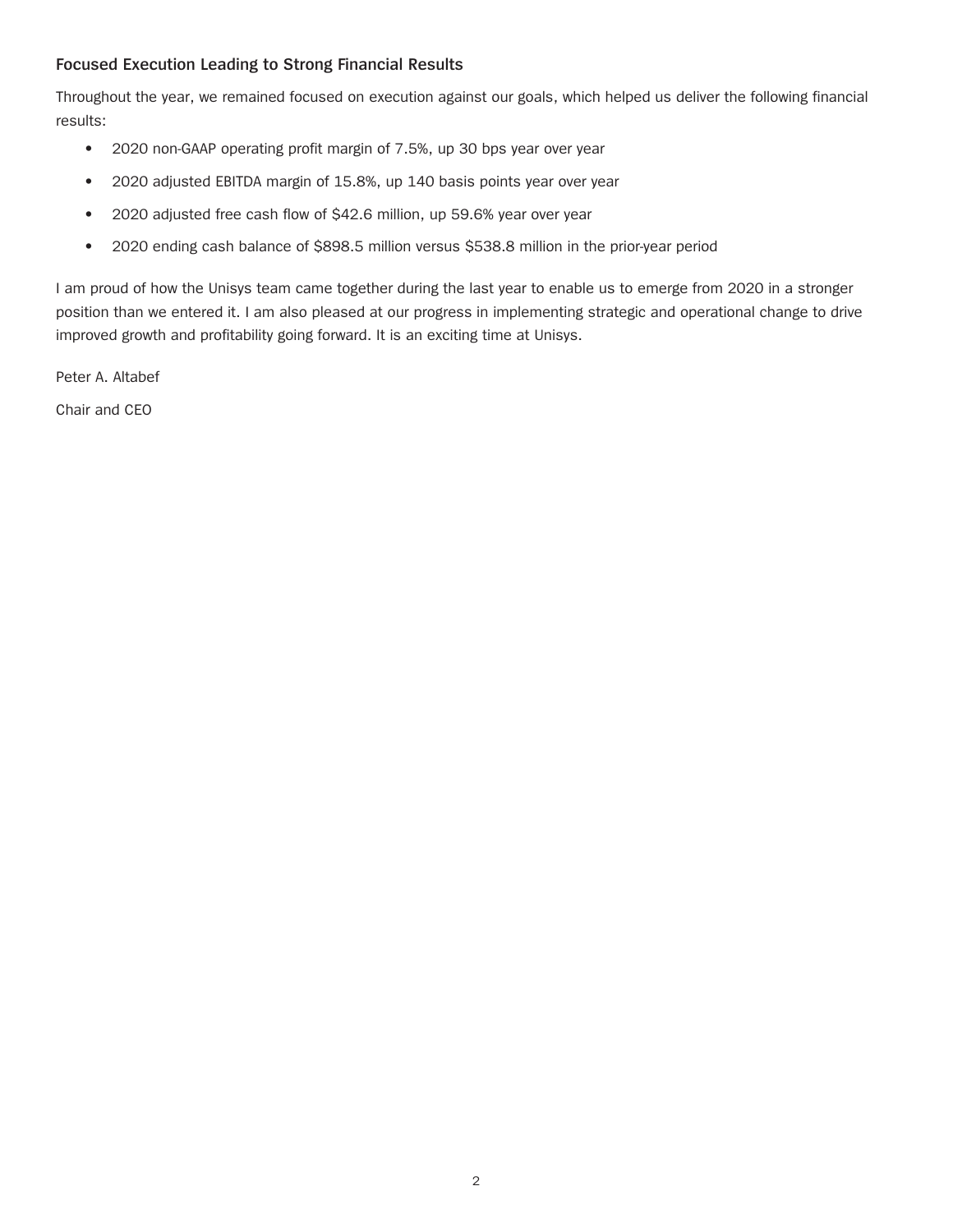### Focused Execution Leading to Strong Financial Results

Throughout the year, we remained focused on execution against our goals, which helped us deliver the following financial results:

- 2020 non-GAAP operating profit margin of 7.5%, up 30 bps year over year
- 2020 adjusted EBITDA margin of 15.8%, up 140 basis points year over year
- 2020 adjusted free cash flow of $42.6 million, up 59.6% year over year
- 2020 ending cash balance of $898.5 million versus $538.8 million in the prior-year period

I am proud of how the Unisys team came together during the last year to enable us to emerge from 2020 in a stronger position than we entered it. I am also pleased at our progress in implementing strategic and operational change to drive improved growth and profitability going forward. It is an exciting time at Unisys.

Peter A. Altabef

Chair and CEO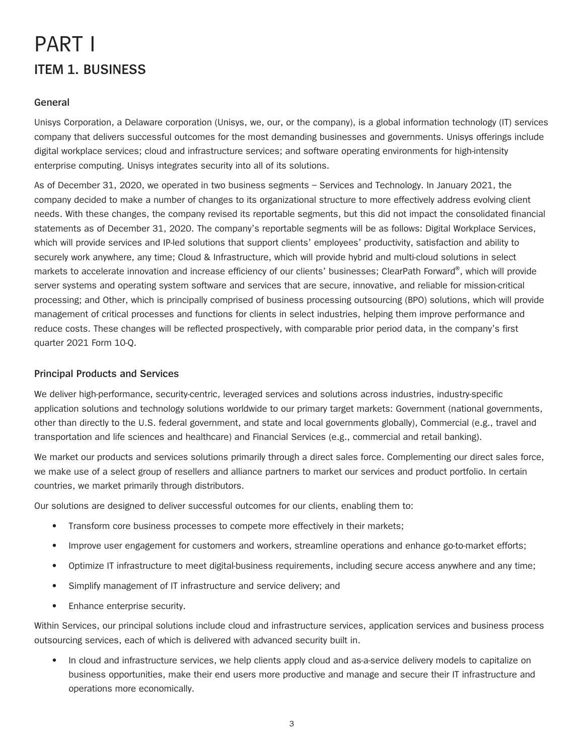# PART I

## ITEM 1. BUSINESS

### General

Unisys Corporation, a Delaware corporation (Unisys, we, our, or the company), is a global information technology (IT) services company that delivers successful outcomes for the most demanding businesses and governments. Unisys offerings include digital workplace services; cloud and infrastructure services; and software operating environments for high-intensity enterprise computing. Unisys integrates security into all of its solutions.

As of December 31, 2020, we operated in two business segments – Services and Technology. In January 2021, the company decided to make a number of changes to its organizational structure to more effectively address evolving client needs. With these changes, the company revised its reportable segments, but this did not impact the consolidated financial statements as of December 31, 2020. The company's reportable segments will be as follows: Digital Workplace Services, which will provide services and IP-led solutions that support clients' employees' productivity, satisfaction and ability to securely work anywhere, any time; Cloud & Infrastructure, which will provide hybrid and multi-cloud solutions in select markets to accelerate innovation and increase efficiency of our clients' businesses; ClearPath Forward®, which will provide server systems and operating system software and services that are secure, innovative, and reliable for mission-critical processing; and Other, which is principally comprised of business processing outsourcing (BPO) solutions, which will provide management of critical processes and functions for clients in select industries, helping them improve performance and reduce costs. These changes will be reflected prospectively, with comparable prior period data, in the company's first quarter 2021 Form 10-Q.

### Principal Products and Services

We deliver high-performance, security-centric, leveraged services and solutions across industries, industry-specific application solutions and technology solutions worldwide to our primary target markets: Government (national governments, other than directly to the U.S. federal government, and state and local governments globally), Commercial (e.g., travel and transportation and life sciences and healthcare) and Financial Services (e.g., commercial and retail banking).

We market our products and services solutions primarily through a direct sales force. Complementing our direct sales force, we make use of a select group of resellers and alliance partners to market our services and product portfolio. In certain countries, we market primarily through distributors.

Our solutions are designed to deliver successful outcomes for our clients, enabling them to:

- Transform core business processes to compete more effectively in their markets;
- Improve user engagement for customers and workers, streamline operations and enhance go-to-market efforts;
- Optimize IT infrastructure to meet digital-business requirements, including secure access anywhere and any time;
- Simplify management of IT infrastructure and service delivery; and
- Enhance enterprise security.

Within Services, our principal solutions include cloud and infrastructure services, application services and business process outsourcing services, each of which is delivered with advanced security built in.

- In cloud and infrastructure services, we help clients apply cloud and as-a-service delivery models to capitalize on business opportunities, make their end users more productive and manage and secure their IT infrastructure and operations more economically.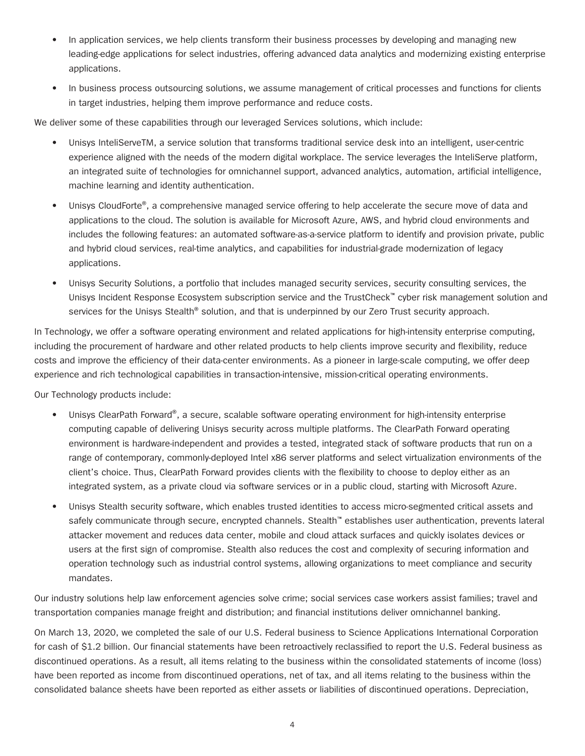- In application services, we help clients transform their business processes by developing and managing new leading-edge applications for select industries, offering advanced data analytics and modernizing existing enterprise applications.
- In business process outsourcing solutions, we assume management of critical processes and functions for clients in target industries, helping them improve performance and reduce costs.

We deliver some of these capabilities through our leveraged Services solutions, which include:

- Unisys InteliServeTM, a service solution that transforms traditional service desk into an intelligent, user-centric experience aligned with the needs of the modern digital workplace. The service leverages the InteliServe platform, an integrated suite of technologies for omnichannel support, advanced analytics, automation, artificial intelligence, machine learning and identity authentication.
- Unisys CloudForte®, a comprehensive managed service offering to help accelerate the secure move of data and applications to the cloud. The solution is available for Microsoft Azure, AWS, and hybrid cloud environments and includes the following features: an automated software-as-a-service platform to identify and provision private, public and hybrid cloud services, real-time analytics, and capabilities for industrial-grade modernization of legacy applications.
- Unisys Security Solutions, a portfolio that includes managed security services, security consulting services, the Unisys Incident Response Ecosystem subscription service and the TrustCheck™ cyber risk management solution and services for the Unisys Stealth® solution, and that is underpinned by our Zero Trust security approach.

In Technology, we offer a software operating environment and related applications for high-intensity enterprise computing, including the procurement of hardware and other related products to help clients improve security and flexibility, reduce costs and improve the efficiency of their data-center environments. As a pioneer in large-scale computing, we offer deep experience and rich technological capabilities in transaction-intensive, mission-critical operating environments.

Our Technology products include:

- Unisys ClearPath Forward®, a secure, scalable software operating environment for high-intensity enterprise computing capable of delivering Unisys security across multiple platforms. The ClearPath Forward operating environment is hardware-independent and provides a tested, integrated stack of software products that run on a range of contemporary, commonly-deployed Intel x86 server platforms and select virtualization environments of the client's choice. Thus, ClearPath Forward provides clients with the flexibility to choose to deploy either as an integrated system, as a private cloud via software services or in a public cloud, starting with Microsoft Azure.
- Unisys Stealth security software, which enables trusted identities to access micro-segmented critical assets and safely communicate through secure, encrypted channels. Stealth™ establishes user authentication, prevents lateral attacker movement and reduces data center, mobile and cloud attack surfaces and quickly isolates devices or users at the first sign of compromise. Stealth also reduces the cost and complexity of securing information and operation technology such as industrial control systems, allowing organizations to meet compliance and security mandates.

Our industry solutions help law enforcement agencies solve crime; social services case workers assist families; travel and transportation companies manage freight and distribution; and financial institutions deliver omnichannel banking.

On March 13, 2020, we completed the sale of our U.S. Federal business to Science Applications International Corporation for cash of $1.2 billion. Our financial statements have been retroactively reclassified to report the U.S. Federal business as discontinued operations. As a result, all items relating to the business within the consolidated statements of income (loss) have been reported as income from discontinued operations, net of tax, and all items relating to the business within the consolidated balance sheets have been reported as either assets or liabilities of discontinued operations. Depreciation,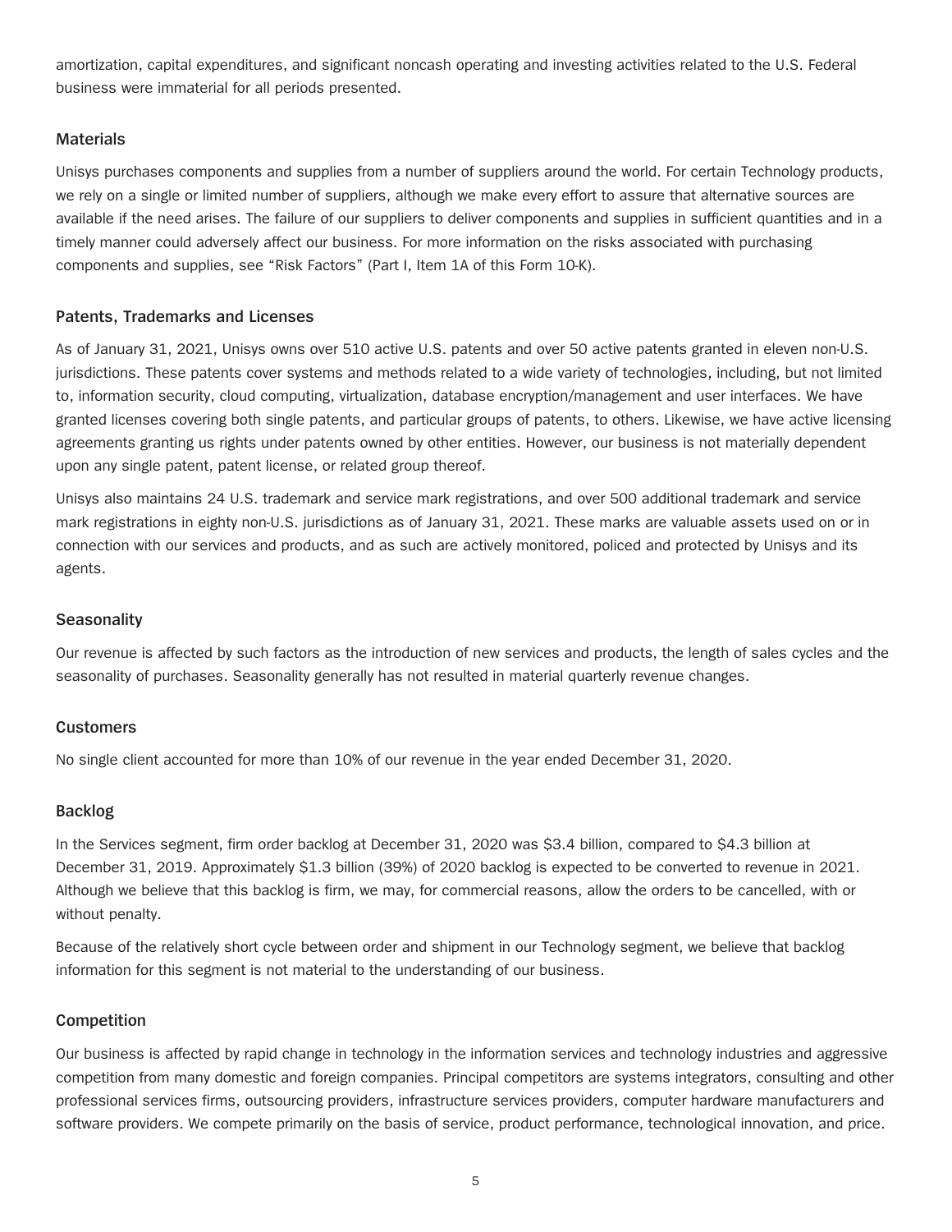amortization, capital expenditures, and significant noncash operating and investing activities related to the U.S. Federal business were immaterial for all periods presented.

### Materials

Unisys purchases components and supplies from a number of suppliers around the world. For certain Technology products, we rely on a single or limited number of suppliers, although we make every effort to assure that alternative sources are available if the need arises. The failure of our suppliers to deliver components and supplies in sufficient quantities and in a timely manner could adversely affect our business. For more information on the risks associated with purchasing components and supplies, see "Risk Factors" (Part I, Item 1A of this Form 10-K).

### Patents, Trademarks and Licenses

As of January 31, 2021, Unisys owns over 510 active U.S. patents and over 50 active patents granted in eleven non-U.S. jurisdictions. These patents cover systems and methods related to a wide variety of technologies, including, but not limited to, information security, cloud computing, virtualization, database encryption/management and user interfaces. We have granted licenses covering both single patents, and particular groups of patents, to others. Likewise, we have active licensing agreements granting us rights under patents owned by other entities. However, our business is not materially dependent upon any single patent, patent license, or related group thereof.

Unisys also maintains 24 U.S. trademark and service mark registrations, and over 500 additional trademark and service mark registrations in eighty non-U.S. jurisdictions as of January 31, 2021. These marks are valuable assets used on or in connection with our services and products, and as such are actively monitored, policed and protected by Unisys and its agents.

### Seasonality

Our revenue is affected by such factors as the introduction of new services and products, the length of sales cycles and the seasonality of purchases. Seasonality generally has not resulted in material quarterly revenue changes.

### Customers

No single client accounted for more than 10% of our revenue in the year ended December 31, 2020.

### Backlog

In the Services segment, firm order backlog at December 31, 2020 was $3.4 billion, compared to $4.3 billion at December 31, 2019. Approximately $1.3 billion (39%) of 2020 backlog is expected to be converted to revenue in 2021. Although we believe that this backlog is firm, we may, for commercial reasons, allow the orders to be cancelled, with or without penalty.

Because of the relatively short cycle between order and shipment in our Technology segment, we believe that backlog information for this segment is not material to the understanding of our business.

### Competition

Our business is affected by rapid change in technology in the information services and technology industries and aggressive competition from many domestic and foreign companies. Principal competitors are systems integrators, consulting and other professional services firms, outsourcing providers, infrastructure services providers, computer hardware manufacturers and software providers. We compete primarily on the basis of service, product performance, technological innovation, and price.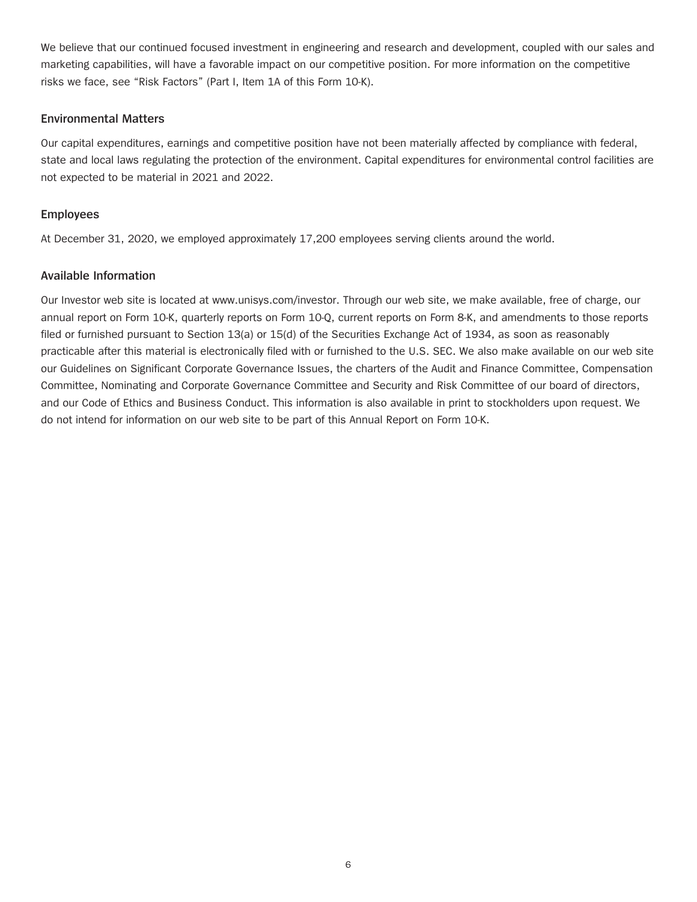We believe that our continued focused investment in engineering and research and development, coupled with our sales and marketing capabilities, will have a favorable impact on our competitive position. For more information on the competitive risks we face, see “Risk Factors” (Part I, Item 1A of this Form 10-K).

## Environmental Matters

Our capital expenditures, earnings and competitive position have not been materially affected by compliance with federal, state and local laws regulating the protection of the environment. Capital expenditures for environmental control facilities are not expected to be material in 2021 and 2022.

## Employees

At December 31, 2020, we employed approximately 17,200 employees serving clients around the world.

## Available Information

Our Investor web site is located at www.unisys.com/investor. Through our web site, we make available, free of charge, our annual report on Form 10-K, quarterly reports on Form 10-Q, current reports on Form 8-K, and amendments to those reports filed or furnished pursuant to Section 13(a) or 15(d) of the Securities Exchange Act of 1934, as soon as reasonably practicable after this material is electronically filed with or furnished to the U.S. SEC. We also make available on our web site our Guidelines on Significant Corporate Governance Issues, the charters of the Audit and Finance Committee, Compensation Committee, Nominating and Corporate Governance Committee and Security and Risk Committee of our board of directors, and our Code of Ethics and Business Conduct. This information is also available in print to stockholders upon request. We do not intend for information on our web site to be part of this Annual Report on Form 10-K.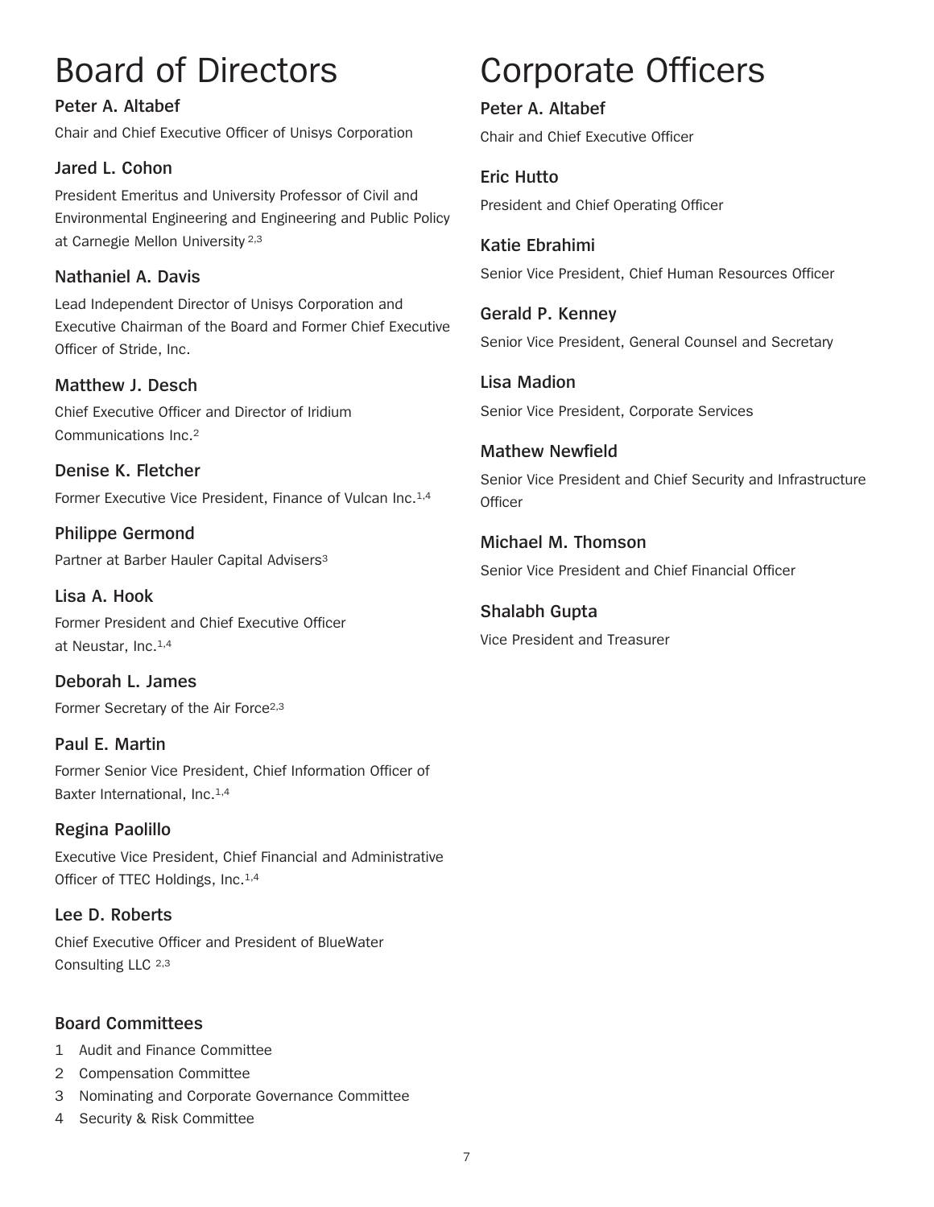# Board of Directors

**Peter A. Altabef**

Chair and Chief Executive Officer of Unisys Corporation

**Jared L. Cohon**

President Emeritus and University Professor of Civil and Environmental Engineering and Engineering and Public Policy at Carnegie Mellon University [2,3]

**Nathaniel A. Davis**

Lead Independent Director of Unisys Corporation and Executive Chairman of the Board and Former Chief Executive Officer of Stride, Inc.

**Matthew J. Desch**

Chief Executive Officer and Director of Iridium Communications Inc.[2]

**Denise K. Fletcher**

Former Executive Vice President, Finance of Vulcan Inc.[1,4]

**Philippe Germond**

Partner at Barber Hauler Capital Advisers[3]

**Lisa A. Hook**

Former President and Chief Executive Officer at Neustar, Inc.[1,4]

**Deborah L. James**

Former Secretary of the Air Force[2,3]

**Paul E. Martin**

Former Senior Vice President, Chief Information Officer of Baxter International, Inc.[1,4]

**Regina Paolillo**

Executive Vice President, Chief Financial and Administrative Officer of TTEC Holdings, Inc.[1,4]

**Lee D. Roberts**

Chief Executive Officer and President of BlueWater Consulting LLC [2,3]

### Board Committees

1. Audit and Finance Committee
2. Compensation Committee
3. Nominating and Corporate Governance Committee
4. Security & Risk Committee

# Corporate Officers

**Peter A. Altabef**

Chair and Chief Executive Officer

**Eric Hutto**

President and Chief Operating Officer

**Katie Ebrahimi**

Senior Vice President, Chief Human Resources Officer

**Gerald P. Kenney**

Senior Vice President, General Counsel and Secretary

**Lisa Madion**

Senior Vice President, Corporate Services

**Mathew Newfield**

Senior Vice President and Chief Security and Infrastructure Officer

**Michael M. Thomson**

Senior Vice President and Chief Financial Officer

**Shalabh Gupta**

Vice President and Treasurer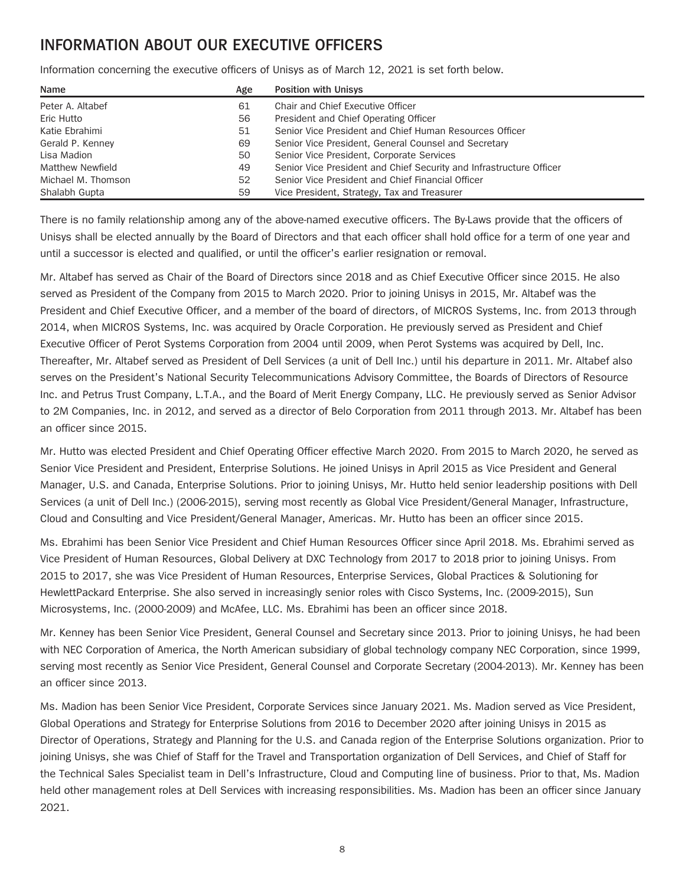## INFORMATION ABOUT OUR EXECUTIVE OFFICERS

Information concerning the executive officers of Unisys as of March 12, 2021 is set forth below.

| Name | Age | Position with Unisys |
|---|---|---|
| Peter A. Altabef | 61 | Chair and Chief Executive Officer |
| Eric Hutto | 56 | President and Chief Operating Officer |
| Katie Ebrahimi | 51 | Senior Vice President and Chief Human Resources Officer |
| Gerald P. Kenney | 69 | Senior Vice President, General Counsel and Secretary |
| Lisa Madion | 50 | Senior Vice President, Corporate Services |
| Matthew Newfield | 49 | Senior Vice President and Chief Security and Infrastructure Officer |
| Michael M. Thomson | 52 | Senior Vice President and Chief Financial Officer |
| Shalabh Gupta | 59 | Vice President, Strategy, Tax and Treasurer |

There is no family relationship among any of the above-named executive officers. The By-Laws provide that the officers of Unisys shall be elected annually by the Board of Directors and that each officer shall hold office for a term of one year and until a successor is elected and qualified, or until the officer's earlier resignation or removal.

Mr. Altabef has served as Chair of the Board of Directors since 2018 and as Chief Executive Officer since 2015. He also served as President of the Company from 2015 to March 2020. Prior to joining Unisys in 2015, Mr. Altabef was the President and Chief Executive Officer, and a member of the board of directors, of MICROS Systems, Inc. from 2013 through 2014, when MICROS Systems, Inc. was acquired by Oracle Corporation. He previously served as President and Chief Executive Officer of Perot Systems Corporation from 2004 until 2009, when Perot Systems was acquired by Dell, Inc. Thereafter, Mr. Altabef served as President of Dell Services (a unit of Dell Inc.) until his departure in 2011. Mr. Altabef also serves on the President's National Security Telecommunications Advisory Committee, the Boards of Directors of Resource Inc. and Petrus Trust Company, L.T.A., and the Board of Merit Energy Company, LLC. He previously served as Senior Advisor to 2M Companies, Inc. in 2012, and served as a director of Belo Corporation from 2011 through 2013. Mr. Altabef has been an officer since 2015.

Mr. Hutto was elected President and Chief Operating Officer effective March 2020. From 2015 to March 2020, he served as Senior Vice President and President, Enterprise Solutions. He joined Unisys in April 2015 as Vice President and General Manager, U.S. and Canada, Enterprise Solutions. Prior to joining Unisys, Mr. Hutto held senior leadership positions with Dell Services (a unit of Dell Inc.) (2006-2015), serving most recently as Global Vice President/General Manager, Infrastructure, Cloud and Consulting and Vice President/General Manager, Americas. Mr. Hutto has been an officer since 2015.

Ms. Ebrahimi has been Senior Vice President and Chief Human Resources Officer since April 2018. Ms. Ebrahimi served as Vice President of Human Resources, Global Delivery at DXC Technology from 2017 to 2018 prior to joining Unisys. From 2015 to 2017, she was Vice President of Human Resources, Enterprise Services, Global Practices & Solutioning for HewlettPackard Enterprise. She also served in increasingly senior roles with Cisco Systems, Inc. (2009-2015), Sun Microsystems, Inc. (2000-2009) and McAfee, LLC. Ms. Ebrahimi has been an officer since 2018.

Mr. Kenney has been Senior Vice President, General Counsel and Secretary since 2013. Prior to joining Unisys, he had been with NEC Corporation of America, the North American subsidiary of global technology company NEC Corporation, since 1999, serving most recently as Senior Vice President, General Counsel and Corporate Secretary (2004-2013). Mr. Kenney has been an officer since 2013.

Ms. Madion has been Senior Vice President, Corporate Services since January 2021. Ms. Madion served as Vice President, Global Operations and Strategy for Enterprise Solutions from 2016 to December 2020 after joining Unisys in 2015 as Director of Operations, Strategy and Planning for the U.S. and Canada region of the Enterprise Solutions organization. Prior to joining Unisys, she was Chief of Staff for the Travel and Transportation organization of Dell Services, and Chief of Staff for the Technical Sales Specialist team in Dell's Infrastructure, Cloud and Computing line of business. Prior to that, Ms. Madion held other management roles at Dell Services with increasing responsibilities. Ms. Madion has been an officer since January 2021.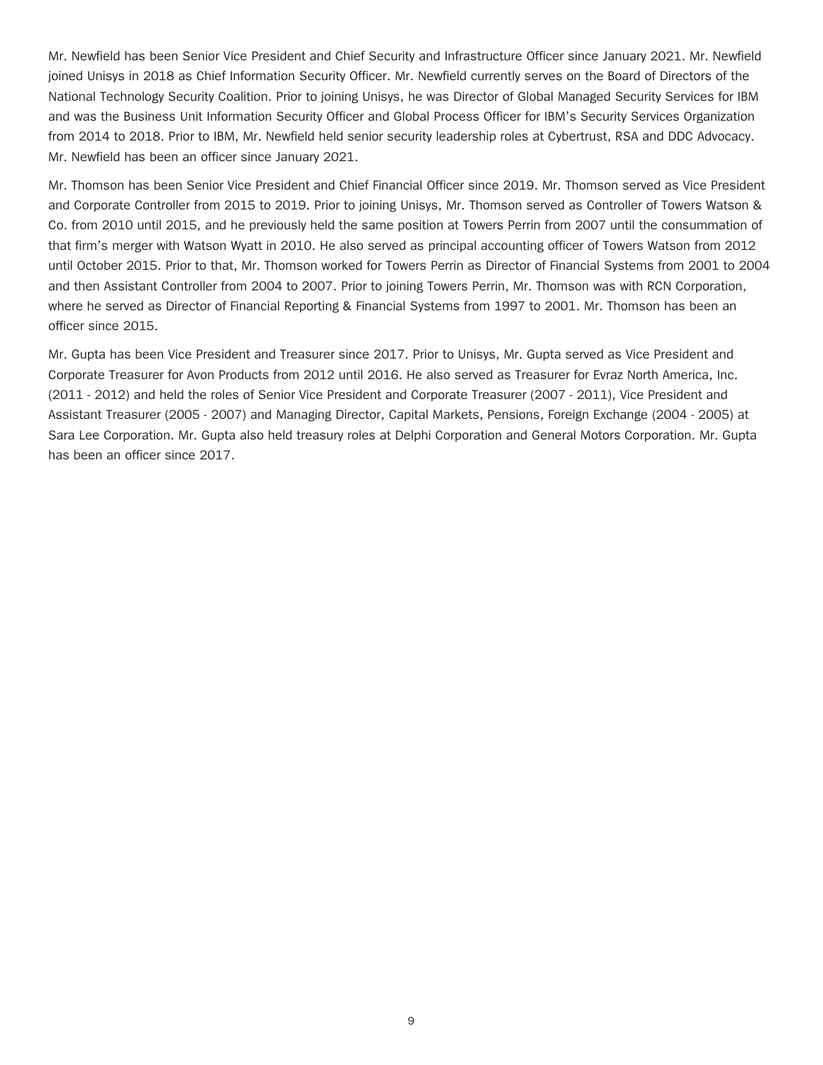Mr. Newfield has been Senior Vice President and Chief Security and Infrastructure Officer since January 2021. Mr. Newfield joined Unisys in 2018 as Chief Information Security Officer. Mr. Newfield currently serves on the Board of Directors of the National Technology Security Coalition. Prior to joining Unisys, he was Director of Global Managed Security Services for IBM and was the Business Unit Information Security Officer and Global Process Officer for IBM's Security Services Organization from 2014 to 2018. Prior to IBM, Mr. Newfield held senior security leadership roles at Cybertrust, RSA and DDC Advocacy. Mr. Newfield has been an officer since January 2021.

Mr. Thomson has been Senior Vice President and Chief Financial Officer since 2019. Mr. Thomson served as Vice President and Corporate Controller from 2015 to 2019. Prior to joining Unisys, Mr. Thomson served as Controller of Towers Watson & Co. from 2010 until 2015, and he previously held the same position at Towers Perrin from 2007 until the consummation of that firm's merger with Watson Wyatt in 2010. He also served as principal accounting officer of Towers Watson from 2012 until October 2015. Prior to that, Mr. Thomson worked for Towers Perrin as Director of Financial Systems from 2001 to 2004 and then Assistant Controller from 2004 to 2007. Prior to joining Towers Perrin, Mr. Thomson was with RCN Corporation, where he served as Director of Financial Reporting & Financial Systems from 1997 to 2001. Mr. Thomson has been an officer since 2015.

Mr. Gupta has been Vice President and Treasurer since 2017. Prior to Unisys, Mr. Gupta served as Vice President and Corporate Treasurer for Avon Products from 2012 until 2016. He also served as Treasurer for Evraz North America, Inc. (2011 - 2012) and held the roles of Senior Vice President and Corporate Treasurer (2007 - 2011), Vice President and Assistant Treasurer (2005 - 2007) and Managing Director, Capital Markets, Pensions, Foreign Exchange (2004 - 2005) at Sara Lee Corporation. Mr. Gupta also held treasury roles at Delphi Corporation and General Motors Corporation. Mr. Gupta has been an officer since 2017.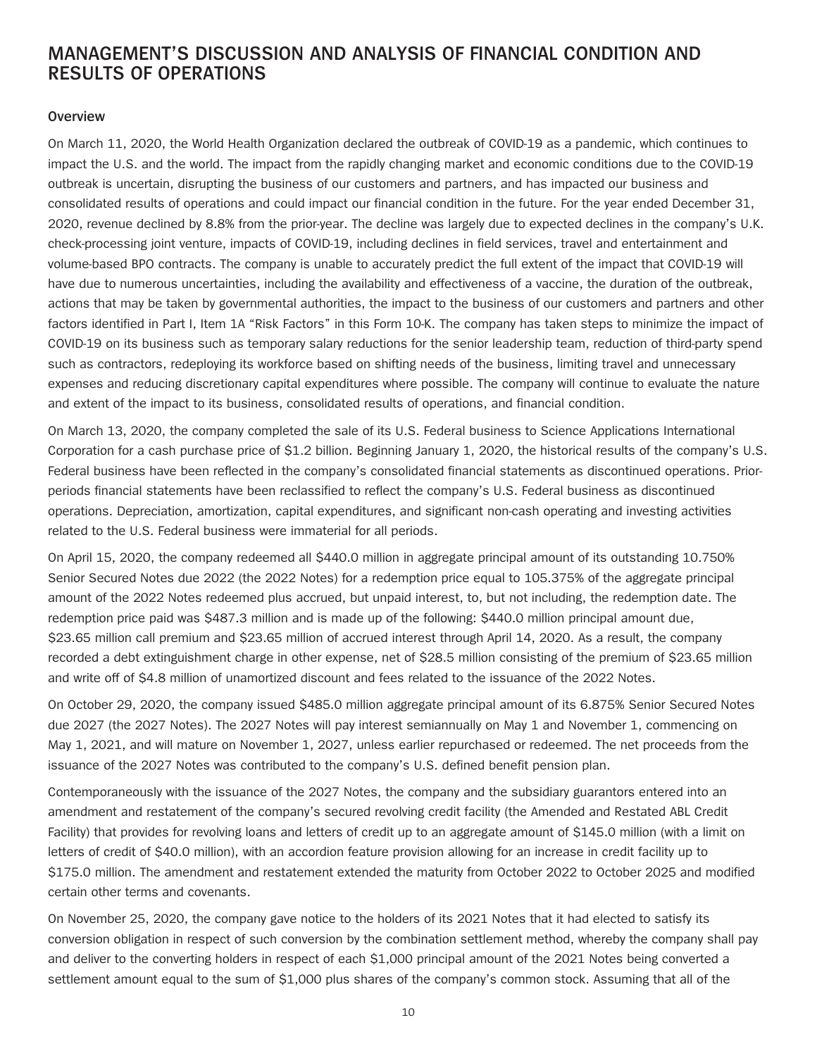# MANAGEMENT'S DISCUSSION AND ANALYSIS OF FINANCIAL CONDITION AND RESULTS OF OPERATIONS

## Overview

On March 11, 2020, the World Health Organization declared the outbreak of COVID-19 as a pandemic, which continues to impact the U.S. and the world. The impact from the rapidly changing market and economic conditions due to the COVID-19 outbreak is uncertain, disrupting the business of our customers and partners, and has impacted our business and consolidated results of operations and could impact our financial condition in the future. For the year ended December 31, 2020, revenue declined by 8.8% from the prior-year. The decline was largely due to expected declines in the company's U.K. check-processing joint venture, impacts of COVID-19, including declines in field services, travel and entertainment and volume-based BPO contracts. The company is unable to accurately predict the full extent of the impact that COVID-19 will have due to numerous uncertainties, including the availability and effectiveness of a vaccine, the duration of the outbreak, actions that may be taken by governmental authorities, the impact to the business of our customers and partners and other factors identified in Part I, Item 1A "Risk Factors" in this Form 10-K. The company has taken steps to minimize the impact of COVID-19 on its business such as temporary salary reductions for the senior leadership team, reduction of third-party spend such as contractors, redeploying its workforce based on shifting needs of the business, limiting travel and unnecessary expenses and reducing discretionary capital expenditures where possible. The company will continue to evaluate the nature and extent of the impact to its business, consolidated results of operations, and financial condition.

On March 13, 2020, the company completed the sale of its U.S. Federal business to Science Applications International Corporation for a cash purchase price of $1.2 billion. Beginning January 1, 2020, the historical results of the company's U.S. Federal business have been reflected in the company's consolidated financial statements as discontinued operations. Prior-periods financial statements have been reclassified to reflect the company's U.S. Federal business as discontinued operations. Depreciation, amortization, capital expenditures, and significant non-cash operating and investing activities related to the U.S. Federal business were immaterial for all periods.

On April 15, 2020, the company redeemed all $440.0 million in aggregate principal amount of its outstanding 10.750% Senior Secured Notes due 2022 (the 2022 Notes) for a redemption price equal to 105.375% of the aggregate principal amount of the 2022 Notes redeemed plus accrued, but unpaid interest, to, but not including, the redemption date. The redemption price paid was $487.3 million and is made up of the following: $440.0 million principal amount due, $23.65 million call premium and $23.65 million of accrued interest through April 14, 2020. As a result, the company recorded a debt extinguishment charge in other expense, net of $28.5 million consisting of the premium of $23.65 million and write off of $4.8 million of unamortized discount and fees related to the issuance of the 2022 Notes.

On October 29, 2020, the company issued $485.0 million aggregate principal amount of its 6.875% Senior Secured Notes due 2027 (the 2027 Notes). The 2027 Notes will pay interest semiannually on May 1 and November 1, commencing on May 1, 2021, and will mature on November 1, 2027, unless earlier repurchased or redeemed. The net proceeds from the issuance of the 2027 Notes was contributed to the company's U.S. defined benefit pension plan.

Contemporaneously with the issuance of the 2027 Notes, the company and the subsidiary guarantors entered into an amendment and restatement of the company's secured revolving credit facility (the Amended and Restated ABL Credit Facility) that provides for revolving loans and letters of credit up to an aggregate amount of $145.0 million (with a limit on letters of credit of $40.0 million), with an accordion feature provision allowing for an increase in credit facility up to $175.0 million. The amendment and restatement extended the maturity from October 2022 to October 2025 and modified certain other terms and covenants.

On November 25, 2020, the company gave notice to the holders of its 2021 Notes that it had elected to satisfy its conversion obligation in respect of such conversion by the combination settlement method, whereby the company shall pay and deliver to the converting holders in respect of each $1,000 principal amount of the 2021 Notes being converted a settlement amount equal to the sum of $1,000 plus shares of the company's common stock. Assuming that all of the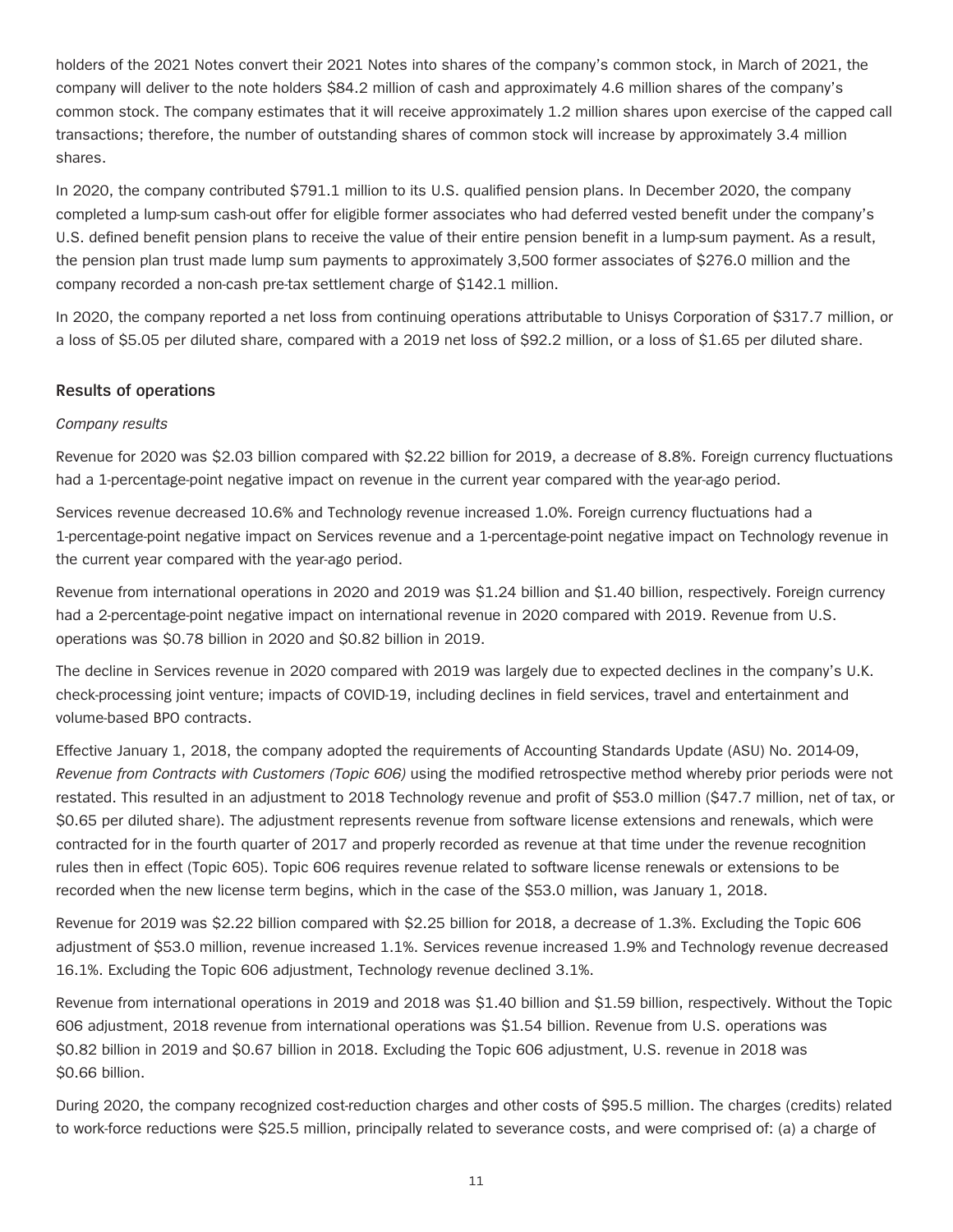holders of the 2021 Notes convert their 2021 Notes into shares of the company's common stock, in March of 2021, the company will deliver to the note holders $84.2 million of cash and approximately 4.6 million shares of the company's common stock. The company estimates that it will receive approximately 1.2 million shares upon exercise of the capped call transactions; therefore, the number of outstanding shares of common stock will increase by approximately 3.4 million shares.

In 2020, the company contributed $791.1 million to its U.S. qualified pension plans. In December 2020, the company completed a lump-sum cash-out offer for eligible former associates who had deferred vested benefit under the company's U.S. defined benefit pension plans to receive the value of their entire pension benefit in a lump-sum payment. As a result, the pension plan trust made lump sum payments to approximately 3,500 former associates of $276.0 million and the company recorded a non-cash pre-tax settlement charge of $142.1 million.

In 2020, the company reported a net loss from continuing operations attributable to Unisys Corporation of $317.7 million, or a loss of $5.05 per diluted share, compared with a 2019 net loss of $92.2 million, or a loss of $1.65 per diluted share.

## Results of operations

*Company results*

Revenue for 2020 was $2.03 billion compared with $2.22 billion for 2019, a decrease of 8.8%. Foreign currency fluctuations had a 1-percentage-point negative impact on revenue in the current year compared with the year-ago period.

Services revenue decreased 10.6% and Technology revenue increased 1.0%. Foreign currency fluctuations had a 1-percentage-point negative impact on Services revenue and a 1-percentage-point negative impact on Technology revenue in the current year compared with the year-ago period.

Revenue from international operations in 2020 and 2019 was $1.24 billion and $1.40 billion, respectively. Foreign currency had a 2-percentage-point negative impact on international revenue in 2020 compared with 2019. Revenue from U.S. operations was $0.78 billion in 2020 and $0.82 billion in 2019.

The decline in Services revenue in 2020 compared with 2019 was largely due to expected declines in the company's U.K. check-processing joint venture; impacts of COVID-19, including declines in field services, travel and entertainment and volume-based BPO contracts.

Effective January 1, 2018, the company adopted the requirements of Accounting Standards Update (ASU) No. 2014-09, *Revenue from Contracts with Customers (Topic 606)* using the modified retrospective method whereby prior periods were not restated. This resulted in an adjustment to 2018 Technology revenue and profit of $53.0 million ($47.7 million, net of tax, or $0.65 per diluted share). The adjustment represents revenue from software license extensions and renewals, which were contracted for in the fourth quarter of 2017 and properly recorded as revenue at that time under the revenue recognition rules then in effect (Topic 605). Topic 606 requires revenue related to software license renewals or extensions to be recorded when the new license term begins, which in the case of the $53.0 million, was January 1, 2018.

Revenue for 2019 was $2.22 billion compared with $2.25 billion for 2018, a decrease of 1.3%. Excluding the Topic 606 adjustment of $53.0 million, revenue increased 1.1%. Services revenue increased 1.9% and Technology revenue decreased 16.1%. Excluding the Topic 606 adjustment, Technology revenue declined 3.1%.

Revenue from international operations in 2019 and 2018 was $1.40 billion and $1.59 billion, respectively. Without the Topic 606 adjustment, 2018 revenue from international operations was $1.54 billion. Revenue from U.S. operations was $0.82 billion in 2019 and $0.67 billion in 2018. Excluding the Topic 606 adjustment, U.S. revenue in 2018 was $0.66 billion.

During 2020, the company recognized cost-reduction charges and other costs of $95.5 million. The charges (credits) related to work-force reductions were $25.5 million, principally related to severance costs, and were comprised of: (a) a charge of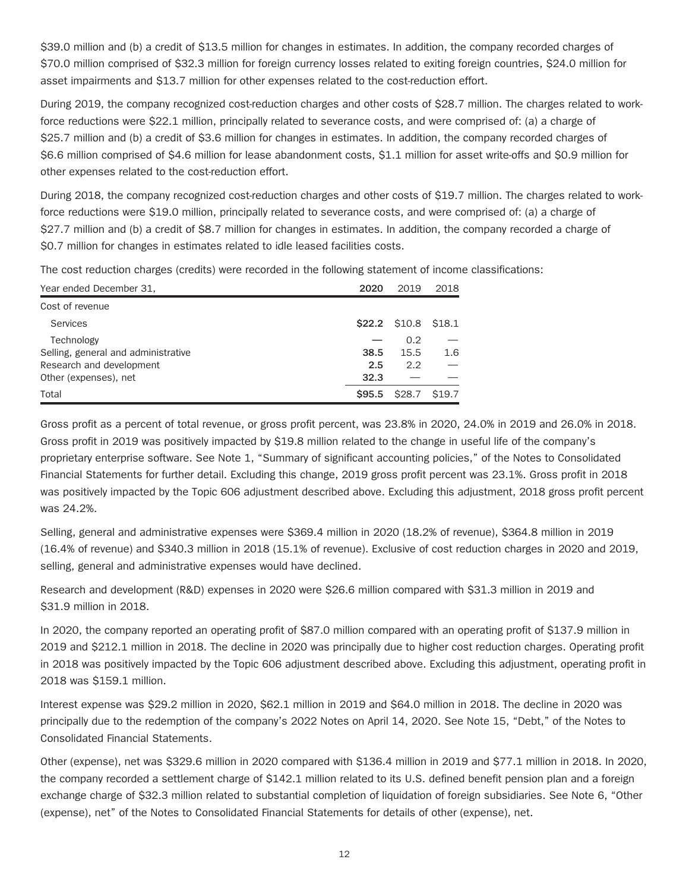$39.0 million and (b) a credit of $13.5 million for changes in estimates. In addition, the company recorded charges of $70.0 million comprised of $32.3 million for foreign currency losses related to exiting foreign countries, $24.0 million for asset impairments and $13.7 million for other expenses related to the cost-reduction effort.

During 2019, the company recognized cost-reduction charges and other costs of $28.7 million. The charges related to work-force reductions were $22.1 million, principally related to severance costs, and were comprised of: (a) a charge of $25.7 million and (b) a credit of $3.6 million for changes in estimates. In addition, the company recorded charges of $6.6 million comprised of $4.6 million for lease abandonment costs, $1.1 million for asset write-offs and $0.9 million for other expenses related to the cost-reduction effort.

During 2018, the company recognized cost-reduction charges and other costs of $19.7 million. The charges related to work-force reductions were $19.0 million, principally related to severance costs, and were comprised of: (a) a charge of $27.7 million and (b) a credit of $8.7 million for changes in estimates. In addition, the company recorded a charge of $0.7 million for changes in estimates related to idle leased facilities costs.

The cost reduction charges (credits) were recorded in the following statement of income classifications:

| Year ended December 31, | **2020** | 2019 | 2018 |
|---|---|---|---|
| Cost of revenue | | | |
| Services | **$22.2** | $10.8 | $18.1 |
| Technology | **—** | 0.2 | — |
| Selling, general and administrative | **38.5** | 15.5 | 1.6 |
| Research and development | **2.5** | 2.2 | — |
| Other (expenses), net | **32.3** | — | — |
| Total | **$95.5** | $28.7 | $19.7 |

Gross profit as a percent of total revenue, or gross profit percent, was 23.8% in 2020, 24.0% in 2019 and 26.0% in 2018. Gross profit in 2019 was positively impacted by $19.8 million related to the change in useful life of the company's proprietary enterprise software. See Note 1, "Summary of significant accounting policies," of the Notes to Consolidated Financial Statements for further detail. Excluding this change, 2019 gross profit percent was 23.1%. Gross profit in 2018 was positively impacted by the Topic 606 adjustment described above. Excluding this adjustment, 2018 gross profit percent was 24.2%.

Selling, general and administrative expenses were $369.4 million in 2020 (18.2% of revenue), $364.8 million in 2019 (16.4% of revenue) and $340.3 million in 2018 (15.1% of revenue). Exclusive of cost reduction charges in 2020 and 2019, selling, general and administrative expenses would have declined.

Research and development (R&D) expenses in 2020 were $26.6 million compared with $31.3 million in 2019 and $31.9 million in 2018.

In 2020, the company reported an operating profit of $87.0 million compared with an operating profit of $137.9 million in 2019 and $212.1 million in 2018. The decline in 2020 was principally due to higher cost reduction charges. Operating profit in 2018 was positively impacted by the Topic 606 adjustment described above. Excluding this adjustment, operating profit in 2018 was $159.1 million.

Interest expense was $29.2 million in 2020, $62.1 million in 2019 and $64.0 million in 2018. The decline in 2020 was principally due to the redemption of the company's 2022 Notes on April 14, 2020. See Note 15, "Debt," of the Notes to Consolidated Financial Statements.

Other (expense), net was $329.6 million in 2020 compared with $136.4 million in 2019 and $77.1 million in 2018. In 2020, the company recorded a settlement charge of $142.1 million related to its U.S. defined benefit pension plan and a foreign exchange charge of $32.3 million related to substantial completion of liquidation of foreign subsidiaries. See Note 6, "Other (expense), net" of the Notes to Consolidated Financial Statements for details of other (expense), net.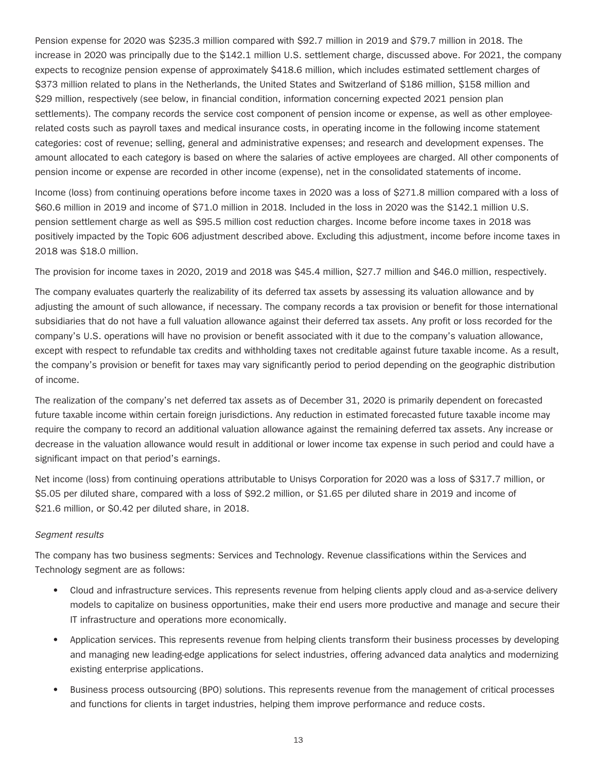Pension expense for 2020 was $235.3 million compared with $92.7 million in 2019 and $79.7 million in 2018. The increase in 2020 was principally due to the $142.1 million U.S. settlement charge, discussed above. For 2021, the company expects to recognize pension expense of approximately $418.6 million, which includes estimated settlement charges of $373 million related to plans in the Netherlands, the United States and Switzerland of $186 million, $158 million and $29 million, respectively (see below, in financial condition, information concerning expected 2021 pension plan settlements). The company records the service cost component of pension income or expense, as well as other employee-related costs such as payroll taxes and medical insurance costs, in operating income in the following income statement categories: cost of revenue; selling, general and administrative expenses; and research and development expenses. The amount allocated to each category is based on where the salaries of active employees are charged. All other components of pension income or expense are recorded in other income (expense), net in the consolidated statements of income.

Income (loss) from continuing operations before income taxes in 2020 was a loss of $271.8 million compared with a loss of $60.6 million in 2019 and income of $71.0 million in 2018. Included in the loss in 2020 was the $142.1 million U.S. pension settlement charge as well as $95.5 million cost reduction charges. Income before income taxes in 2018 was positively impacted by the Topic 606 adjustment described above. Excluding this adjustment, income before income taxes in 2018 was $18.0 million.

The provision for income taxes in 2020, 2019 and 2018 was $45.4 million, $27.7 million and $46.0 million, respectively.

The company evaluates quarterly the realizability of its deferred tax assets by assessing its valuation allowance and by adjusting the amount of such allowance, if necessary. The company records a tax provision or benefit for those international subsidiaries that do not have a full valuation allowance against their deferred tax assets. Any profit or loss recorded for the company's U.S. operations will have no provision or benefit associated with it due to the company's valuation allowance, except with respect to refundable tax credits and withholding taxes not creditable against future taxable income. As a result, the company's provision or benefit for taxes may vary significantly period to period depending on the geographic distribution of income.

The realization of the company's net deferred tax assets as of December 31, 2020 is primarily dependent on forecasted future taxable income within certain foreign jurisdictions. Any reduction in estimated forecasted future taxable income may require the company to record an additional valuation allowance against the remaining deferred tax assets. Any increase or decrease in the valuation allowance would result in additional or lower income tax expense in such period and could have a significant impact on that period's earnings.

Net income (loss) from continuing operations attributable to Unisys Corporation for 2020 was a loss of $317.7 million, or $5.05 per diluted share, compared with a loss of $92.2 million, or $1.65 per diluted share in 2019 and income of $21.6 million, or $0.42 per diluted share, in 2018.

*Segment results*

The company has two business segments: Services and Technology. Revenue classifications within the Services and Technology segment are as follows:

- Cloud and infrastructure services. This represents revenue from helping clients apply cloud and as-a-service delivery models to capitalize on business opportunities, make their end users more productive and manage and secure their IT infrastructure and operations more economically.
- Application services. This represents revenue from helping clients transform their business processes by developing and managing new leading-edge applications for select industries, offering advanced data analytics and modernizing existing enterprise applications.
- Business process outsourcing (BPO) solutions. This represents revenue from the management of critical processes and functions for clients in target industries, helping them improve performance and reduce costs.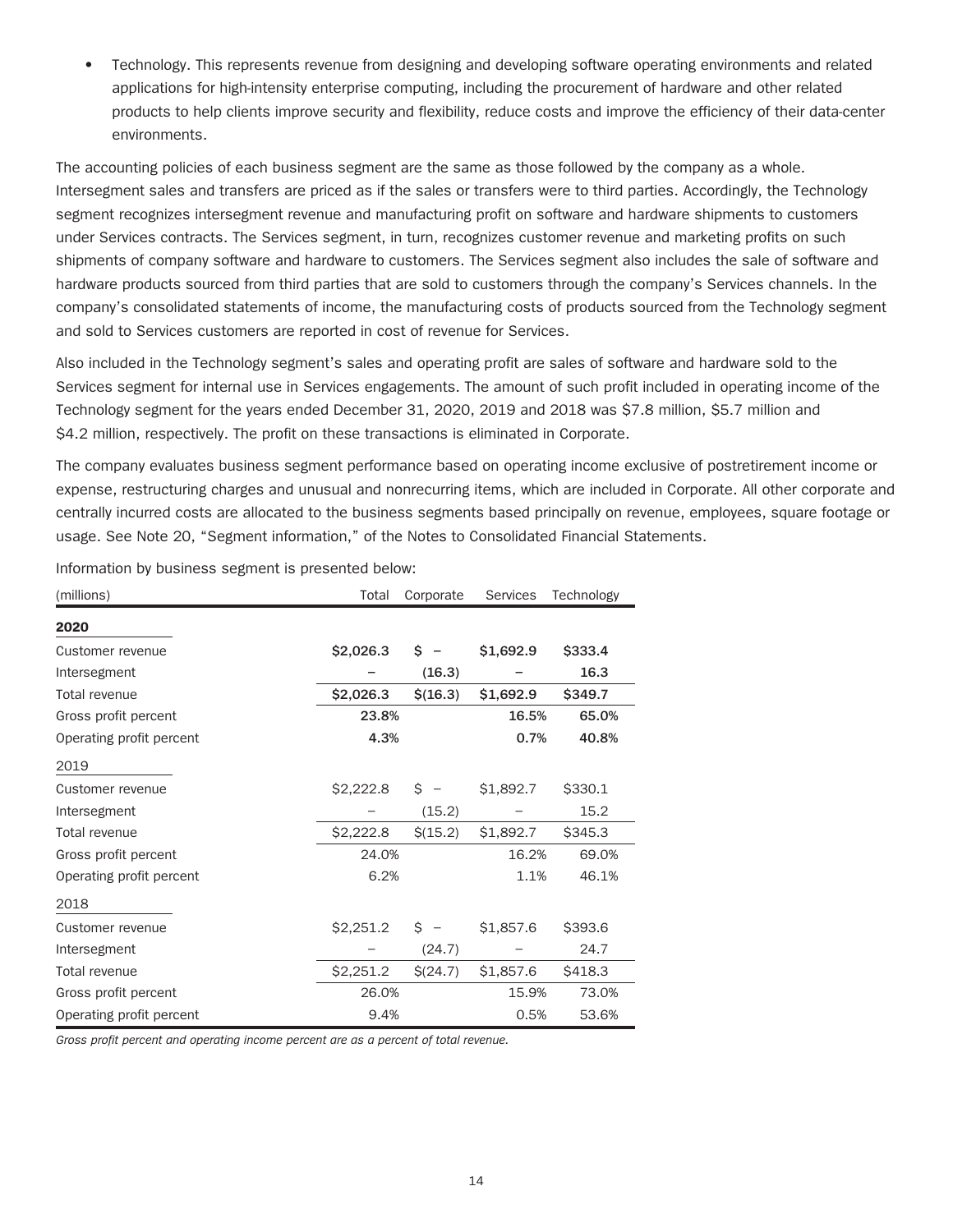- Technology. This represents revenue from designing and developing software operating environments and related applications for high-intensity enterprise computing, including the procurement of hardware and other related products to help clients improve security and flexibility, reduce costs and improve the efficiency of their data-center environments.

The accounting policies of each business segment are the same as those followed by the company as a whole. Intersegment sales and transfers are priced as if the sales or transfers were to third parties. Accordingly, the Technology segment recognizes intersegment revenue and manufacturing profit on software and hardware shipments to customers under Services contracts. The Services segment, in turn, recognizes customer revenue and marketing profits on such shipments of company software and hardware to customers. The Services segment also includes the sale of software and hardware products sourced from third parties that are sold to customers through the company's Services channels. In the company's consolidated statements of income, the manufacturing costs of products sourced from the Technology segment and sold to Services customers are reported in cost of revenue for Services.

Also included in the Technology segment's sales and operating profit are sales of software and hardware sold to the Services segment for internal use in Services engagements. The amount of such profit included in operating income of the Technology segment for the years ended December 31, 2020, 2019 and 2018 was $7.8 million, $5.7 million and $4.2 million, respectively. The profit on these transactions is eliminated in Corporate.

The company evaluates business segment performance based on operating income exclusive of postretirement income or expense, restructuring charges and unusual and nonrecurring items, which are included in Corporate. All other corporate and centrally incurred costs are allocated to the business segments based principally on revenue, employees, square footage or usage. See Note 20, "Segment information," of the Notes to Consolidated Financial Statements.

Information by business segment is presented below:

| (millions) | Total | Corporate | Services | Technology |
|---|---|---|---|---|
| **2020** | | | | |
| Customer revenue | **$2,026.3** | **$ –** | **$1,692.9** | **$333.4** |
| Intersegment | **–** | **(16.3)** | **–** | **16.3** |
| Total revenue | **$2,026.3** | **$(16.3)** | **$1,692.9** | **$349.7** |
| Gross profit percent | **23.8%** | | **16.5%** | **65.0%** |
| Operating profit percent | **4.3%** | | **0.7%** | **40.8%** |
| 2019 | | | | |
| Customer revenue | $2,222.8 | $ – | $1,892.7 | $330.1 |
| Intersegment | – | (15.2) | – | 15.2 |
| Total revenue | $2,222.8 | $(15.2) | $1,892.7 | $345.3 |
| Gross profit percent | 24.0% | | 16.2% | 69.0% |
| Operating profit percent | 6.2% | | 1.1% | 46.1% |
| 2018 | | | | |
| Customer revenue | $2,251.2 | $ – | $1,857.6 | $393.6 |
| Intersegment | – | (24.7) | – | 24.7 |
| Total revenue | $2,251.2 | $(24.7) | $1,857.6 | $418.3 |
| Gross profit percent | 26.0% | | 15.9% | 73.0% |
| Operating profit percent | 9.4% | | 0.5% | 53.6% |

*Gross profit percent and operating income percent are as a percent of total revenue.*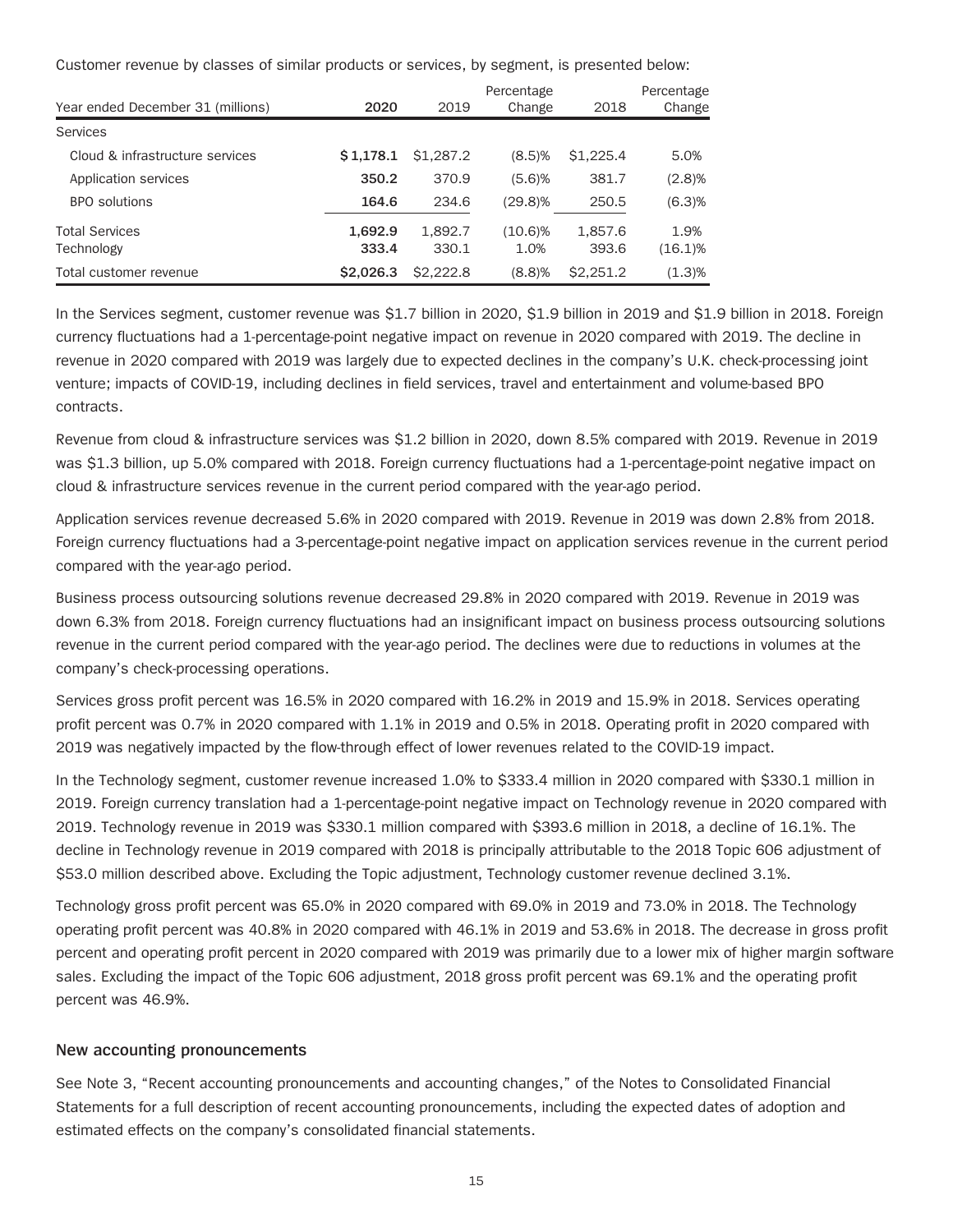Customer revenue by classes of similar products or services, by segment, is presented below:

| Year ended December 31 (millions) | 2020 | 2019 | Percentage Change | 2018 | Percentage Change |
|---|---|---|---|---|---|
| Services | | | | | |
| Cloud & infrastructure services | **$ 1,178.1** | $1,287.2 | (8.5)% | $1,225.4 | 5.0% |
| Application services | **350.2** | 370.9 | (5.6)% | 381.7 | (2.8)% |
| BPO solutions | **164.6** | 234.6 | (29.8)% | 250.5 | (6.3)% |
| Total Services | **1,692.9** | 1,892.7 | (10.6)% | 1,857.6 | 1.9% |
| Technology | **333.4** | 330.1 | 1.0% | 393.6 | (16.1)% |
| Total customer revenue | **$2,026.3** | $2,222.8 | (8.8)% | $2,251.2 | (1.3)% |

In the Services segment, customer revenue was $1.7 billion in 2020, $1.9 billion in 2019 and $1.9 billion in 2018. Foreign currency fluctuations had a 1-percentage-point negative impact on revenue in 2020 compared with 2019. The decline in revenue in 2020 compared with 2019 was largely due to expected declines in the company's U.K. check-processing joint venture; impacts of COVID-19, including declines in field services, travel and entertainment and volume-based BPO contracts.

Revenue from cloud & infrastructure services was $1.2 billion in 2020, down 8.5% compared with 2019. Revenue in 2019 was $1.3 billion, up 5.0% compared with 2018. Foreign currency fluctuations had a 1-percentage-point negative impact on cloud & infrastructure services revenue in the current period compared with the year-ago period.

Application services revenue decreased 5.6% in 2020 compared with 2019. Revenue in 2019 was down 2.8% from 2018. Foreign currency fluctuations had a 3-percentage-point negative impact on application services revenue in the current period compared with the year-ago period.

Business process outsourcing solutions revenue decreased 29.8% in 2020 compared with 2019. Revenue in 2019 was down 6.3% from 2018. Foreign currency fluctuations had an insignificant impact on business process outsourcing solutions revenue in the current period compared with the year-ago period. The declines were due to reductions in volumes at the company's check-processing operations.

Services gross profit percent was 16.5% in 2020 compared with 16.2% in 2019 and 15.9% in 2018. Services operating profit percent was 0.7% in 2020 compared with 1.1% in 2019 and 0.5% in 2018. Operating profit in 2020 compared with 2019 was negatively impacted by the flow-through effect of lower revenues related to the COVID-19 impact.

In the Technology segment, customer revenue increased 1.0% to $333.4 million in 2020 compared with $330.1 million in 2019. Foreign currency translation had a 1-percentage-point negative impact on Technology revenue in 2020 compared with 2019. Technology revenue in 2019 was $330.1 million compared with $393.6 million in 2018, a decline of 16.1%. The decline in Technology revenue in 2019 compared with 2018 is principally attributable to the 2018 Topic 606 adjustment of $53.0 million described above. Excluding the Topic adjustment, Technology customer revenue declined 3.1%.

Technology gross profit percent was 65.0% in 2020 compared with 69.0% in 2019 and 73.0% in 2018. The Technology operating profit percent was 40.8% in 2020 compared with 46.1% in 2019 and 53.6% in 2018. The decrease in gross profit percent and operating profit percent in 2020 compared with 2019 was primarily due to a lower mix of higher margin software sales. Excluding the impact of the Topic 606 adjustment, 2018 gross profit percent was 69.1% and the operating profit percent was 46.9%.

## New accounting pronouncements

See Note 3, "Recent accounting pronouncements and accounting changes," of the Notes to Consolidated Financial Statements for a full description of recent accounting pronouncements, including the expected dates of adoption and estimated effects on the company's consolidated financial statements.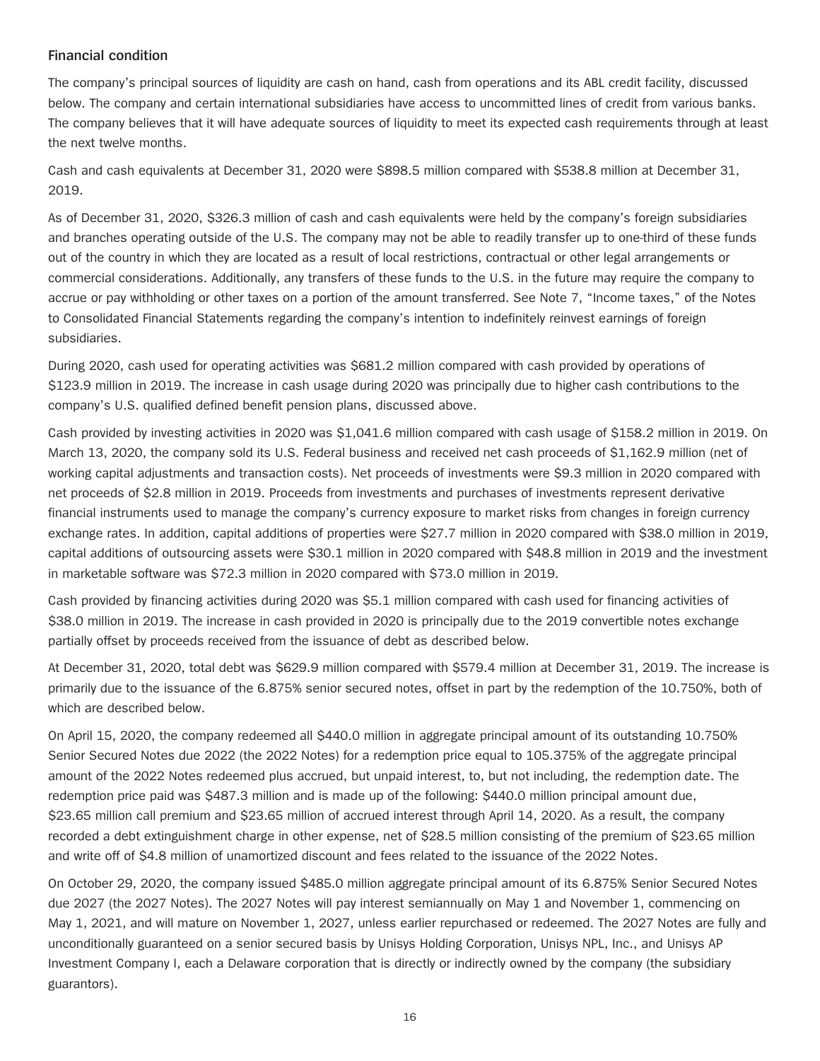### Financial condition

The company's principal sources of liquidity are cash on hand, cash from operations and its ABL credit facility, discussed below. The company and certain international subsidiaries have access to uncommitted lines of credit from various banks. The company believes that it will have adequate sources of liquidity to meet its expected cash requirements through at least the next twelve months.

Cash and cash equivalents at December 31, 2020 were $898.5 million compared with $538.8 million at December 31, 2019.

As of December 31, 2020, $326.3 million of cash and cash equivalents were held by the company's foreign subsidiaries and branches operating outside of the U.S. The company may not be able to readily transfer up to one-third of these funds out of the country in which they are located as a result of local restrictions, contractual or other legal arrangements or commercial considerations. Additionally, any transfers of these funds to the U.S. in the future may require the company to accrue or pay withholding or other taxes on a portion of the amount transferred. See Note 7, "Income taxes," of the Notes to Consolidated Financial Statements regarding the company's intention to indefinitely reinvest earnings of foreign subsidiaries.

During 2020, cash used for operating activities was $681.2 million compared with cash provided by operations of $123.9 million in 2019. The increase in cash usage during 2020 was principally due to higher cash contributions to the company's U.S. qualified defined benefit pension plans, discussed above.

Cash provided by investing activities in 2020 was $1,041.6 million compared with cash usage of $158.2 million in 2019. On March 13, 2020, the company sold its U.S. Federal business and received net cash proceeds of $1,162.9 million (net of working capital adjustments and transaction costs). Net proceeds of investments were $9.3 million in 2020 compared with net proceeds of $2.8 million in 2019. Proceeds from investments and purchases of investments represent derivative financial instruments used to manage the company's currency exposure to market risks from changes in foreign currency exchange rates. In addition, capital additions of properties were $27.7 million in 2020 compared with $38.0 million in 2019, capital additions of outsourcing assets were $30.1 million in 2020 compared with $48.8 million in 2019 and the investment in marketable software was $72.3 million in 2020 compared with $73.0 million in 2019.

Cash provided by financing activities during 2020 was $5.1 million compared with cash used for financing activities of $38.0 million in 2019. The increase in cash provided in 2020 is principally due to the 2019 convertible notes exchange partially offset by proceeds received from the issuance of debt as described below.

At December 31, 2020, total debt was $629.9 million compared with $579.4 million at December 31, 2019. The increase is primarily due to the issuance of the 6.875% senior secured notes, offset in part by the redemption of the 10.750%, both of which are described below.

On April 15, 2020, the company redeemed all $440.0 million in aggregate principal amount of its outstanding 10.750% Senior Secured Notes due 2022 (the 2022 Notes) for a redemption price equal to 105.375% of the aggregate principal amount of the 2022 Notes redeemed plus accrued, but unpaid interest, to, but not including, the redemption date. The redemption price paid was $487.3 million and is made up of the following: $440.0 million principal amount due, $23.65 million call premium and $23.65 million of accrued interest through April 14, 2020. As a result, the company recorded a debt extinguishment charge in other expense, net of $28.5 million consisting of the premium of $23.65 million and write off of $4.8 million of unamortized discount and fees related to the issuance of the 2022 Notes.

On October 29, 2020, the company issued $485.0 million aggregate principal amount of its 6.875% Senior Secured Notes due 2027 (the 2027 Notes). The 2027 Notes will pay interest semiannually on May 1 and November 1, commencing on May 1, 2021, and will mature on November 1, 2027, unless earlier repurchased or redeemed. The 2027 Notes are fully and unconditionally guaranteed on a senior secured basis by Unisys Holding Corporation, Unisys NPL, Inc., and Unisys AP Investment Company I, each a Delaware corporation that is directly or indirectly owned by the company (the subsidiary guarantors).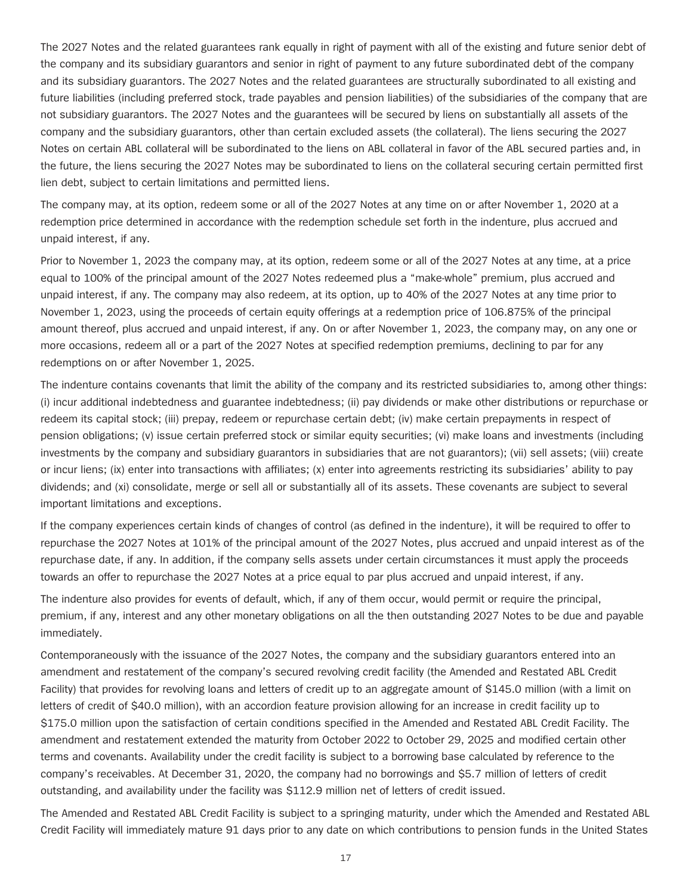The 2027 Notes and the related guarantees rank equally in right of payment with all of the existing and future senior debt of the company and its subsidiary guarantors and senior in right of payment to any future subordinated debt of the company and its subsidiary guarantors. The 2027 Notes and the related guarantees are structurally subordinated to all existing and future liabilities (including preferred stock, trade payables and pension liabilities) of the subsidiaries of the company that are not subsidiary guarantors. The 2027 Notes and the guarantees will be secured by liens on substantially all assets of the company and the subsidiary guarantors, other than certain excluded assets (the collateral). The liens securing the 2027 Notes on certain ABL collateral will be subordinated to the liens on ABL collateral in favor of the ABL secured parties and, in the future, the liens securing the 2027 Notes may be subordinated to liens on the collateral securing certain permitted first lien debt, subject to certain limitations and permitted liens.

The company may, at its option, redeem some or all of the 2027 Notes at any time on or after November 1, 2020 at a redemption price determined in accordance with the redemption schedule set forth in the indenture, plus accrued and unpaid interest, if any.

Prior to November 1, 2023 the company may, at its option, redeem some or all of the 2027 Notes at any time, at a price equal to 100% of the principal amount of the 2027 Notes redeemed plus a "make-whole" premium, plus accrued and unpaid interest, if any. The company may also redeem, at its option, up to 40% of the 2027 Notes at any time prior to November 1, 2023, using the proceeds of certain equity offerings at a redemption price of 106.875% of the principal amount thereof, plus accrued and unpaid interest, if any. On or after November 1, 2023, the company may, on any one or more occasions, redeem all or a part of the 2027 Notes at specified redemption premiums, declining to par for any redemptions on or after November 1, 2025.

The indenture contains covenants that limit the ability of the company and its restricted subsidiaries to, among other things: (i) incur additional indebtedness and guarantee indebtedness; (ii) pay dividends or make other distributions or repurchase or redeem its capital stock; (iii) prepay, redeem or repurchase certain debt; (iv) make certain prepayments in respect of pension obligations; (v) issue certain preferred stock or similar equity securities; (vi) make loans and investments (including investments by the company and subsidiary guarantors in subsidiaries that are not guarantors); (vii) sell assets; (viii) create or incur liens; (ix) enter into transactions with affiliates; (x) enter into agreements restricting its subsidiaries' ability to pay dividends; and (xi) consolidate, merge or sell all or substantially all of its assets. These covenants are subject to several important limitations and exceptions.

If the company experiences certain kinds of changes of control (as defined in the indenture), it will be required to offer to repurchase the 2027 Notes at 101% of the principal amount of the 2027 Notes, plus accrued and unpaid interest as of the repurchase date, if any. In addition, if the company sells assets under certain circumstances it must apply the proceeds towards an offer to repurchase the 2027 Notes at a price equal to par plus accrued and unpaid interest, if any.

The indenture also provides for events of default, which, if any of them occur, would permit or require the principal, premium, if any, interest and any other monetary obligations on all the then outstanding 2027 Notes to be due and payable immediately.

Contemporaneously with the issuance of the 2027 Notes, the company and the subsidiary guarantors entered into an amendment and restatement of the company's secured revolving credit facility (the Amended and Restated ABL Credit Facility) that provides for revolving loans and letters of credit up to an aggregate amount of $145.0 million (with a limit on letters of credit of $40.0 million), with an accordion feature provision allowing for an increase in credit facility up to $175.0 million upon the satisfaction of certain conditions specified in the Amended and Restated ABL Credit Facility. The amendment and restatement extended the maturity from October 2022 to October 29, 2025 and modified certain other terms and covenants. Availability under the credit facility is subject to a borrowing base calculated by reference to the company's receivables. At December 31, 2020, the company had no borrowings and $5.7 million of letters of credit outstanding, and availability under the facility was $112.9 million net of letters of credit issued.

The Amended and Restated ABL Credit Facility is subject to a springing maturity, under which the Amended and Restated ABL Credit Facility will immediately mature 91 days prior to any date on which contributions to pension funds in the United States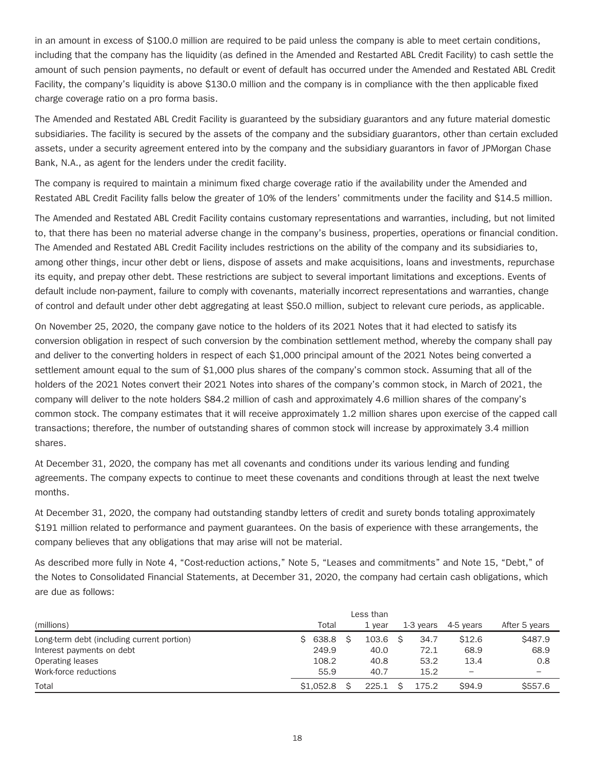in an amount in excess of $100.0 million are required to be paid unless the company is able to meet certain conditions, including that the company has the liquidity (as defined in the Amended and Restarted ABL Credit Facility) to cash settle the amount of such pension payments, no default or event of default has occurred under the Amended and Restated ABL Credit Facility, the company's liquidity is above $130.0 million and the company is in compliance with the then applicable fixed charge coverage ratio on a pro forma basis.

The Amended and Restated ABL Credit Facility is guaranteed by the subsidiary guarantors and any future material domestic subsidiaries. The facility is secured by the assets of the company and the subsidiary guarantors, other than certain excluded assets, under a security agreement entered into by the company and the subsidiary guarantors in favor of JPMorgan Chase Bank, N.A., as agent for the lenders under the credit facility.

The company is required to maintain a minimum fixed charge coverage ratio if the availability under the Amended and Restated ABL Credit Facility falls below the greater of 10% of the lenders' commitments under the facility and $14.5 million.

The Amended and Restated ABL Credit Facility contains customary representations and warranties, including, but not limited to, that there has been no material adverse change in the company's business, properties, operations or financial condition. The Amended and Restated ABL Credit Facility includes restrictions on the ability of the company and its subsidiaries to, among other things, incur other debt or liens, dispose of assets and make acquisitions, loans and investments, repurchase its equity, and prepay other debt. These restrictions are subject to several important limitations and exceptions. Events of default include non-payment, failure to comply with covenants, materially incorrect representations and warranties, change of control and default under other debt aggregating at least $50.0 million, subject to relevant cure periods, as applicable.

On November 25, 2020, the company gave notice to the holders of its 2021 Notes that it had elected to satisfy its conversion obligation in respect of such conversion by the combination settlement method, whereby the company shall pay and deliver to the converting holders in respect of each $1,000 principal amount of the 2021 Notes being converted a settlement amount equal to the sum of $1,000 plus shares of the company's common stock. Assuming that all of the holders of the 2021 Notes convert their 2021 Notes into shares of the company's common stock, in March of 2021, the company will deliver to the note holders $84.2 million of cash and approximately 4.6 million shares of the company's common stock. The company estimates that it will receive approximately 1.2 million shares upon exercise of the capped call transactions; therefore, the number of outstanding shares of common stock will increase by approximately 3.4 million shares.

At December 31, 2020, the company has met all covenants and conditions under its various lending and funding agreements. The company expects to continue to meet these covenants and conditions through at least the next twelve months.

At December 31, 2020, the company had outstanding standby letters of credit and surety bonds totaling approximately $191 million related to performance and payment guarantees. On the basis of experience with these arrangements, the company believes that any obligations that may arise will not be material.

As described more fully in Note 4, "Cost-reduction actions," Note 5, "Leases and commitments" and Note 15, "Debt," of the Notes to Consolidated Financial Statements, at December 31, 2020, the company had certain cash obligations, which are due as follows:

| (millions) | Total | Less than 1 year | 1-3 years | 4-5 years | After 5 years |
|---|---|---|---|---|---|
| Long-term debt (including current portion) | $ 638.8 | $ 103.6 | $ 34.7 | $12.6 | $487.9 |
| Interest payments on debt | 249.9 | 40.0 | 72.1 | 68.9 | 68.9 |
| Operating leases | 108.2 | 40.8 | 53.2 | 13.4 | 0.8 |
| Work-force reductions | 55.9 | 40.7 | 15.2 | – | – |
| Total | $1,052.8 | $ 225.1 | $ 175.2 | $94.9 | $557.6 |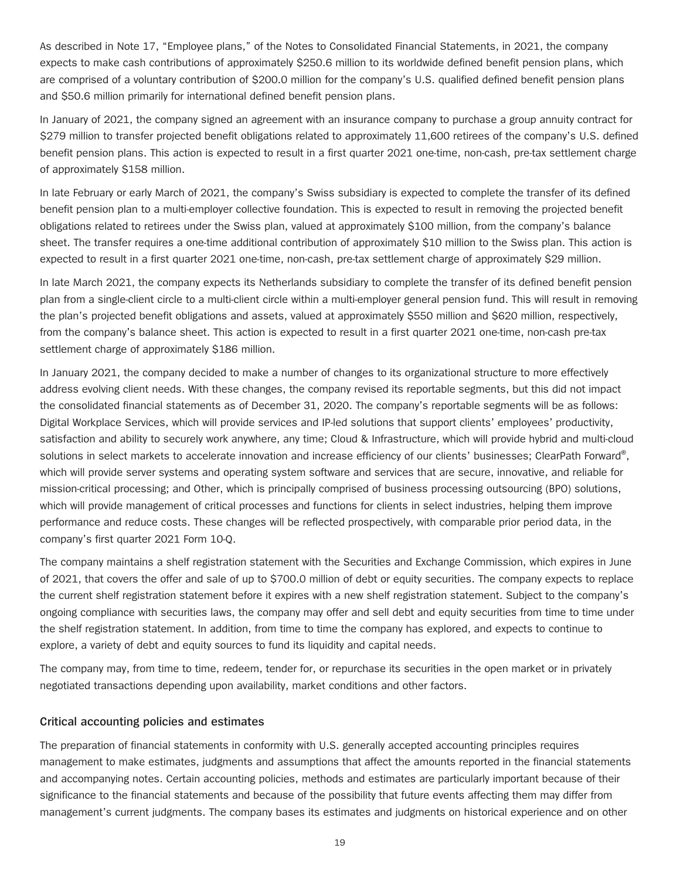As described in Note 17, "Employee plans," of the Notes to Consolidated Financial Statements, in 2021, the company expects to make cash contributions of approximately $250.6 million to its worldwide defined benefit pension plans, which are comprised of a voluntary contribution of $200.0 million for the company's U.S. qualified defined benefit pension plans and $50.6 million primarily for international defined benefit pension plans.

In January of 2021, the company signed an agreement with an insurance company to purchase a group annuity contract for $279 million to transfer projected benefit obligations related to approximately 11,600 retirees of the company's U.S. defined benefit pension plans. This action is expected to result in a first quarter 2021 one-time, non-cash, pre-tax settlement charge of approximately $158 million.

In late February or early March of 2021, the company's Swiss subsidiary is expected to complete the transfer of its defined benefit pension plan to a multi-employer collective foundation. This is expected to result in removing the projected benefit obligations related to retirees under the Swiss plan, valued at approximately $100 million, from the company's balance sheet. The transfer requires a one-time additional contribution of approximately $10 million to the Swiss plan. This action is expected to result in a first quarter 2021 one-time, non-cash, pre-tax settlement charge of approximately $29 million.

In late March 2021, the company expects its Netherlands subsidiary to complete the transfer of its defined benefit pension plan from a single-client circle to a multi-client circle within a multi-employer general pension fund. This will result in removing the plan's projected benefit obligations and assets, valued at approximately $550 million and $620 million, respectively, from the company's balance sheet. This action is expected to result in a first quarter 2021 one-time, non-cash pre-tax settlement charge of approximately $186 million.

In January 2021, the company decided to make a number of changes to its organizational structure to more effectively address evolving client needs. With these changes, the company revised its reportable segments, but this did not impact the consolidated financial statements as of December 31, 2020. The company's reportable segments will be as follows: Digital Workplace Services, which will provide services and IP-led solutions that support clients' employees' productivity, satisfaction and ability to securely work anywhere, any time; Cloud & Infrastructure, which will provide hybrid and multi-cloud solutions in select markets to accelerate innovation and increase efficiency of our clients' businesses; ClearPath Forward®, which will provide server systems and operating system software and services that are secure, innovative, and reliable for mission-critical processing; and Other, which is principally comprised of business processing outsourcing (BPO) solutions, which will provide management of critical processes and functions for clients in select industries, helping them improve performance and reduce costs. These changes will be reflected prospectively, with comparable prior period data, in the company's first quarter 2021 Form 10-Q.

The company maintains a shelf registration statement with the Securities and Exchange Commission, which expires in June of 2021, that covers the offer and sale of up to $700.0 million of debt or equity securities. The company expects to replace the current shelf registration statement before it expires with a new shelf registration statement. Subject to the company's ongoing compliance with securities laws, the company may offer and sell debt and equity securities from time to time under the shelf registration statement. In addition, from time to time the company has explored, and expects to continue to explore, a variety of debt and equity sources to fund its liquidity and capital needs.

The company may, from time to time, redeem, tender for, or repurchase its securities in the open market or in privately negotiated transactions depending upon availability, market conditions and other factors.

## Critical accounting policies and estimates

The preparation of financial statements in conformity with U.S. generally accepted accounting principles requires management to make estimates, judgments and assumptions that affect the amounts reported in the financial statements and accompanying notes. Certain accounting policies, methods and estimates are particularly important because of their significance to the financial statements and because of the possibility that future events affecting them may differ from management's current judgments. The company bases its estimates and judgments on historical experience and on other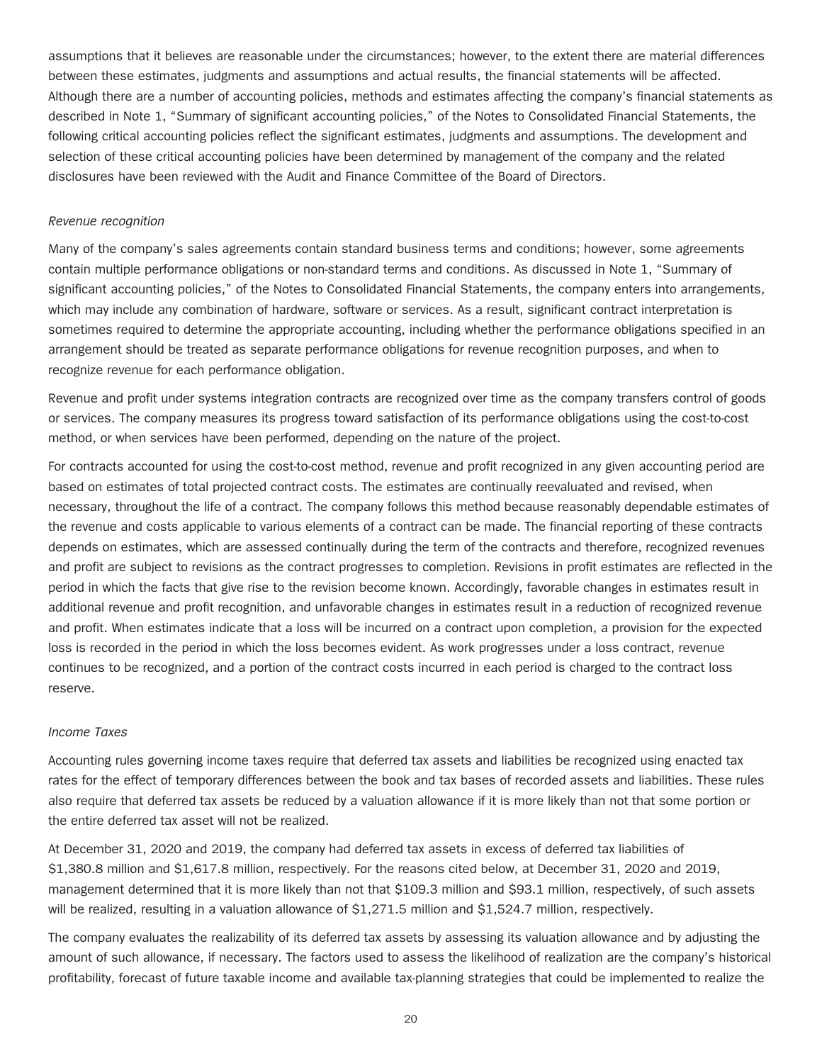assumptions that it believes are reasonable under the circumstances; however, to the extent there are material differences between these estimates, judgments and assumptions and actual results, the financial statements will be affected. Although there are a number of accounting policies, methods and estimates affecting the company's financial statements as described in Note 1, "Summary of significant accounting policies," of the Notes to Consolidated Financial Statements, the following critical accounting policies reflect the significant estimates, judgments and assumptions. The development and selection of these critical accounting policies have been determined by management of the company and the related disclosures have been reviewed with the Audit and Finance Committee of the Board of Directors.

*Revenue recognition*

Many of the company's sales agreements contain standard business terms and conditions; however, some agreements contain multiple performance obligations or non-standard terms and conditions. As discussed in Note 1, "Summary of significant accounting policies," of the Notes to Consolidated Financial Statements, the company enters into arrangements, which may include any combination of hardware, software or services. As a result, significant contract interpretation is sometimes required to determine the appropriate accounting, including whether the performance obligations specified in an arrangement should be treated as separate performance obligations for revenue recognition purposes, and when to recognize revenue for each performance obligation.

Revenue and profit under systems integration contracts are recognized over time as the company transfers control of goods or services. The company measures its progress toward satisfaction of its performance obligations using the cost-to-cost method, or when services have been performed, depending on the nature of the project.

For contracts accounted for using the cost-to-cost method, revenue and profit recognized in any given accounting period are based on estimates of total projected contract costs. The estimates are continually reevaluated and revised, when necessary, throughout the life of a contract. The company follows this method because reasonably dependable estimates of the revenue and costs applicable to various elements of a contract can be made. The financial reporting of these contracts depends on estimates, which are assessed continually during the term of the contracts and therefore, recognized revenues and profit are subject to revisions as the contract progresses to completion. Revisions in profit estimates are reflected in the period in which the facts that give rise to the revision become known. Accordingly, favorable changes in estimates result in additional revenue and profit recognition, and unfavorable changes in estimates result in a reduction of recognized revenue and profit. When estimates indicate that a loss will be incurred on a contract upon completion, a provision for the expected loss is recorded in the period in which the loss becomes evident. As work progresses under a loss contract, revenue continues to be recognized, and a portion of the contract costs incurred in each period is charged to the contract loss reserve.

*Income Taxes*

Accounting rules governing income taxes require that deferred tax assets and liabilities be recognized using enacted tax rates for the effect of temporary differences between the book and tax bases of recorded assets and liabilities. These rules also require that deferred tax assets be reduced by a valuation allowance if it is more likely than not that some portion or the entire deferred tax asset will not be realized.

At December 31, 2020 and 2019, the company had deferred tax assets in excess of deferred tax liabilities of $1,380.8 million and $1,617.8 million, respectively. For the reasons cited below, at December 31, 2020 and 2019, management determined that it is more likely than not that $109.3 million and $93.1 million, respectively, of such assets will be realized, resulting in a valuation allowance of $1,271.5 million and $1,524.7 million, respectively.

The company evaluates the realizability of its deferred tax assets by assessing its valuation allowance and by adjusting the amount of such allowance, if necessary. The factors used to assess the likelihood of realization are the company's historical profitability, forecast of future taxable income and available tax-planning strategies that could be implemented to realize the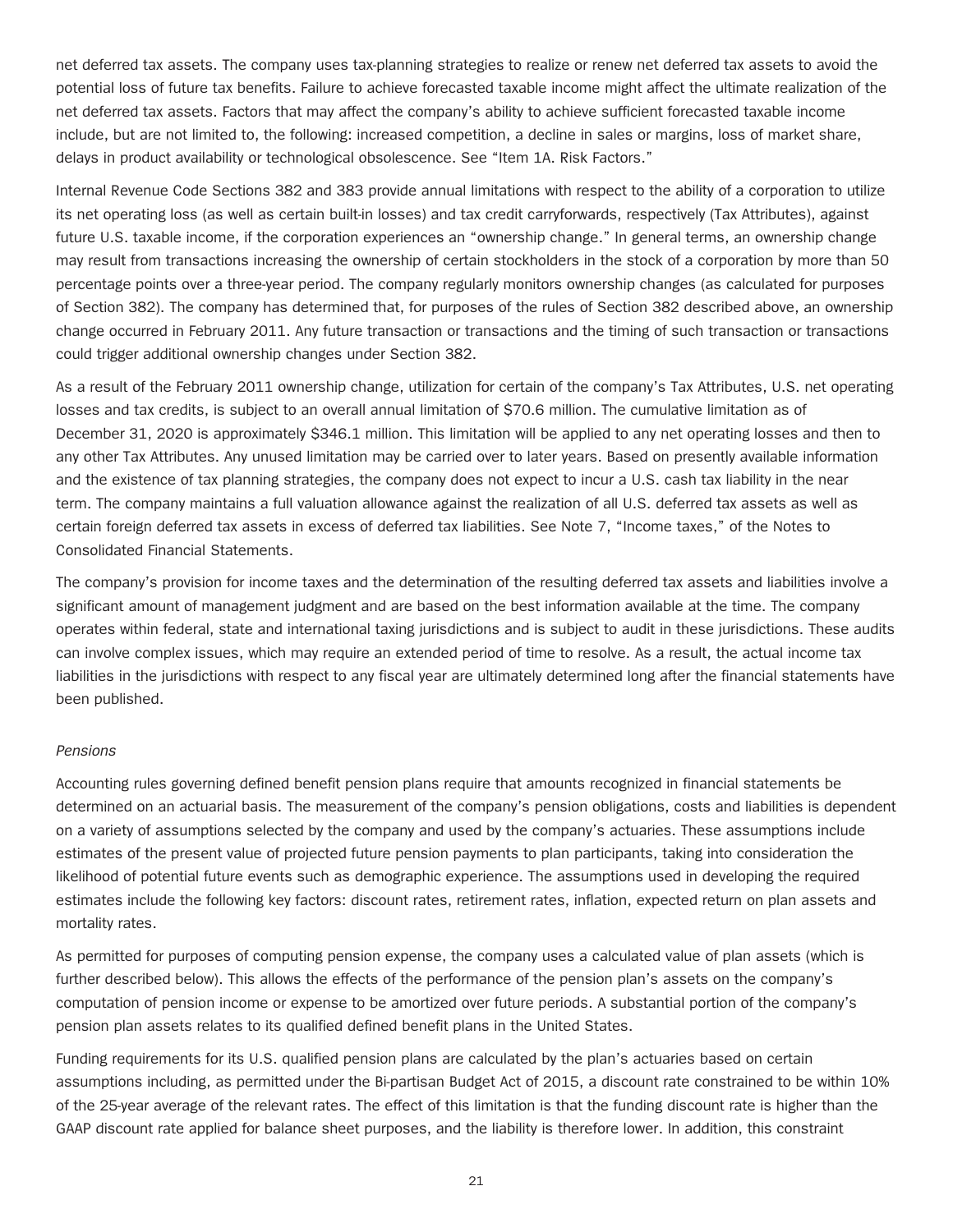net deferred tax assets. The company uses tax-planning strategies to realize or renew net deferred tax assets to avoid the potential loss of future tax benefits. Failure to achieve forecasted taxable income might affect the ultimate realization of the net deferred tax assets. Factors that may affect the company's ability to achieve sufficient forecasted taxable income include, but are not limited to, the following: increased competition, a decline in sales or margins, loss of market share, delays in product availability or technological obsolescence. See "Item 1A. Risk Factors."

Internal Revenue Code Sections 382 and 383 provide annual limitations with respect to the ability of a corporation to utilize its net operating loss (as well as certain built-in losses) and tax credit carryforwards, respectively (Tax Attributes), against future U.S. taxable income, if the corporation experiences an "ownership change." In general terms, an ownership change may result from transactions increasing the ownership of certain stockholders in the stock of a corporation by more than 50 percentage points over a three-year period. The company regularly monitors ownership changes (as calculated for purposes of Section 382). The company has determined that, for purposes of the rules of Section 382 described above, an ownership change occurred in February 2011. Any future transaction or transactions and the timing of such transaction or transactions could trigger additional ownership changes under Section 382.

As a result of the February 2011 ownership change, utilization for certain of the company's Tax Attributes, U.S. net operating losses and tax credits, is subject to an overall annual limitation of $70.6 million. The cumulative limitation as of December 31, 2020 is approximately $346.1 million. This limitation will be applied to any net operating losses and then to any other Tax Attributes. Any unused limitation may be carried over to later years. Based on presently available information and the existence of tax planning strategies, the company does not expect to incur a U.S. cash tax liability in the near term. The company maintains a full valuation allowance against the realization of all U.S. deferred tax assets as well as certain foreign deferred tax assets in excess of deferred tax liabilities. See Note 7, "Income taxes," of the Notes to Consolidated Financial Statements.

The company's provision for income taxes and the determination of the resulting deferred tax assets and liabilities involve a significant amount of management judgment and are based on the best information available at the time. The company operates within federal, state and international taxing jurisdictions and is subject to audit in these jurisdictions. These audits can involve complex issues, which may require an extended period of time to resolve. As a result, the actual income tax liabilities in the jurisdictions with respect to any fiscal year are ultimately determined long after the financial statements have been published.

*Pensions*

Accounting rules governing defined benefit pension plans require that amounts recognized in financial statements be determined on an actuarial basis. The measurement of the company's pension obligations, costs and liabilities is dependent on a variety of assumptions selected by the company and used by the company's actuaries. These assumptions include estimates of the present value of projected future pension payments to plan participants, taking into consideration the likelihood of potential future events such as demographic experience. The assumptions used in developing the required estimates include the following key factors: discount rates, retirement rates, inflation, expected return on plan assets and mortality rates.

As permitted for purposes of computing pension expense, the company uses a calculated value of plan assets (which is further described below). This allows the effects of the performance of the pension plan's assets on the company's computation of pension income or expense to be amortized over future periods. A substantial portion of the company's pension plan assets relates to its qualified defined benefit plans in the United States.

Funding requirements for its U.S. qualified pension plans are calculated by the plan's actuaries based on certain assumptions including, as permitted under the Bi-partisan Budget Act of 2015, a discount rate constrained to be within 10% of the 25-year average of the relevant rates. The effect of this limitation is that the funding discount rate is higher than the GAAP discount rate applied for balance sheet purposes, and the liability is therefore lower. In addition, this constraint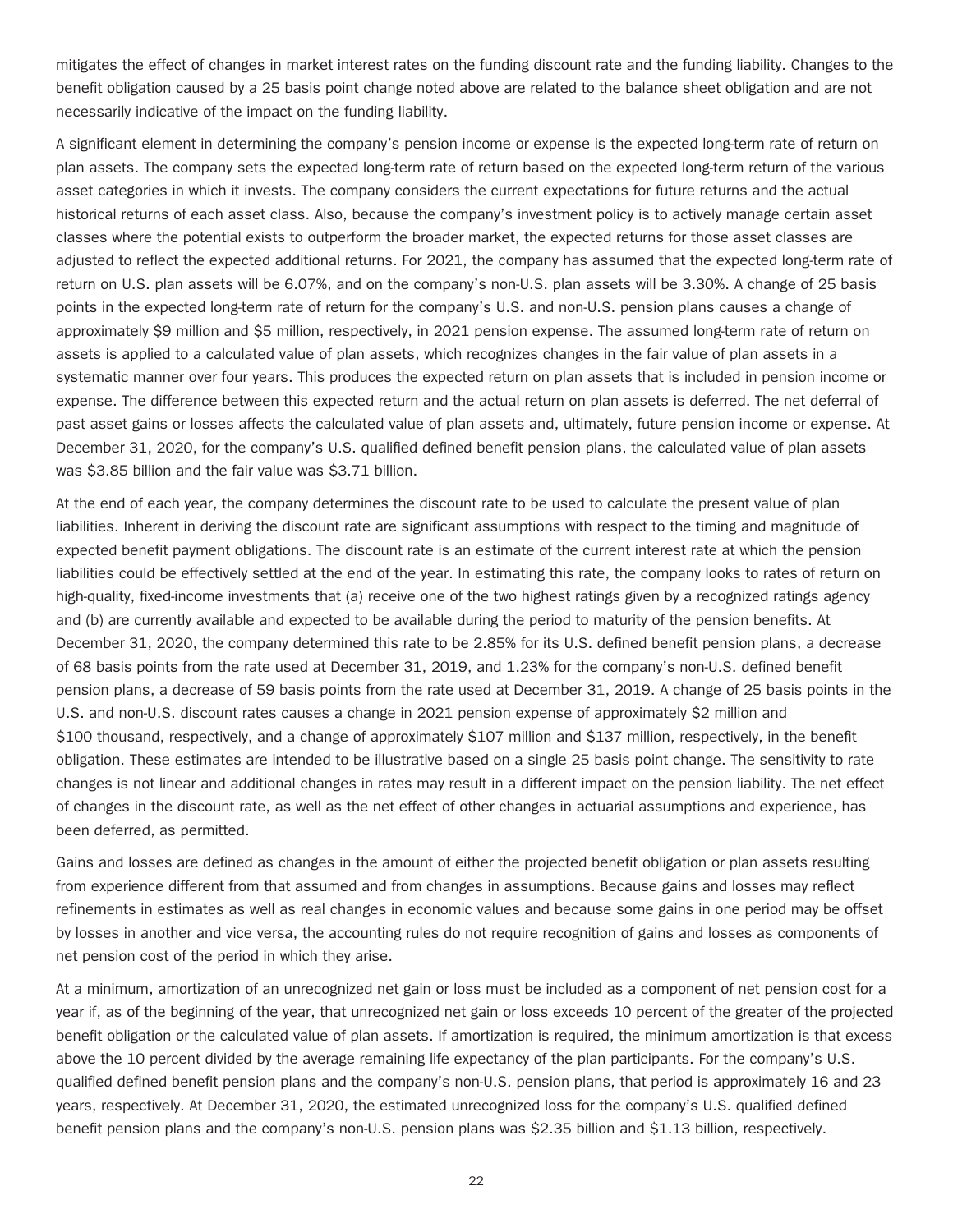mitigates the effect of changes in market interest rates on the funding discount rate and the funding liability. Changes to the benefit obligation caused by a 25 basis point change noted above are related to the balance sheet obligation and are not necessarily indicative of the impact on the funding liability.

A significant element in determining the company's pension income or expense is the expected long-term rate of return on plan assets. The company sets the expected long-term rate of return based on the expected long-term return of the various asset categories in which it invests. The company considers the current expectations for future returns and the actual historical returns of each asset class. Also, because the company's investment policy is to actively manage certain asset classes where the potential exists to outperform the broader market, the expected returns for those asset classes are adjusted to reflect the expected additional returns. For 2021, the company has assumed that the expected long-term rate of return on U.S. plan assets will be 6.07%, and on the company's non-U.S. plan assets will be 3.30%. A change of 25 basis points in the expected long-term rate of return for the company's U.S. and non-U.S. pension plans causes a change of approximately $9 million and $5 million, respectively, in 2021 pension expense. The assumed long-term rate of return on assets is applied to a calculated value of plan assets, which recognizes changes in the fair value of plan assets in a systematic manner over four years. This produces the expected return on plan assets that is included in pension income or expense. The difference between this expected return and the actual return on plan assets is deferred. The net deferral of past asset gains or losses affects the calculated value of plan assets and, ultimately, future pension income or expense. At December 31, 2020, for the company's U.S. qualified defined benefit pension plans, the calculated value of plan assets was $3.85 billion and the fair value was $3.71 billion.

At the end of each year, the company determines the discount rate to be used to calculate the present value of plan liabilities. Inherent in deriving the discount rate are significant assumptions with respect to the timing and magnitude of expected benefit payment obligations. The discount rate is an estimate of the current interest rate at which the pension liabilities could be effectively settled at the end of the year. In estimating this rate, the company looks to rates of return on high-quality, fixed-income investments that (a) receive one of the two highest ratings given by a recognized ratings agency and (b) are currently available and expected to be available during the period to maturity of the pension benefits. At December 31, 2020, the company determined this rate to be 2.85% for its U.S. defined benefit pension plans, a decrease of 68 basis points from the rate used at December 31, 2019, and 1.23% for the company's non-U.S. defined benefit pension plans, a decrease of 59 basis points from the rate used at December 31, 2019. A change of 25 basis points in the U.S. and non-U.S. discount rates causes a change in 2021 pension expense of approximately $2 million and $100 thousand, respectively, and a change of approximately $107 million and $137 million, respectively, in the benefit obligation. These estimates are intended to be illustrative based on a single 25 basis point change. The sensitivity to rate changes is not linear and additional changes in rates may result in a different impact on the pension liability. The net effect of changes in the discount rate, as well as the net effect of other changes in actuarial assumptions and experience, has been deferred, as permitted.

Gains and losses are defined as changes in the amount of either the projected benefit obligation or plan assets resulting from experience different from that assumed and from changes in assumptions. Because gains and losses may reflect refinements in estimates as well as real changes in economic values and because some gains in one period may be offset by losses in another and vice versa, the accounting rules do not require recognition of gains and losses as components of net pension cost of the period in which they arise.

At a minimum, amortization of an unrecognized net gain or loss must be included as a component of net pension cost for a year if, as of the beginning of the year, that unrecognized net gain or loss exceeds 10 percent of the greater of the projected benefit obligation or the calculated value of plan assets. If amortization is required, the minimum amortization is that excess above the 10 percent divided by the average remaining life expectancy of the plan participants. For the company's U.S. qualified defined benefit pension plans and the company's non-U.S. pension plans, that period is approximately 16 and 23 years, respectively. At December 31, 2020, the estimated unrecognized loss for the company's U.S. qualified defined benefit pension plans and the company's non-U.S. pension plans was $2.35 billion and $1.13 billion, respectively.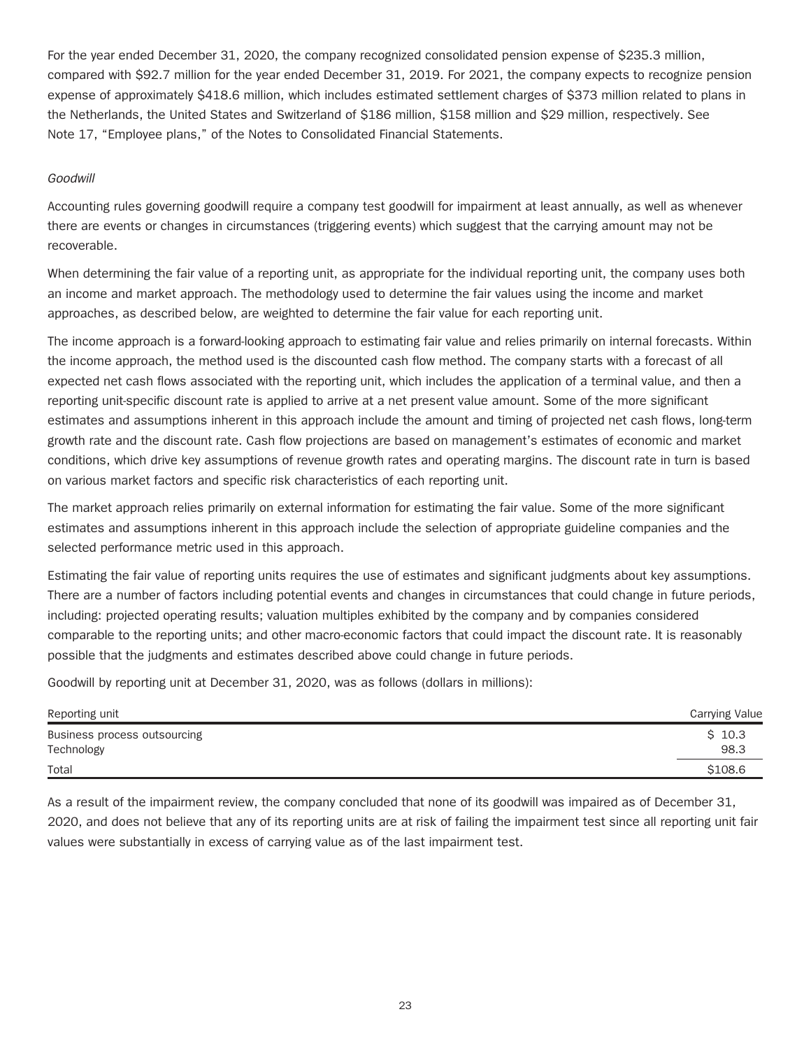For the year ended December 31, 2020, the company recognized consolidated pension expense of $235.3 million, compared with $92.7 million for the year ended December 31, 2019. For 2021, the company expects to recognize pension expense of approximately $418.6 million, which includes estimated settlement charges of $373 million related to plans in the Netherlands, the United States and Switzerland of $186 million, $158 million and $29 million, respectively. See Note 17, "Employee plans," of the Notes to Consolidated Financial Statements.

*Goodwill*

Accounting rules governing goodwill require a company test goodwill for impairment at least annually, as well as whenever there are events or changes in circumstances (triggering events) which suggest that the carrying amount may not be recoverable.

When determining the fair value of a reporting unit, as appropriate for the individual reporting unit, the company uses both an income and market approach. The methodology used to determine the fair values using the income and market approaches, as described below, are weighted to determine the fair value for each reporting unit.

The income approach is a forward-looking approach to estimating fair value and relies primarily on internal forecasts. Within the income approach, the method used is the discounted cash flow method. The company starts with a forecast of all expected net cash flows associated with the reporting unit, which includes the application of a terminal value, and then a reporting unit-specific discount rate is applied to arrive at a net present value amount. Some of the more significant estimates and assumptions inherent in this approach include the amount and timing of projected net cash flows, long-term growth rate and the discount rate. Cash flow projections are based on management's estimates of economic and market conditions, which drive key assumptions of revenue growth rates and operating margins. The discount rate in turn is based on various market factors and specific risk characteristics of each reporting unit.

The market approach relies primarily on external information for estimating the fair value. Some of the more significant estimates and assumptions inherent in this approach include the selection of appropriate guideline companies and the selected performance metric used in this approach.

Estimating the fair value of reporting units requires the use of estimates and significant judgments about key assumptions. There are a number of factors including potential events and changes in circumstances that could change in future periods, including: projected operating results; valuation multiples exhibited by the company and by companies considered comparable to the reporting units; and other macro-economic factors that could impact the discount rate. It is reasonably possible that the judgments and estimates described above could change in future periods.

Goodwill by reporting unit at December 31, 2020, was as follows (dollars in millions):

| Reporting unit | Carrying Value |
|---|---|
| Business process outsourcing | $ 10.3 |
| Technology | 98.3 |
| Total | $108.6 |

As a result of the impairment review, the company concluded that none of its goodwill was impaired as of December 31, 2020, and does not believe that any of its reporting units are at risk of failing the impairment test since all reporting unit fair values were substantially in excess of carrying value as of the last impairment test.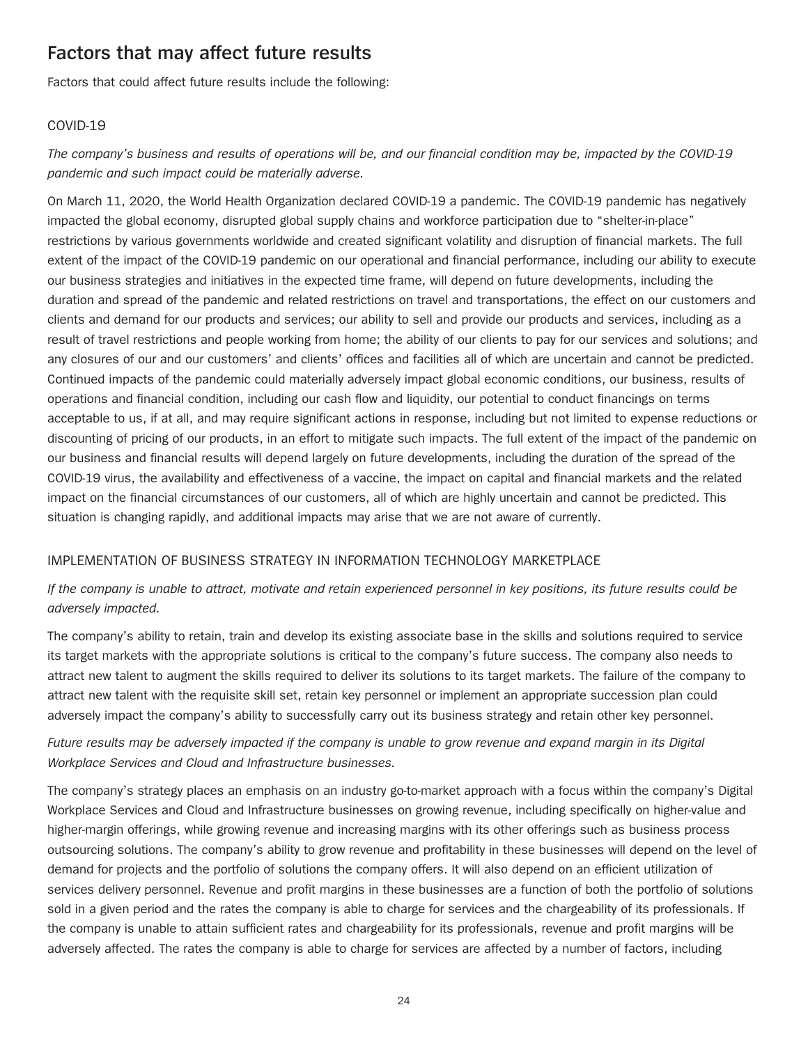## Factors that may affect future results

Factors that could affect future results include the following:

### COVID-19

*The company's business and results of operations will be, and our financial condition may be, impacted by the COVID-19 pandemic and such impact could be materially adverse.*

On March 11, 2020, the World Health Organization declared COVID-19 a pandemic. The COVID-19 pandemic has negatively impacted the global economy, disrupted global supply chains and workforce participation due to "shelter-in-place" restrictions by various governments worldwide and created significant volatility and disruption of financial markets. The full extent of the impact of the COVID-19 pandemic on our operational and financial performance, including our ability to execute our business strategies and initiatives in the expected time frame, will depend on future developments, including the duration and spread of the pandemic and related restrictions on travel and transportations, the effect on our customers and clients and demand for our products and services; our ability to sell and provide our products and services, including as a result of travel restrictions and people working from home; the ability of our clients to pay for our services and solutions; and any closures of our and our customers' and clients' offices and facilities all of which are uncertain and cannot be predicted. Continued impacts of the pandemic could materially adversely impact global economic conditions, our business, results of operations and financial condition, including our cash flow and liquidity, our potential to conduct financings on terms acceptable to us, if at all, and may require significant actions in response, including but not limited to expense reductions or discounting of pricing of our products, in an effort to mitigate such impacts. The full extent of the impact of the pandemic on our business and financial results will depend largely on future developments, including the duration of the spread of the COVID-19 virus, the availability and effectiveness of a vaccine, the impact on capital and financial markets and the related impact on the financial circumstances of our customers, all of which are highly uncertain and cannot be predicted. This situation is changing rapidly, and additional impacts may arise that we are not aware of currently.

### IMPLEMENTATION OF BUSINESS STRATEGY IN INFORMATION TECHNOLOGY MARKETPLACE

*If the company is unable to attract, motivate and retain experienced personnel in key positions, its future results could be adversely impacted.*

The company's ability to retain, train and develop its existing associate base in the skills and solutions required to service its target markets with the appropriate solutions is critical to the company's future success. The company also needs to attract new talent to augment the skills required to deliver its solutions to its target markets. The failure of the company to attract new talent with the requisite skill set, retain key personnel or implement an appropriate succession plan could adversely impact the company's ability to successfully carry out its business strategy and retain other key personnel.

*Future results may be adversely impacted if the company is unable to grow revenue and expand margin in its Digital Workplace Services and Cloud and Infrastructure businesses.*

The company's strategy places an emphasis on an industry go-to-market approach with a focus within the company's Digital Workplace Services and Cloud and Infrastructure businesses on growing revenue, including specifically on higher-value and higher-margin offerings, while growing revenue and increasing margins with its other offerings such as business process outsourcing solutions. The company's ability to grow revenue and profitability in these businesses will depend on the level of demand for projects and the portfolio of solutions the company offers. It will also depend on an efficient utilization of services delivery personnel. Revenue and profit margins in these businesses are a function of both the portfolio of solutions sold in a given period and the rates the company is able to charge for services and the chargeability of its professionals. If the company is unable to attain sufficient rates and chargeability for its professionals, revenue and profit margins will be adversely affected. The rates the company is able to charge for services are affected by a number of factors, including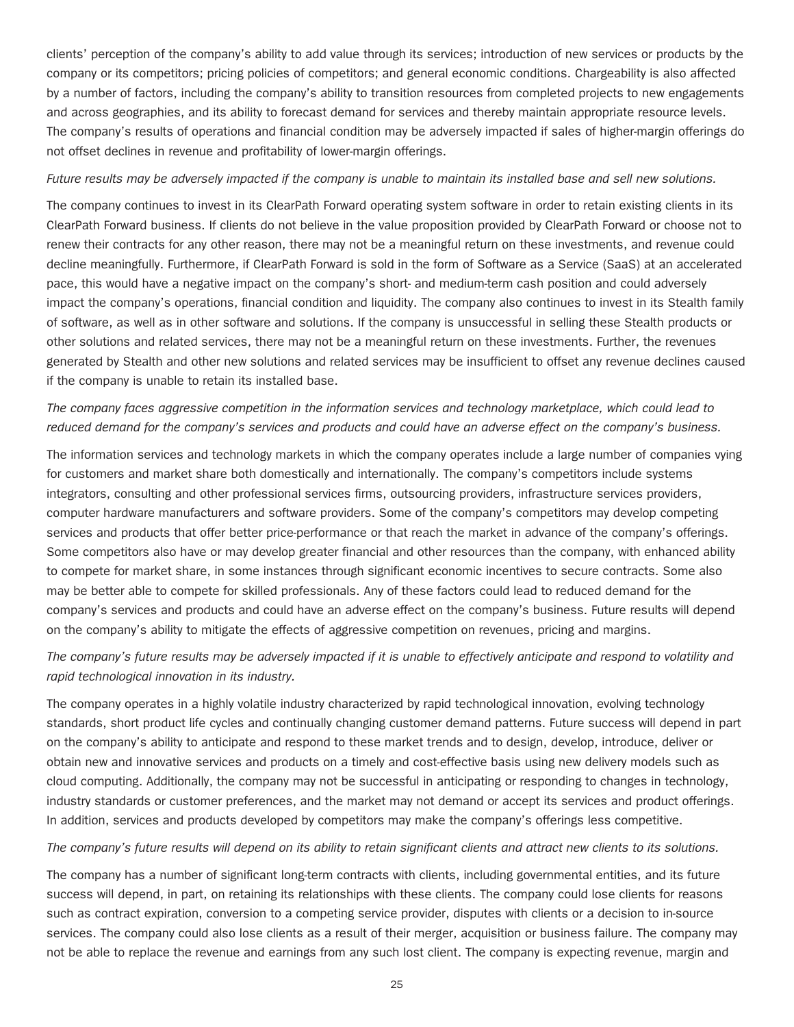clients' perception of the company's ability to add value through its services; introduction of new services or products by the company or its competitors; pricing policies of competitors; and general economic conditions. Chargeability is also affected by a number of factors, including the company's ability to transition resources from completed projects to new engagements and across geographies, and its ability to forecast demand for services and thereby maintain appropriate resource levels. The company's results of operations and financial condition may be adversely impacted if sales of higher-margin offerings do not offset declines in revenue and profitability of lower-margin offerings.

*Future results may be adversely impacted if the company is unable to maintain its installed base and sell new solutions.*

The company continues to invest in its ClearPath Forward operating system software in order to retain existing clients in its ClearPath Forward business. If clients do not believe in the value proposition provided by ClearPath Forward or choose not to renew their contracts for any other reason, there may not be a meaningful return on these investments, and revenue could decline meaningfully. Furthermore, if ClearPath Forward is sold in the form of Software as a Service (SaaS) at an accelerated pace, this would have a negative impact on the company's short- and medium-term cash position and could adversely impact the company's operations, financial condition and liquidity. The company also continues to invest in its Stealth family of software, as well as in other software and solutions. If the company is unsuccessful in selling these Stealth products or other solutions and related services, there may not be a meaningful return on these investments. Further, the revenues generated by Stealth and other new solutions and related services may be insufficient to offset any revenue declines caused if the company is unable to retain its installed base.

*The company faces aggressive competition in the information services and technology marketplace, which could lead to reduced demand for the company's services and products and could have an adverse effect on the company's business.*

The information services and technology markets in which the company operates include a large number of companies vying for customers and market share both domestically and internationally. The company's competitors include systems integrators, consulting and other professional services firms, outsourcing providers, infrastructure services providers, computer hardware manufacturers and software providers. Some of the company's competitors may develop competing services and products that offer better price-performance or that reach the market in advance of the company's offerings. Some competitors also have or may develop greater financial and other resources than the company, with enhanced ability to compete for market share, in some instances through significant economic incentives to secure contracts. Some also may be better able to compete for skilled professionals. Any of these factors could lead to reduced demand for the company's services and products and could have an adverse effect on the company's business. Future results will depend on the company's ability to mitigate the effects of aggressive competition on revenues, pricing and margins.

*The company's future results may be adversely impacted if it is unable to effectively anticipate and respond to volatility and rapid technological innovation in its industry.*

The company operates in a highly volatile industry characterized by rapid technological innovation, evolving technology standards, short product life cycles and continually changing customer demand patterns. Future success will depend in part on the company's ability to anticipate and respond to these market trends and to design, develop, introduce, deliver or obtain new and innovative services and products on a timely and cost-effective basis using new delivery models such as cloud computing. Additionally, the company may not be successful in anticipating or responding to changes in technology, industry standards or customer preferences, and the market may not demand or accept its services and product offerings. In addition, services and products developed by competitors may make the company's offerings less competitive.

*The company's future results will depend on its ability to retain significant clients and attract new clients to its solutions.*

The company has a number of significant long-term contracts with clients, including governmental entities, and its future success will depend, in part, on retaining its relationships with these clients. The company could lose clients for reasons such as contract expiration, conversion to a competing service provider, disputes with clients or a decision to in-source services. The company could also lose clients as a result of their merger, acquisition or business failure. The company may not be able to replace the revenue and earnings from any such lost client. The company is expecting revenue, margin and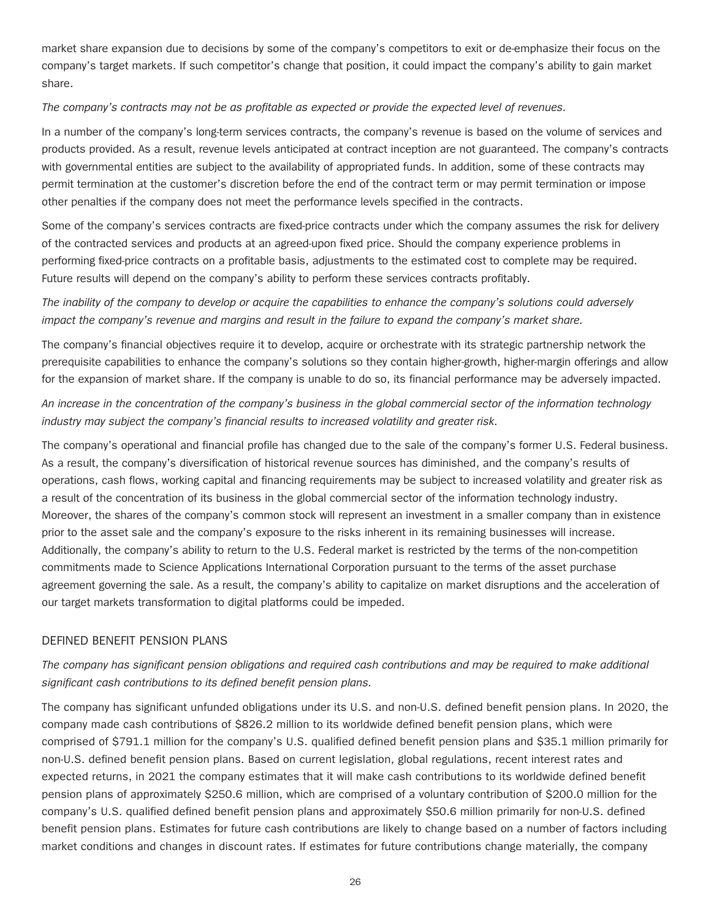market share expansion due to decisions by some of the company's competitors to exit or de-emphasize their focus on the company's target markets. If such competitor's change that position, it could impact the company's ability to gain market share.

*The company's contracts may not be as profitable as expected or provide the expected level of revenues.*

In a number of the company's long-term services contracts, the company's revenue is based on the volume of services and products provided. As a result, revenue levels anticipated at contract inception are not guaranteed. The company's contracts with governmental entities are subject to the availability of appropriated funds. In addition, some of these contracts may permit termination at the customer's discretion before the end of the contract term or may permit termination or impose other penalties if the company does not meet the performance levels specified in the contracts.

Some of the company's services contracts are fixed-price contracts under which the company assumes the risk for delivery of the contracted services and products at an agreed-upon fixed price. Should the company experience problems in performing fixed-price contracts on a profitable basis, adjustments to the estimated cost to complete may be required. Future results will depend on the company's ability to perform these services contracts profitably.

*The inability of the company to develop or acquire the capabilities to enhance the company's solutions could adversely impact the company's revenue and margins and result in the failure to expand the company's market share.*

The company's financial objectives require it to develop, acquire or orchestrate with its strategic partnership network the prerequisite capabilities to enhance the company's solutions so they contain higher-growth, higher-margin offerings and allow for the expansion of market share. If the company is unable to do so, its financial performance may be adversely impacted.

*An increase in the concentration of the company's business in the global commercial sector of the information technology industry may subject the company's financial results to increased volatility and greater risk.*

The company's operational and financial profile has changed due to the sale of the company's former U.S. Federal business. As a result, the company's diversification of historical revenue sources has diminished, and the company's results of operations, cash flows, working capital and financing requirements may be subject to increased volatility and greater risk as a result of the concentration of its business in the global commercial sector of the information technology industry. Moreover, the shares of the company's common stock will represent an investment in a smaller company than in existence prior to the asset sale and the company's exposure to the risks inherent in its remaining businesses will increase. Additionally, the company's ability to return to the U.S. Federal market is restricted by the terms of the non-competition commitments made to Science Applications International Corporation pursuant to the terms of the asset purchase agreement governing the sale. As a result, the company's ability to capitalize on market disruptions and the acceleration of our target markets transformation to digital platforms could be impeded.

## DEFINED BENEFIT PENSION PLANS

*The company has significant pension obligations and required cash contributions and may be required to make additional significant cash contributions to its defined benefit pension plans.*

The company has significant unfunded obligations under its U.S. and non-U.S. defined benefit pension plans. In 2020, the company made cash contributions of $826.2 million to its worldwide defined benefit pension plans, which were comprised of $791.1 million for the company's U.S. qualified defined benefit pension plans and $35.1 million primarily for non-U.S. defined benefit pension plans. Based on current legislation, global regulations, recent interest rates and expected returns, in 2021 the company estimates that it will make cash contributions to its worldwide defined benefit pension plans of approximately $250.6 million, which are comprised of a voluntary contribution of $200.0 million for the company's U.S. qualified defined benefit pension plans and approximately $50.6 million primarily for non-U.S. defined benefit pension plans. Estimates for future cash contributions are likely to change based on a number of factors including market conditions and changes in discount rates. If estimates for future contributions change materially, the company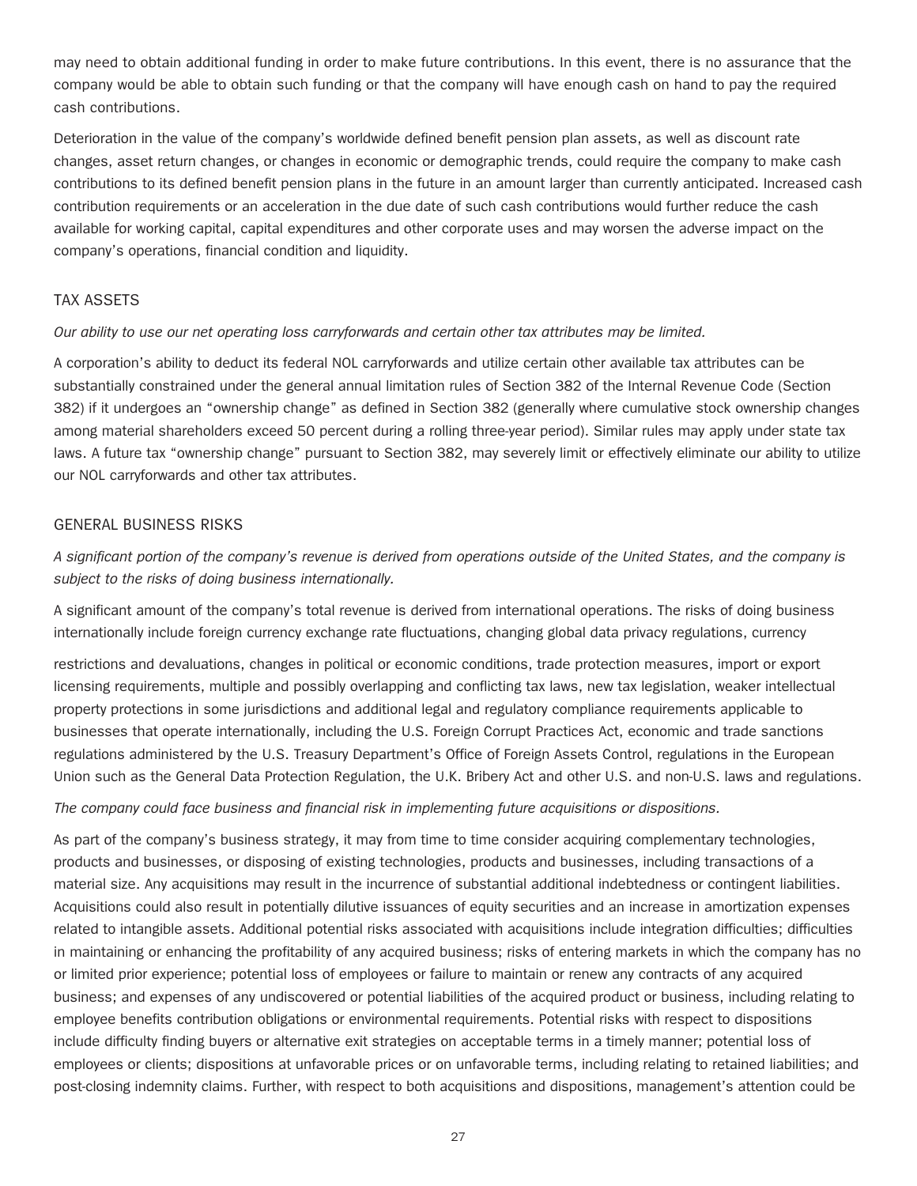may need to obtain additional funding in order to make future contributions. In this event, there is no assurance that the company would be able to obtain such funding or that the company will have enough cash on hand to pay the required cash contributions.

Deterioration in the value of the company's worldwide defined benefit pension plan assets, as well as discount rate changes, asset return changes, or changes in economic or demographic trends, could require the company to make cash contributions to its defined benefit pension plans in the future in an amount larger than currently anticipated. Increased cash contribution requirements or an acceleration in the due date of such cash contributions would further reduce the cash available for working capital, capital expenditures and other corporate uses and may worsen the adverse impact on the company's operations, financial condition and liquidity.

## TAX ASSETS

*Our ability to use our net operating loss carryforwards and certain other tax attributes may be limited.*

A corporation's ability to deduct its federal NOL carryforwards and utilize certain other available tax attributes can be substantially constrained under the general annual limitation rules of Section 382 of the Internal Revenue Code (Section 382) if it undergoes an "ownership change" as defined in Section 382 (generally where cumulative stock ownership changes among material shareholders exceed 50 percent during a rolling three-year period). Similar rules may apply under state tax laws. A future tax "ownership change" pursuant to Section 382, may severely limit or effectively eliminate our ability to utilize our NOL carryforwards and other tax attributes.

## GENERAL BUSINESS RISKS

*A significant portion of the company's revenue is derived from operations outside of the United States, and the company is subject to the risks of doing business internationally.*

A significant amount of the company's total revenue is derived from international operations. The risks of doing business internationally include foreign currency exchange rate fluctuations, changing global data privacy regulations, currency restrictions and devaluations, changes in political or economic conditions, trade protection measures, import or export licensing requirements, multiple and possibly overlapping and conflicting tax laws, new tax legislation, weaker intellectual property protections in some jurisdictions and additional legal and regulatory compliance requirements applicable to businesses that operate internationally, including the U.S. Foreign Corrupt Practices Act, economic and trade sanctions regulations administered by the U.S. Treasury Department's Office of Foreign Assets Control, regulations in the European Union such as the General Data Protection Regulation, the U.K. Bribery Act and other U.S. and non-U.S. laws and regulations.

*The company could face business and financial risk in implementing future acquisitions or dispositions.*

As part of the company's business strategy, it may from time to time consider acquiring complementary technologies, products and businesses, or disposing of existing technologies, products and businesses, including transactions of a material size. Any acquisitions may result in the incurrence of substantial additional indebtedness or contingent liabilities. Acquisitions could also result in potentially dilutive issuances of equity securities and an increase in amortization expenses related to intangible assets. Additional potential risks associated with acquisitions include integration difficulties; difficulties in maintaining or enhancing the profitability of any acquired business; risks of entering markets in which the company has no or limited prior experience; potential loss of employees or failure to maintain or renew any contracts of any acquired business; and expenses of any undiscovered or potential liabilities of the acquired product or business, including relating to employee benefits contribution obligations or environmental requirements. Potential risks with respect to dispositions include difficulty finding buyers or alternative exit strategies on acceptable terms in a timely manner; potential loss of employees or clients; dispositions at unfavorable prices or on unfavorable terms, including relating to retained liabilities; and post-closing indemnity claims. Further, with respect to both acquisitions and dispositions, management's attention could be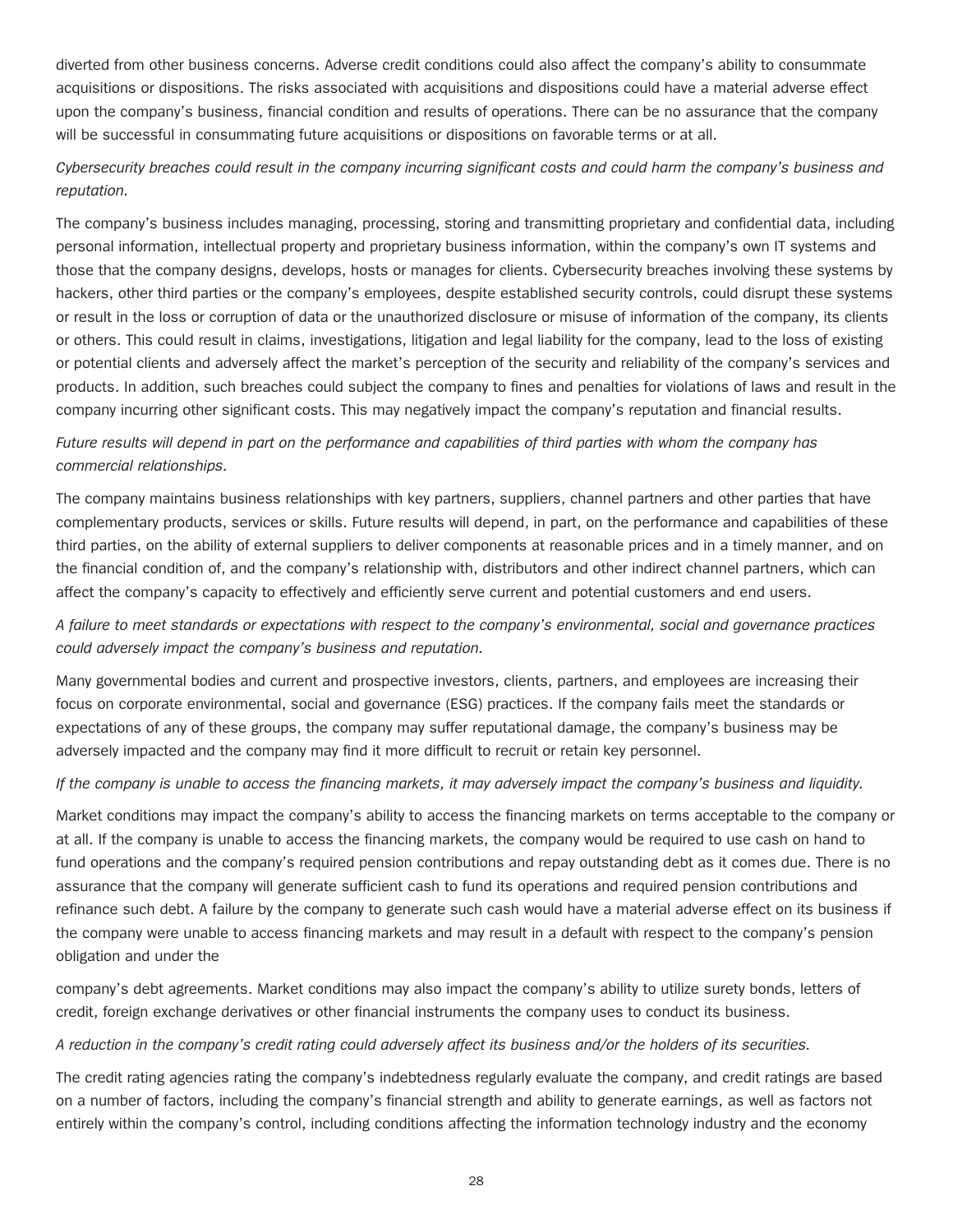diverted from other business concerns. Adverse credit conditions could also affect the company's ability to consummate acquisitions or dispositions. The risks associated with acquisitions and dispositions could have a material adverse effect upon the company's business, financial condition and results of operations. There can be no assurance that the company will be successful in consummating future acquisitions or dispositions on favorable terms or at all.

*Cybersecurity breaches could result in the company incurring significant costs and could harm the company's business and reputation.*

The company's business includes managing, processing, storing and transmitting proprietary and confidential data, including personal information, intellectual property and proprietary business information, within the company's own IT systems and those that the company designs, develops, hosts or manages for clients. Cybersecurity breaches involving these systems by hackers, other third parties or the company's employees, despite established security controls, could disrupt these systems or result in the loss or corruption of data or the unauthorized disclosure or misuse of information of the company, its clients or others. This could result in claims, investigations, litigation and legal liability for the company, lead to the loss of existing or potential clients and adversely affect the market's perception of the security and reliability of the company's services and products. In addition, such breaches could subject the company to fines and penalties for violations of laws and result in the company incurring other significant costs. This may negatively impact the company's reputation and financial results.

*Future results will depend in part on the performance and capabilities of third parties with whom the company has commercial relationships.*

The company maintains business relationships with key partners, suppliers, channel partners and other parties that have complementary products, services or skills. Future results will depend, in part, on the performance and capabilities of these third parties, on the ability of external suppliers to deliver components at reasonable prices and in a timely manner, and on the financial condition of, and the company's relationship with, distributors and other indirect channel partners, which can affect the company's capacity to effectively and efficiently serve current and potential customers and end users.

*A failure to meet standards or expectations with respect to the company's environmental, social and governance practices could adversely impact the company's business and reputation.*

Many governmental bodies and current and prospective investors, clients, partners, and employees are increasing their focus on corporate environmental, social and governance (ESG) practices. If the company fails meet the standards or expectations of any of these groups, the company may suffer reputational damage, the company's business may be adversely impacted and the company may find it more difficult to recruit or retain key personnel.

*If the company is unable to access the financing markets, it may adversely impact the company's business and liquidity.*

Market conditions may impact the company's ability to access the financing markets on terms acceptable to the company or at all. If the company is unable to access the financing markets, the company would be required to use cash on hand to fund operations and the company's required pension contributions and repay outstanding debt as it comes due. There is no assurance that the company will generate sufficient cash to fund its operations and required pension contributions and refinance such debt. A failure by the company to generate such cash would have a material adverse effect on its business if the company were unable to access financing markets and may result in a default with respect to the company's pension obligation and under the company's debt agreements. Market conditions may also impact the company's ability to utilize surety bonds, letters of credit, foreign exchange derivatives or other financial instruments the company uses to conduct its business.

*A reduction in the company's credit rating could adversely affect its business and/or the holders of its securities.*

The credit rating agencies rating the company's indebtedness regularly evaluate the company, and credit ratings are based on a number of factors, including the company's financial strength and ability to generate earnings, as well as factors not entirely within the company's control, including conditions affecting the information technology industry and the economy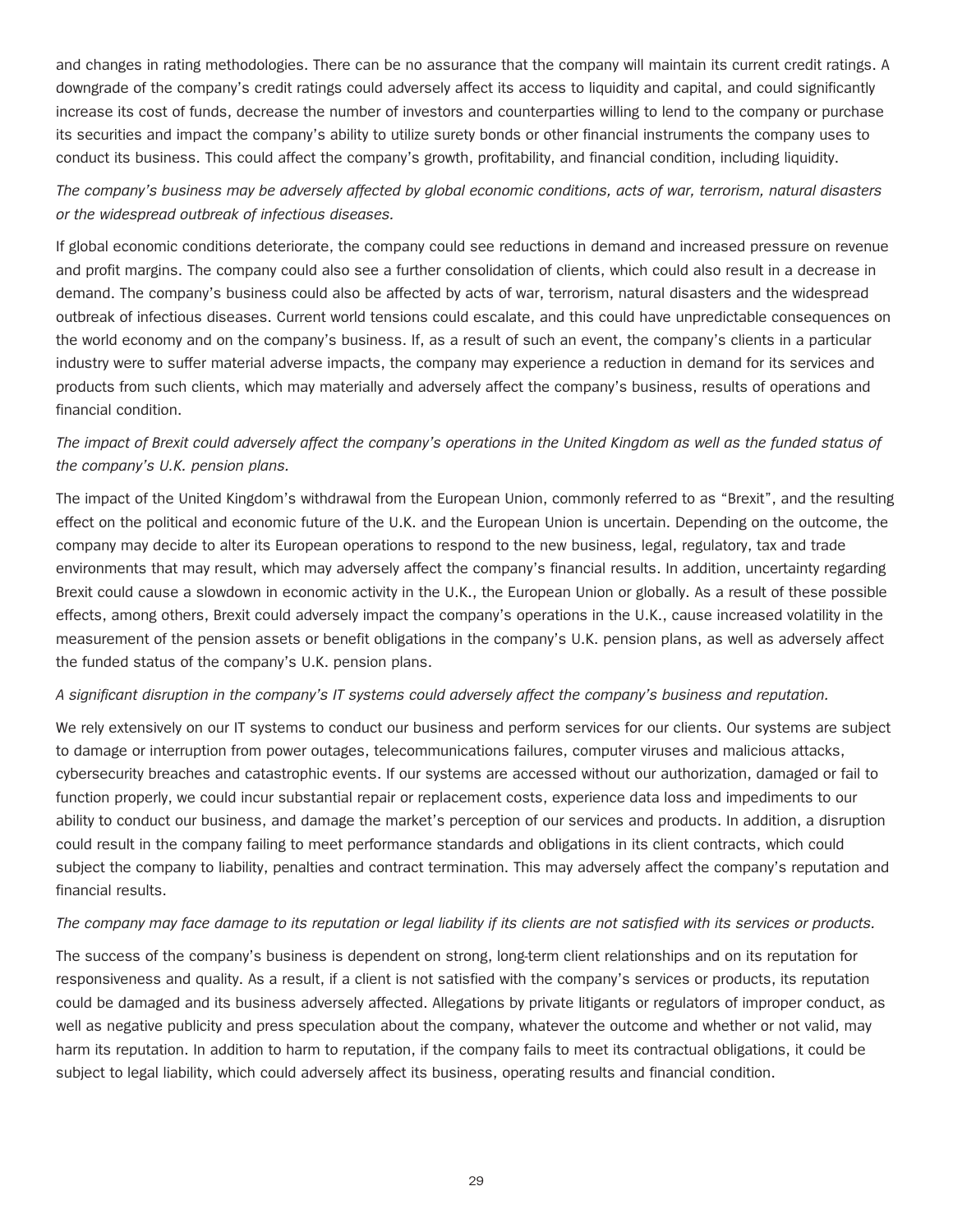and changes in rating methodologies. There can be no assurance that the company will maintain its current credit ratings. A downgrade of the company's credit ratings could adversely affect its access to liquidity and capital, and could significantly increase its cost of funds, decrease the number of investors and counterparties willing to lend to the company or purchase its securities and impact the company's ability to utilize surety bonds or other financial instruments the company uses to conduct its business. This could affect the company's growth, profitability, and financial condition, including liquidity.

*The company's business may be adversely affected by global economic conditions, acts of war, terrorism, natural disasters or the widespread outbreak of infectious diseases.*

If global economic conditions deteriorate, the company could see reductions in demand and increased pressure on revenue and profit margins. The company could also see a further consolidation of clients, which could also result in a decrease in demand. The company's business could also be affected by acts of war, terrorism, natural disasters and the widespread outbreak of infectious diseases. Current world tensions could escalate, and this could have unpredictable consequences on the world economy and on the company's business. If, as a result of such an event, the company's clients in a particular industry were to suffer material adverse impacts, the company may experience a reduction in demand for its services and products from such clients, which may materially and adversely affect the company's business, results of operations and financial condition.

*The impact of Brexit could adversely affect the company's operations in the United Kingdom as well as the funded status of the company's U.K. pension plans.*

The impact of the United Kingdom's withdrawal from the European Union, commonly referred to as "Brexit", and the resulting effect on the political and economic future of the U.K. and the European Union is uncertain. Depending on the outcome, the company may decide to alter its European operations to respond to the new business, legal, regulatory, tax and trade environments that may result, which may adversely affect the company's financial results. In addition, uncertainty regarding Brexit could cause a slowdown in economic activity in the U.K., the European Union or globally. As a result of these possible effects, among others, Brexit could adversely impact the company's operations in the U.K., cause increased volatility in the measurement of the pension assets or benefit obligations in the company's U.K. pension plans, as well as adversely affect the funded status of the company's U.K. pension plans.

*A significant disruption in the company's IT systems could adversely affect the company's business and reputation.*

We rely extensively on our IT systems to conduct our business and perform services for our clients. Our systems are subject to damage or interruption from power outages, telecommunications failures, computer viruses and malicious attacks, cybersecurity breaches and catastrophic events. If our systems are accessed without our authorization, damaged or fail to function properly, we could incur substantial repair or replacement costs, experience data loss and impediments to our ability to conduct our business, and damage the market's perception of our services and products. In addition, a disruption could result in the company failing to meet performance standards and obligations in its client contracts, which could subject the company to liability, penalties and contract termination. This may adversely affect the company's reputation and financial results.

*The company may face damage to its reputation or legal liability if its clients are not satisfied with its services or products.*

The success of the company's business is dependent on strong, long-term client relationships and on its reputation for responsiveness and quality. As a result, if a client is not satisfied with the company's services or products, its reputation could be damaged and its business adversely affected. Allegations by private litigants or regulators of improper conduct, as well as negative publicity and press speculation about the company, whatever the outcome and whether or not valid, may harm its reputation. In addition to harm to reputation, if the company fails to meet its contractual obligations, it could be subject to legal liability, which could adversely affect its business, operating results and financial condition.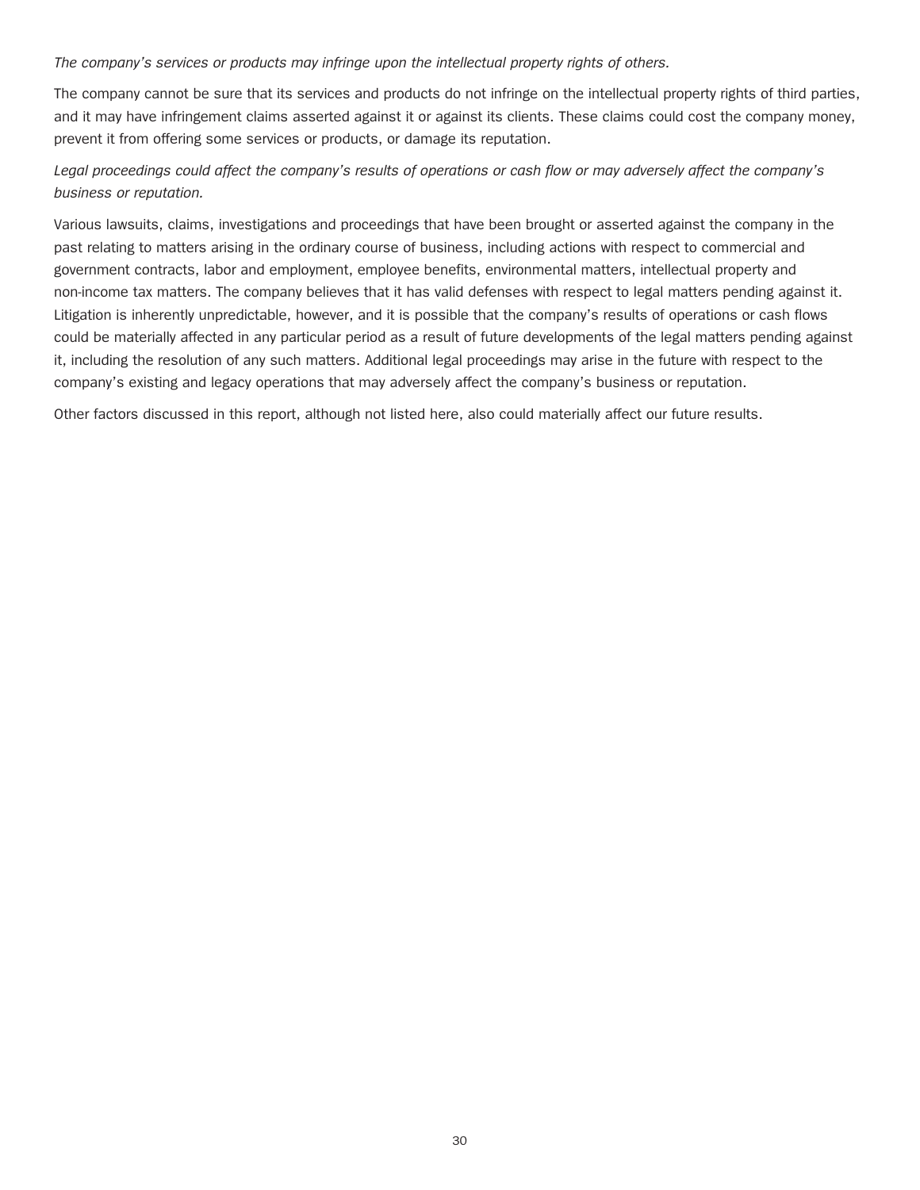*The company's services or products may infringe upon the intellectual property rights of others.*

The company cannot be sure that its services and products do not infringe on the intellectual property rights of third parties, and it may have infringement claims asserted against it or against its clients. These claims could cost the company money, prevent it from offering some services or products, or damage its reputation.

*Legal proceedings could affect the company's results of operations or cash flow or may adversely affect the company's business or reputation.*

Various lawsuits, claims, investigations and proceedings that have been brought or asserted against the company in the past relating to matters arising in the ordinary course of business, including actions with respect to commercial and government contracts, labor and employment, employee benefits, environmental matters, intellectual property and non-income tax matters. The company believes that it has valid defenses with respect to legal matters pending against it. Litigation is inherently unpredictable, however, and it is possible that the company's results of operations or cash flows could be materially affected in any particular period as a result of future developments of the legal matters pending against it, including the resolution of any such matters. Additional legal proceedings may arise in the future with respect to the company's existing and legacy operations that may adversely affect the company's business or reputation.

Other factors discussed in this report, although not listed here, also could materially affect our future results.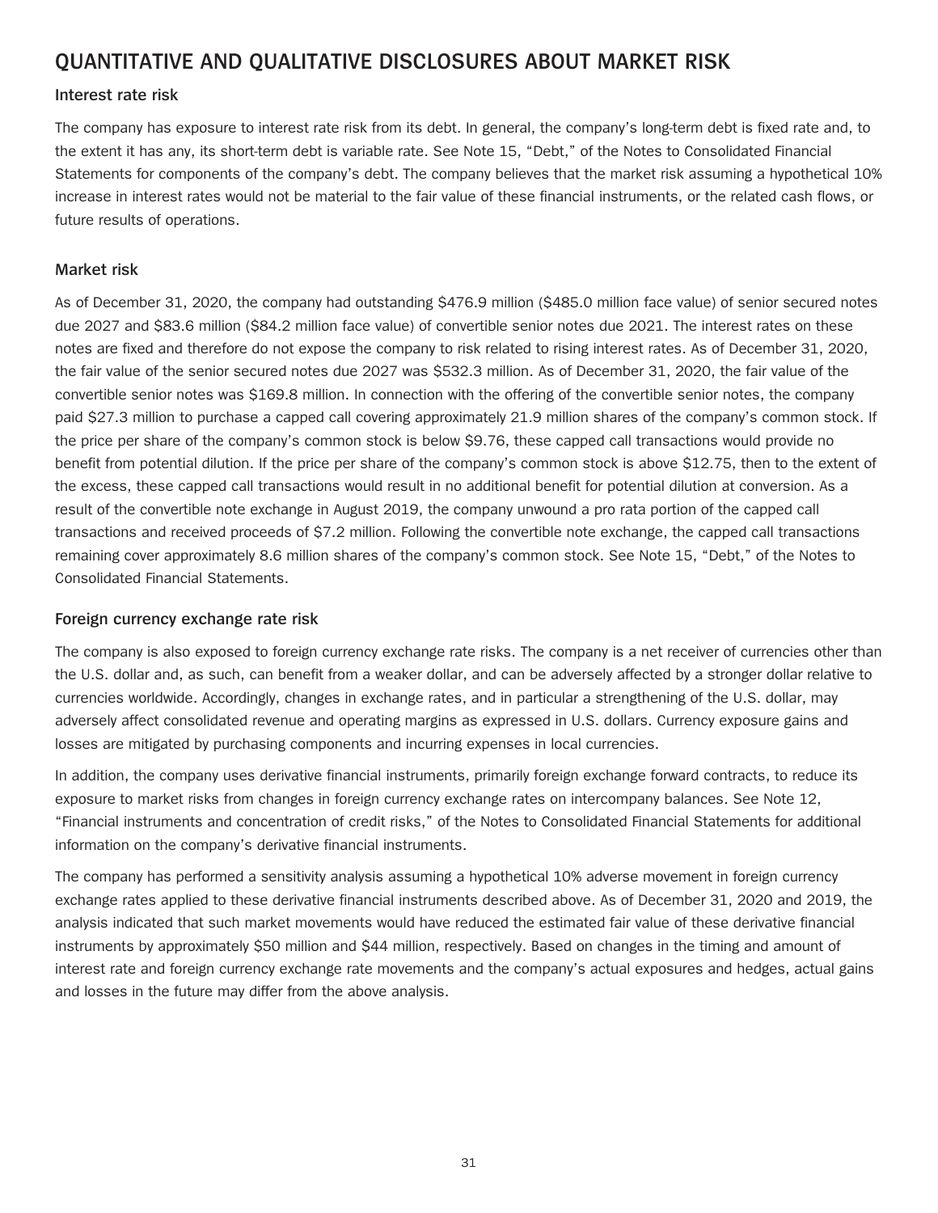# QUANTITATIVE AND QUALITATIVE DISCLOSURES ABOUT MARKET RISK

## Interest rate risk

The company has exposure to interest rate risk from its debt. In general, the company's long-term debt is fixed rate and, to the extent it has any, its short-term debt is variable rate. See Note 15, "Debt," of the Notes to Consolidated Financial Statements for components of the company's debt. The company believes that the market risk assuming a hypothetical 10% increase in interest rates would not be material to the fair value of these financial instruments, or the related cash flows, or future results of operations.

## Market risk

As of December 31, 2020, the company had outstanding $476.9 million ($485.0 million face value) of senior secured notes due 2027 and $83.6 million ($84.2 million face value) of convertible senior notes due 2021. The interest rates on these notes are fixed and therefore do not expose the company to risk related to rising interest rates. As of December 31, 2020, the fair value of the senior secured notes due 2027 was $532.3 million. As of December 31, 2020, the fair value of the convertible senior notes was $169.8 million. In connection with the offering of the convertible senior notes, the company paid $27.3 million to purchase a capped call covering approximately 21.9 million shares of the company's common stock. If the price per share of the company's common stock is below $9.76, these capped call transactions would provide no benefit from potential dilution. If the price per share of the company's common stock is above $12.75, then to the extent of the excess, these capped call transactions would result in no additional benefit for potential dilution at conversion. As a result of the convertible note exchange in August 2019, the company unwound a pro rata portion of the capped call transactions and received proceeds of $7.2 million. Following the convertible note exchange, the capped call transactions remaining cover approximately 8.6 million shares of the company's common stock. See Note 15, "Debt," of the Notes to Consolidated Financial Statements.

## Foreign currency exchange rate risk

The company is also exposed to foreign currency exchange rate risks. The company is a net receiver of currencies other than the U.S. dollar and, as such, can benefit from a weaker dollar, and can be adversely affected by a stronger dollar relative to currencies worldwide. Accordingly, changes in exchange rates, and in particular a strengthening of the U.S. dollar, may adversely affect consolidated revenue and operating margins as expressed in U.S. dollars. Currency exposure gains and losses are mitigated by purchasing components and incurring expenses in local currencies.

In addition, the company uses derivative financial instruments, primarily foreign exchange forward contracts, to reduce its exposure to market risks from changes in foreign currency exchange rates on intercompany balances. See Note 12, "Financial instruments and concentration of credit risks," of the Notes to Consolidated Financial Statements for additional information on the company's derivative financial instruments.

The company has performed a sensitivity analysis assuming a hypothetical 10% adverse movement in foreign currency exchange rates applied to these derivative financial instruments described above. As of December 31, 2020 and 2019, the analysis indicated that such market movements would have reduced the estimated fair value of these derivative financial instruments by approximately $50 million and $44 million, respectively. Based on changes in the timing and amount of interest rate and foreign currency exchange rate movements and the company's actual exposures and hedges, actual gains and losses in the future may differ from the above analysis.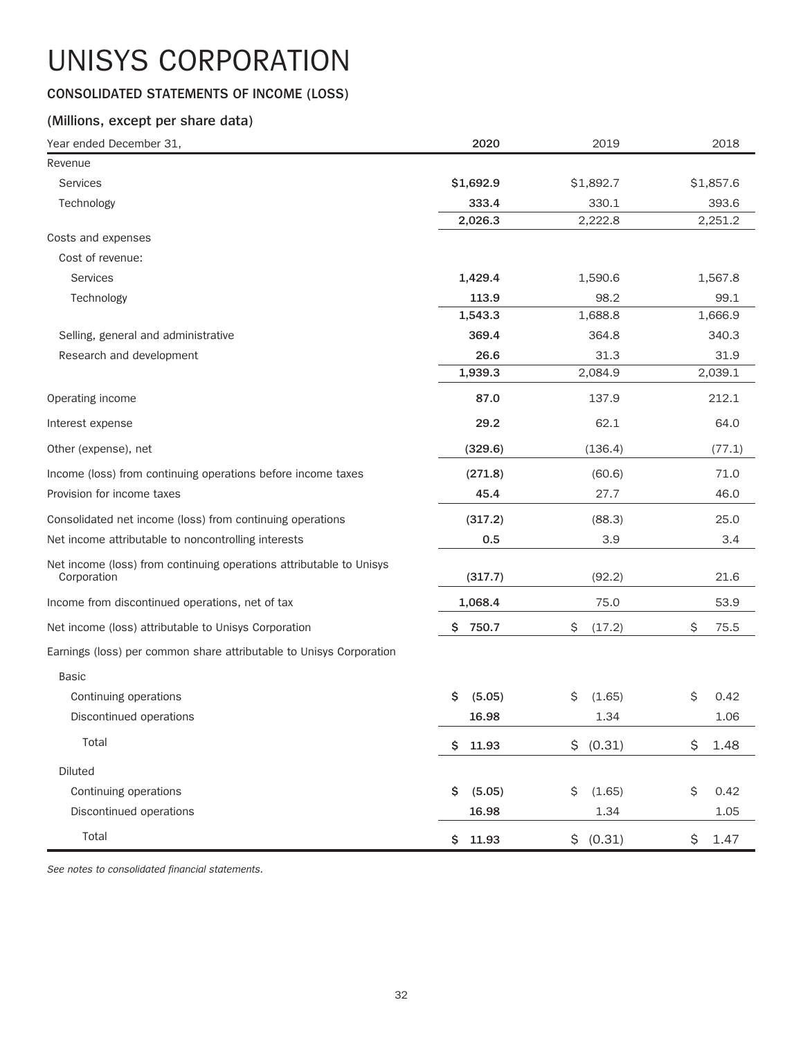# UNISYS CORPORATION

### CONSOLIDATED STATEMENTS OF INCOME (LOSS)

### (Millions, except per share data)

| Year ended December 31, | 2020 | 2019 | 2018 |
|---|---|---|---|
| Revenue | | | |
| Services | $1,692.9 | $1,892.7 | $1,857.6 |
| Technology | 333.4 | 330.1 | 393.6 |
| | 2,026.3 | 2,222.8 | 2,251.2 |
| Costs and expenses | | | |
| Cost of revenue: | | | |
| Services | 1,429.4 | 1,590.6 | 1,567.8 |
| Technology | 113.9 | 98.2 | 99.1 |
| | 1,543.3 | 1,688.8 | 1,666.9 |
| Selling, general and administrative | 369.4 | 364.8 | 340.3 |
| Research and development | 26.6 | 31.3 | 31.9 |
| | 1,939.3 | 2,084.9 | 2,039.1 |
| Operating income | 87.0 | 137.9 | 212.1 |
| Interest expense | 29.2 | 62.1 | 64.0 |
| Other (expense), net | (329.6) | (136.4) | (77.1) |
| Income (loss) from continuing operations before income taxes | (271.8) | (60.6) | 71.0 |
| Provision for income taxes | 45.4 | 27.7 | 46.0 |
| Consolidated net income (loss) from continuing operations | (317.2) | (88.3) | 25.0 |
| Net income attributable to noncontrolling interests | 0.5 | 3.9 | 3.4 |
| Net income (loss) from continuing operations attributable to Unisys Corporation | (317.7) | (92.2) | 21.6 |
| Income from discontinued operations, net of tax | 1,068.4 | 75.0 | 53.9 |
| Net income (loss) attributable to Unisys Corporation | $ 750.7 | $ (17.2) | $ 75.5 |
| Earnings (loss) per common share attributable to Unisys Corporation | | | |
| Basic | | | |
| Continuing operations | $ (5.05) | $ (1.65) | $ 0.42 |
| Discontinued operations | 16.98 | 1.34 | 1.06 |
| Total | $ 11.93 | $ (0.31) | $ 1.48 |
| Diluted | | | |
| Continuing operations | $ (5.05) | $ (1.65) | $ 0.42 |
| Discontinued operations | 16.98 | 1.34 | 1.05 |
| Total | $ 11.93 | $ (0.31) | $ 1.47 |

*See notes to consolidated financial statements.*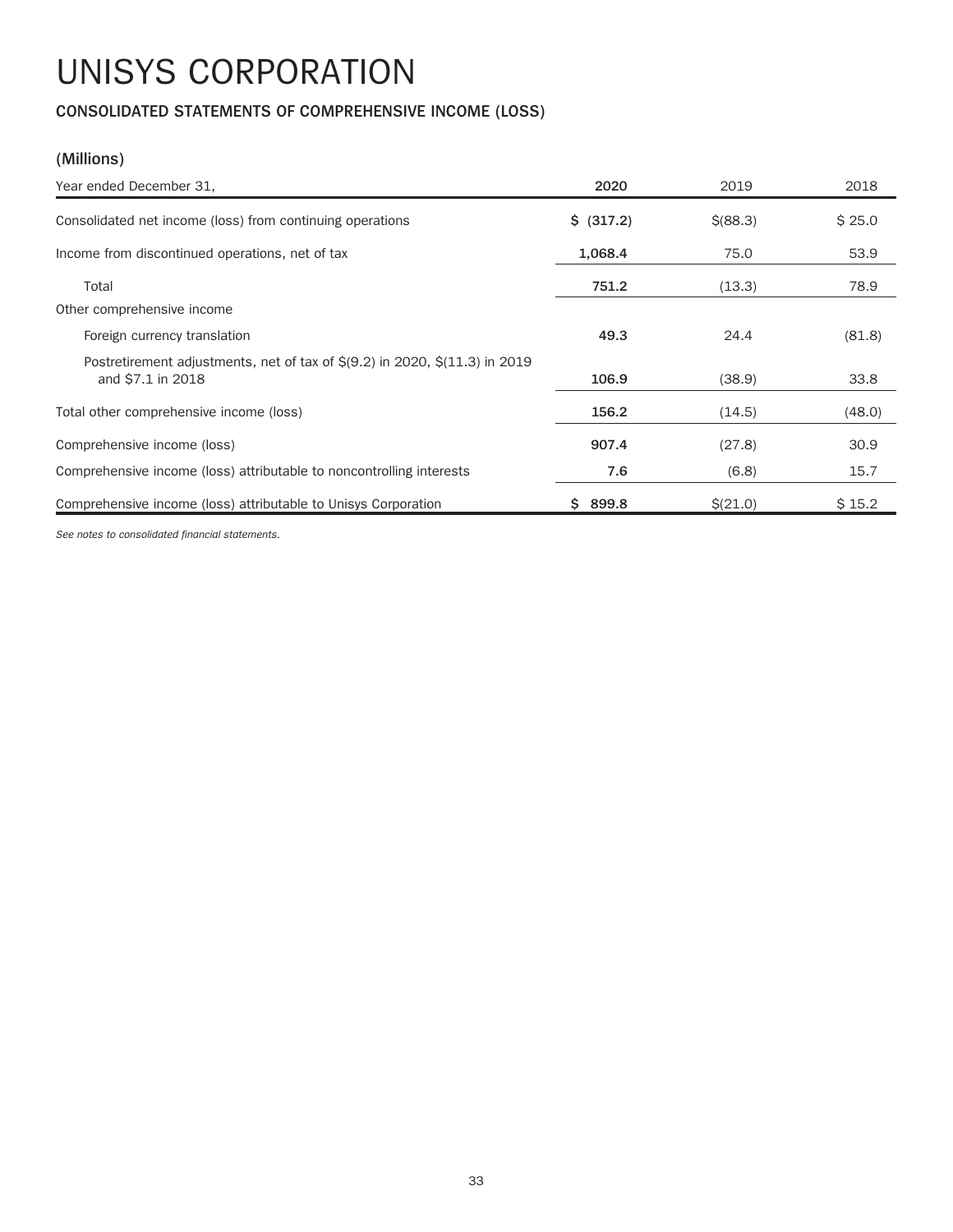# UNISYS CORPORATION

### CONSOLIDATED STATEMENTS OF COMPREHENSIVE INCOME (LOSS)

### (Millions)

| Year ended December 31, | **2020** | 2019 | 2018 |
|---|---|---|---|
| Consolidated net income (loss) from continuing operations | **$ (317.2)** | $(88.3) | $ 25.0 |
| Income from discontinued operations, net of tax | **1,068.4** | 75.0 | 53.9 |
| Total | **751.2** | (13.3) | 78.9 |
| Other comprehensive income | | | |
| Foreign currency translation | **49.3** | 24.4 | (81.8) |
| Postretirement adjustments, net of tax of $(9.2) in 2020, $(11.3) in 2019 and $7.1 in 2018 | **106.9** | (38.9) | 33.8 |
| Total other comprehensive income (loss) | **156.2** | (14.5) | (48.0) |
| Comprehensive income (loss) | **907.4** | (27.8) | 30.9 |
| Comprehensive income (loss) attributable to noncontrolling interests | **7.6** | (6.8) | 15.7 |
| Comprehensive income (loss) attributable to Unisys Corporation | **$ 899.8** | $(21.0) | $ 15.2 |

*See notes to consolidated financial statements.*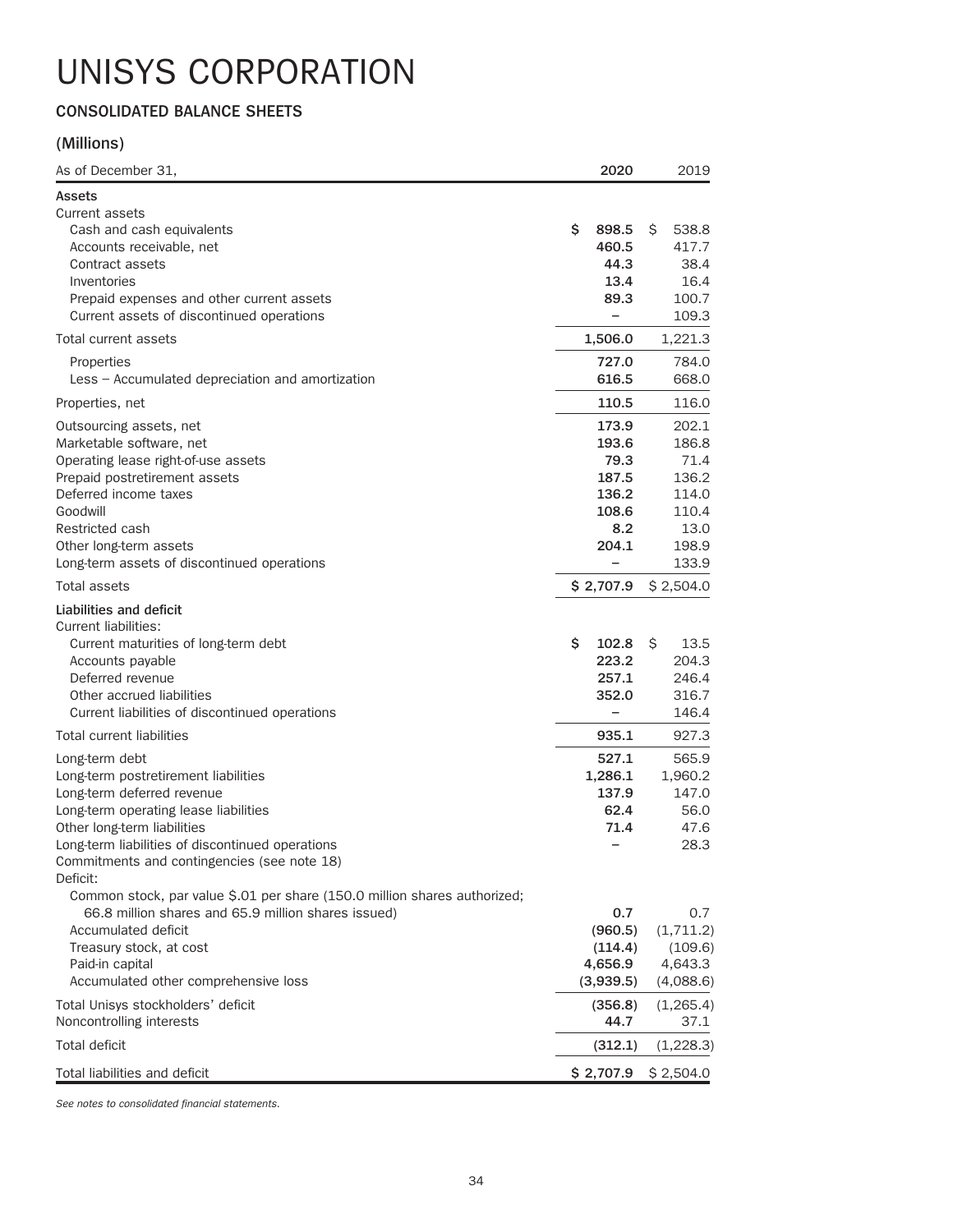# UNISYS CORPORATION

## CONSOLIDATED BALANCE SHEETS

### (Millions)

| As of December 31, | 2020 | 2019 |
|---|---|---|
| **Assets** | | |
| Current assets | | |
| Cash and cash equivalents | $ 898.5 | $ 538.8 |
| Accounts receivable, net | 460.5 | 417.7 |
| Contract assets | 44.3 | 38.4 |
| Inventories | 13.4 | 16.4 |
| Prepaid expenses and other current assets | 89.3 | 100.7 |
| Current assets of discontinued operations | – | 109.3 |
| Total current assets | 1,506.0 | 1,221.3 |
| Properties | 727.0 | 784.0 |
| Less – Accumulated depreciation and amortization | 616.5 | 668.0 |
| Properties, net | 110.5 | 116.0 |
| Outsourcing assets, net | 173.9 | 202.1 |
| Marketable software, net | 193.6 | 186.8 |
| Operating lease right-of-use assets | 79.3 | 71.4 |
| Prepaid postretirement assets | 187.5 | 136.2 |
| Deferred income taxes | 136.2 | 114.0 |
| Goodwill | 108.6 | 110.4 |
| Restricted cash | 8.2 | 13.0 |
| Other long-term assets | 204.1 | 198.9 |
| Long-term assets of discontinued operations | – | 133.9 |
| Total assets | $ 2,707.9 | $ 2,504.0 |
| **Liabilities and deficit** | | |
| Current liabilities: | | |
| Current maturities of long-term debt | $ 102.8 | $ 13.5 |
| Accounts payable | 223.2 | 204.3 |
| Deferred revenue | 257.1 | 246.4 |
| Other accrued liabilities | 352.0 | 316.7 |
| Current liabilities of discontinued operations | – | 146.4 |
| Total current liabilities | 935.1 | 927.3 |
| Long-term debt | 527.1 | 565.9 |
| Long-term postretirement liabilities | 1,286.1 | 1,960.2 |
| Long-term deferred revenue | 137.9 | 147.0 |
| Long-term operating lease liabilities | 62.4 | 56.0 |
| Other long-term liabilities | 71.4 | 47.6 |
| Long-term liabilities of discontinued operations | – | 28.3 |
| Commitments and contingencies (see note 18) | | |
| Deficit: | | |
| Common stock, par value $.01 per share (150.0 million shares authorized; 66.8 million shares and 65.9 million shares issued) | 0.7 | 0.7 |
| Accumulated deficit | (960.5) | (1,711.2) |
| Treasury stock, at cost | (114.4) | (109.6) |
| Paid-in capital | 4,656.9 | 4,643.3 |
| Accumulated other comprehensive loss | (3,939.5) | (4,088.6) |
| Total Unisys stockholders' deficit | (356.8) | (1,265.4) |
| Noncontrolling interests | 44.7 | 37.1 |
| Total deficit | (312.1) | (1,228.3) |
| Total liabilities and deficit | $ 2,707.9 | $ 2,504.0 |

*See notes to consolidated financial statements.*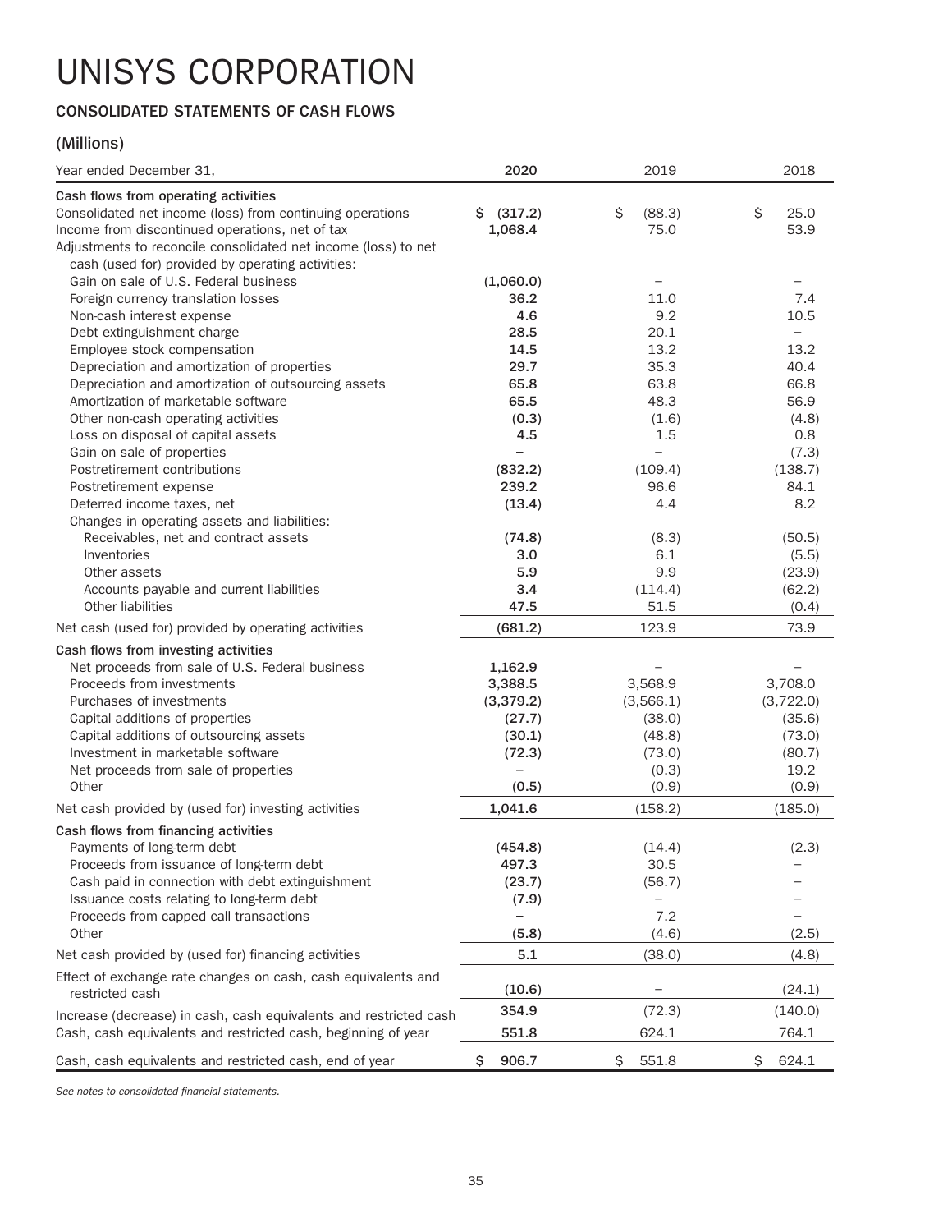# UNISYS CORPORATION

## CONSOLIDATED STATEMENTS OF CASH FLOWS

### (Millions)

| Year ended December 31, | 2020 | 2019 | 2018 |
|---|---|---|---|
| **Cash flows from operating activities** | | | |
| Consolidated net income (loss) from continuing operations | $ (317.2) | $ (88.3) | $ 25.0 |
| Income from discontinued operations, net of tax | 1,068.4 | 75.0 | 53.9 |
| Adjustments to reconcile consolidated net income (loss) to net cash (used for) provided by operating activities: | | | |
| Gain on sale of U.S. Federal business | (1,060.0) | – | – |
| Foreign currency translation losses | 36.2 | 11.0 | 7.4 |
| Non-cash interest expense | 4.6 | 9.2 | 10.5 |
| Debt extinguishment charge | 28.5 | 20.1 | – |
| Employee stock compensation | 14.5 | 13.2 | 13.2 |
| Depreciation and amortization of properties | 29.7 | 35.3 | 40.4 |
| Depreciation and amortization of outsourcing assets | 65.8 | 63.8 | 66.8 |
| Amortization of marketable software | 65.5 | 48.3 | 56.9 |
| Other non-cash operating activities | (0.3) | (1.6) | (4.8) |
| Loss on disposal of capital assets | 4.5 | 1.5 | 0.8 |
| Gain on sale of properties | – | – | (7.3) |
| Postretirement contributions | (832.2) | (109.4) | (138.7) |
| Postretirement expense | 239.2 | 96.6 | 84.1 |
| Deferred income taxes, net | (13.4) | 4.4 | 8.2 |
| Changes in operating assets and liabilities: | | | |
| Receivables, net and contract assets | (74.8) | (8.3) | (50.5) |
| Inventories | 3.0 | 6.1 | (5.5) |
| Other assets | 5.9 | 9.9 | (23.9) |
| Accounts payable and current liabilities | 3.4 | (114.4) | (62.2) |
| Other liabilities | 47.5 | 51.5 | (0.4) |
| Net cash (used for) provided by operating activities | (681.2) | 123.9 | 73.9 |
| **Cash flows from investing activities** | | | |
| Net proceeds from sale of U.S. Federal business | 1,162.9 | – | – |
| Proceeds from investments | 3,388.5 | 3,568.9 | 3,708.0 |
| Purchases of investments | (3,379.2) | (3,566.1) | (3,722.0) |
| Capital additions of properties | (27.7) | (38.0) | (35.6) |
| Capital additions of outsourcing assets | (30.1) | (48.8) | (73.0) |
| Investment in marketable software | (72.3) | (73.0) | (80.7) |
| Net proceeds from sale of properties | – | (0.3) | 19.2 |
| Other | (0.5) | (0.9) | (0.9) |
| Net cash provided by (used for) investing activities | 1,041.6 | (158.2) | (185.0) |
| **Cash flows from financing activities** | | | |
| Payments of long-term debt | (454.8) | (14.4) | (2.3) |
| Proceeds from issuance of long-term debt | 497.3 | 30.5 | – |
| Cash paid in connection with debt extinguishment | (23.7) | (56.7) | – |
| Issuance costs relating to long-term debt | (7.9) | – | – |
| Proceeds from capped call transactions | – | 7.2 | – |
| Other | (5.8) | (4.6) | (2.5) |
| Net cash provided by (used for) financing activities | 5.1 | (38.0) | (4.8) |
| Effect of exchange rate changes on cash, cash equivalents and restricted cash | (10.6) | – | (24.1) |
| Increase (decrease) in cash, cash equivalents and restricted cash | 354.9 | (72.3) | (140.0) |
| Cash, cash equivalents and restricted cash, beginning of year | 551.8 | 624.1 | 764.1 |
| Cash, cash equivalents and restricted cash, end of year | $ 906.7 | $ 551.8 | $ 624.1 |

*See notes to consolidated financial statements.*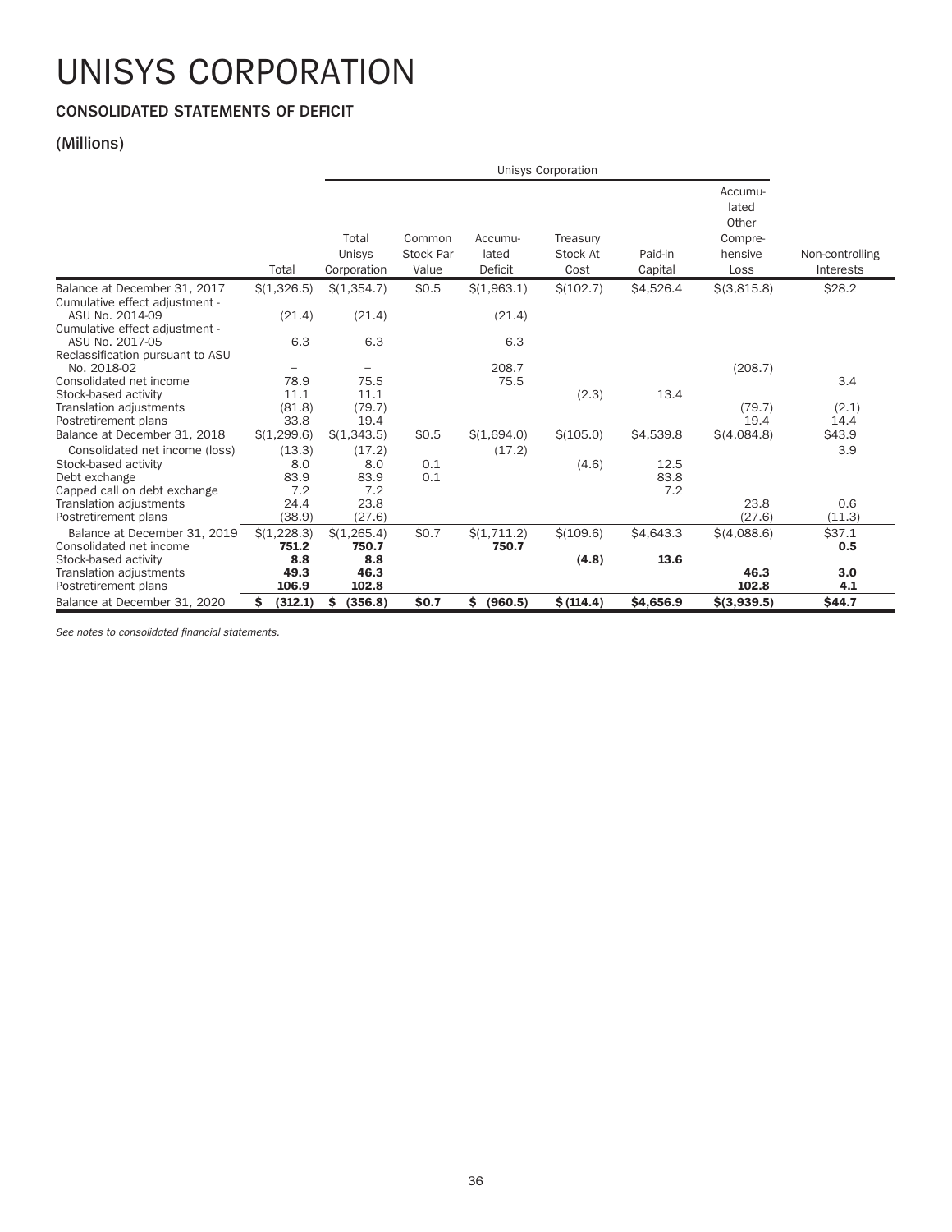# UNISYS CORPORATION

## CONSOLIDATED STATEMENTS OF DEFICIT

### (Millions)

| | | Unisys Corporation | | | | | | |
|---|---|---|---|---|---|---|---|---|
| | Total | Total Unisys Corporation | Common Stock Par Value | Accumulated Deficit | Treasury Stock At Cost | Paid-in Capital | Accumulated Other Comprehensive Loss | Non-controlling Interests |
| Balance at December 31, 2017 | $(1,326.5) | $(1,354.7) | $0.5 | $(1,963.1) | $(102.7) | $4,526.4 | $(3,815.8) | $28.2 |
| Cumulative effect adjustment - ASU No. 2014-09 | (21.4) | (21.4) | | (21.4) | | | | |
| Cumulative effect adjustment - ASU No. 2017-05 | 6.3 | 6.3 | | 6.3 | | | | |
| Reclassification pursuant to ASU No. 2018-02 | – | – | | 208.7 | | | (208.7) | |
| Consolidated net income | 78.9 | 75.5 | | 75.5 | | | | 3.4 |
| Stock-based activity | 11.1 | 11.1 | | | (2.3) | 13.4 | | |
| Translation adjustments | (81.8) | (79.7) | | | | | (79.7) | (2.1) |
| Postretirement plans | 33.8 | 19.4 | | | | | 19.4 | 14.4 |
| Balance at December 31, 2018 | $(1,299.6) | $(1,343.5) | $0.5 | $(1,694.0) | $(105.0) | $4,539.8 | $(4,084.8) | $43.9 |
| Consolidated net income (loss) | (13.3) | (17.2) | | (17.2) | | | | 3.9 |
| Stock-based activity | 8.0 | 8.0 | 0.1 | | (4.6) | 12.5 | | |
| Debt exchange | 83.9 | 83.9 | 0.1 | | | 83.8 | | |
| Capped call on debt exchange | 7.2 | 7.2 | | | | 7.2 | | |
| Translation adjustments | 24.4 | 23.8 | | | | | 23.8 | 0.6 |
| Postretirement plans | (38.9) | (27.6) | | | | | (27.6) | (11.3) |
| Balance at December 31, 2019 | $(1,228.3) | $(1,265.4) | $0.7 | $(1,711.2) | $(109.6) | $4,643.3 | $(4,088.6) | $37.1 |
| Consolidated net income | **751.2** | **750.7** | | **750.7** | | | | **0.5** |
| Stock-based activity | **8.8** | **8.8** | | | **(4.8)** | **13.6** | | |
| Translation adjustments | **49.3** | **46.3** | | | | | **46.3** | **3.0** |
| Postretirement plans | **106.9** | **102.8** | | | | | **102.8** | **4.1** |
| Balance at December 31, 2020 | **$ (312.1)** | **$ (356.8)** | **$0.7** | **$ (960.5)** | **$ (114.4)** | **$4,656.9** | **$(3,939.5)** | **$44.7** |

*See notes to consolidated financial statements.*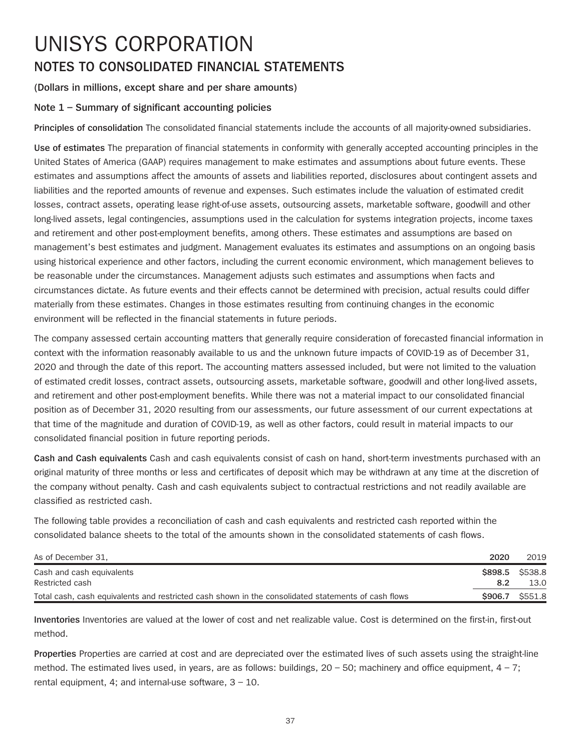# UNISYS CORPORATION

## NOTES TO CONSOLIDATED FINANCIAL STATEMENTS

**(Dollars in millions, except share and per share amounts)**

### Note 1 – Summary of significant accounting policies

**Principles of consolidation** The consolidated financial statements include the accounts of all majority-owned subsidiaries.

**Use of estimates** The preparation of financial statements in conformity with generally accepted accounting principles in the United States of America (GAAP) requires management to make estimates and assumptions about future events. These estimates and assumptions affect the amounts of assets and liabilities reported, disclosures about contingent assets and liabilities and the reported amounts of revenue and expenses. Such estimates include the valuation of estimated credit losses, contract assets, operating lease right-of-use assets, outsourcing assets, marketable software, goodwill and other long-lived assets, legal contingencies, assumptions used in the calculation for systems integration projects, income taxes and retirement and other post-employment benefits, among others. These estimates and assumptions are based on management's best estimates and judgment. Management evaluates its estimates and assumptions on an ongoing basis using historical experience and other factors, including the current economic environment, which management believes to be reasonable under the circumstances. Management adjusts such estimates and assumptions when facts and circumstances dictate. As future events and their effects cannot be determined with precision, actual results could differ materially from these estimates. Changes in those estimates resulting from continuing changes in the economic environment will be reflected in the financial statements in future periods.

The company assessed certain accounting matters that generally require consideration of forecasted financial information in context with the information reasonably available to us and the unknown future impacts of COVID-19 as of December 31, 2020 and through the date of this report. The accounting matters assessed included, but were not limited to the valuation of estimated credit losses, contract assets, outsourcing assets, marketable software, goodwill and other long-lived assets, and retirement and other post-employment benefits. While there was not a material impact to our consolidated financial position as of December 31, 2020 resulting from our assessments, our future assessment of our current expectations at that time of the magnitude and duration of COVID-19, as well as other factors, could result in material impacts to our consolidated financial position in future reporting periods.

**Cash and Cash equivalents** Cash and cash equivalents consist of cash on hand, short-term investments purchased with an original maturity of three months or less and certificates of deposit which may be withdrawn at any time at the discretion of the company without penalty. Cash and cash equivalents subject to contractual restrictions and not readily available are classified as restricted cash.

The following table provides a reconciliation of cash and cash equivalents and restricted cash reported within the consolidated balance sheets to the total of the amounts shown in the consolidated statements of cash flows.

| As of December 31, | **2020** | 2019 |
|---|---|---|
| Cash and cash equivalents | **$898.5** | $538.8 |
| Restricted cash | **8.2** | 13.0 |
| Total cash, cash equivalents and restricted cash shown in the consolidated statements of cash flows | **$906.7** | $551.8 |

**Inventories** Inventories are valued at the lower of cost and net realizable value. Cost is determined on the first-in, first-out method.

**Properties** Properties are carried at cost and are depreciated over the estimated lives of such assets using the straight-line method. The estimated lives used, in years, are as follows: buildings, 20 – 50; machinery and office equipment, 4 – 7; rental equipment, 4; and internal-use software, 3 – 10.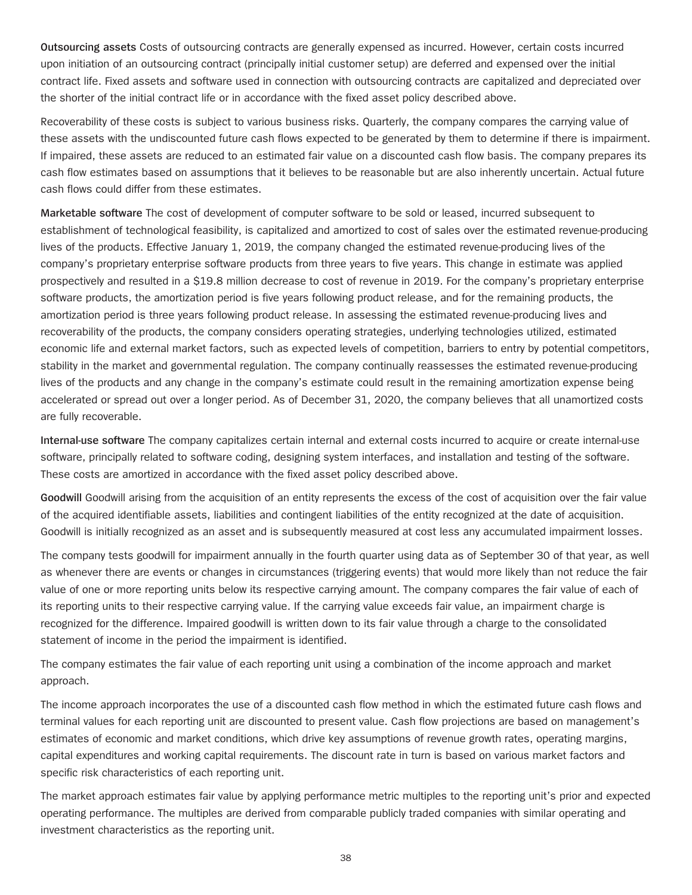**Outsourcing assets** Costs of outsourcing contracts are generally expensed as incurred. However, certain costs incurred upon initiation of an outsourcing contract (principally initial customer setup) are deferred and expensed over the initial contract life. Fixed assets and software used in connection with outsourcing contracts are capitalized and depreciated over the shorter of the initial contract life or in accordance with the fixed asset policy described above.

Recoverability of these costs is subject to various business risks. Quarterly, the company compares the carrying value of these assets with the undiscounted future cash flows expected to be generated by them to determine if there is impairment. If impaired, these assets are reduced to an estimated fair value on a discounted cash flow basis. The company prepares its cash flow estimates based on assumptions that it believes to be reasonable but are also inherently uncertain. Actual future cash flows could differ from these estimates.

**Marketable software** The cost of development of computer software to be sold or leased, incurred subsequent to establishment of technological feasibility, is capitalized and amortized to cost of sales over the estimated revenue-producing lives of the products. Effective January 1, 2019, the company changed the estimated revenue-producing lives of the company's proprietary enterprise software products from three years to five years. This change in estimate was applied prospectively and resulted in a $19.8 million decrease to cost of revenue in 2019. For the company's proprietary enterprise software products, the amortization period is five years following product release, and for the remaining products, the amortization period is three years following product release. In assessing the estimated revenue-producing lives and recoverability of the products, the company considers operating strategies, underlying technologies utilized, estimated economic life and external market factors, such as expected levels of competition, barriers to entry by potential competitors, stability in the market and governmental regulation. The company continually reassesses the estimated revenue-producing lives of the products and any change in the company's estimate could result in the remaining amortization expense being accelerated or spread out over a longer period. As of December 31, 2020, the company believes that all unamortized costs are fully recoverable.

**Internal-use software** The company capitalizes certain internal and external costs incurred to acquire or create internal-use software, principally related to software coding, designing system interfaces, and installation and testing of the software. These costs are amortized in accordance with the fixed asset policy described above.

**Goodwill** Goodwill arising from the acquisition of an entity represents the excess of the cost of acquisition over the fair value of the acquired identifiable assets, liabilities and contingent liabilities of the entity recognized at the date of acquisition. Goodwill is initially recognized as an asset and is subsequently measured at cost less any accumulated impairment losses.

The company tests goodwill for impairment annually in the fourth quarter using data as of September 30 of that year, as well as whenever there are events or changes in circumstances (triggering events) that would more likely than not reduce the fair value of one or more reporting units below its respective carrying amount. The company compares the fair value of each of its reporting units to their respective carrying value. If the carrying value exceeds fair value, an impairment charge is recognized for the difference. Impaired goodwill is written down to its fair value through a charge to the consolidated statement of income in the period the impairment is identified.

The company estimates the fair value of each reporting unit using a combination of the income approach and market approach.

The income approach incorporates the use of a discounted cash flow method in which the estimated future cash flows and terminal values for each reporting unit are discounted to present value. Cash flow projections are based on management's estimates of economic and market conditions, which drive key assumptions of revenue growth rates, operating margins, capital expenditures and working capital requirements. The discount rate in turn is based on various market factors and specific risk characteristics of each reporting unit.

The market approach estimates fair value by applying performance metric multiples to the reporting unit's prior and expected operating performance. The multiples are derived from comparable publicly traded companies with similar operating and investment characteristics as the reporting unit.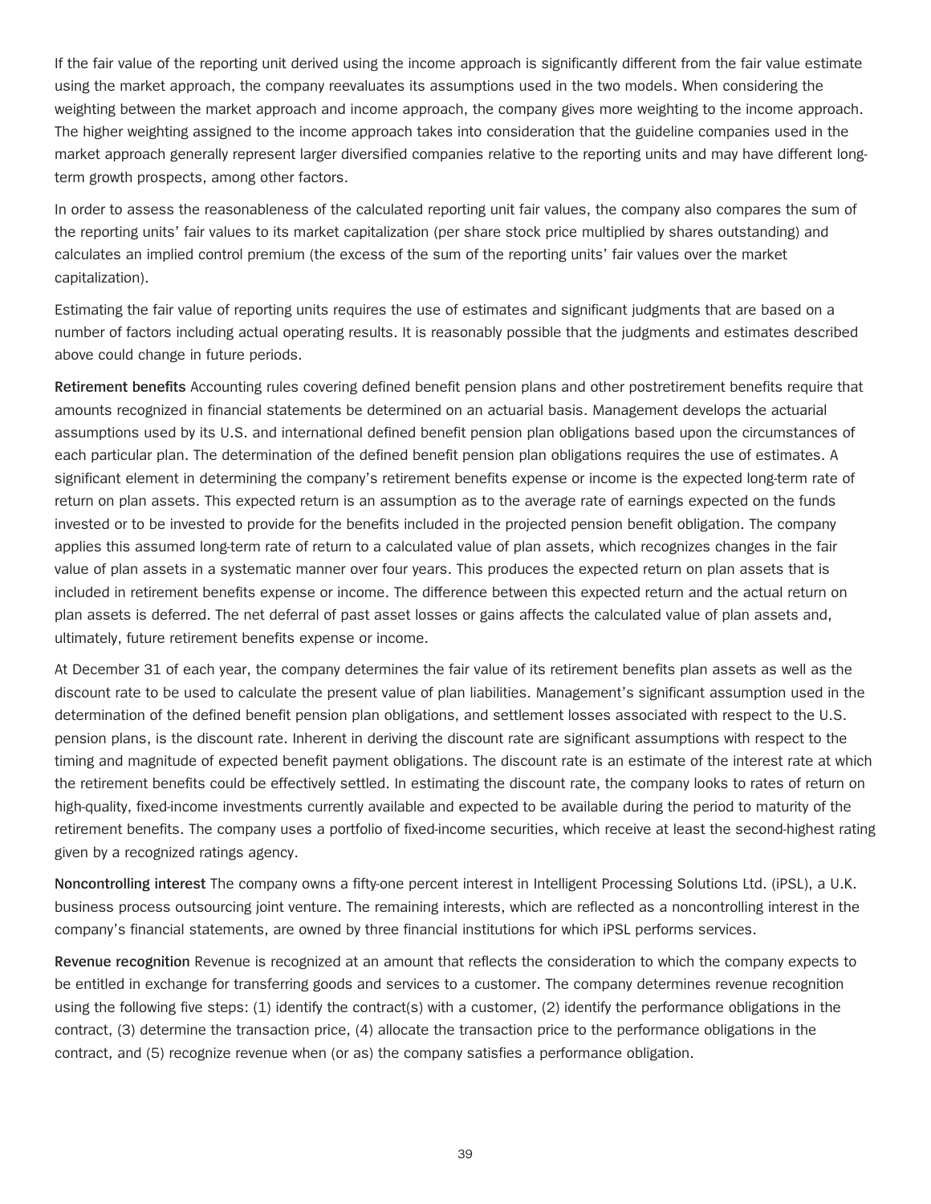If the fair value of the reporting unit derived using the income approach is significantly different from the fair value estimate using the market approach, the company reevaluates its assumptions used in the two models. When considering the weighting between the market approach and income approach, the company gives more weighting to the income approach. The higher weighting assigned to the income approach takes into consideration that the guideline companies used in the market approach generally represent larger diversified companies relative to the reporting units and may have different long-term growth prospects, among other factors.

In order to assess the reasonableness of the calculated reporting unit fair values, the company also compares the sum of the reporting units' fair values to its market capitalization (per share stock price multiplied by shares outstanding) and calculates an implied control premium (the excess of the sum of the reporting units' fair values over the market capitalization).

Estimating the fair value of reporting units requires the use of estimates and significant judgments that are based on a number of factors including actual operating results. It is reasonably possible that the judgments and estimates described above could change in future periods.

**Retirement benefits** Accounting rules covering defined benefit pension plans and other postretirement benefits require that amounts recognized in financial statements be determined on an actuarial basis. Management develops the actuarial assumptions used by its U.S. and international defined benefit pension plan obligations based upon the circumstances of each particular plan. The determination of the defined benefit pension plan obligations requires the use of estimates. A significant element in determining the company's retirement benefits expense or income is the expected long-term rate of return on plan assets. This expected return is an assumption as to the average rate of earnings expected on the funds invested or to be invested to provide for the benefits included in the projected pension benefit obligation. The company applies this assumed long-term rate of return to a calculated value of plan assets, which recognizes changes in the fair value of plan assets in a systematic manner over four years. This produces the expected return on plan assets that is included in retirement benefits expense or income. The difference between this expected return and the actual return on plan assets is deferred. The net deferral of past asset losses or gains affects the calculated value of plan assets and, ultimately, future retirement benefits expense or income.

At December 31 of each year, the company determines the fair value of its retirement benefits plan assets as well as the discount rate to be used to calculate the present value of plan liabilities. Management's significant assumption used in the determination of the defined benefit pension plan obligations, and settlement losses associated with respect to the U.S. pension plans, is the discount rate. Inherent in deriving the discount rate are significant assumptions with respect to the timing and magnitude of expected benefit payment obligations. The discount rate is an estimate of the interest rate at which the retirement benefits could be effectively settled. In estimating the discount rate, the company looks to rates of return on high-quality, fixed-income investments currently available and expected to be available during the period to maturity of the retirement benefits. The company uses a portfolio of fixed-income securities, which receive at least the second-highest rating given by a recognized ratings agency.

**Noncontrolling interest** The company owns a fifty-one percent interest in Intelligent Processing Solutions Ltd. (iPSL), a U.K. business process outsourcing joint venture. The remaining interests, which are reflected as a noncontrolling interest in the company's financial statements, are owned by three financial institutions for which iPSL performs services.

**Revenue recognition** Revenue is recognized at an amount that reflects the consideration to which the company expects to be entitled in exchange for transferring goods and services to a customer. The company determines revenue recognition using the following five steps: (1) identify the contract(s) with a customer, (2) identify the performance obligations in the contract, (3) determine the transaction price, (4) allocate the transaction price to the performance obligations in the contract, and (5) recognize revenue when (or as) the company satisfies a performance obligation.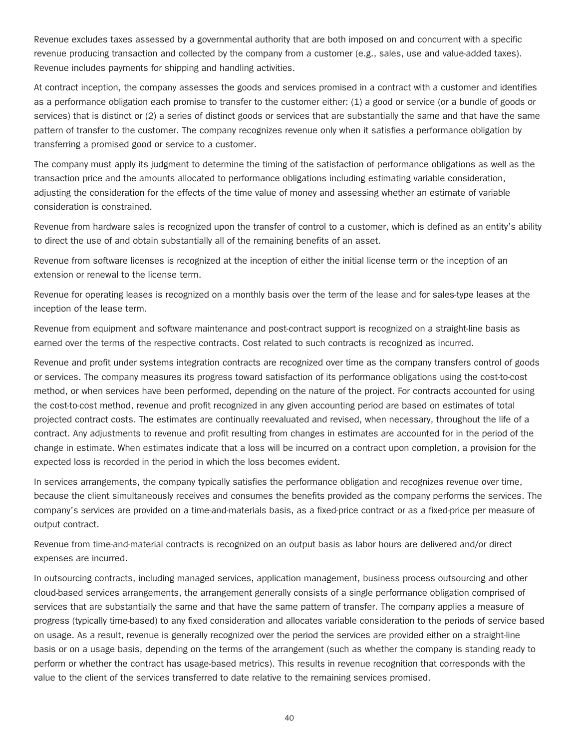Revenue excludes taxes assessed by a governmental authority that are both imposed on and concurrent with a specific revenue producing transaction and collected by the company from a customer (e.g., sales, use and value-added taxes). Revenue includes payments for shipping and handling activities.

At contract inception, the company assesses the goods and services promised in a contract with a customer and identifies as a performance obligation each promise to transfer to the customer either: (1) a good or service (or a bundle of goods or services) that is distinct or (2) a series of distinct goods or services that are substantially the same and that have the same pattern of transfer to the customer. The company recognizes revenue only when it satisfies a performance obligation by transferring a promised good or service to a customer.

The company must apply its judgment to determine the timing of the satisfaction of performance obligations as well as the transaction price and the amounts allocated to performance obligations including estimating variable consideration, adjusting the consideration for the effects of the time value of money and assessing whether an estimate of variable consideration is constrained.

Revenue from hardware sales is recognized upon the transfer of control to a customer, which is defined as an entity's ability to direct the use of and obtain substantially all of the remaining benefits of an asset.

Revenue from software licenses is recognized at the inception of either the initial license term or the inception of an extension or renewal to the license term.

Revenue for operating leases is recognized on a monthly basis over the term of the lease and for sales-type leases at the inception of the lease term.

Revenue from equipment and software maintenance and post-contract support is recognized on a straight-line basis as earned over the terms of the respective contracts. Cost related to such contracts is recognized as incurred.

Revenue and profit under systems integration contracts are recognized over time as the company transfers control of goods or services. The company measures its progress toward satisfaction of its performance obligations using the cost-to-cost method, or when services have been performed, depending on the nature of the project. For contracts accounted for using the cost-to-cost method, revenue and profit recognized in any given accounting period are based on estimates of total projected contract costs. The estimates are continually reevaluated and revised, when necessary, throughout the life of a contract. Any adjustments to revenue and profit resulting from changes in estimates are accounted for in the period of the change in estimate. When estimates indicate that a loss will be incurred on a contract upon completion, a provision for the expected loss is recorded in the period in which the loss becomes evident.

In services arrangements, the company typically satisfies the performance obligation and recognizes revenue over time, because the client simultaneously receives and consumes the benefits provided as the company performs the services. The company's services are provided on a time-and-materials basis, as a fixed-price contract or as a fixed-price per measure of output contract.

Revenue from time-and-material contracts is recognized on an output basis as labor hours are delivered and/or direct expenses are incurred.

In outsourcing contracts, including managed services, application management, business process outsourcing and other cloud-based services arrangements, the arrangement generally consists of a single performance obligation comprised of services that are substantially the same and that have the same pattern of transfer. The company applies a measure of progress (typically time-based) to any fixed consideration and allocates variable consideration to the periods of service based on usage. As a result, revenue is generally recognized over the period the services are provided either on a straight-line basis or on a usage basis, depending on the terms of the arrangement (such as whether the company is standing ready to perform or whether the contract has usage-based metrics). This results in revenue recognition that corresponds with the value to the client of the services transferred to date relative to the remaining services promised.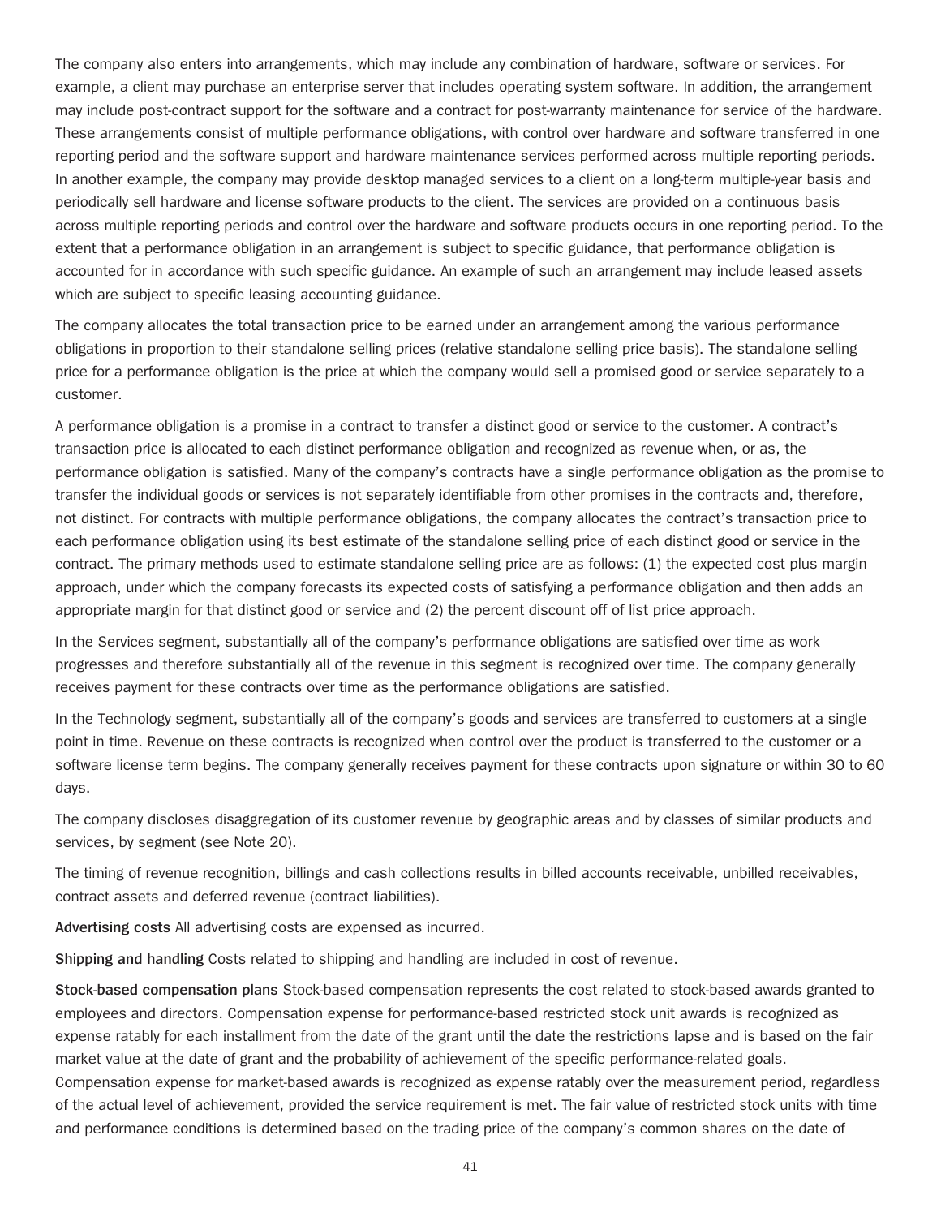The company also enters into arrangements, which may include any combination of hardware, software or services. For example, a client may purchase an enterprise server that includes operating system software. In addition, the arrangement may include post-contract support for the software and a contract for post-warranty maintenance for service of the hardware. These arrangements consist of multiple performance obligations, with control over hardware and software transferred in one reporting period and the software support and hardware maintenance services performed across multiple reporting periods. In another example, the company may provide desktop managed services to a client on a long-term multiple-year basis and periodically sell hardware and license software products to the client. The services are provided on a continuous basis across multiple reporting periods and control over the hardware and software products occurs in one reporting period. To the extent that a performance obligation in an arrangement is subject to specific guidance, that performance obligation is accounted for in accordance with such specific guidance. An example of such an arrangement may include leased assets which are subject to specific leasing accounting guidance.

The company allocates the total transaction price to be earned under an arrangement among the various performance obligations in proportion to their standalone selling prices (relative standalone selling price basis). The standalone selling price for a performance obligation is the price at which the company would sell a promised good or service separately to a customer.

A performance obligation is a promise in a contract to transfer a distinct good or service to the customer. A contract's transaction price is allocated to each distinct performance obligation and recognized as revenue when, or as, the performance obligation is satisfied. Many of the company's contracts have a single performance obligation as the promise to transfer the individual goods or services is not separately identifiable from other promises in the contracts and, therefore, not distinct. For contracts with multiple performance obligations, the company allocates the contract's transaction price to each performance obligation using its best estimate of the standalone selling price of each distinct good or service in the contract. The primary methods used to estimate standalone selling price are as follows: (1) the expected cost plus margin approach, under which the company forecasts its expected costs of satisfying a performance obligation and then adds an appropriate margin for that distinct good or service and (2) the percent discount off of list price approach.

In the Services segment, substantially all of the company's performance obligations are satisfied over time as work progresses and therefore substantially all of the revenue in this segment is recognized over time. The company generally receives payment for these contracts over time as the performance obligations are satisfied.

In the Technology segment, substantially all of the company's goods and services are transferred to customers at a single point in time. Revenue on these contracts is recognized when control over the product is transferred to the customer or a software license term begins. The company generally receives payment for these contracts upon signature or within 30 to 60 days.

The company discloses disaggregation of its customer revenue by geographic areas and by classes of similar products and services, by segment (see Note 20).

The timing of revenue recognition, billings and cash collections results in billed accounts receivable, unbilled receivables, contract assets and deferred revenue (contract liabilities).

**Advertising costs** All advertising costs are expensed as incurred.

**Shipping and handling** Costs related to shipping and handling are included in cost of revenue.

**Stock-based compensation plans** Stock-based compensation represents the cost related to stock-based awards granted to employees and directors. Compensation expense for performance-based restricted stock unit awards is recognized as expense ratably for each installment from the date of the grant until the date the restrictions lapse and is based on the fair market value at the date of grant and the probability of achievement of the specific performance-related goals. Compensation expense for market-based awards is recognized as expense ratably over the measurement period, regardless of the actual level of achievement, provided the service requirement is met. The fair value of restricted stock units with time and performance conditions is determined based on the trading price of the company's common shares on the date of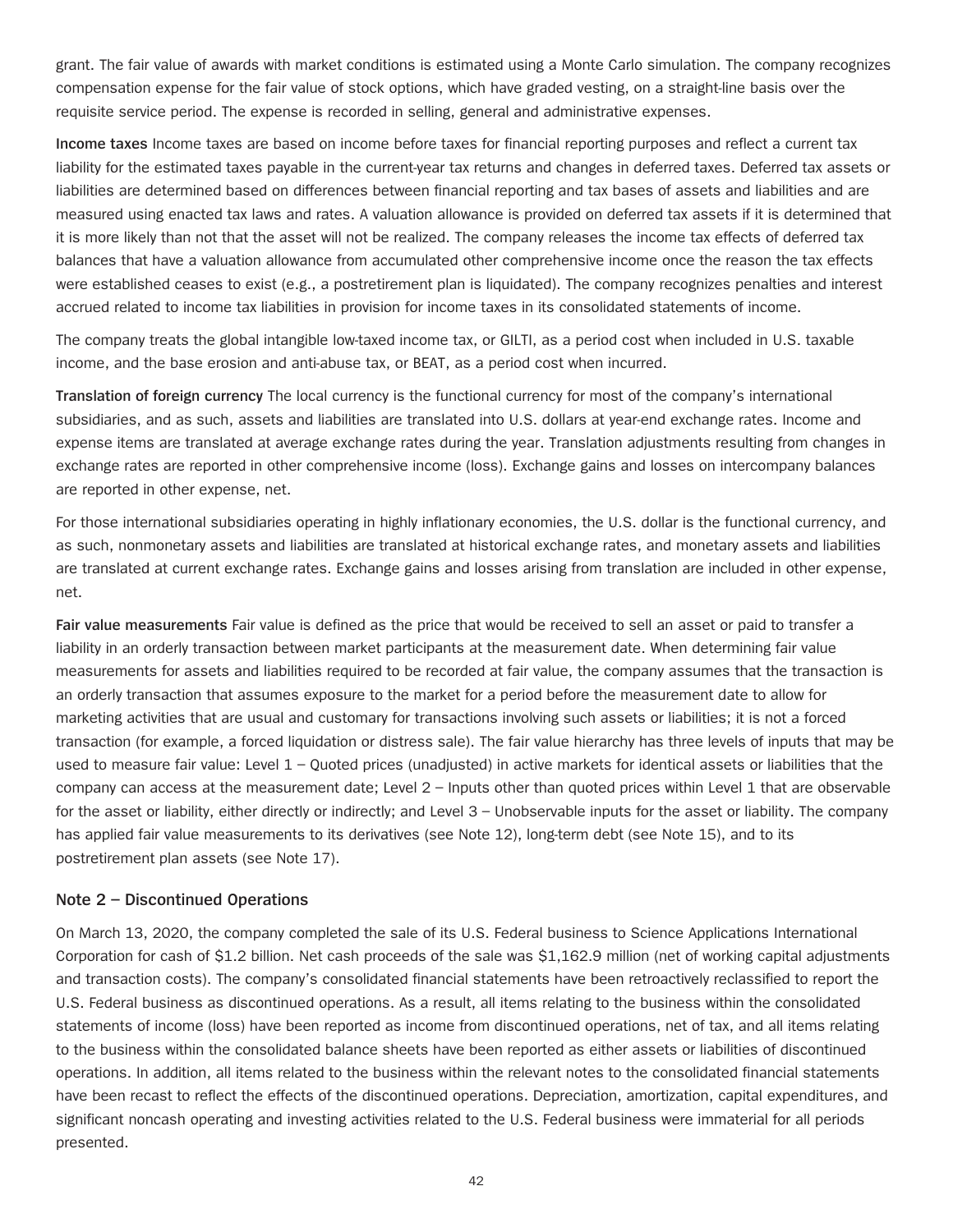grant. The fair value of awards with market conditions is estimated using a Monte Carlo simulation. The company recognizes compensation expense for the fair value of stock options, which have graded vesting, on a straight-line basis over the requisite service period. The expense is recorded in selling, general and administrative expenses.

**Income taxes** Income taxes are based on income before taxes for financial reporting purposes and reflect a current tax liability for the estimated taxes payable in the current-year tax returns and changes in deferred taxes. Deferred tax assets or liabilities are determined based on differences between financial reporting and tax bases of assets and liabilities and are measured using enacted tax laws and rates. A valuation allowance is provided on deferred tax assets if it is determined that it is more likely than not that the asset will not be realized. The company releases the income tax effects of deferred tax balances that have a valuation allowance from accumulated other comprehensive income once the reason the tax effects were established ceases to exist (e.g., a postretirement plan is liquidated). The company recognizes penalties and interest accrued related to income tax liabilities in provision for income taxes in its consolidated statements of income.

The company treats the global intangible low-taxed income tax, or GILTI, as a period cost when included in U.S. taxable income, and the base erosion and anti-abuse tax, or BEAT, as a period cost when incurred.

**Translation of foreign currency** The local currency is the functional currency for most of the company's international subsidiaries, and as such, assets and liabilities are translated into U.S. dollars at year-end exchange rates. Income and expense items are translated at average exchange rates during the year. Translation adjustments resulting from changes in exchange rates are reported in other comprehensive income (loss). Exchange gains and losses on intercompany balances are reported in other expense, net.

For those international subsidiaries operating in highly inflationary economies, the U.S. dollar is the functional currency, and as such, nonmonetary assets and liabilities are translated at historical exchange rates, and monetary assets and liabilities are translated at current exchange rates. Exchange gains and losses arising from translation are included in other expense, net.

**Fair value measurements** Fair value is defined as the price that would be received to sell an asset or paid to transfer a liability in an orderly transaction between market participants at the measurement date. When determining fair value measurements for assets and liabilities required to be recorded at fair value, the company assumes that the transaction is an orderly transaction that assumes exposure to the market for a period before the measurement date to allow for marketing activities that are usual and customary for transactions involving such assets or liabilities; it is not a forced transaction (for example, a forced liquidation or distress sale). The fair value hierarchy has three levels of inputs that may be used to measure fair value: Level 1 – Quoted prices (unadjusted) in active markets for identical assets or liabilities that the company can access at the measurement date; Level 2 – Inputs other than quoted prices within Level 1 that are observable for the asset or liability, either directly or indirectly; and Level 3 – Unobservable inputs for the asset or liability. The company has applied fair value measurements to its derivatives (see Note 12), long-term debt (see Note 15), and to its postretirement plan assets (see Note 17).

## Note 2 – Discontinued Operations

On March 13, 2020, the company completed the sale of its U.S. Federal business to Science Applications International Corporation for cash of $1.2 billion. Net cash proceeds of the sale was $1,162.9 million (net of working capital adjustments and transaction costs). The company's consolidated financial statements have been retroactively reclassified to report the U.S. Federal business as discontinued operations. As a result, all items relating to the business within the consolidated statements of income (loss) have been reported as income from discontinued operations, net of tax, and all items relating to the business within the consolidated balance sheets have been reported as either assets or liabilities of discontinued operations. In addition, all items related to the business within the relevant notes to the consolidated financial statements have been recast to reflect the effects of the discontinued operations. Depreciation, amortization, capital expenditures, and significant noncash operating and investing activities related to the U.S. Federal business were immaterial for all periods presented.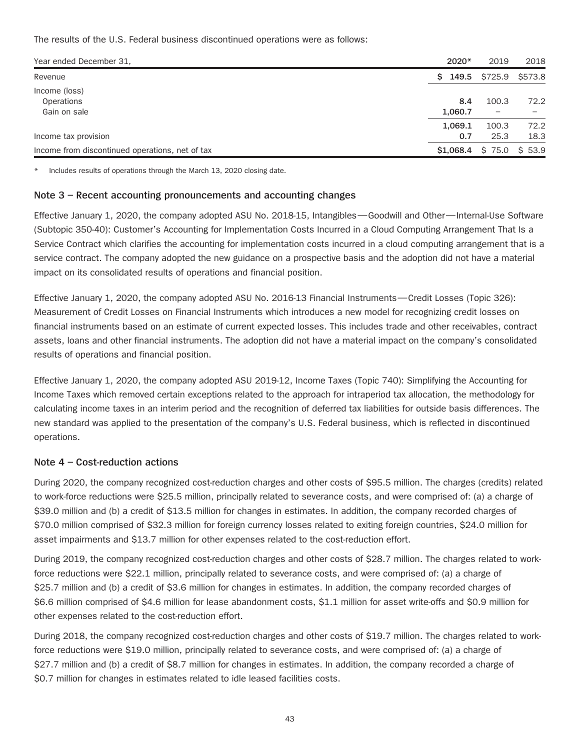The results of the U.S. Federal business discontinued operations were as follows:

| Year ended December 31, | **2020*** | 2019 | 2018 |
|---|---|---|---|
| Revenue | **$ 149.5** | $725.9 | $573.8 |
| Income (loss) | | | |
| Operations | **8.4** | 100.3 | 72.2 |
| Gain on sale | **1,060.7** | – | – |
| | **1,069.1** | 100.3 | 72.2 |
| Income tax provision | **0.7** | 25.3 | 18.3 |
| Income from discontinued operations, net of tax | **$1,068.4** | $ 75.0 | $ 53.9 |

* Includes results of operations through the March 13, 2020 closing date.

## Note 3 – Recent accounting pronouncements and accounting changes

Effective January 1, 2020, the company adopted ASU No. 2018-15, Intangibles—Goodwill and Other—Internal-Use Software (Subtopic 350-40): Customer's Accounting for Implementation Costs Incurred in a Cloud Computing Arrangement That Is a Service Contract which clarifies the accounting for implementation costs incurred in a cloud computing arrangement that is a service contract. The company adopted the new guidance on a prospective basis and the adoption did not have a material impact on its consolidated results of operations and financial position.

Effective January 1, 2020, the company adopted ASU No. 2016-13 Financial Instruments—Credit Losses (Topic 326): Measurement of Credit Losses on Financial Instruments which introduces a new model for recognizing credit losses on financial instruments based on an estimate of current expected losses. This includes trade and other receivables, contract assets, loans and other financial instruments. The adoption did not have a material impact on the company's consolidated results of operations and financial position.

Effective January 1, 2020, the company adopted ASU 2019-12, Income Taxes (Topic 740): Simplifying the Accounting for Income Taxes which removed certain exceptions related to the approach for intraperiod tax allocation, the methodology for calculating income taxes in an interim period and the recognition of deferred tax liabilities for outside basis differences. The new standard was applied to the presentation of the company's U.S. Federal business, which is reflected in discontinued operations.

## Note 4 – Cost-reduction actions

During 2020, the company recognized cost-reduction charges and other costs of $95.5 million. The charges (credits) related to work-force reductions were $25.5 million, principally related to severance costs, and were comprised of: (a) a charge of $39.0 million and (b) a credit of $13.5 million for changes in estimates. In addition, the company recorded charges of $70.0 million comprised of $32.3 million for foreign currency losses related to exiting foreign countries, $24.0 million for asset impairments and $13.7 million for other expenses related to the cost-reduction effort.

During 2019, the company recognized cost-reduction charges and other costs of $28.7 million. The charges related to work-force reductions were $22.1 million, principally related to severance costs, and were comprised of: (a) a charge of $25.7 million and (b) a credit of $3.6 million for changes in estimates. In addition, the company recorded charges of $6.6 million comprised of $4.6 million for lease abandonment costs, $1.1 million for asset write-offs and $0.9 million for other expenses related to the cost-reduction effort.

During 2018, the company recognized cost-reduction charges and other costs of $19.7 million. The charges related to work-force reductions were $19.0 million, principally related to severance costs, and were comprised of: (a) a charge of $27.7 million and (b) a credit of $8.7 million for changes in estimates. In addition, the company recorded a charge of $0.7 million for changes in estimates related to idle leased facilities costs.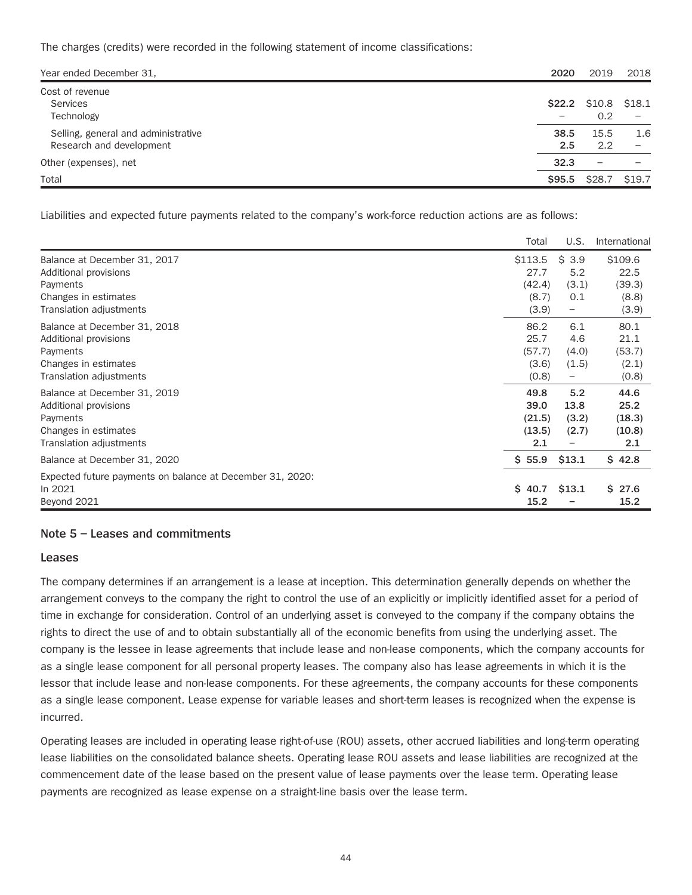The charges (credits) were recorded in the following statement of income classifications:

| Year ended December 31, | **2020** | 2019 | 2018 |
|---|---|---|---|
| Cost of revenue | | | |
| Services | **$22.2** | $10.8 | $18.1 |
| Technology | **–** | 0.2 | – |
| Selling, general and administrative | **38.5** | 15.5 | 1.6 |
| Research and development | **2.5** | 2.2 | – |
| Other (expenses), net | **32.3** | – | – |
| Total | **$95.5** | $28.7 | $19.7 |

Liabilities and expected future payments related to the company's work-force reduction actions are as follows:

| | Total | U.S. | International |
|---|---|---|---|
| Balance at December 31, 2017 | $113.5 | $ 3.9 | $109.6 |
| Additional provisions | 27.7 | 5.2 | 22.5 |
| Payments | (42.4) | (3.1) | (39.3) |
| Changes in estimates | (8.7) | 0.1 | (8.8) |
| Translation adjustments | (3.9) | – | (3.9) |
| Balance at December 31, 2018 | 86.2 | 6.1 | 80.1 |
| Additional provisions | 25.7 | 4.6 | 21.1 |
| Payments | (57.7) | (4.0) | (53.7) |
| Changes in estimates | (3.6) | (1.5) | (2.1) |
| Translation adjustments | (0.8) | – | (0.8) |
| Balance at December 31, 2019 | **49.8** | **5.2** | **44.6** |
| Additional provisions | **39.0** | **13.8** | **25.2** |
| Payments | **(21.5)** | **(3.2)** | **(18.3)** |
| Changes in estimates | **(13.5)** | **(2.7)** | **(10.8)** |
| Translation adjustments | **2.1** | **–** | **2.1** |
| Balance at December 31, 2020 | **$ 55.9** | **$13.1** | **$ 42.8** |
| Expected future payments on balance at December 31, 2020: | | | |
| In 2021 | **$ 40.7** | **$13.1** | **$ 27.6** |
| Beyond 2021 | **15.2** | **–** | **15.2** |

## Note 5 – Leases and commitments

### Leases

The company determines if an arrangement is a lease at inception. This determination generally depends on whether the arrangement conveys to the company the right to control the use of an explicitly or implicitly identified asset for a period of time in exchange for consideration. Control of an underlying asset is conveyed to the company if the company obtains the rights to direct the use of and to obtain substantially all of the economic benefits from using the underlying asset. The company is the lessee in lease agreements that include lease and non-lease components, which the company accounts for as a single lease component for all personal property leases. The company also has lease agreements in which it is the lessor that include lease and non-lease components. For these agreements, the company accounts for these components as a single lease component. Lease expense for variable leases and short-term leases is recognized when the expense is incurred.

Operating leases are included in operating lease right-of-use (ROU) assets, other accrued liabilities and long-term operating lease liabilities on the consolidated balance sheets. Operating lease ROU assets and lease liabilities are recognized at the commencement date of the lease based on the present value of lease payments over the lease term. Operating lease payments are recognized as lease expense on a straight-line basis over the lease term.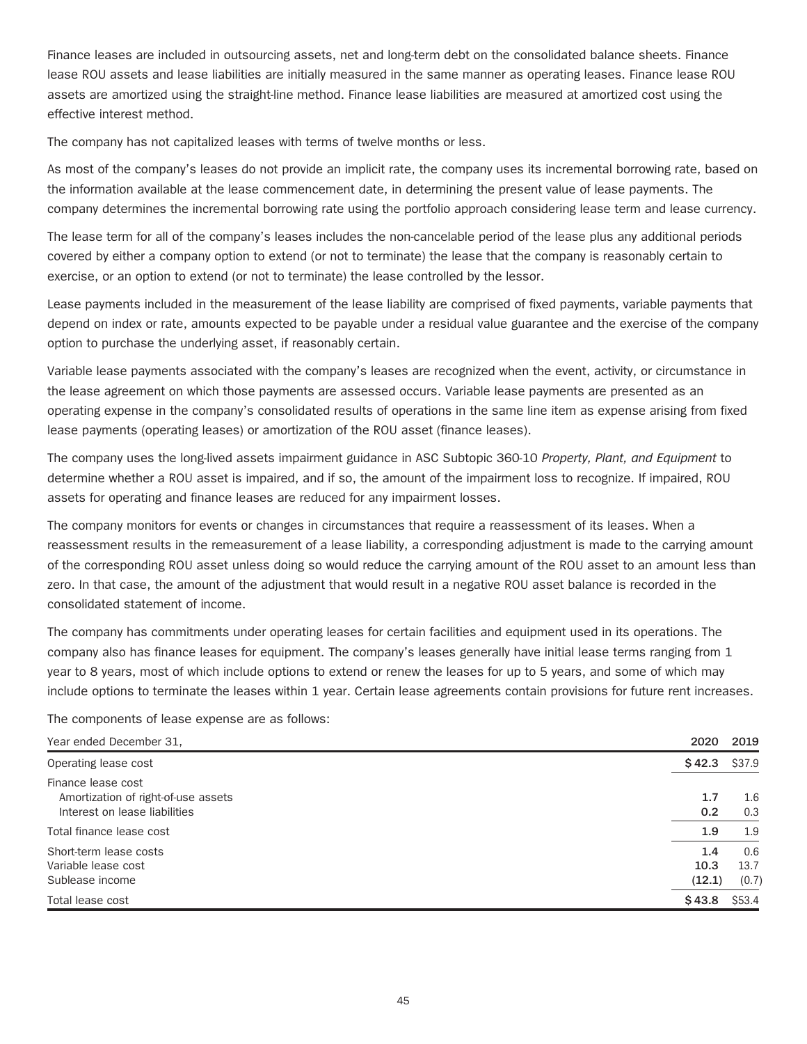Finance leases are included in outsourcing assets, net and long-term debt on the consolidated balance sheets. Finance lease ROU assets and lease liabilities are initially measured in the same manner as operating leases. Finance lease ROU assets are amortized using the straight-line method. Finance lease liabilities are measured at amortized cost using the effective interest method.

The company has not capitalized leases with terms of twelve months or less.

As most of the company's leases do not provide an implicit rate, the company uses its incremental borrowing rate, based on the information available at the lease commencement date, in determining the present value of lease payments. The company determines the incremental borrowing rate using the portfolio approach considering lease term and lease currency.

The lease term for all of the company's leases includes the non-cancelable period of the lease plus any additional periods covered by either a company option to extend (or not to terminate) the lease that the company is reasonably certain to exercise, or an option to extend (or not to terminate) the lease controlled by the lessor.

Lease payments included in the measurement of the lease liability are comprised of fixed payments, variable payments that depend on index or rate, amounts expected to be payable under a residual value guarantee and the exercise of the company option to purchase the underlying asset, if reasonably certain.

Variable lease payments associated with the company's leases are recognized when the event, activity, or circumstance in the lease agreement on which those payments are assessed occurs. Variable lease payments are presented as an operating expense in the company's consolidated results of operations in the same line item as expense arising from fixed lease payments (operating leases) or amortization of the ROU asset (finance leases).

The company uses the long-lived assets impairment guidance in ASC Subtopic 360-10 *Property, Plant, and Equipment* to determine whether a ROU asset is impaired, and if so, the amount of the impairment loss to recognize. If impaired, ROU assets for operating and finance leases are reduced for any impairment losses.

The company monitors for events or changes in circumstances that require a reassessment of its leases. When a reassessment results in the remeasurement of a lease liability, a corresponding adjustment is made to the carrying amount of the corresponding ROU asset unless doing so would reduce the carrying amount of the ROU asset to an amount less than zero. In that case, the amount of the adjustment that would result in a negative ROU asset balance is recorded in the consolidated statement of income.

The company has commitments under operating leases for certain facilities and equipment used in its operations. The company also has finance leases for equipment. The company's leases generally have initial lease terms ranging from 1 year to 8 years, most of which include options to extend or renew the leases for up to 5 years, and some of which may include options to terminate the leases within 1 year. Certain lease agreements contain provisions for future rent increases.

The components of lease expense are as follows:

| Year ended December 31, | 2020 | 2019 |
|---|---|---|
| Operating lease cost | $ 42.3 | $37.9 |
| Finance lease cost | | |
| Amortization of right-of-use assets | 1.7 | 1.6 |
| Interest on lease liabilities | 0.2 | 0.3 |
| Total finance lease cost | 1.9 | 1.9 |
| Short-term lease costs | 1.4 | 0.6 |
| Variable lease cost | 10.3 | 13.7 |
| Sublease income | (12.1) | (0.7) |
| Total lease cost | $ 43.8 | $53.4 |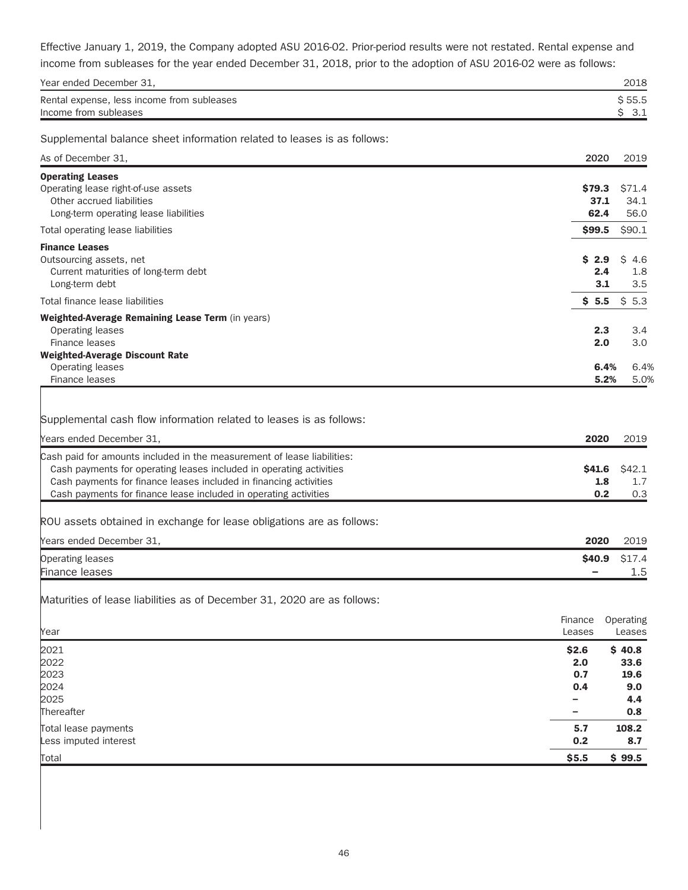Effective January 1, 2019, the Company adopted ASU 2016-02. Prior-period results were not restated. Rental expense and income from subleases for the year ended December 31, 2018, prior to the adoption of ASU 2016-02 were as follows:

| Year ended December 31, | 2018 |
| --- | --- |
| Rental expense, less income from subleases | $ 55.5 |
| Income from subleases | $ 3.1 |

Supplemental balance sheet information related to leases is as follows:

| As of December 31, | 2020 | 2019 |
| --- | --- | --- |
| **Operating Leases** | | |
| Operating lease right-of-use assets | **$79.3** | $71.4 |
| Other accrued liabilities | **37.1** | 34.1 |
| Long-term operating lease liabilities | **62.4** | 56.0 |
| Total operating lease liabilities | **$99.5** | $90.1 |
| **Finance Leases** | | |
| Outsourcing assets, net | **$ 2.9** | $ 4.6 |
| Current maturities of long-term debt | **2.4** | 1.8 |
| Long-term debt | **3.1** | 3.5 |
| Total finance lease liabilities | **$ 5.5** | $ 5.3 |
| **Weighted-Average Remaining Lease Term** (in years) | | |
| Operating leases | **2.3** | 3.4 |
| Finance leases | **2.0** | 3.0 |
| **Weighted-Average Discount Rate** | | |
| Operating leases | **6.4%** | 6.4% |
| Finance leases | **5.2%** | 5.0% |

Supplemental cash flow information related to leases is as follows:

| Years ended December 31, | 2020 | 2019 |
| --- | --- | --- |
| Cash paid for amounts included in the measurement of lease liabilities: | | |
| Cash payments for operating leases included in operating activities | **$41.6** | $42.1 |
| Cash payments for finance leases included in financing activities | **1.8** | 1.7 |
| Cash payments for finance lease included in operating activities | **0.2** | 0.3 |

ROU assets obtained in exchange for lease obligations are as follows:

| Years ended December 31, | 2020 | 2019 |
| --- | --- | --- |
| Operating leases | **$40.9** | $17.4 |
| Finance leases | **–** | 1.5 |

Maturities of lease liabilities as of December 31, 2020 are as follows:

| Year | Finance Leases | Operating Leases |
| --- | --- | --- |
| 2021 | **$2.6** | **$ 40.8** |
| 2022 | **2.0** | **33.6** |
| 2023 | **0.7** | **19.6** |
| 2024 | **0.4** | **9.0** |
| 2025 | **–** | **4.4** |
| Thereafter | **–** | **0.8** |
| Total lease payments | **5.7** | **108.2** |
| Less imputed interest | **0.2** | **8.7** |
| Total | **$5.5** | **$ 99.5** |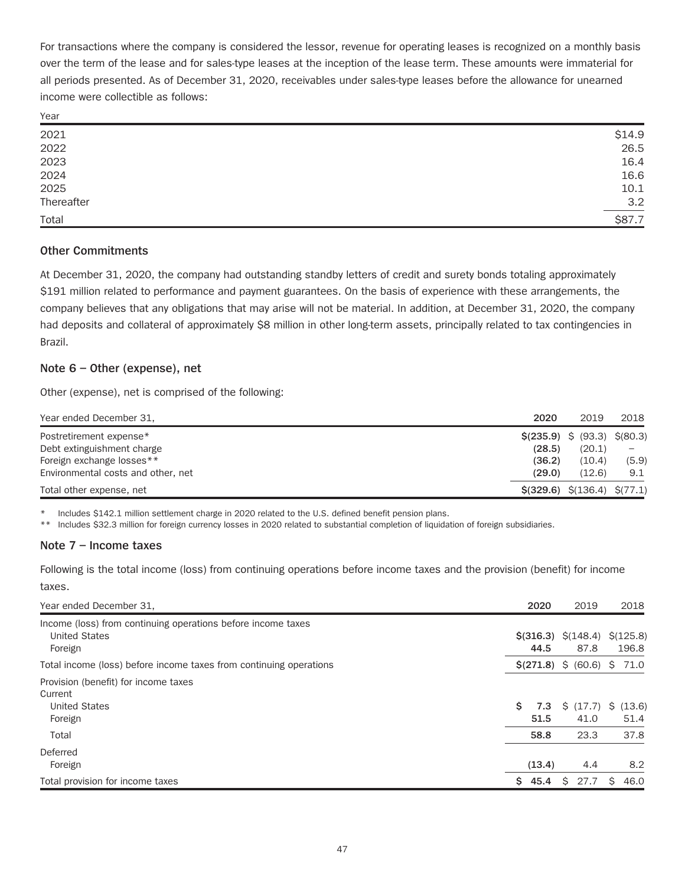For transactions where the company is considered the lessor, revenue for operating leases is recognized on a monthly basis over the term of the lease and for sales-type leases at the inception of the lease term. These amounts were immaterial for all periods presented. As of December 31, 2020, receivables under sales-type leases before the allowance for unearned income were collectible as follows:

| Year | |
|---|---|
| 2021 | $14.9 |
| 2022 | 26.5 |
| 2023 | 16.4 |
| 2024 | 16.6 |
| 2025 | 10.1 |
| Thereafter | 3.2 |
| Total | $87.7 |

### Other Commitments

At December 31, 2020, the company had outstanding standby letters of credit and surety bonds totaling approximately $191 million related to performance and payment guarantees. On the basis of experience with these arrangements, the company believes that any obligations that may arise will not be material. In addition, at December 31, 2020, the company had deposits and collateral of approximately $8 million in other long-term assets, principally related to tax contingencies in Brazil.

## Note 6 – Other (expense), net

Other (expense), net is comprised of the following:

| Year ended December 31, | **2020** | 2019 | 2018 |
|---|---|---|---|
| Postretirement expense* | **$(235.9)** | $ (93.3) | $(80.3) |
| Debt extinguishment charge | **(28.5)** | (20.1) | – |
| Foreign exchange losses** | **(36.2)** | (10.4) | (5.9) |
| Environmental costs and other, net | **(29.0)** | (12.6) | 9.1 |
| Total other expense, net | **$(329.6)** | $(136.4) | $(77.1) |

\* Includes $142.1 million settlement charge in 2020 related to the U.S. defined benefit pension plans.

\*\* Includes $32.3 million for foreign currency losses in 2020 related to substantial completion of liquidation of foreign subsidiaries.

## Note 7 – Income taxes

Following is the total income (loss) from continuing operations before income taxes and the provision (benefit) for income taxes.

| Year ended December 31, | **2020** | 2019 | 2018 |
|---|---|---|---|
| Income (loss) from continuing operations before income taxes | | | |
| United States | **$(316.3)** | $(148.4) | $(125.8) |
| Foreign | **44.5** | 87.8 | 196.8 |
| Total income (loss) before income taxes from continuing operations | **$(271.8)** | $ (60.6) | $ 71.0 |
| Provision (benefit) for income taxes | | | |
| Current | | | |
| United States | **$ 7.3** | $ (17.7) | $ (13.6) |
| Foreign | **51.5** | 41.0 | 51.4 |
| Total | **58.8** | 23.3 | 37.8 |
| Deferred | | | |
| Foreign | **(13.4)** | 4.4 | 8.2 |
| Total provision for income taxes | **$ 45.4** | $ 27.7 | $ 46.0 |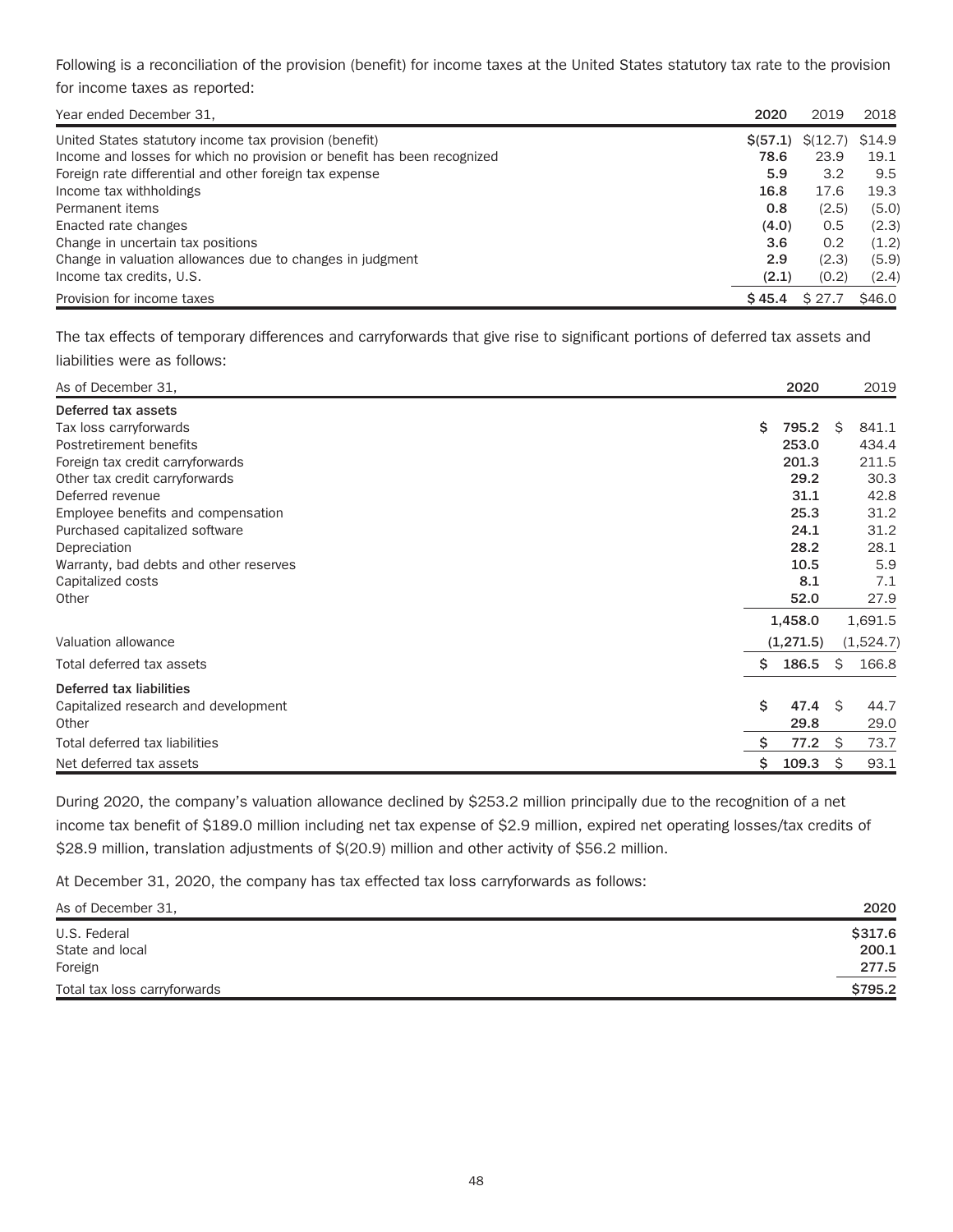Following is a reconciliation of the provision (benefit) for income taxes at the United States statutory tax rate to the provision for income taxes as reported:

| Year ended December 31, | 2020 | 2019 | 2018 |
|---|---|---|---|
| United States statutory income tax provision (benefit) | $(57.1) | $(12.7) | $14.9 |
| Income and losses for which no provision or benefit has been recognized | 78.6 | 23.9 | 19.1 |
| Foreign rate differential and other foreign tax expense | 5.9 | 3.2 | 9.5 |
| Income tax withholdings | 16.8 | 17.6 | 19.3 |
| Permanent items | 0.8 | (2.5) | (5.0) |
| Enacted rate changes | (4.0) | 0.5 | (2.3) |
| Change in uncertain tax positions | 3.6 | 0.2 | (1.2) |
| Change in valuation allowances due to changes in judgment | 2.9 | (2.3) | (5.9) |
| Income tax credits, U.S. | (2.1) | (0.2) | (2.4) |
| Provision for income taxes | $ 45.4 | $ 27.7 | $46.0 |

The tax effects of temporary differences and carryforwards that give rise to significant portions of deferred tax assets and liabilities were as follows:

| As of December 31, | 2020 | 2019 |
|---|---|---|
| **Deferred tax assets** | | |
| Tax loss carryforwards | $ 795.2 | $ 841.1 |
| Postretirement benefits | 253.0 | 434.4 |
| Foreign tax credit carryforwards | 201.3 | 211.5 |
| Other tax credit carryforwards | 29.2 | 30.3 |
| Deferred revenue | 31.1 | 42.8 |
| Employee benefits and compensation | 25.3 | 31.2 |
| Purchased capitalized software | 24.1 | 31.2 |
| Depreciation | 28.2 | 28.1 |
| Warranty, bad debts and other reserves | 10.5 | 5.9 |
| Capitalized costs | 8.1 | 7.1 |
| Other | 52.0 | 27.9 |
| | 1,458.0 | 1,691.5 |
| Valuation allowance | (1,271.5) | (1,524.7) |
| Total deferred tax assets | $ 186.5 | $ 166.8 |
| **Deferred tax liabilities** | | |
| Capitalized research and development | $ 47.4 | $ 44.7 |
| Other | 29.8 | 29.0 |
| Total deferred tax liabilities | $ 77.2 | $ 73.7 |
| Net deferred tax assets | $ 109.3 | $ 93.1 |

During 2020, the company's valuation allowance declined by $253.2 million principally due to the recognition of a net income tax benefit of $189.0 million including net tax expense of $2.9 million, expired net operating losses/tax credits of $28.9 million, translation adjustments of $(20.9) million and other activity of $56.2 million.

At December 31, 2020, the company has tax effected tax loss carryforwards as follows:

| As of December 31, | 2020 |
|---|---|
| U.S. Federal | $317.6 |
| State and local | 200.1 |
| Foreign | 277.5 |
| Total tax loss carryforwards | $795.2 |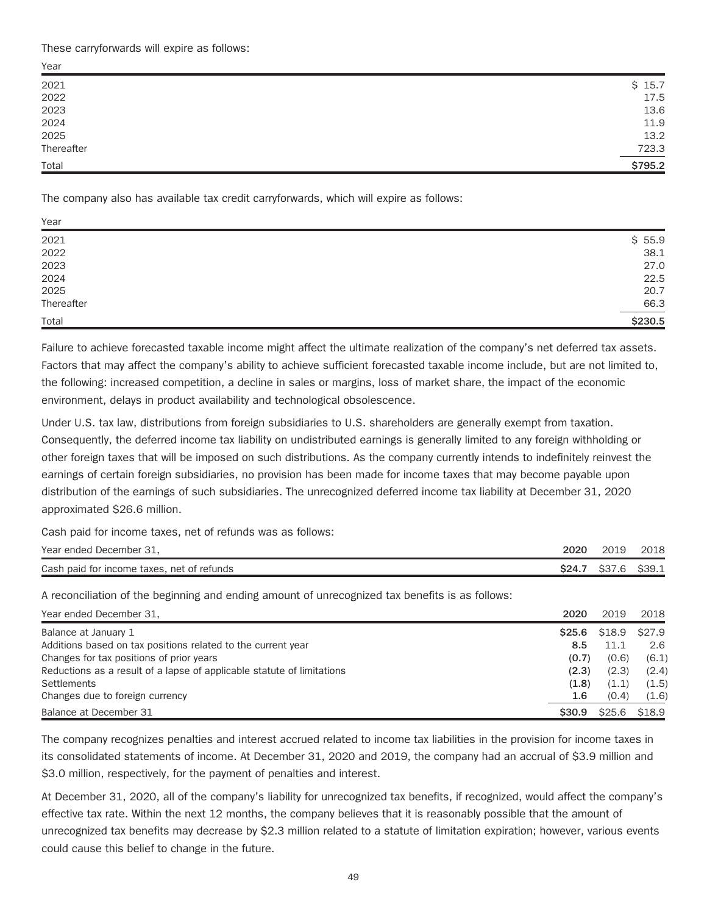These carryforwards will expire as follows:

| Year | |
|---|---|
| 2021 | $ 15.7 |
| 2022 | 17.5 |
| 2023 | 13.6 |
| 2024 | 11.9 |
| 2025 | 13.2 |
| Thereafter | 723.3 |
| Total | **$795.2** |

The company also has available tax credit carryforwards, which will expire as follows:

| Year | |
|---|---|
| 2021 | $ 55.9 |
| 2022 | 38.1 |
| 2023 | 27.0 |
| 2024 | 22.5 |
| 2025 | 20.7 |
| Thereafter | 66.3 |
| Total | **$230.5** |

Failure to achieve forecasted taxable income might affect the ultimate realization of the company's net deferred tax assets. Factors that may affect the company's ability to achieve sufficient forecasted taxable income include, but are not limited to, the following: increased competition, a decline in sales or margins, loss of market share, the impact of the economic environment, delays in product availability and technological obsolescence.

Under U.S. tax law, distributions from foreign subsidiaries to U.S. shareholders are generally exempt from taxation. Consequently, the deferred income tax liability on undistributed earnings is generally limited to any foreign withholding or other foreign taxes that will be imposed on such distributions. As the company currently intends to indefinitely reinvest the earnings of certain foreign subsidiaries, no provision has been made for income taxes that may become payable upon distribution of the earnings of such subsidiaries. The unrecognized deferred income tax liability at December 31, 2020 approximated $26.6 million.

Cash paid for income taxes, net of refunds was as follows:

| Year ended December 31, | **2020** | 2019 | 2018 |
|---|---|---|---|
| Cash paid for income taxes, net of refunds | **$24.7** | $37.6 | $39.1 |

A reconciliation of the beginning and ending amount of unrecognized tax benefits is as follows:

| Year ended December 31, | **2020** | 2019 | 2018 |
|---|---|---|---|
| Balance at January 1 | **$25.6** | $18.9 | $27.9 |
| Additions based on tax positions related to the current year | **8.5** | 11.1 | 2.6 |
| Changes for tax positions of prior years | **(0.7)** | (0.6) | (6.1) |
| Reductions as a result of a lapse of applicable statute of limitations | **(2.3)** | (2.3) | (2.4) |
| Settlements | **(1.8)** | (1.1) | (1.5) |
| Changes due to foreign currency | **1.6** | (0.4) | (1.6) |
| Balance at December 31 | **$30.9** | $25.6 | $18.9 |

The company recognizes penalties and interest accrued related to income tax liabilities in the provision for income taxes in its consolidated statements of income. At December 31, 2020 and 2019, the company had an accrual of $3.9 million and $3.0 million, respectively, for the payment of penalties and interest.

At December 31, 2020, all of the company's liability for unrecognized tax benefits, if recognized, would affect the company's effective tax rate. Within the next 12 months, the company believes that it is reasonably possible that the amount of unrecognized tax benefits may decrease by $2.3 million related to a statute of limitation expiration; however, various events could cause this belief to change in the future.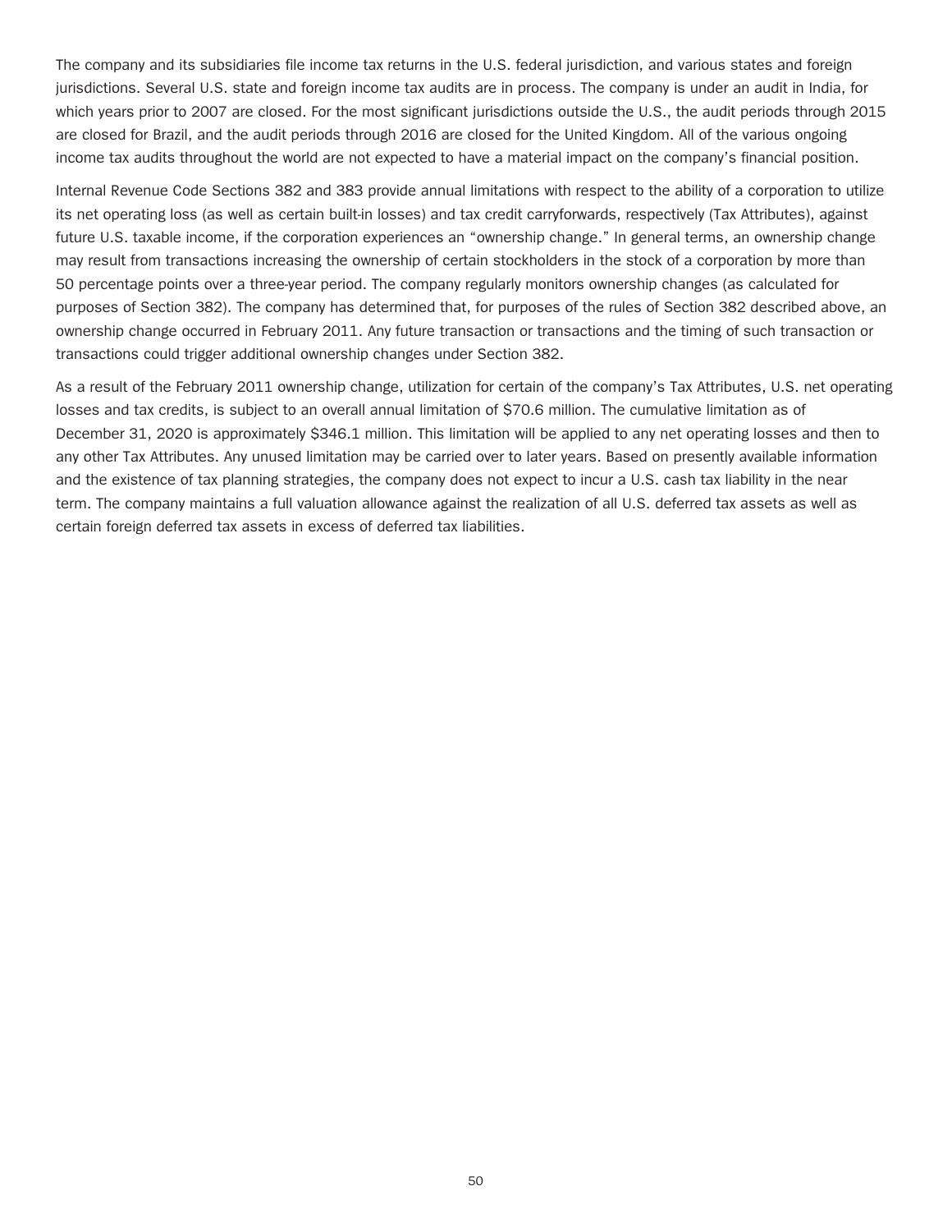The company and its subsidiaries file income tax returns in the U.S. federal jurisdiction, and various states and foreign jurisdictions. Several U.S. state and foreign income tax audits are in process. The company is under an audit in India, for which years prior to 2007 are closed. For the most significant jurisdictions outside the U.S., the audit periods through 2015 are closed for Brazil, and the audit periods through 2016 are closed for the United Kingdom. All of the various ongoing income tax audits throughout the world are not expected to have a material impact on the company's financial position.

Internal Revenue Code Sections 382 and 383 provide annual limitations with respect to the ability of a corporation to utilize its net operating loss (as well as certain built-in losses) and tax credit carryforwards, respectively (Tax Attributes), against future U.S. taxable income, if the corporation experiences an "ownership change." In general terms, an ownership change may result from transactions increasing the ownership of certain stockholders in the stock of a corporation by more than 50 percentage points over a three-year period. The company regularly monitors ownership changes (as calculated for purposes of Section 382). The company has determined that, for purposes of the rules of Section 382 described above, an ownership change occurred in February 2011. Any future transaction or transactions and the timing of such transaction or transactions could trigger additional ownership changes under Section 382.

As a result of the February 2011 ownership change, utilization for certain of the company's Tax Attributes, U.S. net operating losses and tax credits, is subject to an overall annual limitation of $70.6 million. The cumulative limitation as of December 31, 2020 is approximately $346.1 million. This limitation will be applied to any net operating losses and then to any other Tax Attributes. Any unused limitation may be carried over to later years. Based on presently available information and the existence of tax planning strategies, the company does not expect to incur a U.S. cash tax liability in the near term. The company maintains a full valuation allowance against the realization of all U.S. deferred tax assets as well as certain foreign deferred tax assets in excess of deferred tax liabilities.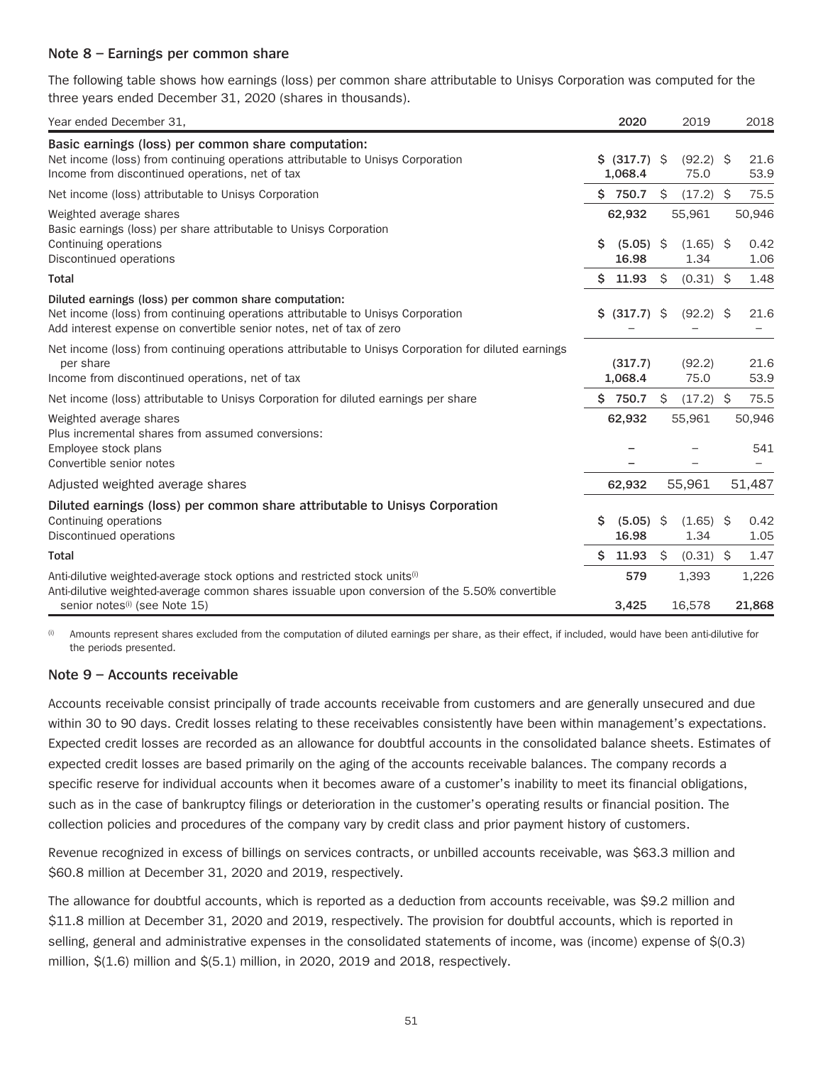## Note 8 – Earnings per common share

The following table shows how earnings (loss) per common share attributable to Unisys Corporation was computed for the three years ended December 31, 2020 (shares in thousands).

| Year ended December 31, | 2020 | 2019 | 2018 |
|---|---|---|---|
| **Basic earnings (loss) per common share computation:** | | | |
| Net income (loss) from continuing operations attributable to Unisys Corporation | $ (317.7) | $ (92.2) | $ 21.6 |
| Income from discontinued operations, net of tax | 1,068.4 | 75.0 | 53.9 |
| Net income (loss) attributable to Unisys Corporation | $ 750.7 | $ (17.2) | $ 75.5 |
| Weighted average shares | 62,932 | 55,961 | 50,946 |
| Basic earnings (loss) per share attributable to Unisys Corporation | | | |
| Continuing operations | $ (5.05) | $ (1.65) | $ 0.42 |
| Discontinued operations | 16.98 | 1.34 | 1.06 |
| **Total** | $ 11.93 | $ (0.31) | $ 1.48 |
| **Diluted earnings (loss) per common share computation:** | | | |
| Net income (loss) from continuing operations attributable to Unisys Corporation | $ (317.7) | $ (92.2) | $ 21.6 |
| Add interest expense on convertible senior notes, net of tax of zero | – | – | – |
| Net income (loss) from continuing operations attributable to Unisys Corporation for diluted earnings per share | (317.7) | (92.2) | 21.6 |
| Income from discontinued operations, net of tax | 1,068.4 | 75.0 | 53.9 |
| Net income (loss) attributable to Unisys Corporation for diluted earnings per share | $ 750.7 | $ (17.2) | $ 75.5 |
| Weighted average shares | 62,932 | 55,961 | 50,946 |
| Plus incremental shares from assumed conversions: | | | |
| Employee stock plans | – | – | 541 |
| Convertible senior notes | – | – | – |
| Adjusted weighted average shares | 62,932 | 55,961 | 51,487 |
| **Diluted earnings (loss) per common share attributable to Unisys Corporation** | | | |
| Continuing operations | $ (5.05) | $ (1.65) | $ 0.42 |
| Discontinued operations | 16.98 | 1.34 | 1.05 |
| **Total** | $ 11.93 | $ (0.31) | $ 1.47 |
| Anti-dilutive weighted-average stock options and restricted stock units[i] | 579 | 1,393 | 1,226 |
| Anti-dilutive weighted-average common shares issuable upon conversion of the 5.50% convertible senior notes[i] (see Note 15) | 3,425 | 16,578 | 21,868 |

[i] Amounts represent shares excluded from the computation of diluted earnings per share, as their effect, if included, would have been anti-dilutive for the periods presented.

## Note 9 – Accounts receivable

Accounts receivable consist principally of trade accounts receivable from customers and are generally unsecured and due within 30 to 90 days. Credit losses relating to these receivables consistently have been within management's expectations. Expected credit losses are recorded as an allowance for doubtful accounts in the consolidated balance sheets. Estimates of expected credit losses are based primarily on the aging of the accounts receivable balances. The company records a specific reserve for individual accounts when it becomes aware of a customer's inability to meet its financial obligations, such as in the case of bankruptcy filings or deterioration in the customer's operating results or financial position. The collection policies and procedures of the company vary by credit class and prior payment history of customers.

Revenue recognized in excess of billings on services contracts, or unbilled accounts receivable, was $63.3 million and $60.8 million at December 31, 2020 and 2019, respectively.

The allowance for doubtful accounts, which is reported as a deduction from accounts receivable, was $9.2 million and $11.8 million at December 31, 2020 and 2019, respectively. The provision for doubtful accounts, which is reported in selling, general and administrative expenses in the consolidated statements of income, was (income) expense of $(0.3) million, $(1.6) million and $(5.1) million, in 2020, 2019 and 2018, respectively.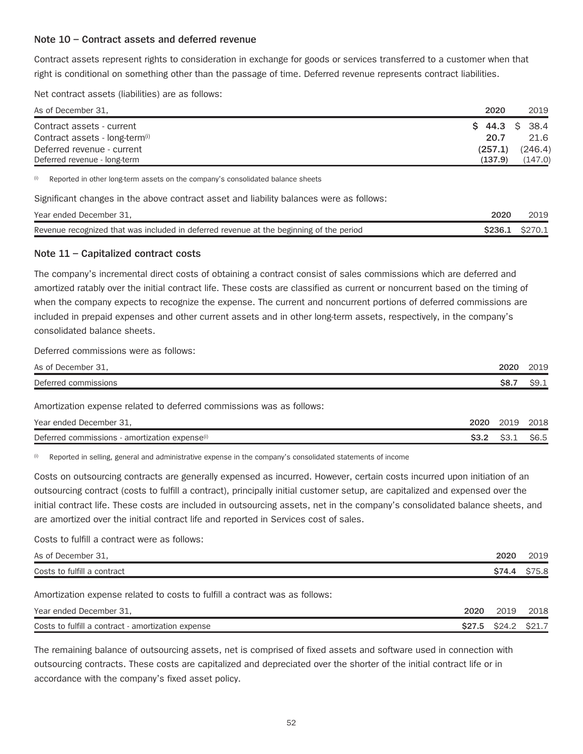### Note 10 – Contract assets and deferred revenue

Contract assets represent rights to consideration in exchange for goods or services transferred to a customer when that right is conditional on something other than the passage of time. Deferred revenue represents contract liabilities.

Net contract assets (liabilities) are as follows:

| As of December 31, | 2020 | 2019 |
|---|---|---|
| Contract assets - current | $ 44.3 | $ 38.4 |
| Contract assets - long-term[i] | 20.7 | 21.6 |
| Deferred revenue - current | (257.1) | (246.4) |
| Deferred revenue - long-term | (137.9) | (147.0) |

[i] Reported in other long-term assets on the company's consolidated balance sheets

Significant changes in the above contract asset and liability balances were as follows:

| Year ended December 31, | 2020 | 2019 |
|---|---|---|
| Revenue recognized that was included in deferred revenue at the beginning of the period | $236.1 | $270.1 |

### Note 11 – Capitalized contract costs

The company's incremental direct costs of obtaining a contract consist of sales commissions which are deferred and amortized ratably over the initial contract life. These costs are classified as current or noncurrent based on the timing of when the company expects to recognize the expense. The current and noncurrent portions of deferred commissions are included in prepaid expenses and other current assets and in other long-term assets, respectively, in the company's consolidated balance sheets.

Deferred commissions were as follows:

| As of December 31, | 2020 | 2019 |
|---|---|---|
| Deferred commissions | $8.7 | $9.1 |

Amortization expense related to deferred commissions was as follows:

| Year ended December 31, | 2020 | 2019 | 2018 |
|---|---|---|---|
| Deferred commissions - amortization expense[i] | $3.2 | $3.1 | $6.5 |

[i] Reported in selling, general and administrative expense in the company's consolidated statements of income

Costs on outsourcing contracts are generally expensed as incurred. However, certain costs incurred upon initiation of an outsourcing contract (costs to fulfill a contract), principally initial customer setup, are capitalized and expensed over the initial contract life. These costs are included in outsourcing assets, net in the company's consolidated balance sheets, and are amortized over the initial contract life and reported in Services cost of sales.

Costs to fulfill a contract were as follows:

| As of December 31, | 2020 | 2019 |
|---|---|---|
| Costs to fulfill a contract | $74.4 | $75.8 |

Amortization expense related to costs to fulfill a contract was as follows:

| Year ended December 31, | 2020 | 2019 | 2018 |
|---|---|---|---|
| Costs to fulfill a contract - amortization expense | $27.5 | $24.2 | $21.7 |

The remaining balance of outsourcing assets, net is comprised of fixed assets and software used in connection with outsourcing contracts. These costs are capitalized and depreciated over the shorter of the initial contract life or in accordance with the company's fixed asset policy.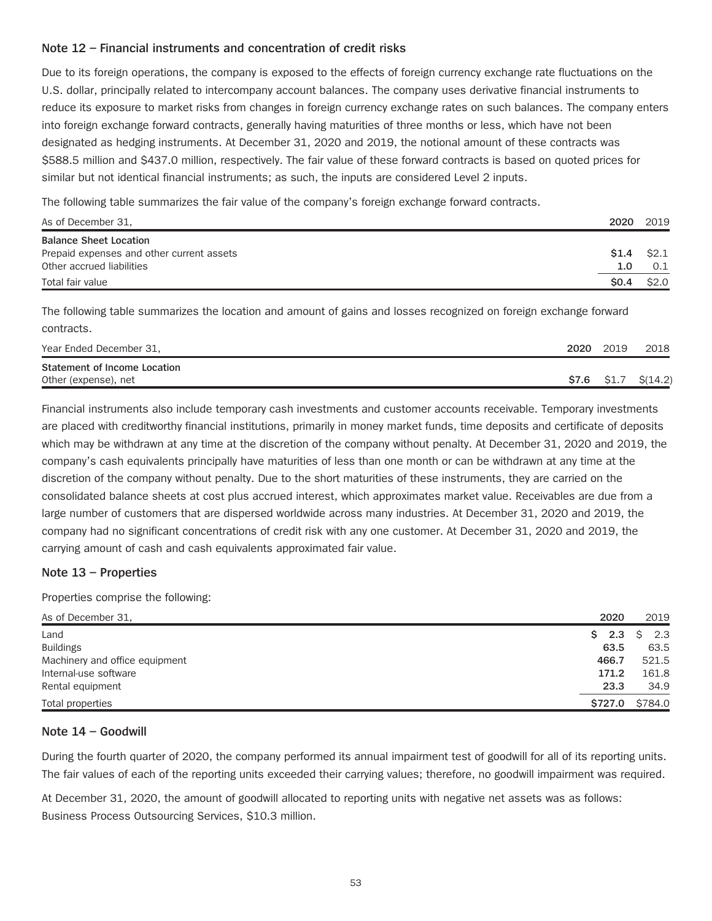### Note 12 – Financial instruments and concentration of credit risks

Due to its foreign operations, the company is exposed to the effects of foreign currency exchange rate fluctuations on the U.S. dollar, principally related to intercompany account balances. The company uses derivative financial instruments to reduce its exposure to market risks from changes in foreign currency exchange rates on such balances. The company enters into foreign exchange forward contracts, generally having maturities of three months or less, which have not been designated as hedging instruments. At December 31, 2020 and 2019, the notional amount of these contracts was $588.5 million and $437.0 million, respectively. The fair value of these forward contracts is based on quoted prices for similar but not identical financial instruments; as such, the inputs are considered Level 2 inputs.

The following table summarizes the fair value of the company's foreign exchange forward contracts.

| As of December 31, | 2020 | 2019 |
|---|---|---|
| **Balance Sheet Location** | | |
| Prepaid expenses and other current assets | **$1.4** | $2.1 |
| Other accrued liabilities | **1.0** | 0.1 |
| Total fair value | **$0.4** | $2.0 |

The following table summarizes the location and amount of gains and losses recognized on foreign exchange forward contracts.

| Year Ended December 31, | 2020 | 2019 | 2018 |
|---|---|---|---|
| **Statement of Income Location** | | | |
| Other (expense), net | **$7.6** | $1.7 | $(14.2) |

Financial instruments also include temporary cash investments and customer accounts receivable. Temporary investments are placed with creditworthy financial institutions, primarily in money market funds, time deposits and certificate of deposits which may be withdrawn at any time at the discretion of the company without penalty. At December 31, 2020 and 2019, the company's cash equivalents principally have maturities of less than one month or can be withdrawn at any time at the discretion of the company without penalty. Due to the short maturities of these instruments, they are carried on the consolidated balance sheets at cost plus accrued interest, which approximates market value. Receivables are due from a large number of customers that are dispersed worldwide across many industries. At December 31, 2020 and 2019, the company had no significant concentrations of credit risk with any one customer. At December 31, 2020 and 2019, the carrying amount of cash and cash equivalents approximated fair value.

### Note 13 – Properties

Properties comprise the following:

| As of December 31, | 2020 | 2019 |
|---|---|---|
| Land | **$ 2.3** | $ 2.3 |
| Buildings | **63.5** | 63.5 |
| Machinery and office equipment | **466.7** | 521.5 |
| Internal-use software | **171.2** | 161.8 |
| Rental equipment | **23.3** | 34.9 |
| Total properties | **$727.0** | $784.0 |

### Note 14 – Goodwill

During the fourth quarter of 2020, the company performed its annual impairment test of goodwill for all of its reporting units. The fair values of each of the reporting units exceeded their carrying values; therefore, no goodwill impairment was required.

At December 31, 2020, the amount of goodwill allocated to reporting units with negative net assets was as follows: Business Process Outsourcing Services, $10.3 million.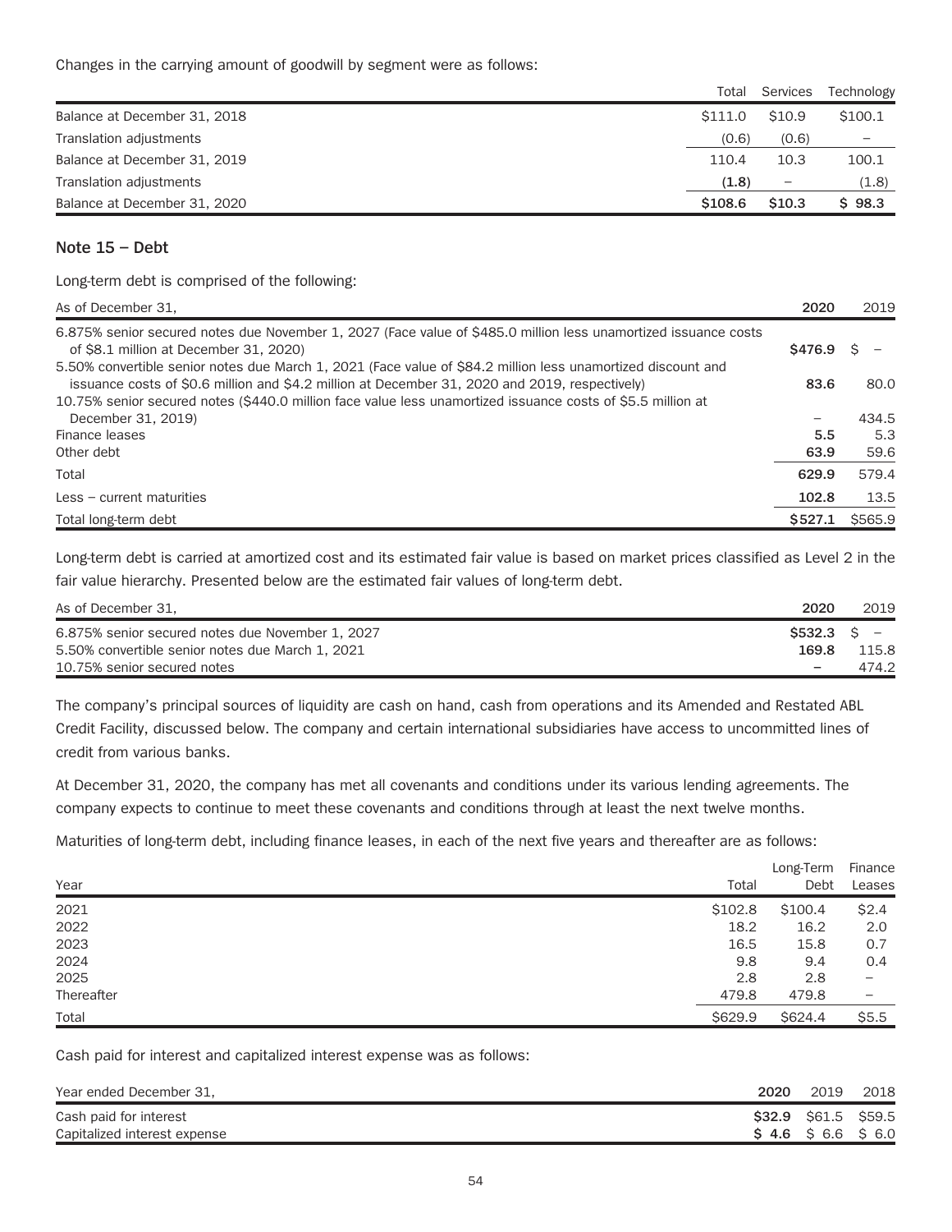Changes in the carrying amount of goodwill by segment were as follows:

| | Total | Services | Technology |
|---|---|---|---|
| Balance at December 31, 2018 | $111.0 | $10.9 | $100.1 |
| Translation adjustments | (0.6) | (0.6) | – |
| Balance at December 31, 2019 | 110.4 | 10.3 | 100.1 |
| Translation adjustments | **(1.8)** | – | (1.8) |
| Balance at December 31, 2020 | **$108.6** | **$10.3** | **$ 98.3** |

## Note 15 – Debt

Long-term debt is comprised of the following:

| As of December 31, | 2020 | 2019 |
|---|---|---|
| 6.875% senior secured notes due November 1, 2027 (Face value of $485.0 million less unamortized issuance costs of $8.1 million at December 31, 2020) | **$476.9** | $ – |
| 5.50% convertible senior notes due March 1, 2021 (Face value of $84.2 million less unamortized discount and issuance costs of $0.6 million and $4.2 million at December 31, 2020 and 2019, respectively) | **83.6** | 80.0 |
| 10.75% senior secured notes ($440.0 million face value less unamortized issuance costs of $5.5 million at December 31, 2019) | – | 434.5 |
| Finance leases | **5.5** | 5.3 |
| Other debt | **63.9** | 59.6 |
| Total | **629.9** | 579.4 |
| Less – current maturities | **102.8** | 13.5 |
| Total long-term debt | **$527.1** | $565.9 |

Long-term debt is carried at amortized cost and its estimated fair value is based on market prices classified as Level 2 in the fair value hierarchy. Presented below are the estimated fair values of long-term debt.

| As of December 31, | 2020 | 2019 |
|---|---|---|
| 6.875% senior secured notes due November 1, 2027 | **$532.3** | $ – |
| 5.50% convertible senior notes due March 1, 2021 | **169.8** | 115.8 |
| 10.75% senior secured notes | – | 474.2 |

The company's principal sources of liquidity are cash on hand, cash from operations and its Amended and Restated ABL Credit Facility, discussed below. The company and certain international subsidiaries have access to uncommitted lines of credit from various banks.

At December 31, 2020, the company has met all covenants and conditions under its various lending agreements. The company expects to continue to meet these covenants and conditions through at least the next twelve months.

Maturities of long-term debt, including finance leases, in each of the next five years and thereafter are as follows:

| Year | Total | Long-Term Debt | Finance Leases |
|---|---|---|---|
| 2021 | $102.8 | $100.4 | $2.4 |
| 2022 | 18.2 | 16.2 | 2.0 |
| 2023 | 16.5 | 15.8 | 0.7 |
| 2024 | 9.8 | 9.4 | 0.4 |
| 2025 | 2.8 | 2.8 | – |
| Thereafter | 479.8 | 479.8 | – |
| Total | $629.9 | $624.4 | $5.5 |

Cash paid for interest and capitalized interest expense was as follows:

| Year ended December 31, | 2020 | 2019 | 2018 |
|---|---|---|---|
| Cash paid for interest | **$32.9** | $61.5 | $59.5 |
| Capitalized interest expense | **$ 4.6** | $ 6.6 | $ 6.0 |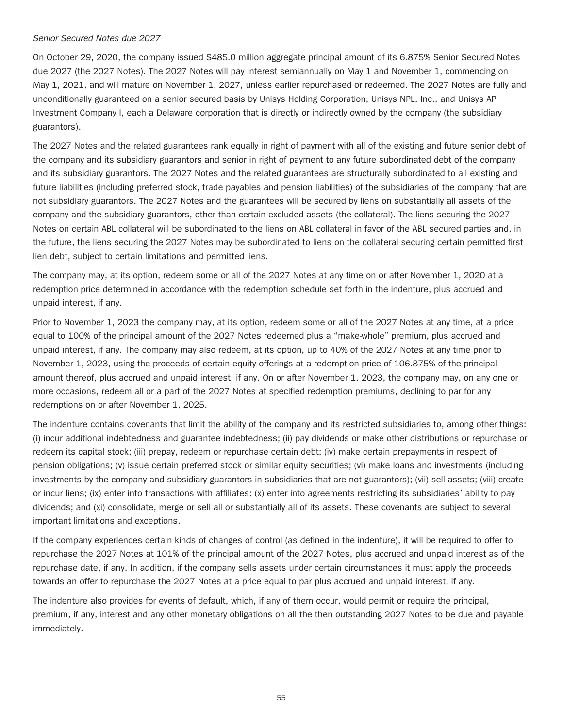*Senior Secured Notes due 2027*

On October 29, 2020, the company issued $485.0 million aggregate principal amount of its 6.875% Senior Secured Notes due 2027 (the 2027 Notes). The 2027 Notes will pay interest semiannually on May 1 and November 1, commencing on May 1, 2021, and will mature on November 1, 2027, unless earlier repurchased or redeemed. The 2027 Notes are fully and unconditionally guaranteed on a senior secured basis by Unisys Holding Corporation, Unisys NPL, Inc., and Unisys AP Investment Company I, each a Delaware corporation that is directly or indirectly owned by the company (the subsidiary guarantors).

The 2027 Notes and the related guarantees rank equally in right of payment with all of the existing and future senior debt of the company and its subsidiary guarantors and senior in right of payment to any future subordinated debt of the company and its subsidiary guarantors. The 2027 Notes and the related guarantees are structurally subordinated to all existing and future liabilities (including preferred stock, trade payables and pension liabilities) of the subsidiaries of the company that are not subsidiary guarantors. The 2027 Notes and the guarantees will be secured by liens on substantially all assets of the company and the subsidiary guarantors, other than certain excluded assets (the collateral). The liens securing the 2027 Notes on certain ABL collateral will be subordinated to the liens on ABL collateral in favor of the ABL secured parties and, in the future, the liens securing the 2027 Notes may be subordinated to liens on the collateral securing certain permitted first lien debt, subject to certain limitations and permitted liens.

The company may, at its option, redeem some or all of the 2027 Notes at any time on or after November 1, 2020 at a redemption price determined in accordance with the redemption schedule set forth in the indenture, plus accrued and unpaid interest, if any.

Prior to November 1, 2023 the company may, at its option, redeem some or all of the 2027 Notes at any time, at a price equal to 100% of the principal amount of the 2027 Notes redeemed plus a "make-whole" premium, plus accrued and unpaid interest, if any. The company may also redeem, at its option, up to 40% of the 2027 Notes at any time prior to November 1, 2023, using the proceeds of certain equity offerings at a redemption price of 106.875% of the principal amount thereof, plus accrued and unpaid interest, if any. On or after November 1, 2023, the company may, on any one or more occasions, redeem all or a part of the 2027 Notes at specified redemption premiums, declining to par for any redemptions on or after November 1, 2025.

The indenture contains covenants that limit the ability of the company and its restricted subsidiaries to, among other things: (i) incur additional indebtedness and guarantee indebtedness; (ii) pay dividends or make other distributions or repurchase or redeem its capital stock; (iii) prepay, redeem or repurchase certain debt; (iv) make certain prepayments in respect of pension obligations; (v) issue certain preferred stock or similar equity securities; (vi) make loans and investments (including investments by the company and subsidiary guarantors in subsidiaries that are not guarantors); (vii) sell assets; (viii) create or incur liens; (ix) enter into transactions with affiliates; (x) enter into agreements restricting its subsidiaries' ability to pay dividends; and (xi) consolidate, merge or sell all or substantially all of its assets. These covenants are subject to several important limitations and exceptions.

If the company experiences certain kinds of changes of control (as defined in the indenture), it will be required to offer to repurchase the 2027 Notes at 101% of the principal amount of the 2027 Notes, plus accrued and unpaid interest as of the repurchase date, if any. In addition, if the company sells assets under certain circumstances it must apply the proceeds towards an offer to repurchase the 2027 Notes at a price equal to par plus accrued and unpaid interest, if any.

The indenture also provides for events of default, which, if any of them occur, would permit or require the principal, premium, if any, interest and any other monetary obligations on all the then outstanding 2027 Notes to be due and payable immediately.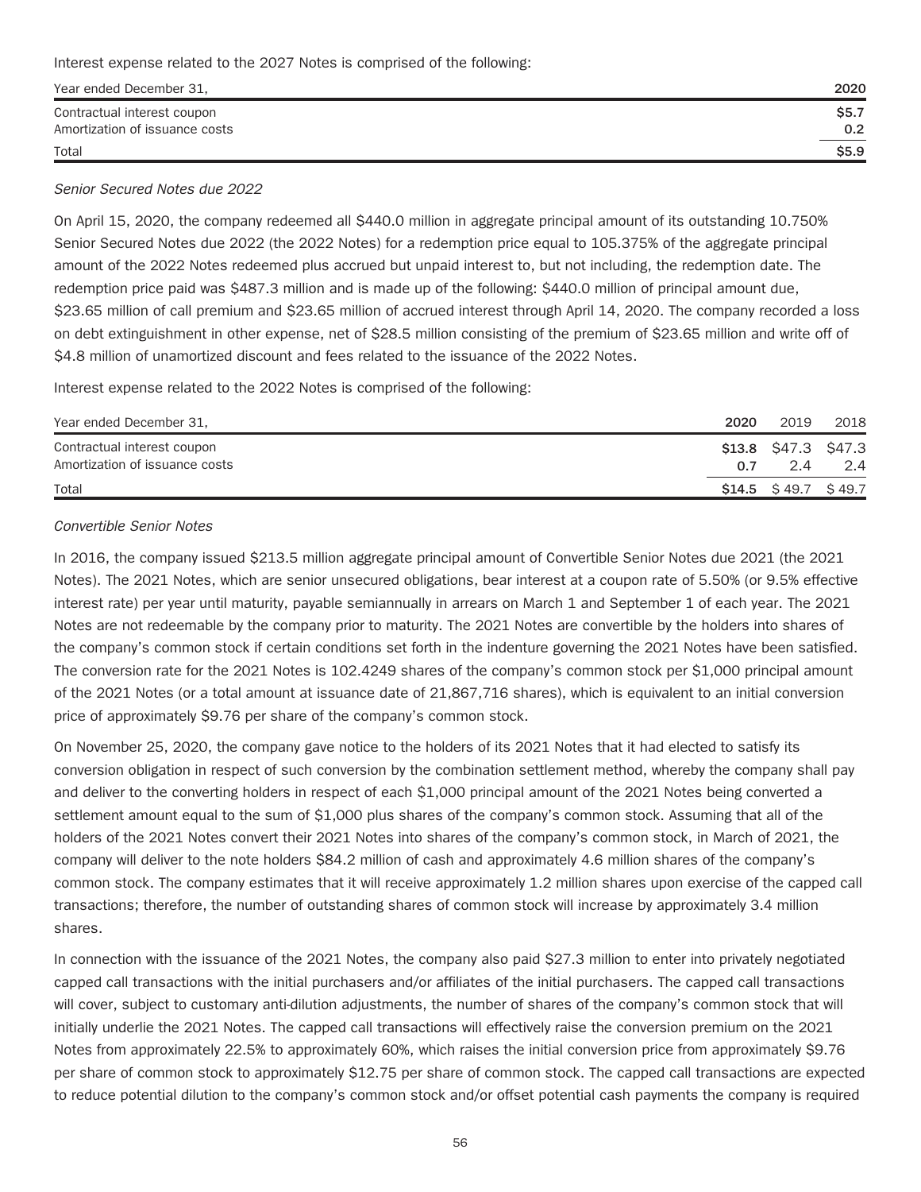Interest expense related to the 2027 Notes is comprised of the following:

| Year ended December 31, | 2020 |
|---|---|
| Contractual interest coupon | **$5.7** |
| Amortization of issuance costs | **0.2** |
| Total | **$5.9** |

*Senior Secured Notes due 2022*

On April 15, 2020, the company redeemed all $440.0 million in aggregate principal amount of its outstanding 10.750% Senior Secured Notes due 2022 (the 2022 Notes) for a redemption price equal to 105.375% of the aggregate principal amount of the 2022 Notes redeemed plus accrued but unpaid interest to, but not including, the redemption date. The redemption price paid was $487.3 million and is made up of the following: $440.0 million of principal amount due, $23.65 million of call premium and $23.65 million of accrued interest through April 14, 2020. The company recorded a loss on debt extinguishment in other expense, net of $28.5 million consisting of the premium of $23.65 million and write off of $4.8 million of unamortized discount and fees related to the issuance of the 2022 Notes.

Interest expense related to the 2022 Notes is comprised of the following:

| Year ended December 31, | 2020 | 2019 | 2018 |
|---|---|---|---|
| Contractual interest coupon | **$13.8** | $47.3 | $47.3 |
| Amortization of issuance costs | **0.7** | 2.4 | 2.4 |
| Total | **$14.5** | $ 49.7 | $ 49.7 |

*Convertible Senior Notes*

In 2016, the company issued $213.5 million aggregate principal amount of Convertible Senior Notes due 2021 (the 2021 Notes). The 2021 Notes, which are senior unsecured obligations, bear interest at a coupon rate of 5.50% (or 9.5% effective interest rate) per year until maturity, payable semiannually in arrears on March 1 and September 1 of each year. The 2021 Notes are not redeemable by the company prior to maturity. The 2021 Notes are convertible by the holders into shares of the company's common stock if certain conditions set forth in the indenture governing the 2021 Notes have been satisfied. The conversion rate for the 2021 Notes is 102.4249 shares of the company's common stock per $1,000 principal amount of the 2021 Notes (or a total amount at issuance date of 21,867,716 shares), which is equivalent to an initial conversion price of approximately $9.76 per share of the company's common stock.

On November 25, 2020, the company gave notice to the holders of its 2021 Notes that it had elected to satisfy its conversion obligation in respect of such conversion by the combination settlement method, whereby the company shall pay and deliver to the converting holders in respect of each $1,000 principal amount of the 2021 Notes being converted a settlement amount equal to the sum of $1,000 plus shares of the company's common stock. Assuming that all of the holders of the 2021 Notes convert their 2021 Notes into shares of the company's common stock, in March of 2021, the company will deliver to the note holders $84.2 million of cash and approximately 4.6 million shares of the company's common stock. The company estimates that it will receive approximately 1.2 million shares upon exercise of the capped call transactions; therefore, the number of outstanding shares of common stock will increase by approximately 3.4 million shares.

In connection with the issuance of the 2021 Notes, the company also paid $27.3 million to enter into privately negotiated capped call transactions with the initial purchasers and/or affiliates of the initial purchasers. The capped call transactions will cover, subject to customary anti-dilution adjustments, the number of shares of the company's common stock that will initially underlie the 2021 Notes. The capped call transactions will effectively raise the conversion premium on the 2021 Notes from approximately 22.5% to approximately 60%, which raises the initial conversion price from approximately $9.76 per share of common stock to approximately $12.75 per share of common stock. The capped call transactions are expected to reduce potential dilution to the company's common stock and/or offset potential cash payments the company is required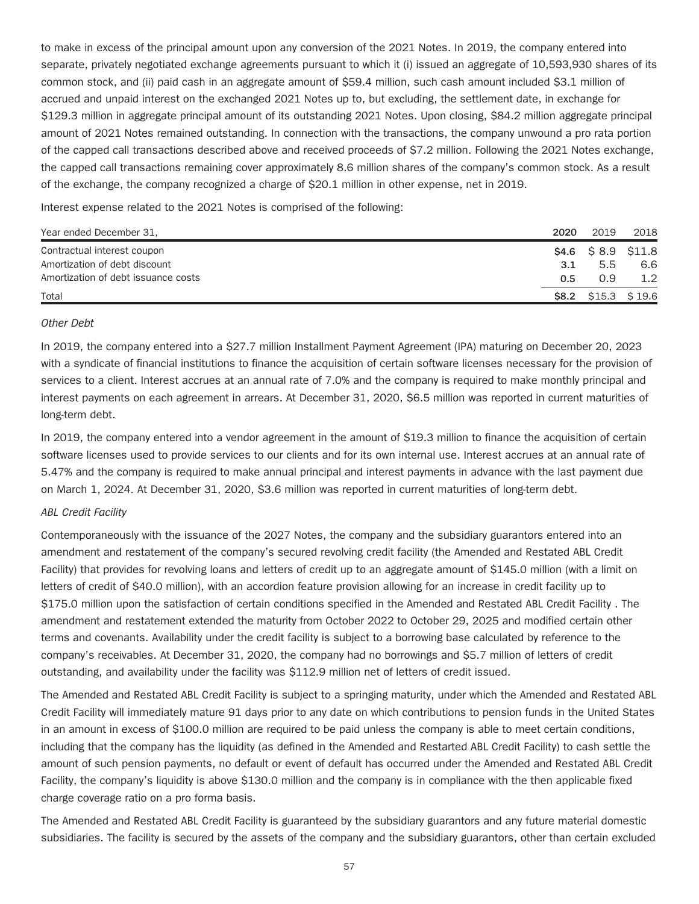to make in excess of the principal amount upon any conversion of the 2021 Notes. In 2019, the company entered into separate, privately negotiated exchange agreements pursuant to which it (i) issued an aggregate of 10,593,930 shares of its common stock, and (ii) paid cash in an aggregate amount of $59.4 million, such cash amount included $3.1 million of accrued and unpaid interest on the exchanged 2021 Notes up to, but excluding, the settlement date, in exchange for $129.3 million in aggregate principal amount of its outstanding 2021 Notes. Upon closing, $84.2 million aggregate principal amount of 2021 Notes remained outstanding. In connection with the transactions, the company unwound a pro rata portion of the capped call transactions described above and received proceeds of $7.2 million. Following the 2021 Notes exchange, the capped call transactions remaining cover approximately 8.6 million shares of the company's common stock. As a result of the exchange, the company recognized a charge of $20.1 million in other expense, net in 2019.

Interest expense related to the 2021 Notes is comprised of the following:

| Year ended December 31, | **2020** | 2019 | 2018 |
|---|---|---|---|
| Contractual interest coupon | **$4.6** | $ 8.9 | $11.8 |
| Amortization of debt discount | **3.1** | 5.5 | 6.6 |
| Amortization of debt issuance costs | **0.5** | 0.9 | 1.2 |
| Total | **$8.2** | $15.3 | $ 19.6 |

*Other Debt*

In 2019, the company entered into a $27.7 million Installment Payment Agreement (IPA) maturing on December 20, 2023 with a syndicate of financial institutions to finance the acquisition of certain software licenses necessary for the provision of services to a client. Interest accrues at an annual rate of 7.0% and the company is required to make monthly principal and interest payments on each agreement in arrears. At December 31, 2020, $6.5 million was reported in current maturities of long-term debt.

In 2019, the company entered into a vendor agreement in the amount of $19.3 million to finance the acquisition of certain software licenses used to provide services to our clients and for its own internal use. Interest accrues at an annual rate of 5.47% and the company is required to make annual principal and interest payments in advance with the last payment due on March 1, 2024. At December 31, 2020, $3.6 million was reported in current maturities of long-term debt.

*ABL Credit Facility*

Contemporaneously with the issuance of the 2027 Notes, the company and the subsidiary guarantors entered into an amendment and restatement of the company's secured revolving credit facility (the Amended and Restated ABL Credit Facility) that provides for revolving loans and letters of credit up to an aggregate amount of $145.0 million (with a limit on letters of credit of $40.0 million), with an accordion feature provision allowing for an increase in credit facility up to $175.0 million upon the satisfaction of certain conditions specified in the Amended and Restated ABL Credit Facility . The amendment and restatement extended the maturity from October 2022 to October 29, 2025 and modified certain other terms and covenants. Availability under the credit facility is subject to a borrowing base calculated by reference to the company's receivables. At December 31, 2020, the company had no borrowings and $5.7 million of letters of credit outstanding, and availability under the facility was $112.9 million net of letters of credit issued.

The Amended and Restated ABL Credit Facility is subject to a springing maturity, under which the Amended and Restated ABL Credit Facility will immediately mature 91 days prior to any date on which contributions to pension funds in the United States in an amount in excess of $100.0 million are required to be paid unless the company is able to meet certain conditions, including that the company has the liquidity (as defined in the Amended and Restarted ABL Credit Facility) to cash settle the amount of such pension payments, no default or event of default has occurred under the Amended and Restated ABL Credit Facility, the company's liquidity is above $130.0 million and the company is in compliance with the then applicable fixed charge coverage ratio on a pro forma basis.

The Amended and Restated ABL Credit Facility is guaranteed by the subsidiary guarantors and any future material domestic subsidiaries. The facility is secured by the assets of the company and the subsidiary guarantors, other than certain excluded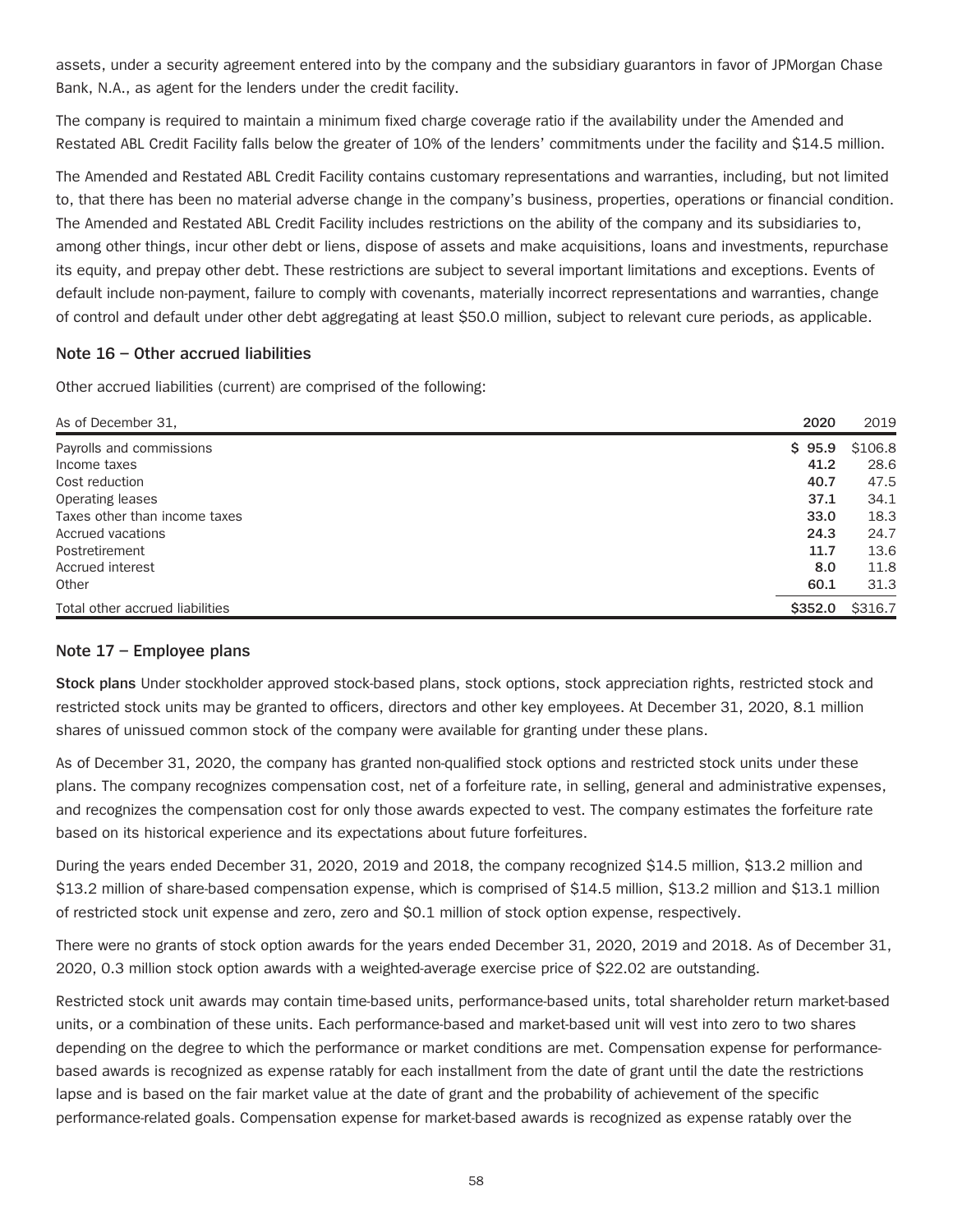assets, under a security agreement entered into by the company and the subsidiary guarantors in favor of JPMorgan Chase Bank, N.A., as agent for the lenders under the credit facility.

The company is required to maintain a minimum fixed charge coverage ratio if the availability under the Amended and Restated ABL Credit Facility falls below the greater of 10% of the lenders' commitments under the facility and $14.5 million.

The Amended and Restated ABL Credit Facility contains customary representations and warranties, including, but not limited to, that there has been no material adverse change in the company's business, properties, operations or financial condition. The Amended and Restated ABL Credit Facility includes restrictions on the ability of the company and its subsidiaries to, among other things, incur other debt or liens, dispose of assets and make acquisitions, loans and investments, repurchase its equity, and prepay other debt. These restrictions are subject to several important limitations and exceptions. Events of default include non-payment, failure to comply with covenants, materially incorrect representations and warranties, change of control and default under other debt aggregating at least $50.0 million, subject to relevant cure periods, as applicable.

## Note 16 – Other accrued liabilities

Other accrued liabilities (current) are comprised of the following:

| As of December 31, | **2020** | 2019 |
|---|---|---|
| Payrolls and commissions | **$ 95.9** | $106.8 |
| Income taxes | **41.2** | 28.6 |
| Cost reduction | **40.7** | 47.5 |
| Operating leases | **37.1** | 34.1 |
| Taxes other than income taxes | **33.0** | 18.3 |
| Accrued vacations | **24.3** | 24.7 |
| Postretirement | **11.7** | 13.6 |
| Accrued interest | **8.0** | 11.8 |
| Other | **60.1** | 31.3 |
| Total other accrued liabilities | **$352.0** | $316.7 |

## Note 17 – Employee plans

**Stock plans** Under stockholder approved stock-based plans, stock options, stock appreciation rights, restricted stock and restricted stock units may be granted to officers, directors and other key employees. At December 31, 2020, 8.1 million shares of unissued common stock of the company were available for granting under these plans.

As of December 31, 2020, the company has granted non-qualified stock options and restricted stock units under these plans. The company recognizes compensation cost, net of a forfeiture rate, in selling, general and administrative expenses, and recognizes the compensation cost for only those awards expected to vest. The company estimates the forfeiture rate based on its historical experience and its expectations about future forfeitures.

During the years ended December 31, 2020, 2019 and 2018, the company recognized $14.5 million, $13.2 million and $13.2 million of share-based compensation expense, which is comprised of $14.5 million, $13.2 million and $13.1 million of restricted stock unit expense and zero, zero and $0.1 million of stock option expense, respectively.

There were no grants of stock option awards for the years ended December 31, 2020, 2019 and 2018. As of December 31, 2020, 0.3 million stock option awards with a weighted-average exercise price of $22.02 are outstanding.

Restricted stock unit awards may contain time-based units, performance-based units, total shareholder return market-based units, or a combination of these units. Each performance-based and market-based unit will vest into zero to two shares depending on the degree to which the performance or market conditions are met. Compensation expense for performance-based awards is recognized as expense ratably for each installment from the date of grant until the date the restrictions lapse and is based on the fair market value at the date of grant and the probability of achievement of the specific performance-related goals. Compensation expense for market-based awards is recognized as expense ratably over the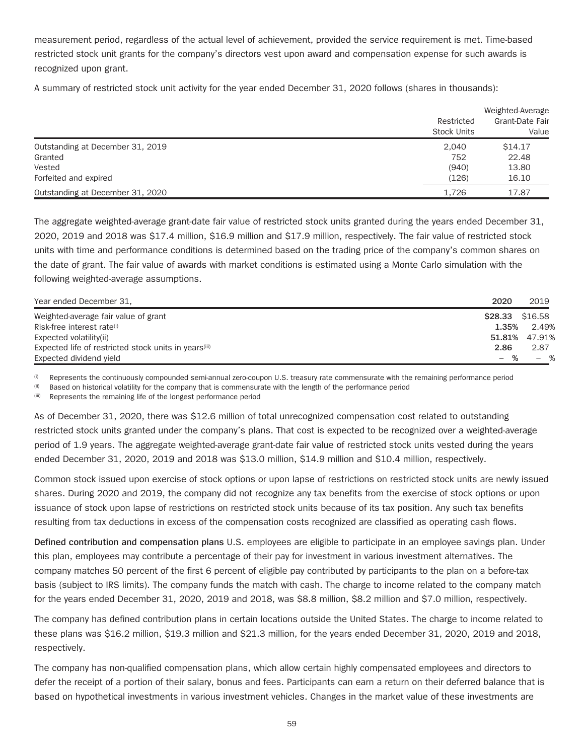measurement period, regardless of the actual level of achievement, provided the service requirement is met. Time-based restricted stock unit grants for the company's directors vest upon award and compensation expense for such awards is recognized upon grant.

A summary of restricted stock unit activity for the year ended December 31, 2020 follows (shares in thousands):

| | Restricted Stock Units | Weighted-Average Grant-Date Fair Value |
|---|---|---|
| Outstanding at December 31, 2019 | 2,040 | $14.17 |
| Granted | 752 | 22.48 |
| Vested | (940) | 13.80 |
| Forfeited and expired | (126) | 16.10 |
| Outstanding at December 31, 2020 | 1,726 | 17.87 |

The aggregate weighted-average grant-date fair value of restricted stock units granted during the years ended December 31, 2020, 2019 and 2018 was $17.4 million, $16.9 million and $17.9 million, respectively. The fair value of restricted stock units with time and performance conditions is determined based on the trading price of the company's common shares on the date of grant. The fair value of awards with market conditions is estimated using a Monte Carlo simulation with the following weighted-average assumptions.

| Year ended December 31, | **2020** | 2019 |
|---|---|---|
| Weighted-average fair value of grant | **$28.33** | $16.58 |
| Risk-free interest rate(i) | **1.35%** | 2.49% |
| Expected volatility(ii) | **51.81%** | 47.91% |
| Expected life of restricted stock units in years(iii) | **2.86** | 2.87 |
| Expected dividend yield | **– %** | – % |

(i) Represents the continuously compounded semi-annual zero-coupon U.S. treasury rate commensurate with the remaining performance period

(ii) Based on historical volatility for the company that is commensurate with the length of the performance period

(iii) Represents the remaining life of the longest performance period

As of December 31, 2020, there was $12.6 million of total unrecognized compensation cost related to outstanding restricted stock units granted under the company's plans. That cost is expected to be recognized over a weighted-average period of 1.9 years. The aggregate weighted-average grant-date fair value of restricted stock units vested during the years ended December 31, 2020, 2019 and 2018 was $13.0 million, $14.9 million and $10.4 million, respectively.

Common stock issued upon exercise of stock options or upon lapse of restrictions on restricted stock units are newly issued shares. During 2020 and 2019, the company did not recognize any tax benefits from the exercise of stock options or upon issuance of stock upon lapse of restrictions on restricted stock units because of its tax position. Any such tax benefits resulting from tax deductions in excess of the compensation costs recognized are classified as operating cash flows.

**Defined contribution and compensation plans** U.S. employees are eligible to participate in an employee savings plan. Under this plan, employees may contribute a percentage of their pay for investment in various investment alternatives. The company matches 50 percent of the first 6 percent of eligible pay contributed by participants to the plan on a before-tax basis (subject to IRS limits). The company funds the match with cash. The charge to income related to the company match for the years ended December 31, 2020, 2019 and 2018, was $8.8 million, $8.2 million and $7.0 million, respectively.

The company has defined contribution plans in certain locations outside the United States. The charge to income related to these plans was $16.2 million, $19.3 million and $21.3 million, for the years ended December 31, 2020, 2019 and 2018, respectively.

The company has non-qualified compensation plans, which allow certain highly compensated employees and directors to defer the receipt of a portion of their salary, bonus and fees. Participants can earn a return on their deferred balance that is based on hypothetical investments in various investment vehicles. Changes in the market value of these investments are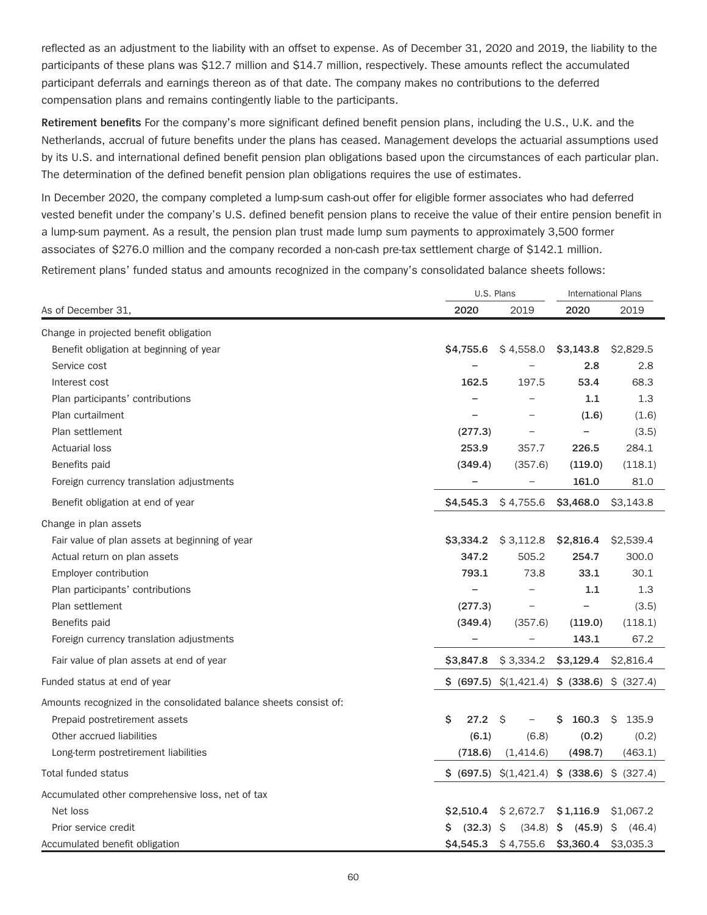reflected as an adjustment to the liability with an offset to expense. As of December 31, 2020 and 2019, the liability to the participants of these plans was $12.7 million and $14.7 million, respectively. These amounts reflect the accumulated participant deferrals and earnings thereon as of that date. The company makes no contributions to the deferred compensation plans and remains contingently liable to the participants.

**Retirement benefits** For the company's more significant defined benefit pension plans, including the U.S., U.K. and the Netherlands, accrual of future benefits under the plans has ceased. Management develops the actuarial assumptions used by its U.S. and international defined benefit pension plan obligations based upon the circumstances of each particular plan. The determination of the defined benefit pension plan obligations requires the use of estimates.

In December 2020, the company completed a lump-sum cash-out offer for eligible former associates who had deferred vested benefit under the company's U.S. defined benefit pension plans to receive the value of their entire pension benefit in a lump-sum payment. As a result, the pension plan trust made lump sum payments to approximately 3,500 former associates of $276.0 million and the company recorded a non-cash pre-tax settlement charge of $142.1 million.

Retirement plans' funded status and amounts recognized in the company's consolidated balance sheets follows:

| | U.S. Plans | | International Plans | |
|---|---|---|---|---|
| As of December 31, | **2020** | 2019 | **2020** | 2019 |
| Change in projected benefit obligation | | | | |
| Benefit obligation at beginning of year | **$4,755.6** | $ 4,558.0 | **$3,143.8** | $2,829.5 |
| Service cost | **–** | – | **2.8** | 2.8 |
| Interest cost | **162.5** | 197.5 | **53.4** | 68.3 |
| Plan participants' contributions | **–** | – | **1.1** | 1.3 |
| Plan curtailment | **–** | – | **(1.6)** | (1.6) |
| Plan settlement | **(277.3)** | – | **–** | (3.5) |
| Actuarial loss | **253.9** | 357.7 | **226.5** | 284.1 |
| Benefits paid | **(349.4)** | (357.6) | **(119.0)** | (118.1) |
| Foreign currency translation adjustments | **–** | – | **161.0** | 81.0 |
| Benefit obligation at end of year | **$4,545.3** | $ 4,755.6 | **$3,468.0** | $3,143.8 |
| Change in plan assets | | | | |
| Fair value of plan assets at beginning of year | **$3,334.2** | $ 3,112.8 | **$2,816.4** | $2,539.4 |
| Actual return on plan assets | **347.2** | 505.2 | **254.7** | 300.0 |
| Employer contribution | **793.1** | 73.8 | **33.1** | 30.1 |
| Plan participants' contributions | **–** | – | **1.1** | 1.3 |
| Plan settlement | **(277.3)** | – | **–** | (3.5) |
| Benefits paid | **(349.4)** | (357.6) | **(119.0)** | (118.1) |
| Foreign currency translation adjustments | **–** | – | **143.1** | 67.2 |
| Fair value of plan assets at end of year | **$3,847.8** | $ 3,334.2 | **$3,129.4** | $2,816.4 |
| Funded status at end of year | **$ (697.5)** | $(1,421.4) | **$ (338.6)** | $ (327.4) |
| Amounts recognized in the consolidated balance sheets consist of: | | | | |
| Prepaid postretirement assets | **$ 27.2** | $ – | **$ 160.3** | $ 135.9 |
| Other accrued liabilities | **(6.1)** | (6.8) | **(0.2)** | (0.2) |
| Long-term postretirement liabilities | **(718.6)** | (1,414.6) | **(498.7)** | (463.1) |
| Total funded status | **$ (697.5)** | $(1,421.4) | **$ (338.6)** | $ (327.4) |
| Accumulated other comprehensive loss, net of tax | | | | |
| Net loss | **$2,510.4** | $ 2,672.7 | **$1,116.9** | $1,067.2 |
| Prior service credit | **$ (32.3)** | $ (34.8) | **$ (45.9)** | $ (46.4) |
| Accumulated benefit obligation | **$4,545.3** | $ 4,755.6 | **$3,360.4** | $3,035.3 |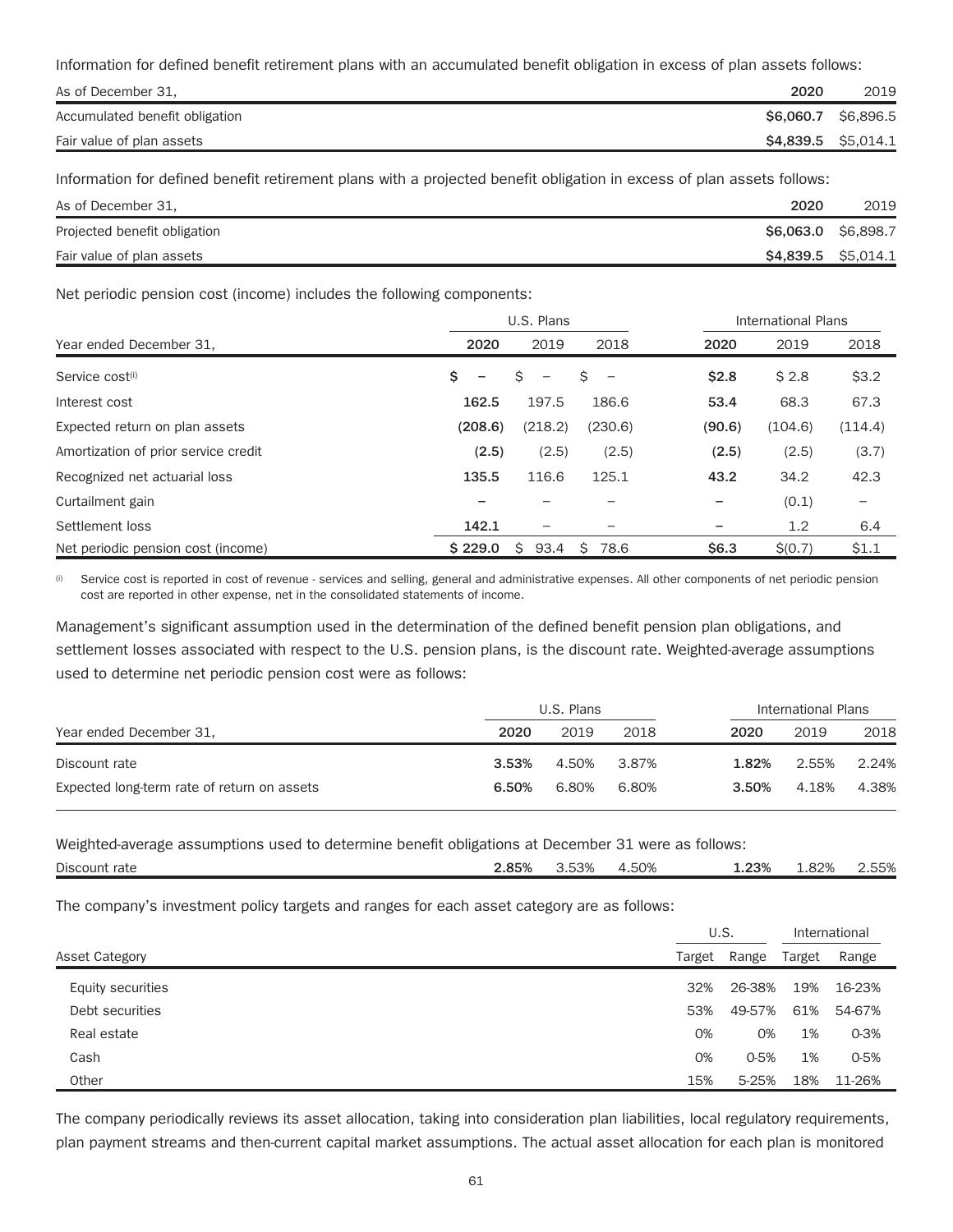Information for defined benefit retirement plans with an accumulated benefit obligation in excess of plan assets follows:

| As of December 31, | 2020 | 2019 |
|---|---|---|
| Accumulated benefit obligation | **$6,060.7** | $6,896.5 |
| Fair value of plan assets | **$4,839.5** | $5,014.1 |

Information for defined benefit retirement plans with a projected benefit obligation in excess of plan assets follows:

| As of December 31, | 2020 | 2019 |
|---|---|---|
| Projected benefit obligation | **$6,063.0** | $6,898.7 |
| Fair value of plan assets | **$4,839.5** | $5,014.1 |

Net periodic pension cost (income) includes the following components:

| | U.S. Plans | | | International Plans | | |
|---|---|---|---|---|---|---|
| Year ended December 31, | 2020 | 2019 | 2018 | 2020 | 2019 | 2018 |
| Service cost[i] | **$ –** | $ – | $ – | **$2.8** | $ 2.8 | $3.2 |
| Interest cost | **162.5** | 197.5 | 186.6 | **53.4** | 68.3 | 67.3 |
| Expected return on plan assets | **(208.6)** | (218.2) | (230.6) | **(90.6)** | (104.6) | (114.4) |
| Amortization of prior service credit | **(2.5)** | (2.5) | (2.5) | **(2.5)** | (2.5) | (3.7) |
| Recognized net actuarial loss | **135.5** | 116.6 | 125.1 | **43.2** | 34.2 | 42.3 |
| Curtailment gain | **–** | – | – | **–** | (0.1) | – |
| Settlement loss | **142.1** | – | – | **–** | 1.2 | 6.4 |
| Net periodic pension cost (income) | **$ 229.0** | $ 93.4 | $ 78.6 | **$6.3** | $(0.7) | $1.1 |

[i] Service cost is reported in cost of revenue - services and selling, general and administrative expenses. All other components of net periodic pension cost are reported in other expense, net in the consolidated statements of income.

Management's significant assumption used in the determination of the defined benefit pension plan obligations, and settlement losses associated with respect to the U.S. pension plans, is the discount rate. Weighted-average assumptions used to determine net periodic pension cost were as follows:

| | U.S. Plans | | | International Plans | | |
|---|---|---|---|---|---|---|
| Year ended December 31, | 2020 | 2019 | 2018 | 2020 | 2019 | 2018 |
| Discount rate | **3.53%** | 4.50% | 3.87% | **1.82%** | 2.55% | 2.24% |
| Expected long-term rate of return on assets | **6.50%** | 6.80% | 6.80% | **3.50%** | 4.18% | 4.38% |

Weighted-average assumptions used to determine benefit obligations at December 31 were as follows:

| | | | | | | |
|---|---|---|---|---|---|---|
| Discount rate | **2.85%** | 3.53% | 4.50% | **1.23%** | 1.82% | 2.55% |

The company's investment policy targets and ranges for each asset category are as follows:

| | U.S. | | International | |
|---|---|---|---|---|
| Asset Category | Target | Range | Target | Range |
| Equity securities | 32% | 26-38% | 19% | 16-23% |
| Debt securities | 53% | 49-57% | 61% | 54-67% |
| Real estate | 0% | 0% | 1% | 0-3% |
| Cash | 0% | 0-5% | 1% | 0-5% |
| Other | 15% | 5-25% | 18% | 11-26% |

The company periodically reviews its asset allocation, taking into consideration plan liabilities, local regulatory requirements, plan payment streams and then-current capital market assumptions. The actual asset allocation for each plan is monitored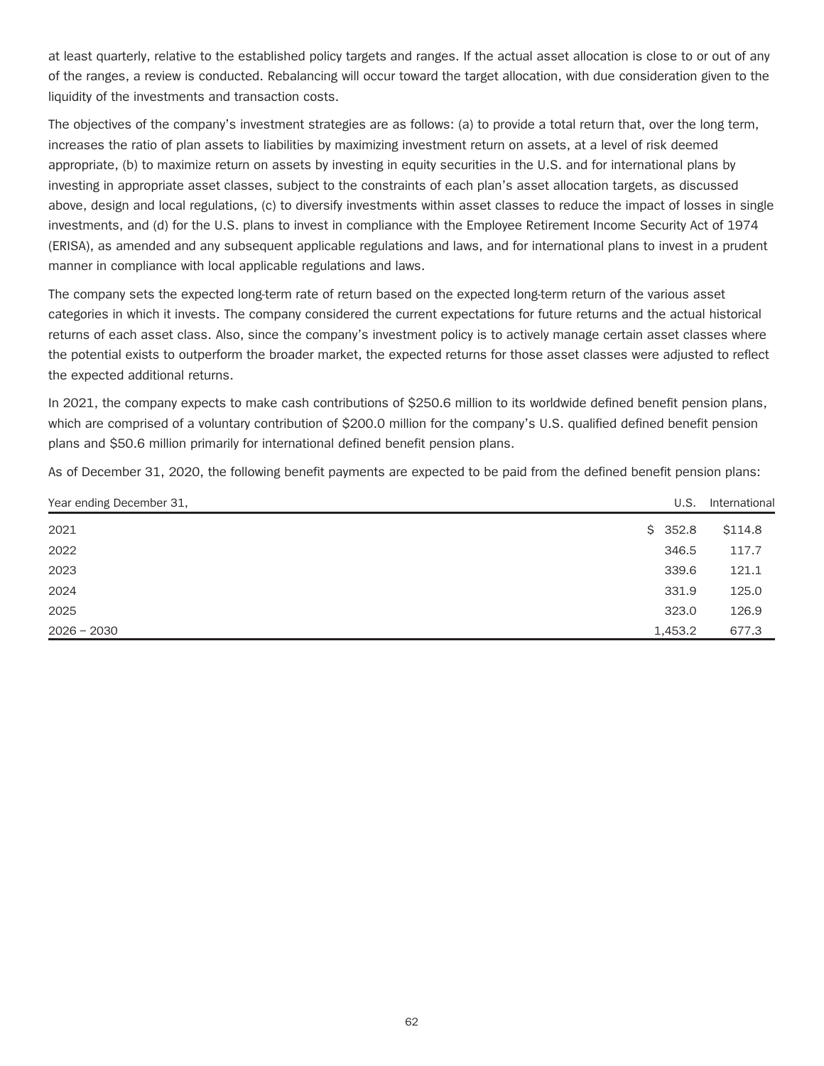at least quarterly, relative to the established policy targets and ranges. If the actual asset allocation is close to or out of any of the ranges, a review is conducted. Rebalancing will occur toward the target allocation, with due consideration given to the liquidity of the investments and transaction costs.

The objectives of the company's investment strategies are as follows: (a) to provide a total return that, over the long term, increases the ratio of plan assets to liabilities by maximizing investment return on assets, at a level of risk deemed appropriate, (b) to maximize return on assets by investing in equity securities in the U.S. and for international plans by investing in appropriate asset classes, subject to the constraints of each plan's asset allocation targets, as discussed above, design and local regulations, (c) to diversify investments within asset classes to reduce the impact of losses in single investments, and (d) for the U.S. plans to invest in compliance with the Employee Retirement Income Security Act of 1974 (ERISA), as amended and any subsequent applicable regulations and laws, and for international plans to invest in a prudent manner in compliance with local applicable regulations and laws.

The company sets the expected long-term rate of return based on the expected long-term return of the various asset categories in which it invests. The company considered the current expectations for future returns and the actual historical returns of each asset class. Also, since the company's investment policy is to actively manage certain asset classes where the potential exists to outperform the broader market, the expected returns for those asset classes were adjusted to reflect the expected additional returns.

In 2021, the company expects to make cash contributions of $250.6 million to its worldwide defined benefit pension plans, which are comprised of a voluntary contribution of $200.0 million for the company's U.S. qualified defined benefit pension plans and $50.6 million primarily for international defined benefit pension plans.

As of December 31, 2020, the following benefit payments are expected to be paid from the defined benefit pension plans:

| Year ending December 31, | U.S. | International |
|---|---|---|
| 2021 | $ 352.8 | $114.8 |
| 2022 | 346.5 | 117.7 |
| 2023 | 339.6 | 121.1 |
| 2024 | 331.9 | 125.0 |
| 2025 | 323.0 | 126.9 |
| 2026 – 2030 | 1,453.2 | 677.3 |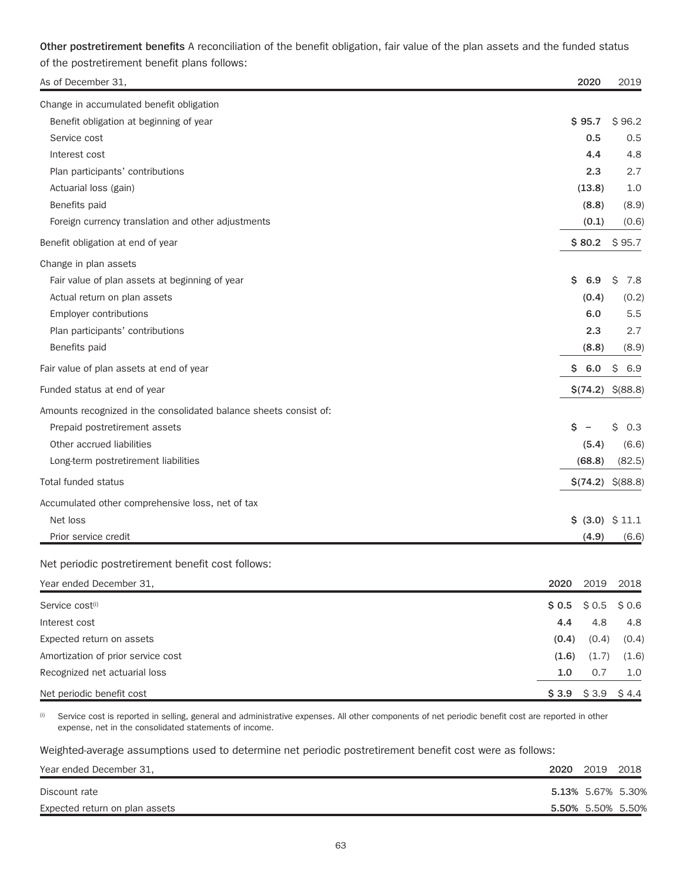**Other postretirement benefits** A reconciliation of the benefit obligation, fair value of the plan assets and the funded status of the postretirement benefit plans follows:

| As of December 31, | 2020 | 2019 |
|---|---|---|
| Change in accumulated benefit obligation | | |
| Benefit obligation at beginning of year | **$ 95.7** | $ 96.2 |
| Service cost | **0.5** | 0.5 |
| Interest cost | **4.4** | 4.8 |
| Plan participants' contributions | **2.3** | 2.7 |
| Actuarial loss (gain) | **(13.8)** | 1.0 |
| Benefits paid | **(8.8)** | (8.9) |
| Foreign currency translation and other adjustments | **(0.1)** | (0.6) |
| Benefit obligation at end of year | **$ 80.2** | $ 95.7 |
| Change in plan assets | | |
| Fair value of plan assets at beginning of year | **$ 6.9** | $ 7.8 |
| Actual return on plan assets | **(0.4)** | (0.2) |
| Employer contributions | **6.0** | 5.5 |
| Plan participants' contributions | **2.3** | 2.7 |
| Benefits paid | **(8.8)** | (8.9) |
| Fair value of plan assets at end of year | **$ 6.0** | $ 6.9 |
| Funded status at end of year | **$(74.2)** | $(88.8) |
| Amounts recognized in the consolidated balance sheets consist of: | | |
| Prepaid postretirement assets | **$ –** | $ 0.3 |
| Other accrued liabilities | **(5.4)** | (6.6) |
| Long-term postretirement liabilities | **(68.8)** | (82.5) |
| Total funded status | **$(74.2)** | $(88.8) |
| Accumulated other comprehensive loss, net of tax | | |
| Net loss | **$ (3.0)** | $ 11.1 |
| Prior service credit | **(4.9)** | (6.6) |

Net periodic postretirement benefit cost follows:

| Year ended December 31, | 2020 | 2019 | 2018 |
|---|---|---|---|
| Service cost[(i)] | **$ 0.5** | $ 0.5 | $ 0.6 |
| Interest cost | **4.4** | 4.8 | 4.8 |
| Expected return on assets | **(0.4)** | (0.4) | (0.4) |
| Amortization of prior service cost | **(1.6)** | (1.7) | (1.6) |
| Recognized net actuarial loss | **1.0** | 0.7 | 1.0 |
| Net periodic benefit cost | **$ 3.9** | $ 3.9 | $ 4.4 |

(i) Service cost is reported in selling, general and administrative expenses. All other components of net periodic benefit cost are reported in other expense, net in the consolidated statements of income.

Weighted-average assumptions used to determine net periodic postretirement benefit cost were as follows:

| Year ended December 31, | 2020 | 2019 | 2018 |
|---|---|---|---|
| Discount rate | **5.13%** | 5.67% | 5.30% |
| Expected return on plan assets | **5.50%** | 5.50% | 5.50% |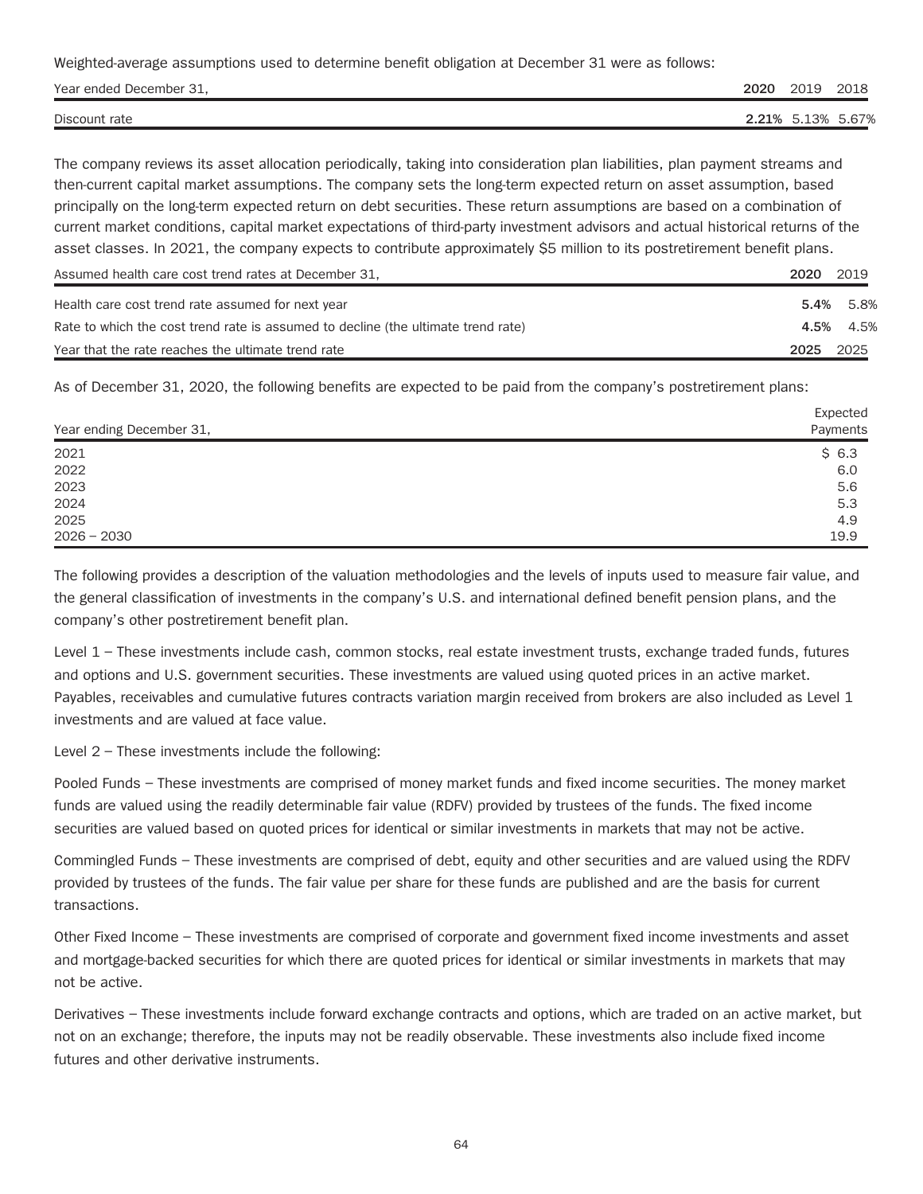Weighted-average assumptions used to determine benefit obligation at December 31 were as follows:

| Year ended December 31, | 2020 | 2019 | 2018 |
|---|---|---|---|
| Discount rate | **2.21%** | 5.13% | 5.67% |

The company reviews its asset allocation periodically, taking into consideration plan liabilities, plan payment streams and then-current capital market assumptions. The company sets the long-term expected return on asset assumption, based principally on the long-term expected return on debt securities. These return assumptions are based on a combination of current market conditions, capital market expectations of third-party investment advisors and actual historical returns of the asset classes. In 2021, the company expects to contribute approximately $5 million to its postretirement benefit plans.

| Assumed health care cost trend rates at December 31, | 2020 | 2019 |
|---|---|---|
| Health care cost trend rate assumed for next year | **5.4%** | 5.8% |
| Rate to which the cost trend rate is assumed to decline (the ultimate trend rate) | **4.5%** | 4.5% |
| Year that the rate reaches the ultimate trend rate | **2025** | 2025 |

As of December 31, 2020, the following benefits are expected to be paid from the company's postretirement plans:

| Year ending December 31, | Expected Payments |
|---|---|
| 2021 | $ 6.3 |
| 2022 | 6.0 |
| 2023 | 5.6 |
| 2024 | 5.3 |
| 2025 | 4.9 |
| 2026 – 2030 | 19.9 |

The following provides a description of the valuation methodologies and the levels of inputs used to measure fair value, and the general classification of investments in the company's U.S. and international defined benefit pension plans, and the company's other postretirement benefit plan.

Level 1 – These investments include cash, common stocks, real estate investment trusts, exchange traded funds, futures and options and U.S. government securities. These investments are valued using quoted prices in an active market. Payables, receivables and cumulative futures contracts variation margin received from brokers are also included as Level 1 investments and are valued at face value.

Level 2 – These investments include the following:

Pooled Funds – These investments are comprised of money market funds and fixed income securities. The money market funds are valued using the readily determinable fair value (RDFV) provided by trustees of the funds. The fixed income securities are valued based on quoted prices for identical or similar investments in markets that may not be active.

Commingled Funds – These investments are comprised of debt, equity and other securities and are valued using the RDFV provided by trustees of the funds. The fair value per share for these funds are published and are the basis for current transactions.

Other Fixed Income – These investments are comprised of corporate and government fixed income investments and asset and mortgage-backed securities for which there are quoted prices for identical or similar investments in markets that may not be active.

Derivatives – These investments include forward exchange contracts and options, which are traded on an active market, but not on an exchange; therefore, the inputs may not be readily observable. These investments also include fixed income futures and other derivative instruments.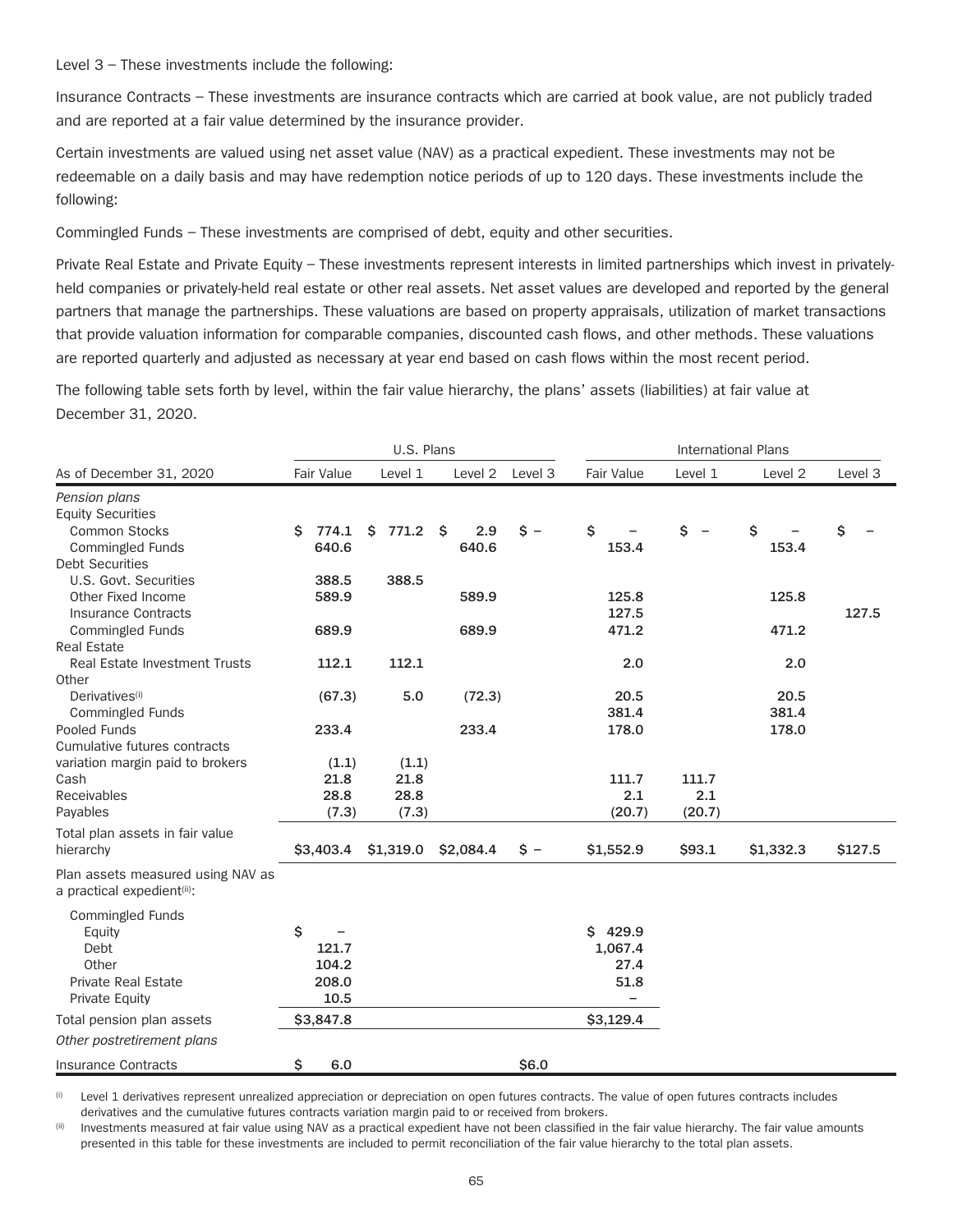Level 3 – These investments include the following:

Insurance Contracts – These investments are insurance contracts which are carried at book value, are not publicly traded and are reported at a fair value determined by the insurance provider.

Certain investments are valued using net asset value (NAV) as a practical expedient. These investments may not be redeemable on a daily basis and may have redemption notice periods of up to 120 days. These investments include the following:

Commingled Funds – These investments are comprised of debt, equity and other securities.

Private Real Estate and Private Equity – These investments represent interests in limited partnerships which invest in privately-held companies or privately-held real estate or other real assets. Net asset values are developed and reported by the general partners that manage the partnerships. These valuations are based on property appraisals, utilization of market transactions that provide valuation information for comparable companies, discounted cash flows, and other methods. These valuations are reported quarterly and adjusted as necessary at year end based on cash flows within the most recent period.

The following table sets forth by level, within the fair value hierarchy, the plans' assets (liabilities) at fair value at December 31, 2020.

| | U.S. Plans | | | | International Plans | | | |
|---|---|---|---|---|---|---|---|---|
| As of December 31, 2020 | Fair Value | Level 1 | Level 2 | Level 3 | Fair Value | Level 1 | Level 2 | Level 3 |
| *Pension plans* | | | | | | | | |
| Equity Securities | | | | | | | | |
| Common Stocks | $ 774.1 | $ 771.2 | $ 2.9 | $ – | $ – | $ – | $ – | $ – |
| Commingled Funds | 640.6 | | 640.6 | | 153.4 | | 153.4 | |
| Debt Securities | | | | | | | | |
| U.S. Govt. Securities | 388.5 | 388.5 | | | | | | |
| Other Fixed Income | 589.9 | | 589.9 | | 125.8 | | 125.8 | |
| Insurance Contracts | | | | | 127.5 | | | 127.5 |
| Commingled Funds | 689.9 | | 689.9 | | 471.2 | | 471.2 | |
| Real Estate | | | | | | | | |
| Real Estate Investment Trusts | 112.1 | 112.1 | | | 2.0 | | 2.0 | |
| Other | | | | | | | | |
| Derivatives[(i)] | (67.3) | 5.0 | (72.3) | | 20.5 | | 20.5 | |
| Commingled Funds | | | | | 381.4 | | 381.4 | |
| Pooled Funds | 233.4 | | 233.4 | | 178.0 | | 178.0 | |
| Cumulative futures contracts variation margin paid to brokers | (1.1) | (1.1) | | | | | | |
| Cash | 21.8 | 21.8 | | | 111.7 | 111.7 | | |
| Receivables | 28.8 | 28.8 | | | 2.1 | 2.1 | | |
| Payables | (7.3) | (7.3) | | | (20.7) | (20.7) | | |
| Total plan assets in fair value hierarchy | $3,403.4 | $1,319.0 | $2,084.4 | $ – | $1,552.9 | $93.1 | $1,332.3 | $127.5 |
| Plan assets measured using NAV as a practical expedient[(ii)]: | | | | | | | | |
| Commingled Funds | | | | | | | | |
| Equity | $ – | | | | $ 429.9 | | | |
| Debt | 121.7 | | | | 1,067.4 | | | |
| Other | 104.2 | | | | 27.4 | | | |
| Private Real Estate | 208.0 | | | | 51.8 | | | |
| Private Equity | 10.5 | | | | – | | | |
| Total pension plan assets | $3,847.8 | | | | $3,129.4 | | | |
| *Other postretirement plans* | | | | | | | | |
| Insurance Contracts | $ 6.0 | | | $6.0 | | | | |

(i) Level 1 derivatives represent unrealized appreciation or depreciation on open futures contracts. The value of open futures contracts includes derivatives and the cumulative futures contracts variation margin paid to or received from brokers.

(ii) Investments measured at fair value using NAV as a practical expedient have not been classified in the fair value hierarchy. The fair value amounts presented in this table for these investments are included to permit reconciliation of the fair value hierarchy to the total plan assets.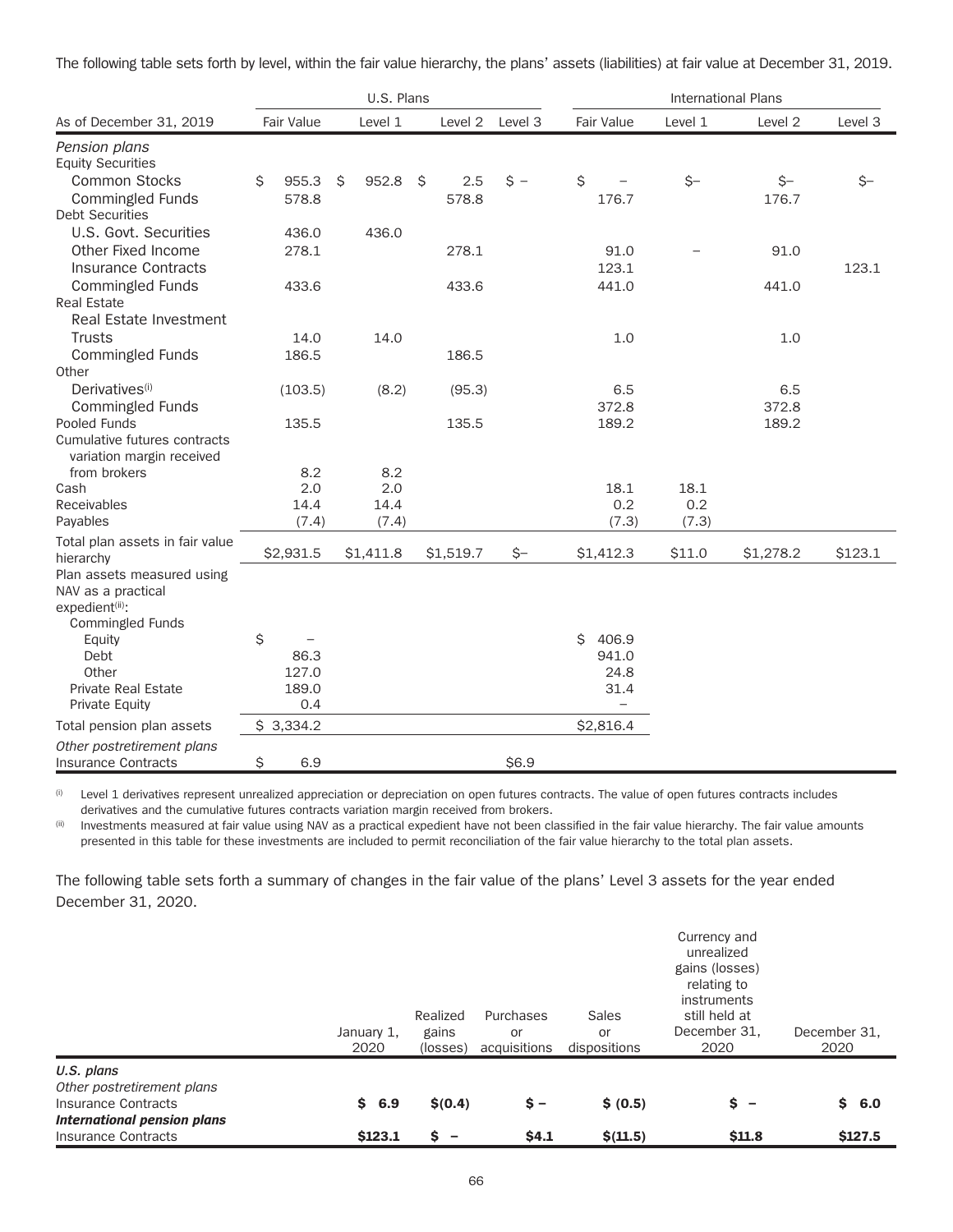The following table sets forth by level, within the fair value hierarchy, the plans' assets (liabilities) at fair value at December 31, 2019.

| | U.S. Plans | | | | International Plans | | | |
|---|---|---|---|---|---|---|---|---|
| As of December 31, 2019 | Fair Value | Level 1 | Level 2 | Level 3 | Fair Value | Level 1 | Level 2 | Level 3 |
| *Pension plans* | | | | | | | | |
| Equity Securities | | | | | | | | |
| Common Stocks | $ 955.3 | $ 952.8 | $ 2.5 | $ – | $ – | $– | $– | $– |
| Commingled Funds | 578.8 | | 578.8 | | 176.7 | | 176.7 | |
| Debt Securities | | | | | | | | |
| U.S. Govt. Securities | 436.0 | 436.0 | | | | | | |
| Other Fixed Income | 278.1 | | 278.1 | | 91.0 | – | 91.0 | |
| Insurance Contracts | | | | | 123.1 | | | 123.1 |
| Commingled Funds | 433.6 | | 433.6 | | 441.0 | | 441.0 | |
| Real Estate | | | | | | | | |
| Real Estate Investment Trusts | 14.0 | 14.0 | | | 1.0 | | 1.0 | |
| Commingled Funds | 186.5 | | 186.5 | | | | | |
| Other | | | | | | | | |
| Derivatives[(i)] | (103.5) | (8.2) | (95.3) | | 6.5 | | 6.5 | |
| Commingled Funds | | | | | 372.8 | | 372.8 | |
| Pooled Funds | 135.5 | | 135.5 | | 189.2 | | 189.2 | |
| Cumulative futures contracts variation margin received from brokers | 8.2 | 8.2 | | | | | | |
| Cash | 2.0 | 2.0 | | | 18.1 | 18.1 | | |
| Receivables | 14.4 | 14.4 | | | 0.2 | 0.2 | | |
| Payables | (7.4) | (7.4) | | | (7.3) | (7.3) | | |
| Total plan assets in fair value hierarchy | $2,931.5 | $1,411.8 | $1,519.7 | $– | $1,412.3 | $11.0 | $1,278.2 | $123.1 |
| Plan assets measured using NAV as a practical expedient[(ii)]: | | | | | | | | |
| Commingled Funds | | | | | | | | |
| Equity | $ – | | | | $ 406.9 | | | |
| Debt | 86.3 | | | | 941.0 | | | |
| Other | 127.0 | | | | 24.8 | | | |
| Private Real Estate | 189.0 | | | | 31.4 | | | |
| Private Equity | 0.4 | | | | – | | | |
| Total pension plan assets | $ 3,334.2 | | | | $2,816.4 | | | |
| *Other postretirement plans* | | | | | | | | |
| Insurance Contracts | $ 6.9 | | | $6.9 | | | | |

(i) Level 1 derivatives represent unrealized appreciation or depreciation on open futures contracts. The value of open futures contracts includes derivatives and the cumulative futures contracts variation margin received from brokers.

(ii) Investments measured at fair value using NAV as a practical expedient have not been classified in the fair value hierarchy. The fair value amounts presented in this table for these investments are included to permit reconciliation of the fair value hierarchy to the total plan assets.

The following table sets forth a summary of changes in the fair value of the plans' Level 3 assets for the year ended December 31, 2020.

| | January 1, 2020 | Realized gains (losses) | Purchases or acquisitions | Sales or dispositions | Currency and unrealized gains (losses) relating to instruments still held at December 31, 2020 | December 31, 2020 |
|---|---|---|---|---|---|---|
| ***U.S. plans*** | | | | | | |
| *Other postretirement plans* | | | | | | |
| Insurance Contracts | **$ 6.9** | **$(0.4)** | **$ –** | **$ (0.5)** | **$ –** | **$ 6.0** |
| ***International pension plans*** | | | | | | |
| Insurance Contracts | **$123.1** | **$ –** | **$4.1** | **$(11.5)** | **$11.8** | **$127.5** |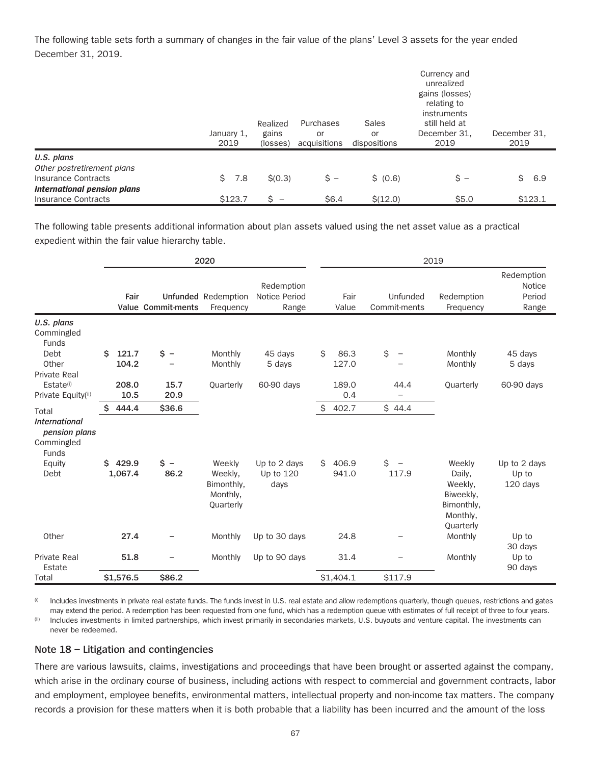The following table sets forth a summary of changes in the fair value of the plans' Level 3 assets for the year ended December 31, 2019.

| | January 1, 2019 | Realized gains (losses) | Purchases or acquisitions | Sales or dispositions | Currency and unrealized gains (losses) relating to instruments still held at December 31, 2019 | December 31, 2019 |
|---|---|---|---|---|---|---|
| ***U.S. plans*** | | | | | | |
| *Other postretirement plans* | | | | | | |
| Insurance Contracts | $ 7.8 | $(0.3) | $ – | $ (0.6) | $ – | $ 6.9 |
| ***International pension plans*** | | | | | | |
| Insurance Contracts | $123.7 | $ – | $6.4 | $(12.0) | $5.0 | $123.1 |

The following table presents additional information about plan assets valued using the net asset value as a practical expedient within the fair value hierarchy table.

| | 2020 | | | | 2019 | | | |
|---|---|---|---|---|---|---|---|---|
| | **Fair Value** | **Unfunded Commit-ments** | Redemption Frequency | Redemption Notice Period Range | Fair Value | Unfunded Commit-ments | Redemption Frequency | Redemption Notice Period Range |
| ***U.S. plans*** | | | | | | | | |
| Commingled Funds | | | | | | | | |
| Debt | **$ 121.7** | **$ –** | Monthly | 45 days | $ 86.3 | $ – | Monthly | 45 days |
| Other | **104.2** | **–** | Monthly | 5 days | 127.0 | – | Monthly | 5 days |
| Private Real Estate[i] | **208.0** | **15.7** | Quarterly | 60-90 days | 189.0 | 44.4 | Quarterly | 60-90 days |
| Private Equity[ii] | **10.5** | **20.9** | | | 0.4 | – | | |
| Total | **$ 444.4** | **$36.6** | | | $ 402.7 | $ 44.4 | | |
| ***International pension plans*** | | | | | | | | |
| Commingled Funds | | | | | | | | |
| Equity | **$ 429.9** | **$ –** | Weekly | Up to 2 days | $ 406.9 | $ – | Weekly | Up to 2 days |
| Debt | **1,067.4** | **86.2** | Weekly, Bimonthly, Monthly, Quarterly | Up to 120 days | 941.0 | 117.9 | Daily, Weekly, Biweekly, Bimonthly, Monthly, Quarterly | Up to 120 days |
| Other | **27.4** | **–** | Monthly | Up to 30 days | 24.8 | – | Monthly | Up to 30 days |
| Private Real Estate | **51.8** | **–** | Monthly | Up to 90 days | 31.4 | – | Monthly | Up to 90 days |
| Total | **$1,576.5** | **$86.2** | | | $1,404.1 | $117.9 | | |

(i) Includes investments in private real estate funds. The funds invest in U.S. real estate and allow redemptions quarterly, though queues, restrictions and gates may extend the period. A redemption has been requested from one fund, which has a redemption queue with estimates of full receipt of three to four years.

(ii) Includes investments in limited partnerships, which invest primarily in secondaries markets, U.S. buyouts and venture capital. The investments can never be redeemed.

## Note 18 – Litigation and contingencies

There are various lawsuits, claims, investigations and proceedings that have been brought or asserted against the company, which arise in the ordinary course of business, including actions with respect to commercial and government contracts, labor and employment, employee benefits, environmental matters, intellectual property and non-income tax matters. The company records a provision for these matters when it is both probable that a liability has been incurred and the amount of the loss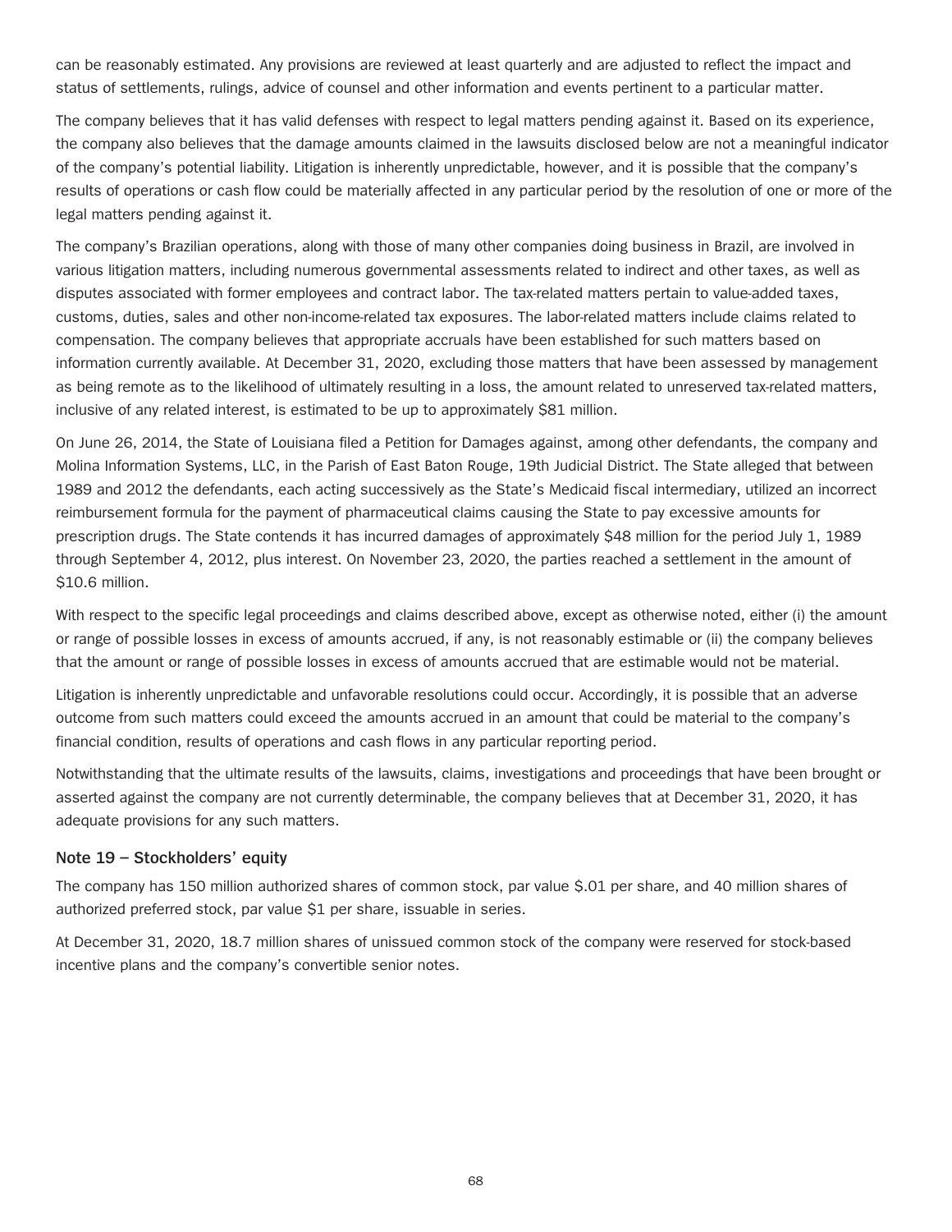can be reasonably estimated. Any provisions are reviewed at least quarterly and are adjusted to reflect the impact and status of settlements, rulings, advice of counsel and other information and events pertinent to a particular matter.

The company believes that it has valid defenses with respect to legal matters pending against it. Based on its experience, the company also believes that the damage amounts claimed in the lawsuits disclosed below are not a meaningful indicator of the company's potential liability. Litigation is inherently unpredictable, however, and it is possible that the company's results of operations or cash flow could be materially affected in any particular period by the resolution of one or more of the legal matters pending against it.

The company's Brazilian operations, along with those of many other companies doing business in Brazil, are involved in various litigation matters, including numerous governmental assessments related to indirect and other taxes, as well as disputes associated with former employees and contract labor. The tax-related matters pertain to value-added taxes, customs, duties, sales and other non-income-related tax exposures. The labor-related matters include claims related to compensation. The company believes that appropriate accruals have been established for such matters based on information currently available. At December 31, 2020, excluding those matters that have been assessed by management as being remote as to the likelihood of ultimately resulting in a loss, the amount related to unreserved tax-related matters, inclusive of any related interest, is estimated to be up to approximately $81 million.

On June 26, 2014, the State of Louisiana filed a Petition for Damages against, among other defendants, the company and Molina Information Systems, LLC, in the Parish of East Baton Rouge, 19th Judicial District. The State alleged that between 1989 and 2012 the defendants, each acting successively as the State's Medicaid fiscal intermediary, utilized an incorrect reimbursement formula for the payment of pharmaceutical claims causing the State to pay excessive amounts for prescription drugs. The State contends it has incurred damages of approximately $48 million for the period July 1, 1989 through September 4, 2012, plus interest. On November 23, 2020, the parties reached a settlement in the amount of $10.6 million.

With respect to the specific legal proceedings and claims described above, except as otherwise noted, either (i) the amount or range of possible losses in excess of amounts accrued, if any, is not reasonably estimable or (ii) the company believes that the amount or range of possible losses in excess of amounts accrued that are estimable would not be material.

Litigation is inherently unpredictable and unfavorable resolutions could occur. Accordingly, it is possible that an adverse outcome from such matters could exceed the amounts accrued in an amount that could be material to the company's financial condition, results of operations and cash flows in any particular reporting period.

Notwithstanding that the ultimate results of the lawsuits, claims, investigations and proceedings that have been brought or asserted against the company are not currently determinable, the company believes that at December 31, 2020, it has adequate provisions for any such matters.

## Note 19 – Stockholders' equity

The company has 150 million authorized shares of common stock, par value $.01 per share, and 40 million shares of authorized preferred stock, par value $1 per share, issuable in series.

At December 31, 2020, 18.7 million shares of unissued common stock of the company were reserved for stock-based incentive plans and the company's convertible senior notes.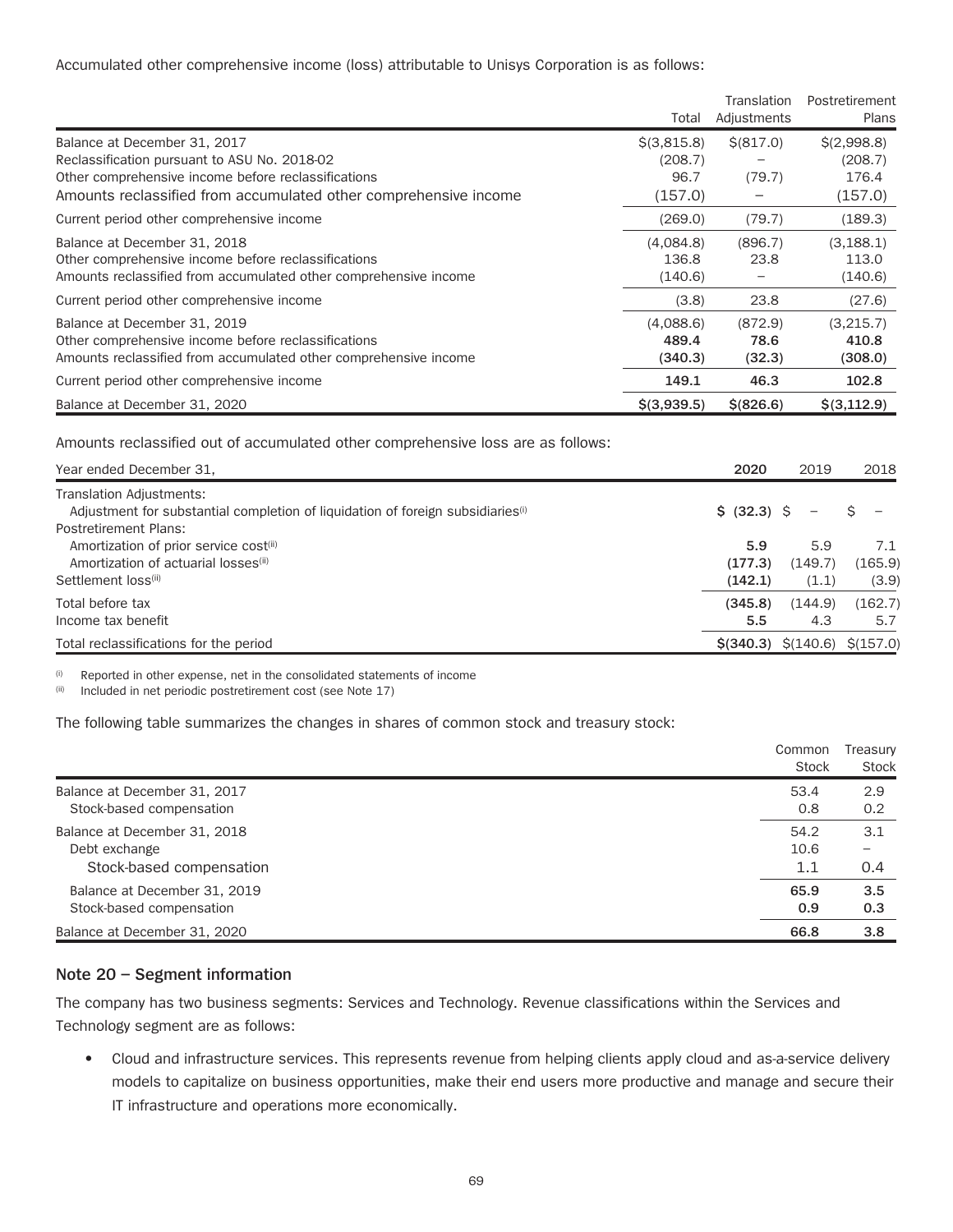Accumulated other comprehensive income (loss) attributable to Unisys Corporation is as follows:

| | Total | Translation Adjustments | Postretirement Plans |
|---|---|---|---|
| Balance at December 31, 2017 | $(3,815.8) | $(817.0) | $(2,998.8) |
| Reclassification pursuant to ASU No. 2018-02 | (208.7) | – | (208.7) |
| Other comprehensive income before reclassifications | 96.7 | (79.7) | 176.4 |
| Amounts reclassified from accumulated other comprehensive income | (157.0) | – | (157.0) |
| Current period other comprehensive income | (269.0) | (79.7) | (189.3) |
| Balance at December 31, 2018 | (4,084.8) | (896.7) | (3,188.1) |
| Other comprehensive income before reclassifications | 136.8 | 23.8 | 113.0 |
| Amounts reclassified from accumulated other comprehensive income | (140.6) | – | (140.6) |
| Current period other comprehensive income | (3.8) | 23.8 | (27.6) |
| Balance at December 31, 2019 | (4,088.6) | (872.9) | (3,215.7) |
| Other comprehensive income before reclassifications | **489.4** | **78.6** | **410.8** |
| Amounts reclassified from accumulated other comprehensive income | **(340.3)** | **(32.3)** | **(308.0)** |
| Current period other comprehensive income | **149.1** | **46.3** | **102.8** |
| Balance at December 31, 2020 | **$(3,939.5)** | **$(826.6)** | **$(3,112.9)** |

Amounts reclassified out of accumulated other comprehensive loss are as follows:

| Year ended December 31, | 2020 | 2019 | 2018 |
|---|---|---|---|
| Translation Adjustments: | | | |
| Adjustment for substantial completion of liquidation of foreign subsidiaries[(i)] | **$ (32.3)** | $ – | $ – |
| Postretirement Plans: | | | |
| Amortization of prior service cost[(ii)] | **5.9** | 5.9 | 7.1 |
| Amortization of actuarial losses[(ii)] | **(177.3)** | (149.7) | (165.9) |
| Settlement loss[(ii)] | **(142.1)** | (1.1) | (3.9) |
| Total before tax | **(345.8)** | (144.9) | (162.7) |
| Income tax benefit | **5.5** | 4.3 | 5.7 |
| Total reclassifications for the period | **$(340.3)** | $(140.6) | $(157.0) |

(i) Reported in other expense, net in the consolidated statements of income

(ii) Included in net periodic postretirement cost (see Note 17)

The following table summarizes the changes in shares of common stock and treasury stock:

| | Common Stock | Treasury Stock |
|---|---|---|
| Balance at December 31, 2017 | 53.4 | 2.9 |
| Stock-based compensation | 0.8 | 0.2 |
| Balance at December 31, 2018 | 54.2 | 3.1 |
| Debt exchange | 10.6 | – |
| Stock-based compensation | 1.1 | 0.4 |
| Balance at December 31, 2019 | **65.9** | **3.5** |
| Stock-based compensation | **0.9** | **0.3** |
| Balance at December 31, 2020 | **66.8** | **3.8** |

## Note 20 – Segment information

The company has two business segments: Services and Technology. Revenue classifications within the Services and Technology segment are as follows:

- Cloud and infrastructure services. This represents revenue from helping clients apply cloud and as-a-service delivery models to capitalize on business opportunities, make their end users more productive and manage and secure their IT infrastructure and operations more economically.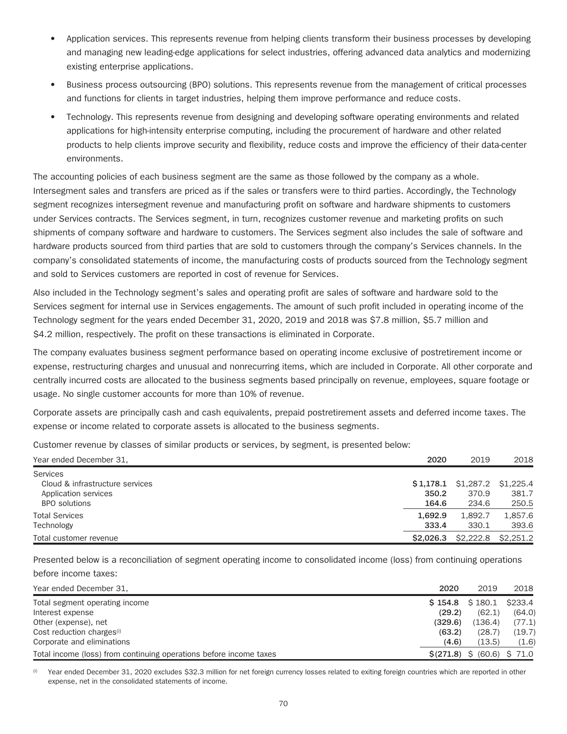- Application services. This represents revenue from helping clients transform their business processes by developing and managing new leading-edge applications for select industries, offering advanced data analytics and modernizing existing enterprise applications.
- Business process outsourcing (BPO) solutions. This represents revenue from the management of critical processes and functions for clients in target industries, helping them improve performance and reduce costs.
- Technology. This represents revenue from designing and developing software operating environments and related applications for high-intensity enterprise computing, including the procurement of hardware and other related products to help clients improve security and flexibility, reduce costs and improve the efficiency of their data-center environments.

The accounting policies of each business segment are the same as those followed by the company as a whole. Intersegment sales and transfers are priced as if the sales or transfers were to third parties. Accordingly, the Technology segment recognizes intersegment revenue and manufacturing profit on software and hardware shipments to customers under Services contracts. The Services segment, in turn, recognizes customer revenue and marketing profits on such shipments of company software and hardware to customers. The Services segment also includes the sale of software and hardware products sourced from third parties that are sold to customers through the company's Services channels. In the company's consolidated statements of income, the manufacturing costs of products sourced from the Technology segment and sold to Services customers are reported in cost of revenue for Services.

Also included in the Technology segment's sales and operating profit are sales of software and hardware sold to the Services segment for internal use in Services engagements. The amount of such profit included in operating income of the Technology segment for the years ended December 31, 2020, 2019 and 2018 was $7.8 million, $5.7 million and $4.2 million, respectively. The profit on these transactions is eliminated in Corporate.

The company evaluates business segment performance based on operating income exclusive of postretirement income or expense, restructuring charges and unusual and nonrecurring items, which are included in Corporate. All other corporate and centrally incurred costs are allocated to the business segments based principally on revenue, employees, square footage or usage. No single customer accounts for more than 10% of revenue.

Corporate assets are principally cash and cash equivalents, prepaid postretirement assets and deferred income taxes. The expense or income related to corporate assets is allocated to the business segments.

Customer revenue by classes of similar products or services, by segment, is presented below:

| Year ended December 31, | 2020 | 2019 | 2018 |
|---|---|---|---|
| Services | | | |
| Cloud & infrastructure services | **$1,178.1** | $1,287.2 | $1,225.4 |
| Application services | **350.2** | 370.9 | 381.7 |
| BPO solutions | **164.6** | 234.6 | 250.5 |
| Total Services | **1,692.9** | 1,892.7 | 1,857.6 |
| Technology | **333.4** | 330.1 | 393.6 |
| Total customer revenue | **$2,026.3** | $2,222.8 | $2,251.2 |

Presented below is a reconciliation of segment operating income to consolidated income (loss) from continuing operations before income taxes:

| Year ended December 31, | 2020 | 2019 | 2018 |
|---|---|---|---|
| Total segment operating income | **$ 154.8** | $ 180.1 | $233.4 |
| Interest expense | **(29.2)** | (62.1) | (64.0) |
| Other (expense), net | **(329.6)** | (136.4) | (77.1) |
| Cost reduction charges[i] | **(63.2)** | (28.7) | (19.7) |
| Corporate and eliminations | **(4.6)** | (13.5) | (1.6) |
| Total income (loss) from continuing operations before income taxes | **$(271.8)** | $ (60.6) | $ 71.0 |

[i] Year ended December 31, 2020 excludes $32.3 million for net foreign currency losses related to exiting foreign countries which are reported in other expense, net in the consolidated statements of income.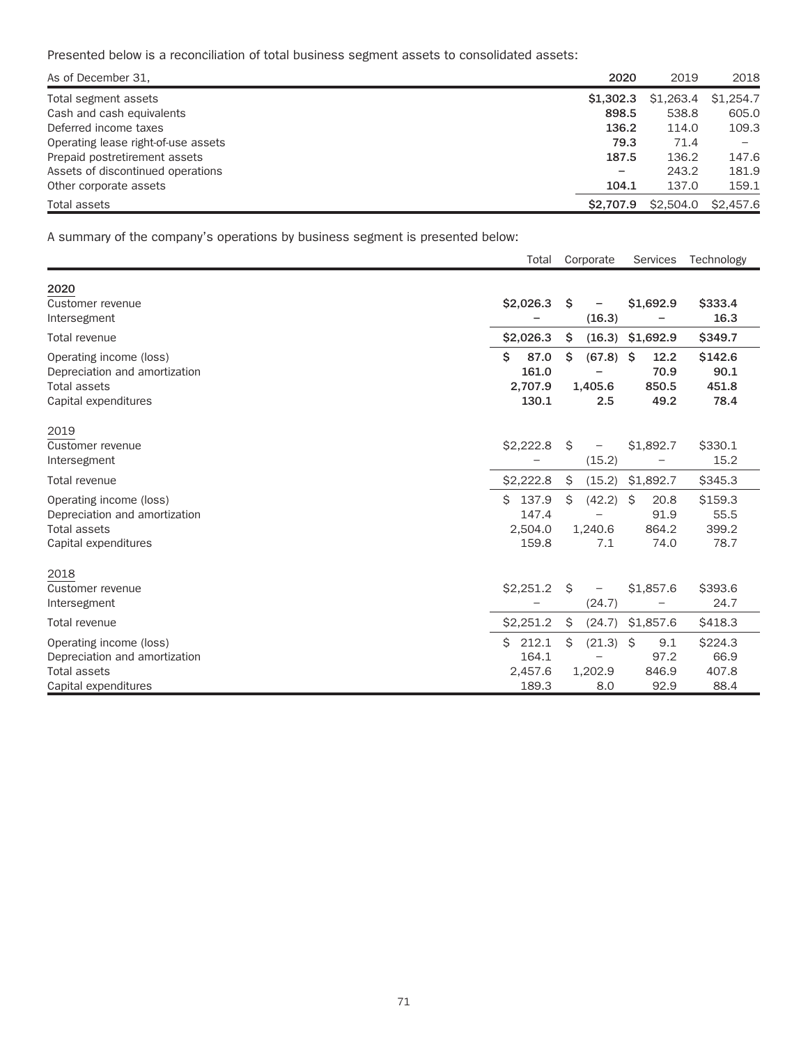Presented below is a reconciliation of total business segment assets to consolidated assets:

| As of December 31, | 2020 | 2019 | 2018 |
|---|---|---|---|
| Total segment assets | **$1,302.3** | $1,263.4 | $1,254.7 |
| Cash and cash equivalents | **898.5** | 538.8 | 605.0 |
| Deferred income taxes | **136.2** | 114.0 | 109.3 |
| Operating lease right-of-use assets | **79.3** | 71.4 | – |
| Prepaid postretirement assets | **187.5** | 136.2 | 147.6 |
| Assets of discontinued operations | **–** | 243.2 | 181.9 |
| Other corporate assets | **104.1** | 137.0 | 159.1 |
| Total assets | **$2,707.9** | $2,504.0 | $2,457.6 |

A summary of the company's operations by business segment is presented below:

| | Total | Corporate | Services | Technology |
|---|---|---|---|---|
| **2020** | | | | |
| Customer revenue | **$2,026.3** | **$ –** | **$1,692.9** | **$333.4** |
| Intersegment | **–** | **(16.3)** | **–** | **16.3** |
| Total revenue | **$2,026.3** | **$ (16.3)** | **$1,692.9** | **$349.7** |
| Operating income (loss) | **$ 87.0** | **$ (67.8)** | **$ 12.2** | **$142.6** |
| Depreciation and amortization | **161.0** | **–** | **70.9** | **90.1** |
| Total assets | **2,707.9** | **1,405.6** | **850.5** | **451.8** |
| Capital expenditures | **130.1** | **2.5** | **49.2** | **78.4** |
| 2019 | | | | |
| Customer revenue | $2,222.8 | $ – | $1,892.7 | $330.1 |
| Intersegment | – | (15.2) | – | 15.2 |
| Total revenue | $2,222.8 | $ (15.2) | $1,892.7 | $345.3 |
| Operating income (loss) | $ 137.9 | $ (42.2) | $ 20.8 | $159.3 |
| Depreciation and amortization | 147.4 | – | 91.9 | 55.5 |
| Total assets | 2,504.0 | 1,240.6 | 864.2 | 399.2 |
| Capital expenditures | 159.8 | 7.1 | 74.0 | 78.7 |
| 2018 | | | | |
| Customer revenue | $2,251.2 | $ – | $1,857.6 | $393.6 |
| Intersegment | – | (24.7) | – | 24.7 |
| Total revenue | $2,251.2 | $ (24.7) | $1,857.6 | $418.3 |
| Operating income (loss) | $ 212.1 | $ (21.3) | $ 9.1 | $224.3 |
| Depreciation and amortization | 164.1 | – | 97.2 | 66.9 |
| Total assets | 2,457.6 | 1,202.9 | 846.9 | 407.8 |
| Capital expenditures | 189.3 | 8.0 | 92.9 | 88.4 |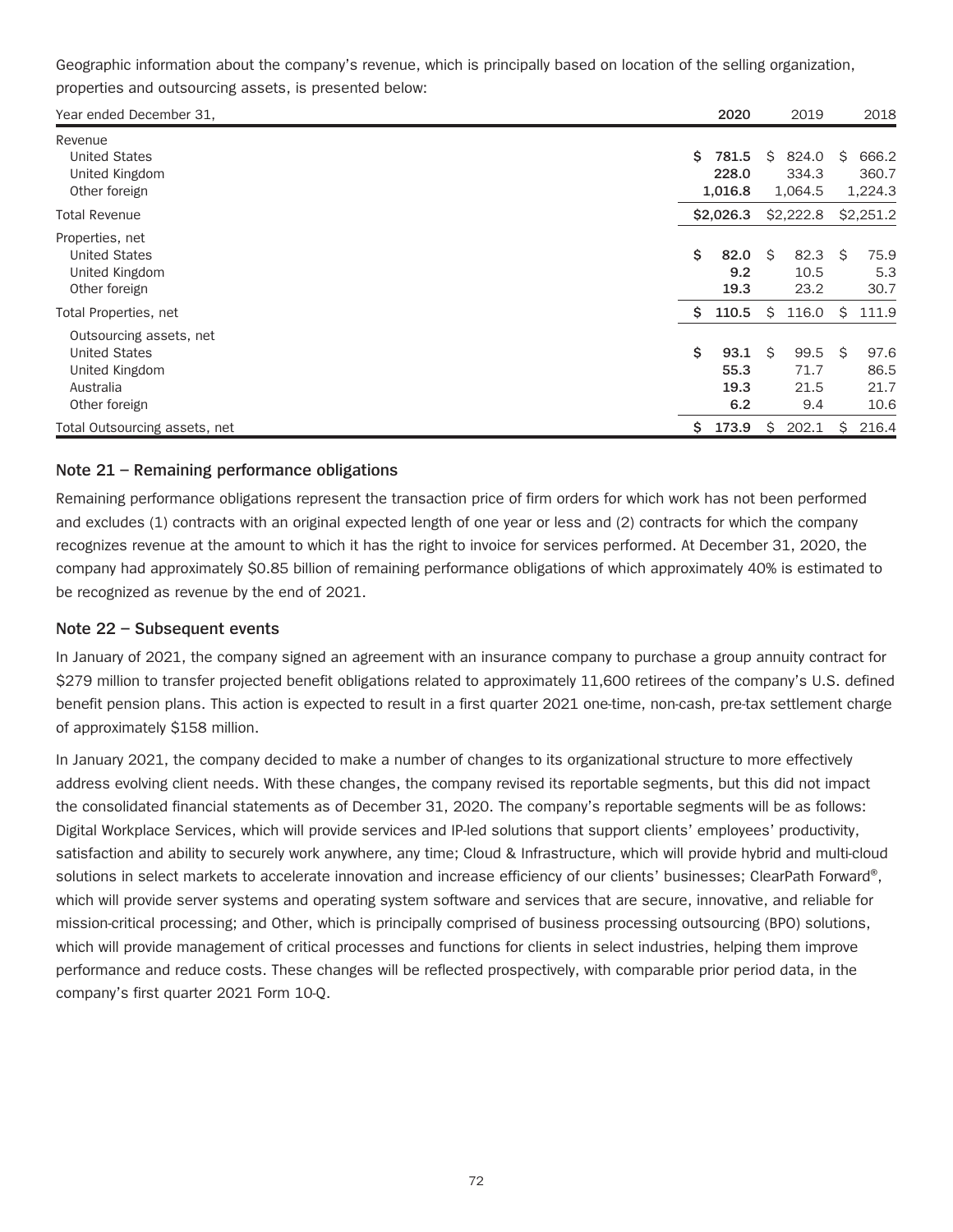Geographic information about the company's revenue, which is principally based on location of the selling organization, properties and outsourcing assets, is presented below:

| Year ended December 31, | 2020 | 2019 | 2018 |
|---|---|---|---|
| Revenue | | | |
| United States | $ 781.5 | $ 824.0 | $ 666.2 |
| United Kingdom | 228.0 | 334.3 | 360.7 |
| Other foreign | 1,016.8 | 1,064.5 | 1,224.3 |
| Total Revenue | $2,026.3 | $2,222.8 | $2,251.2 |
| Properties, net | | | |
| United States | $ 82.0 | $ 82.3 | $ 75.9 |
| United Kingdom | 9.2 | 10.5 | 5.3 |
| Other foreign | 19.3 | 23.2 | 30.7 |
| Total Properties, net | $ 110.5 | $ 116.0 | $ 111.9 |
| Outsourcing assets, net | | | |
| United States | $ 93.1 | $ 99.5 | $ 97.6 |
| United Kingdom | 55.3 | 71.7 | 86.5 |
| Australia | 19.3 | 21.5 | 21.7 |
| Other foreign | 6.2 | 9.4 | 10.6 |
| Total Outsourcing assets, net | $ 173.9 | $ 202.1 | $ 216.4 |

## Note 21 – Remaining performance obligations

Remaining performance obligations represent the transaction price of firm orders for which work has not been performed and excludes (1) contracts with an original expected length of one year or less and (2) contracts for which the company recognizes revenue at the amount to which it has the right to invoice for services performed. At December 31, 2020, the company had approximately $0.85 billion of remaining performance obligations of which approximately 40% is estimated to be recognized as revenue by the end of 2021.

## Note 22 – Subsequent events

In January of 2021, the company signed an agreement with an insurance company to purchase a group annuity contract for $279 million to transfer projected benefit obligations related to approximately 11,600 retirees of the company's U.S. defined benefit pension plans. This action is expected to result in a first quarter 2021 one-time, non-cash, pre-tax settlement charge of approximately $158 million.

In January 2021, the company decided to make a number of changes to its organizational structure to more effectively address evolving client needs. With these changes, the company revised its reportable segments, but this did not impact the consolidated financial statements as of December 31, 2020. The company's reportable segments will be as follows: Digital Workplace Services, which will provide services and IP-led solutions that support clients' employees' productivity, satisfaction and ability to securely work anywhere, any time; Cloud & Infrastructure, which will provide hybrid and multi-cloud solutions in select markets to accelerate innovation and increase efficiency of our clients' businesses; ClearPath Forward®, which will provide server systems and operating system software and services that are secure, innovative, and reliable for mission-critical processing; and Other, which is principally comprised of business processing outsourcing (BPO) solutions, which will provide management of critical processes and functions for clients in select industries, helping them improve performance and reduce costs. These changes will be reflected prospectively, with comparable prior period data, in the company's first quarter 2021 Form 10-Q.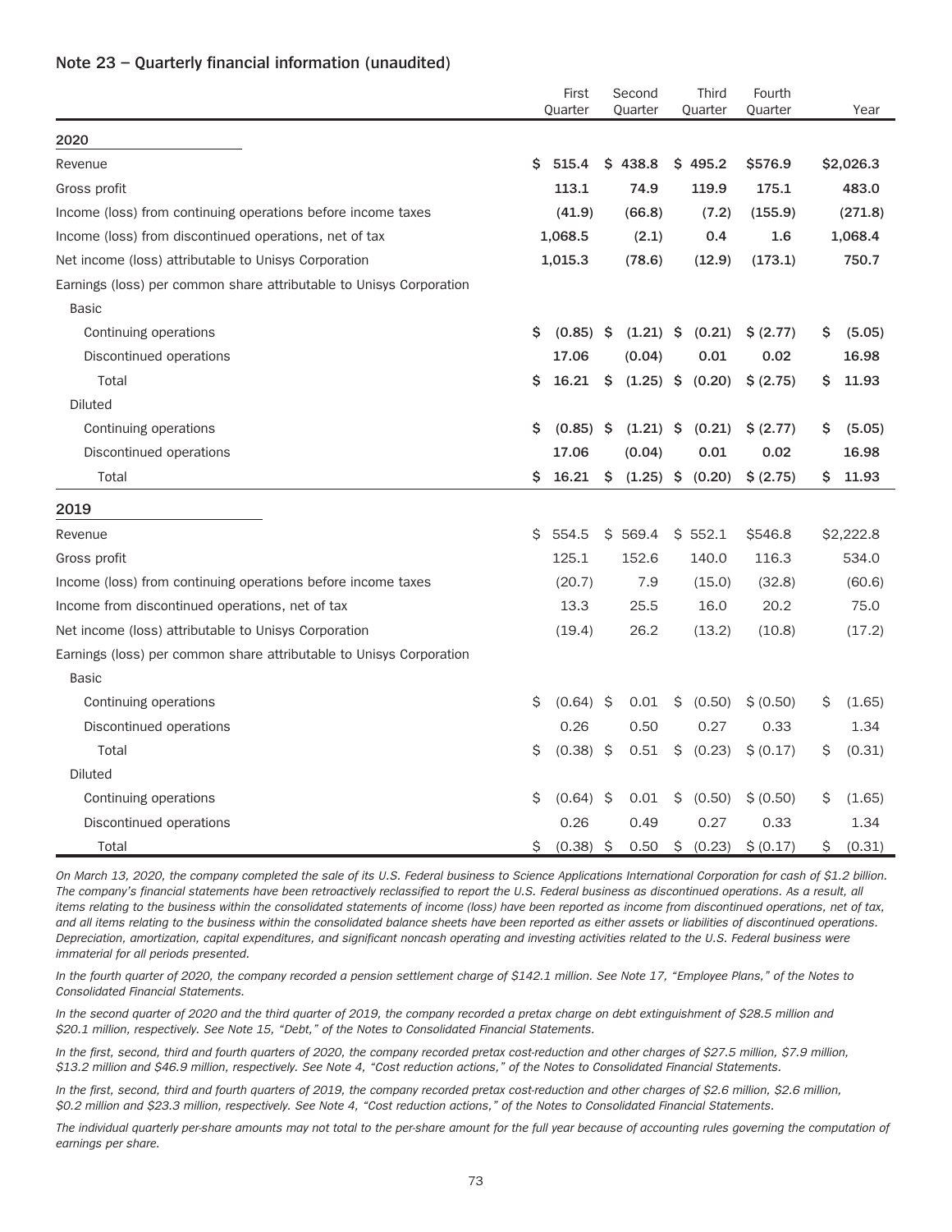### Note 23 – Quarterly financial information (unaudited)

| | First Quarter | Second Quarter | Third Quarter | Fourth Quarter | Year |
|---|---|---|---|---|---|
| **2020** | | | | | |
| Revenue | **$ 515.4** | **$ 438.8** | **$ 495.2** | **$576.9** | **$2,026.3** |
| Gross profit | **113.1** | **74.9** | **119.9** | **175.1** | **483.0** |
| Income (loss) from continuing operations before income taxes | **(41.9)** | **(66.8)** | **(7.2)** | **(155.9)** | **(271.8)** |
| Income (loss) from discontinued operations, net of tax | **1,068.5** | **(2.1)** | **0.4** | **1.6** | **1,068.4** |
| Net income (loss) attributable to Unisys Corporation | **1,015.3** | **(78.6)** | **(12.9)** | **(173.1)** | **750.7** |
| Earnings (loss) per common share attributable to Unisys Corporation | | | | | |
| Basic | | | | | |
| Continuing operations | **$ (0.85)** | **$ (1.21)** | **$ (0.21)** | **$ (2.77)** | **$ (5.05)** |
| Discontinued operations | **17.06** | **(0.04)** | **0.01** | **0.02** | **16.98** |
| Total | **$ 16.21** | **$ (1.25)** | **$ (0.20)** | **$ (2.75)** | **$ 11.93** |
| Diluted | | | | | |
| Continuing operations | **$ (0.85)** | **$ (1.21)** | **$ (0.21)** | **$ (2.77)** | **$ (5.05)** |
| Discontinued operations | **17.06** | **(0.04)** | **0.01** | **0.02** | **16.98** |
| Total | **$ 16.21** | **$ (1.25)** | **$ (0.20)** | **$ (2.75)** | **$ 11.93** |
| **2019** | | | | | |
| Revenue | $ 554.5 | $ 569.4 | $ 552.1 | $546.8 | $2,222.8 |
| Gross profit | 125.1 | 152.6 | 140.0 | 116.3 | 534.0 |
| Income (loss) from continuing operations before income taxes | (20.7) | 7.9 | (15.0) | (32.8) | (60.6) |
| Income from discontinued operations, net of tax | 13.3 | 25.5 | 16.0 | 20.2 | 75.0 |
| Net income (loss) attributable to Unisys Corporation | (19.4) | 26.2 | (13.2) | (10.8) | (17.2) |
| Earnings (loss) per common share attributable to Unisys Corporation | | | | | |
| Basic | | | | | |
| Continuing operations | $ (0.64) | $ 0.01 | $ (0.50) | $ (0.50) | $ (1.65) |
| Discontinued operations | 0.26 | 0.50 | 0.27 | 0.33 | 1.34 |
| Total | $ (0.38) | $ 0.51 | $ (0.23) | $ (0.17) | $ (0.31) |
| Diluted | | | | | |
| Continuing operations | $ (0.64) | $ 0.01 | $ (0.50) | $ (0.50) | $ (1.65) |
| Discontinued operations | 0.26 | 0.49 | 0.27 | 0.33 | 1.34 |
| Total | $ (0.38) | $ 0.50 | $ (0.23) | $ (0.17) | $ (0.31) |

*On March 13, 2020, the company completed the sale of its U.S. Federal business to Science Applications International Corporation for cash of $1.2 billion. The company's financial statements have been retroactively reclassified to report the U.S. Federal business as discontinued operations. As a result, all items relating to the business within the consolidated statements of income (loss) have been reported as income from discontinued operations, net of tax, and all items relating to the business within the consolidated balance sheets have been reported as either assets or liabilities of discontinued operations. Depreciation, amortization, capital expenditures, and significant noncash operating and investing activities related to the U.S. Federal business were immaterial for all periods presented.*

*In the fourth quarter of 2020, the company recorded a pension settlement charge of $142.1 million. See Note 17, "Employee Plans," of the Notes to Consolidated Financial Statements.*

*In the second quarter of 2020 and the third quarter of 2019, the company recorded a pretax charge on debt extinguishment of $28.5 million and $20.1 million, respectively. See Note 15, "Debt," of the Notes to Consolidated Financial Statements.*

*In the first, second, third and fourth quarters of 2020, the company recorded pretax cost-reduction and other charges of $27.5 million, $7.9 million, $13.2 million and $46.9 million, respectively. See Note 4, "Cost reduction actions," of the Notes to Consolidated Financial Statements.*

*In the first, second, third and fourth quarters of 2019, the company recorded pretax cost-reduction and other charges of $2.6 million, $2.6 million, $0.2 million and $23.3 million, respectively. See Note 4, "Cost reduction actions," of the Notes to Consolidated Financial Statements.*

*The individual quarterly per-share amounts may not total to the per-share amount for the full year because of accounting rules governing the computation of earnings per share.*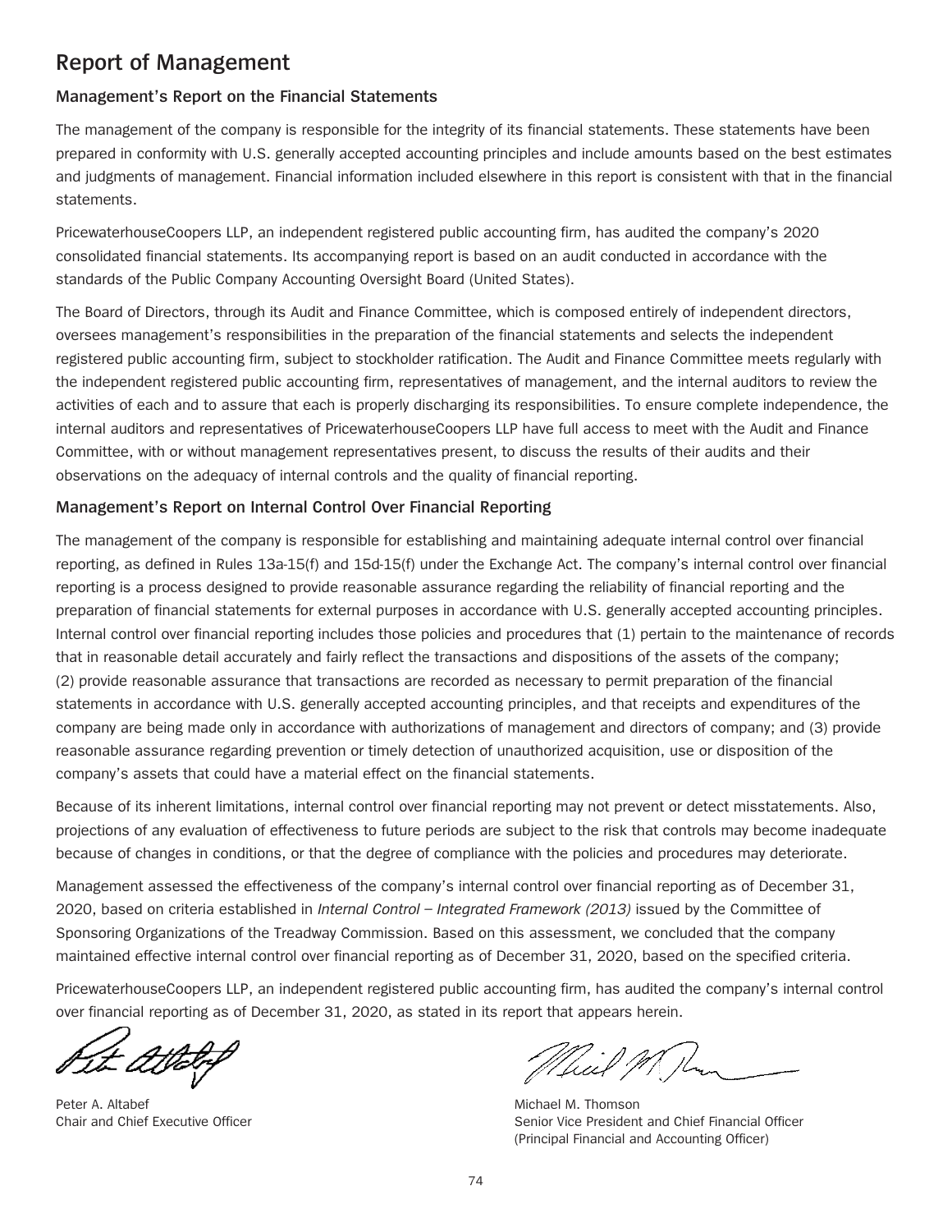# Report of Management

## Management's Report on the Financial Statements

The management of the company is responsible for the integrity of its financial statements. These statements have been prepared in conformity with U.S. generally accepted accounting principles and include amounts based on the best estimates and judgments of management. Financial information included elsewhere in this report is consistent with that in the financial statements.

PricewaterhouseCoopers LLP, an independent registered public accounting firm, has audited the company's 2020 consolidated financial statements. Its accompanying report is based on an audit conducted in accordance with the standards of the Public Company Accounting Oversight Board (United States).

The Board of Directors, through its Audit and Finance Committee, which is composed entirely of independent directors, oversees management's responsibilities in the preparation of the financial statements and selects the independent registered public accounting firm, subject to stockholder ratification. The Audit and Finance Committee meets regularly with the independent registered public accounting firm, representatives of management, and the internal auditors to review the activities of each and to assure that each is properly discharging its responsibilities. To ensure complete independence, the internal auditors and representatives of PricewaterhouseCoopers LLP have full access to meet with the Audit and Finance Committee, with or without management representatives present, to discuss the results of their audits and their observations on the adequacy of internal controls and the quality of financial reporting.

## Management's Report on Internal Control Over Financial Reporting

The management of the company is responsible for establishing and maintaining adequate internal control over financial reporting, as defined in Rules 13a-15(f) and 15d-15(f) under the Exchange Act. The company's internal control over financial reporting is a process designed to provide reasonable assurance regarding the reliability of financial reporting and the preparation of financial statements for external purposes in accordance with U.S. generally accepted accounting principles. Internal control over financial reporting includes those policies and procedures that (1) pertain to the maintenance of records that in reasonable detail accurately and fairly reflect the transactions and dispositions of the assets of the company; (2) provide reasonable assurance that transactions are recorded as necessary to permit preparation of the financial statements in accordance with U.S. generally accepted accounting principles, and that receipts and expenditures of the company are being made only in accordance with authorizations of management and directors of company; and (3) provide reasonable assurance regarding prevention or timely detection of unauthorized acquisition, use or disposition of the company's assets that could have a material effect on the financial statements.

Because of its inherent limitations, internal control over financial reporting may not prevent or detect misstatements. Also, projections of any evaluation of effectiveness to future periods are subject to the risk that controls may become inadequate because of changes in conditions, or that the degree of compliance with the policies and procedures may deteriorate.

Management assessed the effectiveness of the company's internal control over financial reporting as of December 31, 2020, based on criteria established in *Internal Control – Integrated Framework (2013)* issued by the Committee of Sponsoring Organizations of the Treadway Commission. Based on this assessment, we concluded that the company maintained effective internal control over financial reporting as of December 31, 2020, based on the specified criteria.

PricewaterhouseCoopers LLP, an independent registered public accounting firm, has audited the company's internal control over financial reporting as of December 31, 2020, as stated in its report that appears herein.

Peter A. Altabef
Chair and Chief Executive Officer

Michael M. Thomson
Senior Vice President and Chief Financial Officer
(Principal Financial and Accounting Officer)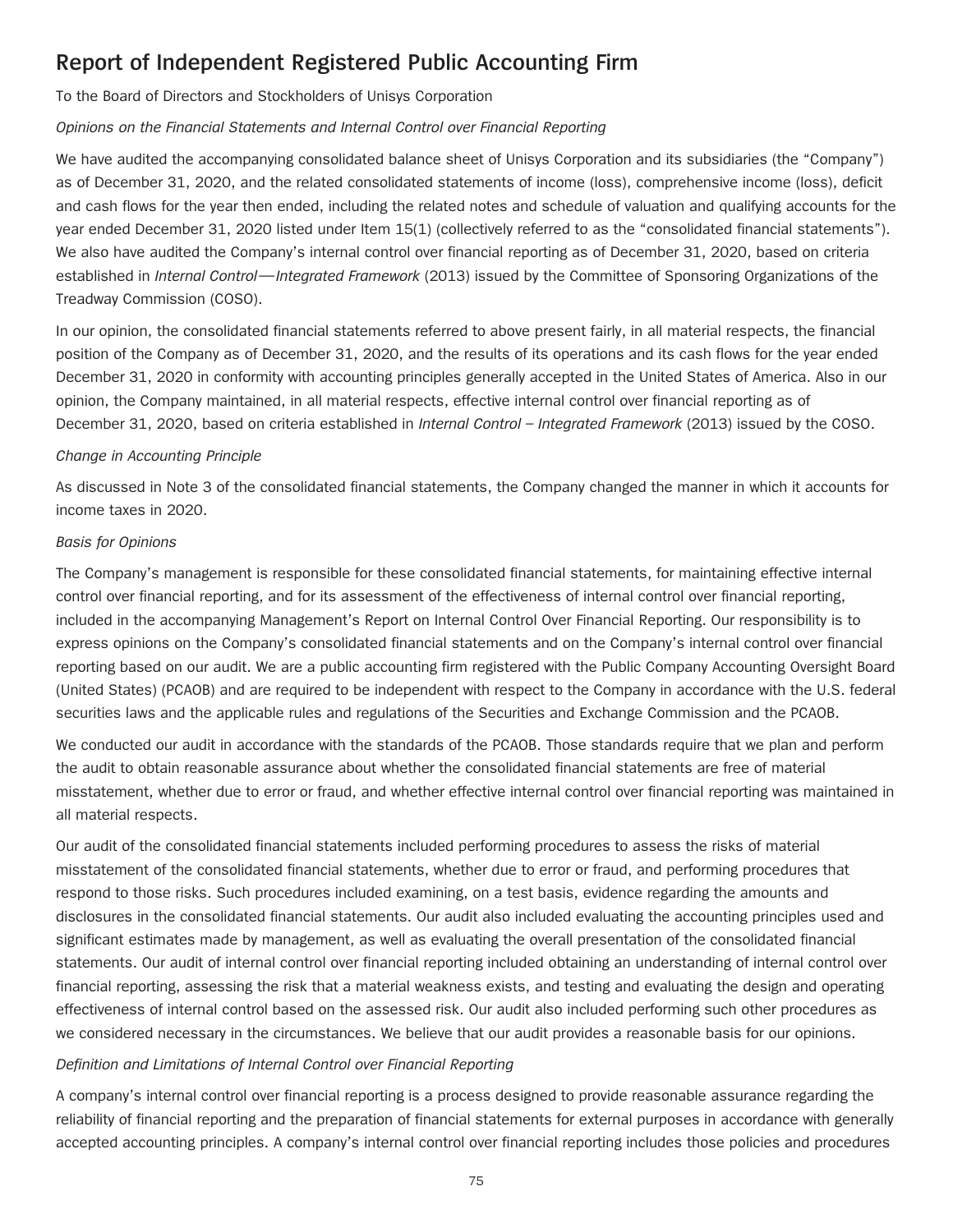# Report of Independent Registered Public Accounting Firm

To the Board of Directors and Stockholders of Unisys Corporation

*Opinions on the Financial Statements and Internal Control over Financial Reporting*

We have audited the accompanying consolidated balance sheet of Unisys Corporation and its subsidiaries (the "Company") as of December 31, 2020, and the related consolidated statements of income (loss), comprehensive income (loss), deficit and cash flows for the year then ended, including the related notes and schedule of valuation and qualifying accounts for the year ended December 31, 2020 listed under Item 15(1) (collectively referred to as the "consolidated financial statements"). We also have audited the Company's internal control over financial reporting as of December 31, 2020, based on criteria established in *Internal Control—Integrated Framework* (2013) issued by the Committee of Sponsoring Organizations of the Treadway Commission (COSO).

In our opinion, the consolidated financial statements referred to above present fairly, in all material respects, the financial position of the Company as of December 31, 2020, and the results of its operations and its cash flows for the year ended December 31, 2020 in conformity with accounting principles generally accepted in the United States of America. Also in our opinion, the Company maintained, in all material respects, effective internal control over financial reporting as of December 31, 2020, based on criteria established in *Internal Control – Integrated Framework* (2013) issued by the COSO.

*Change in Accounting Principle*

As discussed in Note 3 of the consolidated financial statements, the Company changed the manner in which it accounts for income taxes in 2020.

*Basis for Opinions*

The Company's management is responsible for these consolidated financial statements, for maintaining effective internal control over financial reporting, and for its assessment of the effectiveness of internal control over financial reporting, included in the accompanying Management's Report on Internal Control Over Financial Reporting. Our responsibility is to express opinions on the Company's consolidated financial statements and on the Company's internal control over financial reporting based on our audit. We are a public accounting firm registered with the Public Company Accounting Oversight Board (United States) (PCAOB) and are required to be independent with respect to the Company in accordance with the U.S. federal securities laws and the applicable rules and regulations of the Securities and Exchange Commission and the PCAOB.

We conducted our audit in accordance with the standards of the PCAOB. Those standards require that we plan and perform the audit to obtain reasonable assurance about whether the consolidated financial statements are free of material misstatement, whether due to error or fraud, and whether effective internal control over financial reporting was maintained in all material respects.

Our audit of the consolidated financial statements included performing procedures to assess the risks of material misstatement of the consolidated financial statements, whether due to error or fraud, and performing procedures that respond to those risks. Such procedures included examining, on a test basis, evidence regarding the amounts and disclosures in the consolidated financial statements. Our audit also included evaluating the accounting principles used and significant estimates made by management, as well as evaluating the overall presentation of the consolidated financial statements. Our audit of internal control over financial reporting included obtaining an understanding of internal control over financial reporting, assessing the risk that a material weakness exists, and testing and evaluating the design and operating effectiveness of internal control based on the assessed risk. Our audit also included performing such other procedures as we considered necessary in the circumstances. We believe that our audit provides a reasonable basis for our opinions.

*Definition and Limitations of Internal Control over Financial Reporting*

A company's internal control over financial reporting is a process designed to provide reasonable assurance regarding the reliability of financial reporting and the preparation of financial statements for external purposes in accordance with generally accepted accounting principles. A company's internal control over financial reporting includes those policies and procedures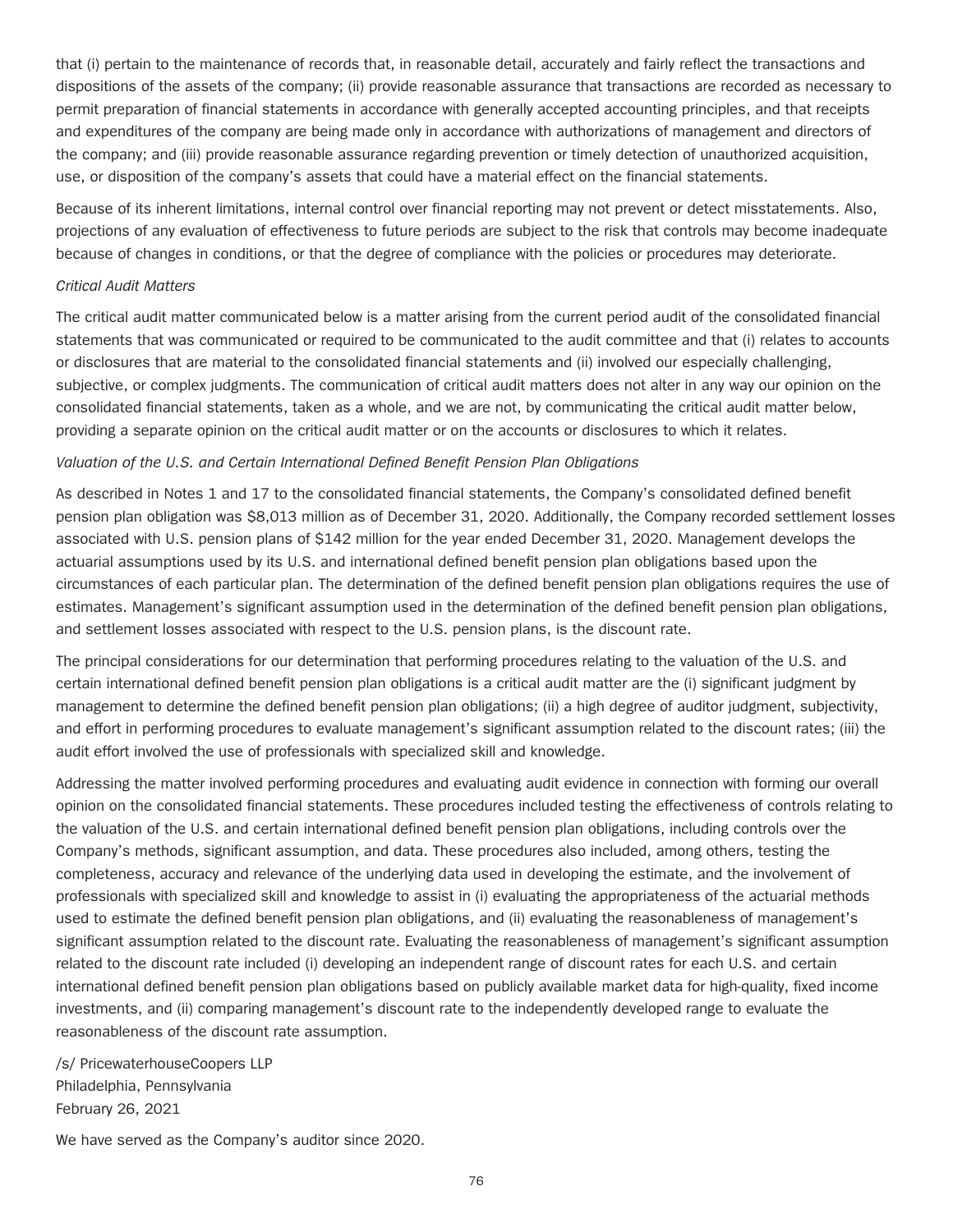that (i) pertain to the maintenance of records that, in reasonable detail, accurately and fairly reflect the transactions and dispositions of the assets of the company; (ii) provide reasonable assurance that transactions are recorded as necessary to permit preparation of financial statements in accordance with generally accepted accounting principles, and that receipts and expenditures of the company are being made only in accordance with authorizations of management and directors of the company; and (iii) provide reasonable assurance regarding prevention or timely detection of unauthorized acquisition, use, or disposition of the company's assets that could have a material effect on the financial statements.

Because of its inherent limitations, internal control over financial reporting may not prevent or detect misstatements. Also, projections of any evaluation of effectiveness to future periods are subject to the risk that controls may become inadequate because of changes in conditions, or that the degree of compliance with the policies or procedures may deteriorate.

*Critical Audit Matters*

The critical audit matter communicated below is a matter arising from the current period audit of the consolidated financial statements that was communicated or required to be communicated to the audit committee and that (i) relates to accounts or disclosures that are material to the consolidated financial statements and (ii) involved our especially challenging, subjective, or complex judgments. The communication of critical audit matters does not alter in any way our opinion on the consolidated financial statements, taken as a whole, and we are not, by communicating the critical audit matter below, providing a separate opinion on the critical audit matter or on the accounts or disclosures to which it relates.

*Valuation of the U.S. and Certain International Defined Benefit Pension Plan Obligations*

As described in Notes 1 and 17 to the consolidated financial statements, the Company's consolidated defined benefit pension plan obligation was $8,013 million as of December 31, 2020. Additionally, the Company recorded settlement losses associated with U.S. pension plans of $142 million for the year ended December 31, 2020. Management develops the actuarial assumptions used by its U.S. and international defined benefit pension plan obligations based upon the circumstances of each particular plan. The determination of the defined benefit pension plan obligations requires the use of estimates. Management's significant assumption used in the determination of the defined benefit pension plan obligations, and settlement losses associated with respect to the U.S. pension plans, is the discount rate.

The principal considerations for our determination that performing procedures relating to the valuation of the U.S. and certain international defined benefit pension plan obligations is a critical audit matter are the (i) significant judgment by management to determine the defined benefit pension plan obligations; (ii) a high degree of auditor judgment, subjectivity, and effort in performing procedures to evaluate management's significant assumption related to the discount rates; (iii) the audit effort involved the use of professionals with specialized skill and knowledge.

Addressing the matter involved performing procedures and evaluating audit evidence in connection with forming our overall opinion on the consolidated financial statements. These procedures included testing the effectiveness of controls relating to the valuation of the U.S. and certain international defined benefit pension plan obligations, including controls over the Company's methods, significant assumption, and data. These procedures also included, among others, testing the completeness, accuracy and relevance of the underlying data used in developing the estimate, and the involvement of professionals with specialized skill and knowledge to assist in (i) evaluating the appropriateness of the actuarial methods used to estimate the defined benefit pension plan obligations, and (ii) evaluating the reasonableness of management's significant assumption related to the discount rate. Evaluating the reasonableness of management's significant assumption related to the discount rate included (i) developing an independent range of discount rates for each U.S. and certain international defined benefit pension plan obligations based on publicly available market data for high-quality, fixed income investments, and (ii) comparing management's discount rate to the independently developed range to evaluate the reasonableness of the discount rate assumption.

/s/ PricewaterhouseCoopers LLP
Philadelphia, Pennsylvania
February 26, 2021

We have served as the Company's auditor since 2020.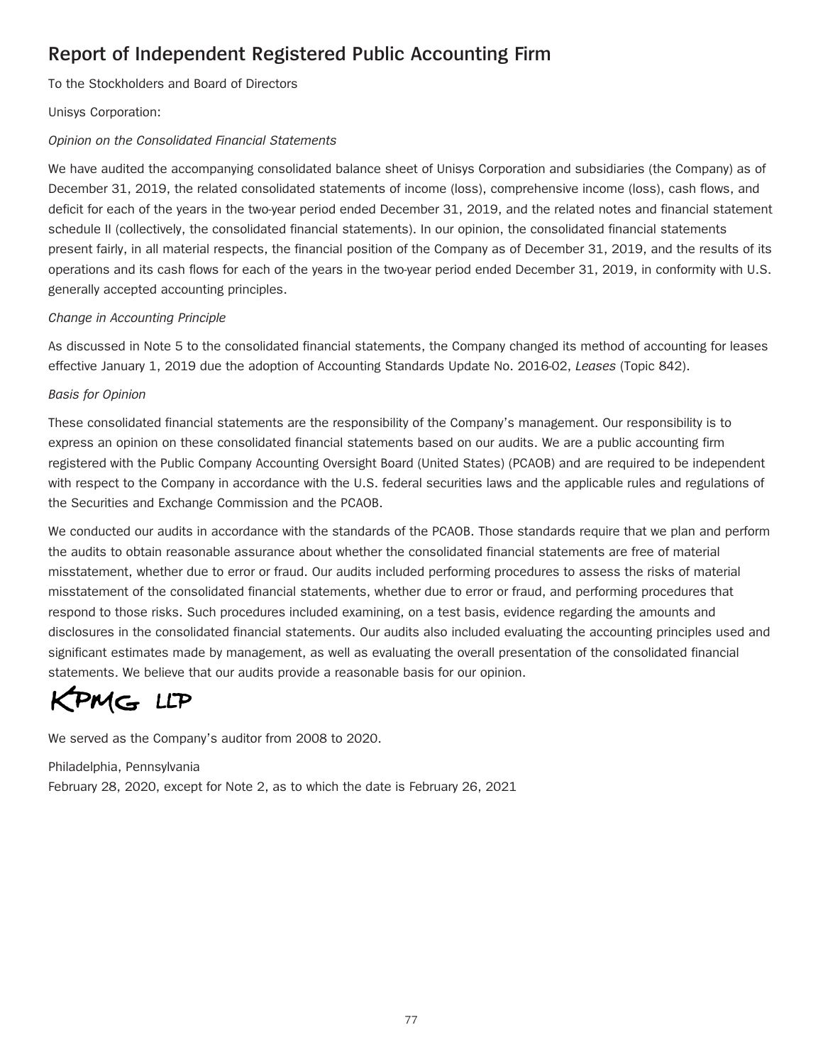# Report of Independent Registered Public Accounting Firm

To the Stockholders and Board of Directors

Unisys Corporation:

*Opinion on the Consolidated Financial Statements*

We have audited the accompanying consolidated balance sheet of Unisys Corporation and subsidiaries (the Company) as of December 31, 2019, the related consolidated statements of income (loss), comprehensive income (loss), cash flows, and deficit for each of the years in the two-year period ended December 31, 2019, and the related notes and financial statement schedule II (collectively, the consolidated financial statements). In our opinion, the consolidated financial statements present fairly, in all material respects, the financial position of the Company as of December 31, 2019, and the results of its operations and its cash flows for each of the years in the two-year period ended December 31, 2019, in conformity with U.S. generally accepted accounting principles.

*Change in Accounting Principle*

As discussed in Note 5 to the consolidated financial statements, the Company changed its method of accounting for leases effective January 1, 2019 due the adoption of Accounting Standards Update No. 2016-02, *Leases* (Topic 842).

*Basis for Opinion*

These consolidated financial statements are the responsibility of the Company's management. Our responsibility is to express an opinion on these consolidated financial statements based on our audits. We are a public accounting firm registered with the Public Company Accounting Oversight Board (United States) (PCAOB) and are required to be independent with respect to the Company in accordance with the U.S. federal securities laws and the applicable rules and regulations of the Securities and Exchange Commission and the PCAOB.

We conducted our audits in accordance with the standards of the PCAOB. Those standards require that we plan and perform the audits to obtain reasonable assurance about whether the consolidated financial statements are free of material misstatement, whether due to error or fraud. Our audits included performing procedures to assess the risks of material misstatement of the consolidated financial statements, whether due to error or fraud, and performing procedures that respond to those risks. Such procedures included examining, on a test basis, evidence regarding the amounts and disclosures in the consolidated financial statements. Our audits also included evaluating the accounting principles used and significant estimates made by management, as well as evaluating the overall presentation of the consolidated financial statements. We believe that our audits provide a reasonable basis for our opinion.

KPMG LLP

We served as the Company's auditor from 2008 to 2020.

Philadelphia, Pennsylvania
February 28, 2020, except for Note 2, as to which the date is February 26, 2021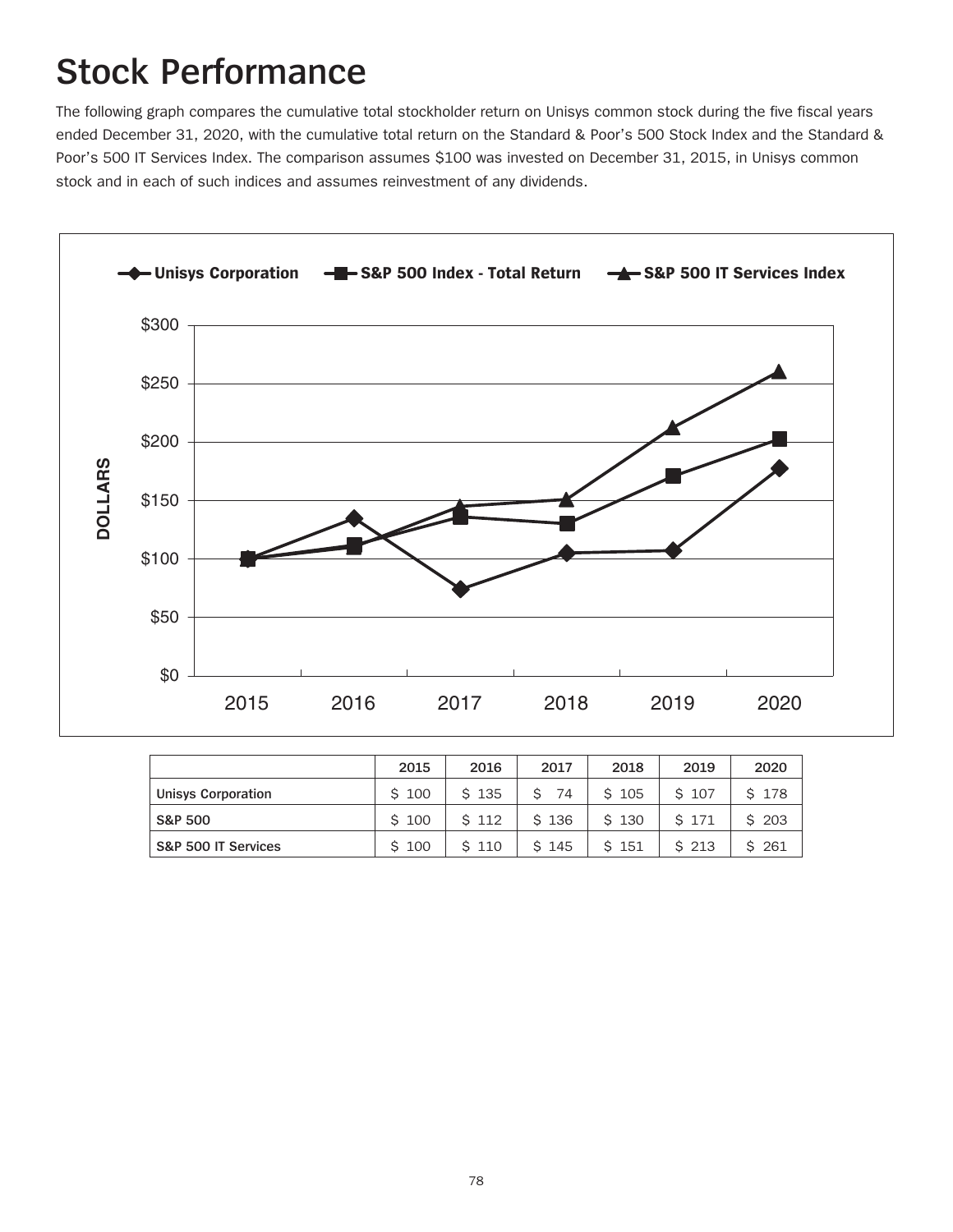# Stock Performance

The following graph compares the cumulative total stockholder return on Unisys common stock during the five fiscal years ended December 31, 2020, with the cumulative total return on the Standard & Poor's 500 Stock Index and the Standard & Poor's 500 IT Services Index. The comparison assumes $100 was invested on December 31, 2015, in Unisys common stock and in each of such indices and assumes reinvestment of any dividends.

| | 2015 | 2016 | 2017 | 2018 | 2019 | 2020 |
|---|---|---|---|---|---|---|
| Unisys Corporation | $ 100 | $ 135 | $ 74 | $ 105 | $ 107 | $ 178 |
| S&P 500 | $ 100 | $ 112 | $ 136 | $ 130 | $ 171 | $ 203 |
| S&P 500 IT Services | $ 100 | $ 110 | $ 145 | $ 151 | $ 213 | $ 261 |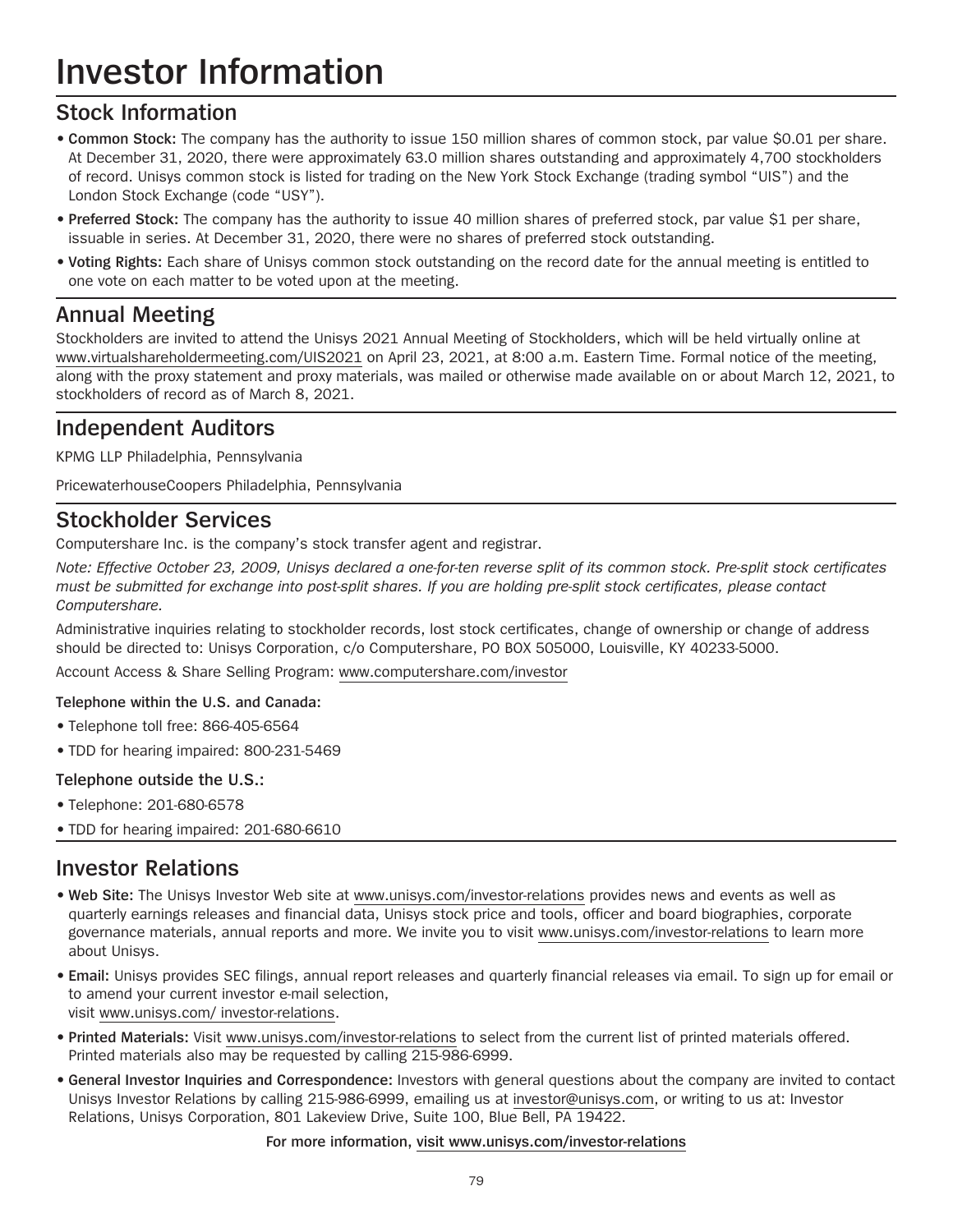# Investor Information

## Stock Information

- **Common Stock:** The company has the authority to issue 150 million shares of common stock, par value $0.01 per share. At December 31, 2020, there were approximately 63.0 million shares outstanding and approximately 4,700 stockholders of record. Unisys common stock is listed for trading on the New York Stock Exchange (trading symbol “UIS”) and the London Stock Exchange (code “USY”).
- **Preferred Stock:** The company has the authority to issue 40 million shares of preferred stock, par value $1 per share, issuable in series. At December 31, 2020, there were no shares of preferred stock outstanding.
- **Voting Rights:** Each share of Unisys common stock outstanding on the record date for the annual meeting is entitled to one vote on each matter to be voted upon at the meeting.

## Annual Meeting

Stockholders are invited to attend the Unisys 2021 Annual Meeting of Stockholders, which will be held virtually online at www.virtualshareholdermeeting.com/UIS2021 on April 23, 2021, at 8:00 a.m. Eastern Time. Formal notice of the meeting, along with the proxy statement and proxy materials, was mailed or otherwise made available on or about March 12, 2021, to stockholders of record as of March 8, 2021.

## Independent Auditors

KPMG LLP Philadelphia, Pennsylvania

PricewaterhouseCoopers Philadelphia, Pennsylvania

## Stockholder Services

Computershare Inc. is the company’s stock transfer agent and registrar.

*Note: Effective October 23, 2009, Unisys declared a one-for-ten reverse split of its common stock. Pre-split stock certificates must be submitted for exchange into post-split shares. If you are holding pre-split stock certificates, please contact Computershare.*

Administrative inquiries relating to stockholder records, lost stock certificates, change of ownership or change of address should be directed to: Unisys Corporation, c/o Computershare, PO BOX 505000, Louisville, KY 40233-5000.

Account Access & Share Selling Program: www.computershare.com/investor

**Telephone within the U.S. and Canada:**

- Telephone toll free: 866-405-6564
- TDD for hearing impaired: 800-231-5469

**Telephone outside the U.S.:**

- Telephone: 201-680-6578
- TDD for hearing impaired: 201-680-6610

## Investor Relations

- **Web Site:** The Unisys Investor Web site at www.unisys.com/investor-relations provides news and events as well as quarterly earnings releases and financial data, Unisys stock price and tools, officer and board biographies, corporate governance materials, annual reports and more. We invite you to visit www.unisys.com/investor-relations to learn more about Unisys.
- **Email:** Unisys provides SEC filings, annual report releases and quarterly financial releases via email. To sign up for email or to amend your current investor e-mail selection, visit www.unisys.com/ investor-relations.
- **Printed Materials:** Visit www.unisys.com/investor-relations to select from the current list of printed materials offered. Printed materials also may be requested by calling 215-986-6999.
- **General Investor Inquiries and Correspondence:** Investors with general questions about the company are invited to contact Unisys Investor Relations by calling 215-986-6999, emailing us at investor@unisys.com, or writing to us at: Investor Relations, Unisys Corporation, 801 Lakeview Drive, Suite 100, Blue Bell, PA 19422.

**For more information, visit www.unisys.com/investor-relations**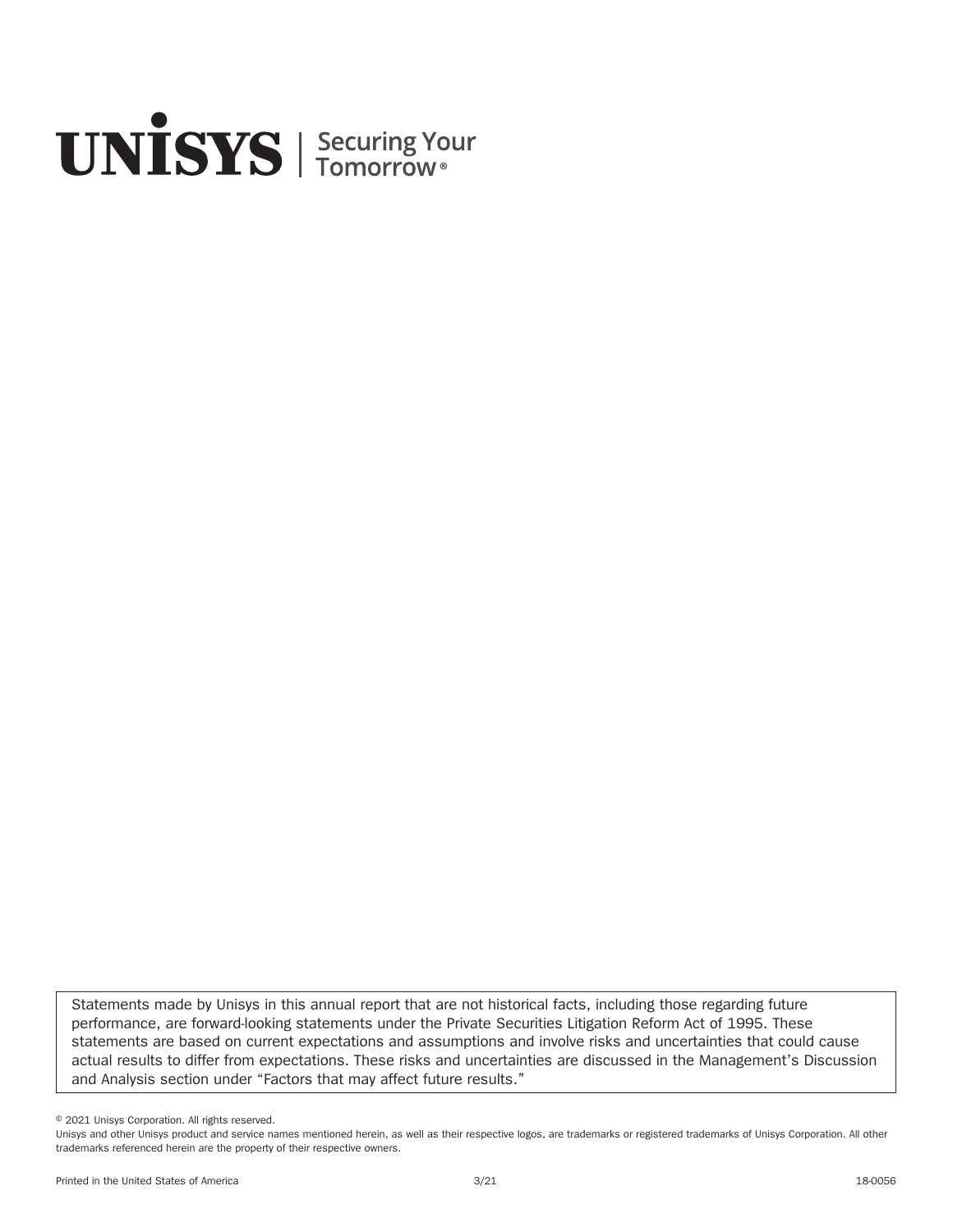UNISYS | Securing Your Tomorrow®

Statements made by Unisys in this annual report that are not historical facts, including those regarding future performance, are forward-looking statements under the Private Securities Litigation Reform Act of 1995. These statements are based on current expectations and assumptions and involve risks and uncertainties that could cause actual results to differ from expectations. These risks and uncertainties are discussed in the Management's Discussion and Analysis section under "Factors that may affect future results."

© 2021 Unisys Corporation. All rights reserved.

Unisys and other Unisys product and service names mentioned herein, as well as their respective logos, are trademarks or registered trademarks of Unisys Corporation. All other trademarks referenced herein are the property of their respective owners.

Printed in the United States of America 3/21 18-0056